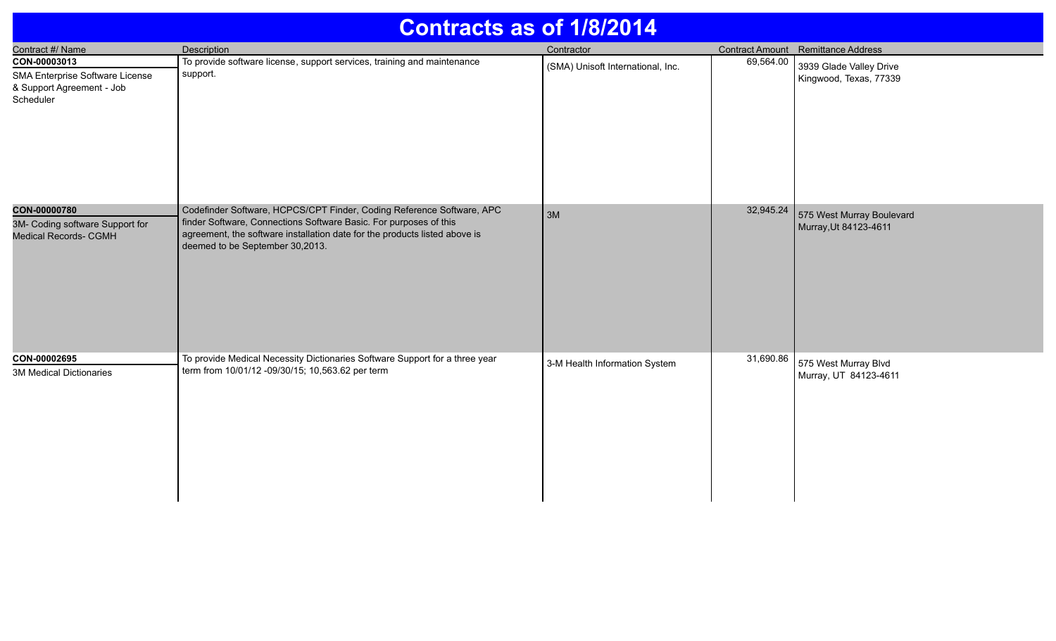# Contracts as of 1/8/2014

| Contract #/ Name | Description | Contractor | Contract Amount | Remittance Address |
|---|---|---|---|---|
| **CON-00003013**<br>SMA Enterprise Software License & Support Agreement - Job Scheduler | To provide software license, support services, training and maintenance support. | (SMA) Unisoft International, Inc. | 69,564.00 | 3939 Glade Valley Drive<br>Kingwood, Texas, 77339 |
| **CON-00000780**<br>3M- Coding software Support for Medical Records- CGMH | Codefinder Software, HCPCS/CPT Finder, Coding Reference Software, APC finder Software, Connections Software Basic. For purposes of this agreement, the software installation date for the products listed above is deemed to be September 30,2013. | 3M | 32,945.24 | 575 West Murray Boulevard<br>Murray,Ut 84123-4611 |
| **CON-00002695**<br>3M Medical Dictionaries | To provide Medical Necessity Dictionaries Software Support for a three year term from 10/01/12 -09/30/15; 10,563.62 per term | 3-M Health Information System | 31,690.86 | 575 West Murray Blvd<br>Murray, UT 84123-4611 |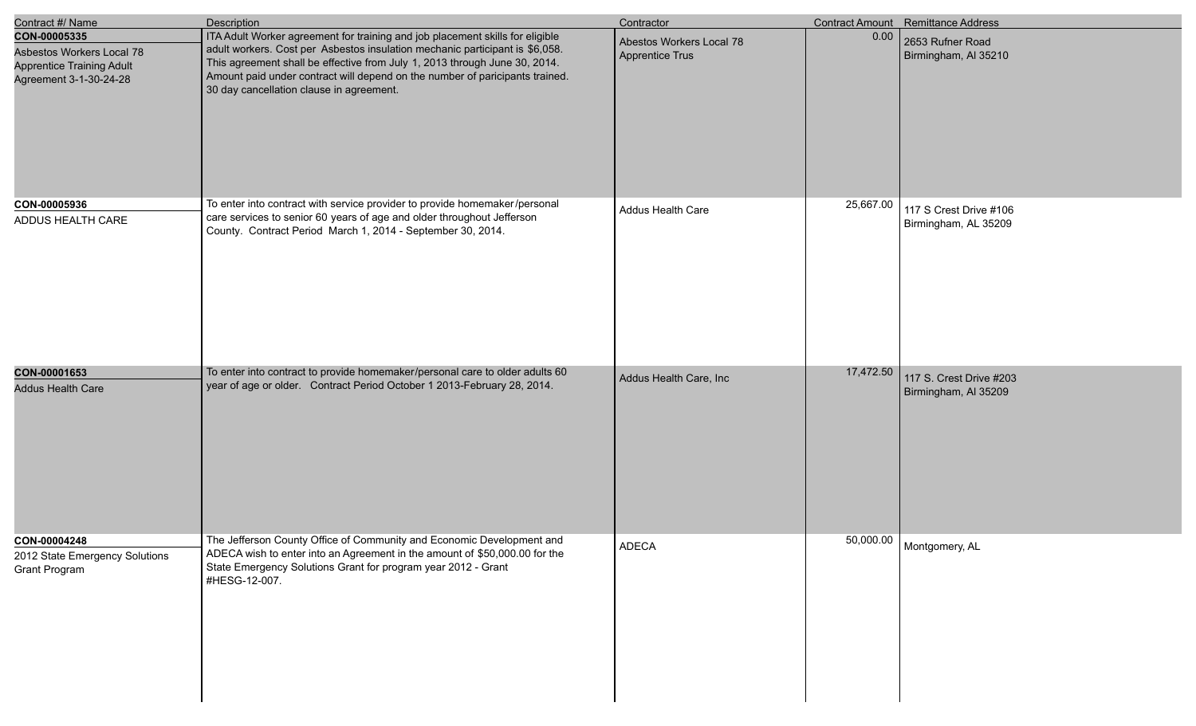| Contract #/ Name | Description | Contractor | Contract Amount | Remittance Address |
|---|---|---|---|---|
| **CON-00005335**<br>Asbestos Workers Local 78 Apprentice Training Adult Agreement 3-1-30-24-28 | ITA Adult Worker agreement for training and job placement skills for eligible adult workers. Cost per Asbestos insulation mechanic participant is $6,058. This agreement shall be effective from July 1, 2013 through June 30, 2014. Amount paid under contract will depend on the number of paricipants trained. 30 day cancellation clause in agreement. | Abestos Workers Local 78 Apprentice Trus | 0.00 | 2653 Rufner Road<br>Birmingham, Al 35210 |
| **CON-00005936**<br>ADDUS HEALTH CARE | To enter into contract with service provider to provide homemaker/personal care services to senior 60 years of age and older throughout Jefferson County. Contract Period March 1, 2014 - September 30, 2014. | Addus Health Care | 25,667.00 | 117 S Crest Drive #106<br>Birmingham, AL 35209 |
| **CON-00001653**<br>Addus Health Care | To enter into contract to provide homemaker/personal care to older adults 60 year of age or older. Contract Period October 1 2013-February 28, 2014. | Addus Health Care, Inc | 17,472.50 | 117 S. Crest Drive #203<br>Birmingham, Al 35209 |
| **CON-00004248**<br>2012 State Emergency Solutions Grant Program | The Jefferson County Office of Community and Economic Development and ADECA wish to enter into an Agreement in the amount of $50,000.00 for the State Emergency Solutions Grant for program year 2012 - Grant #HESG-12-007. | ADECA | 50,000.00 | Montgomery, AL |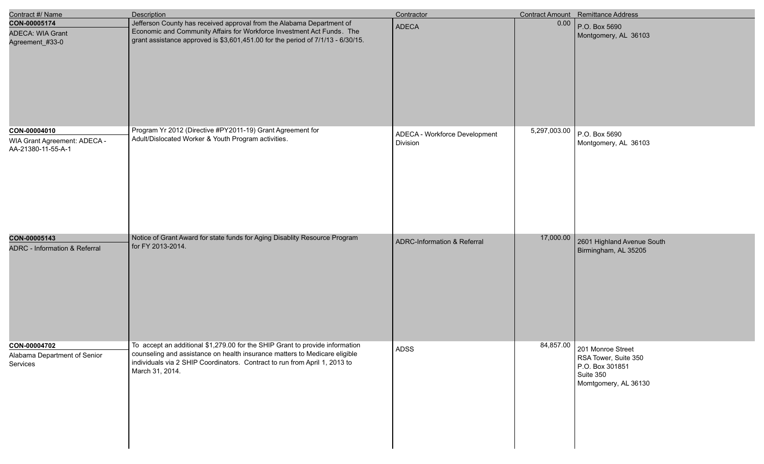| Contract #/ Name | Description | Contractor | Contract Amount | Remittance Address |
|---|---|---|---|---|
| **CON-00005174**<br>ADECA: WIA Grant Agreement_#33-0 | Jefferson County has received approval from the Alabama Department of Economic and Community Affairs for Workforce Investment Act Funds. The grant assistance approved is $3,601,451.00 for the period of 7/1/13 - 6/30/15. | ADECA | 0.00 | P.O. Box 5690<br>Montgomery, AL 36103 |
| **CON-00004010**<br>WIA Grant Agreement: ADECA - AA-21380-11-55-A-1 | Program Yr 2012 (Directive #PY2011-19) Grant Agreement for Adult/Dislocated Worker & Youth Program activities. | ADECA - Workforce Development Division | 5,297,003.00 | P.O. Box 5690<br>Montgomery, AL 36103 |
| **CON-00005143**<br>ADRC - Information & Referral | Notice of Grant Award for state funds for Aging Disablity Resource Program for FY 2013-2014. | ADRC-Information & Referral | 17,000.00 | 2601 Highland Avenue South<br>Birmingham, AL 35205 |
| **CON-00004702**<br>Alabama Department of Senior Services | To accept an additional $1,279.00 for the SHIP Grant to provide information counseling and assistance on health insurance matters to Medicare eligible individuals via 2 SHIP Coordinators. Contract to run from April 1, 2013 to March 31, 2014. | ADSS | 84,857.00 | 201 Monroe Street<br>RSA Tower, Suite 350<br>P.O. Box 301851<br>Suite 350<br>Momtgomery, AL 36130 |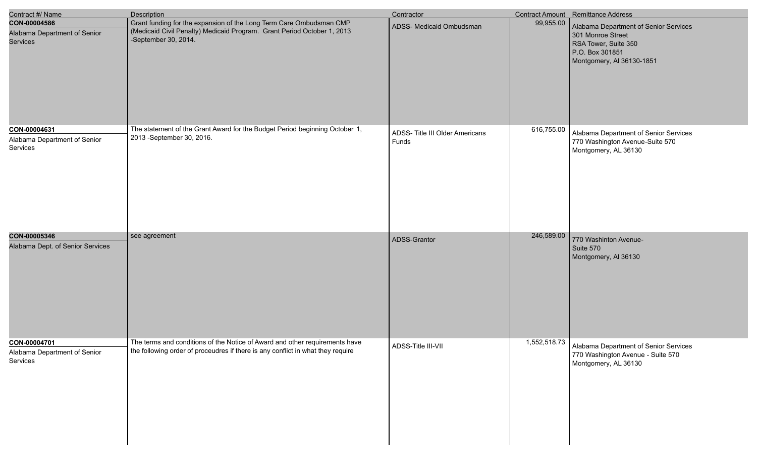| Contract #/ Name | Description | Contractor | Contract Amount | Remittance Address |
|---|---|---|---|---|
| **CON-00004586**<br>Alabama Department of Senior Services | Grant funding for the expansion of the Long Term Care Ombudsman CMP (Medicaid Civil Penalty) Medicaid Program. Grant Period October 1, 2013 -September 30, 2014. | ADSS- Medicaid Ombudsman | 99,955.00 | Alabama Department of Senior Services<br>301 Monroe Street<br>RSA Tower, Suite 350<br>P.O. Box 301851<br>Montgomery, Al 36130-1851 |
| **CON-00004631**<br>Alabama Department of Senior Services | The statement of the Grant Award for the Budget Period beginning October 1, 2013 -September 30, 2016. | ADSS- Title III Older Americans Funds | 616,755.00 | Alabama Department of Senior Services<br>770 Washington Avenue-Suite 570<br>Montgomery, AL 36130 |
| **CON-00005346**<br>Alabama Dept. of Senior Services | see agreement | ADSS-Grantor | 246,589.00 | 770 Washinton Avenue-<br>Suite 570<br>Montgomery, Al 36130 |
| **CON-00004701**<br>Alabama Department of Senior Services | The terms and conditions of the Notice of Award and other requirements have the following order of proceudres if there is any conflict in what they require | ADSS-Title III-VII | 1,552,518.73 | Alabama Department of Senior Services<br>770 Washington Avenue - Suite 570<br>Montgomery, AL 36130 |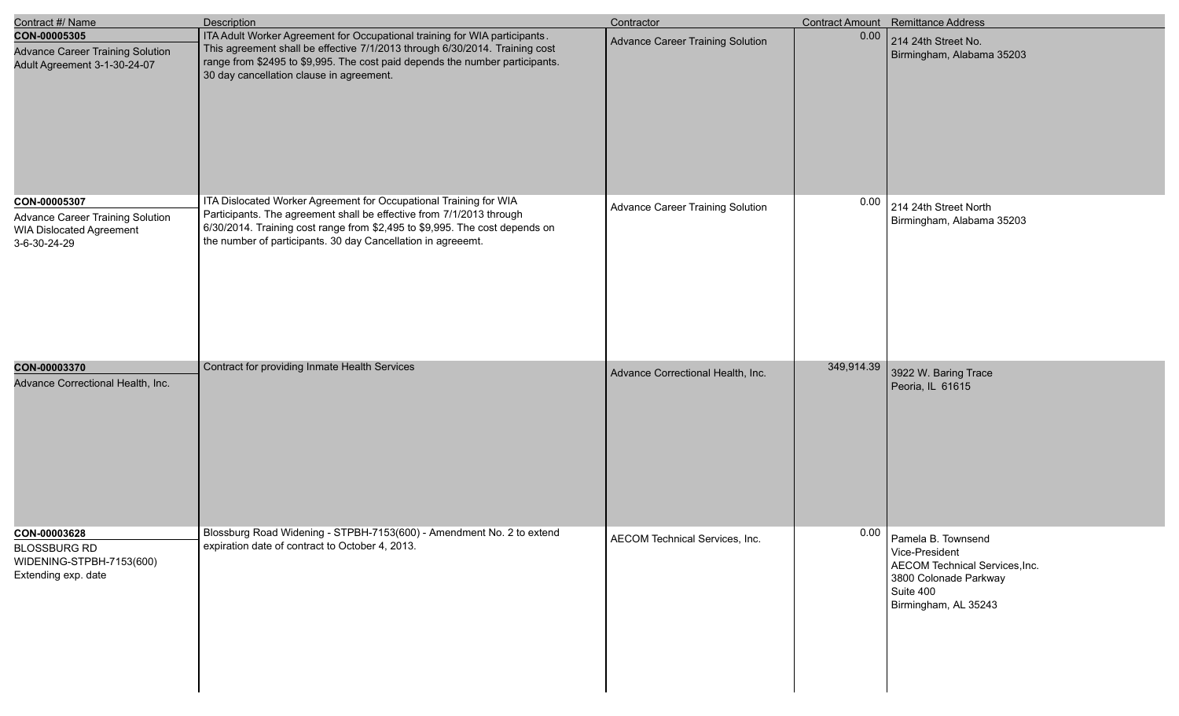| Contract #/ Name | Description | Contractor | Contract Amount | Remittance Address |
|---|---|---|---|---|
| **CON-00005305**<br>Advance Career Training Solution Adult Agreement 3-1-30-24-07 | ITA Adult Worker Agreement for Occupational training for WIA participants. This agreement shall be effective 7/1/2013 through 6/30/2014. Training cost range from $2495 to $9,995. The cost paid depends the number participants. 30 day cancellation clause in agreement. | Advance Career Training Solution | 0.00 | 214 24th Street No.<br>Birmingham, Alabama 35203 |
| **CON-00005307**<br>Advance Career Training Solution WIA Dislocated Agreement 3-6-30-24-29 | ITA Dislocated Worker Agreement for Occupational Training for WIA Participants. The agreement shall be effective from 7/1/2013 through 6/30/2014. Training cost range from $2,495 to $9,995. The cost depends on the number of participants. 30 day Cancellation in agreeemt. | Advance Career Training Solution | 0.00 | 214 24th Street North<br>Birmingham, Alabama 35203 |
| **CON-00003370**<br>Advance Correctional Health, Inc. | Contract for providing Inmate Health Services | Advance Correctional Health, Inc. | 349,914.39 | 3922 W. Baring Trace<br>Peoria, IL 61615 |
| **CON-00003628**<br>BLOSSBURG RD WIDENING-STPBH-7153(600) Extending exp. date | Blossburg Road Widening - STPBH-7153(600) - Amendment No. 2 to extend expiration date of contract to October 4, 2013. | AECOM Technical Services, Inc. | 0.00 | Pamela B. Townsend<br>Vice-President<br>AECOM Technical Services,Inc.<br>3800 Colonade Parkway<br>Suite 400<br>Birmingham, AL 35243 |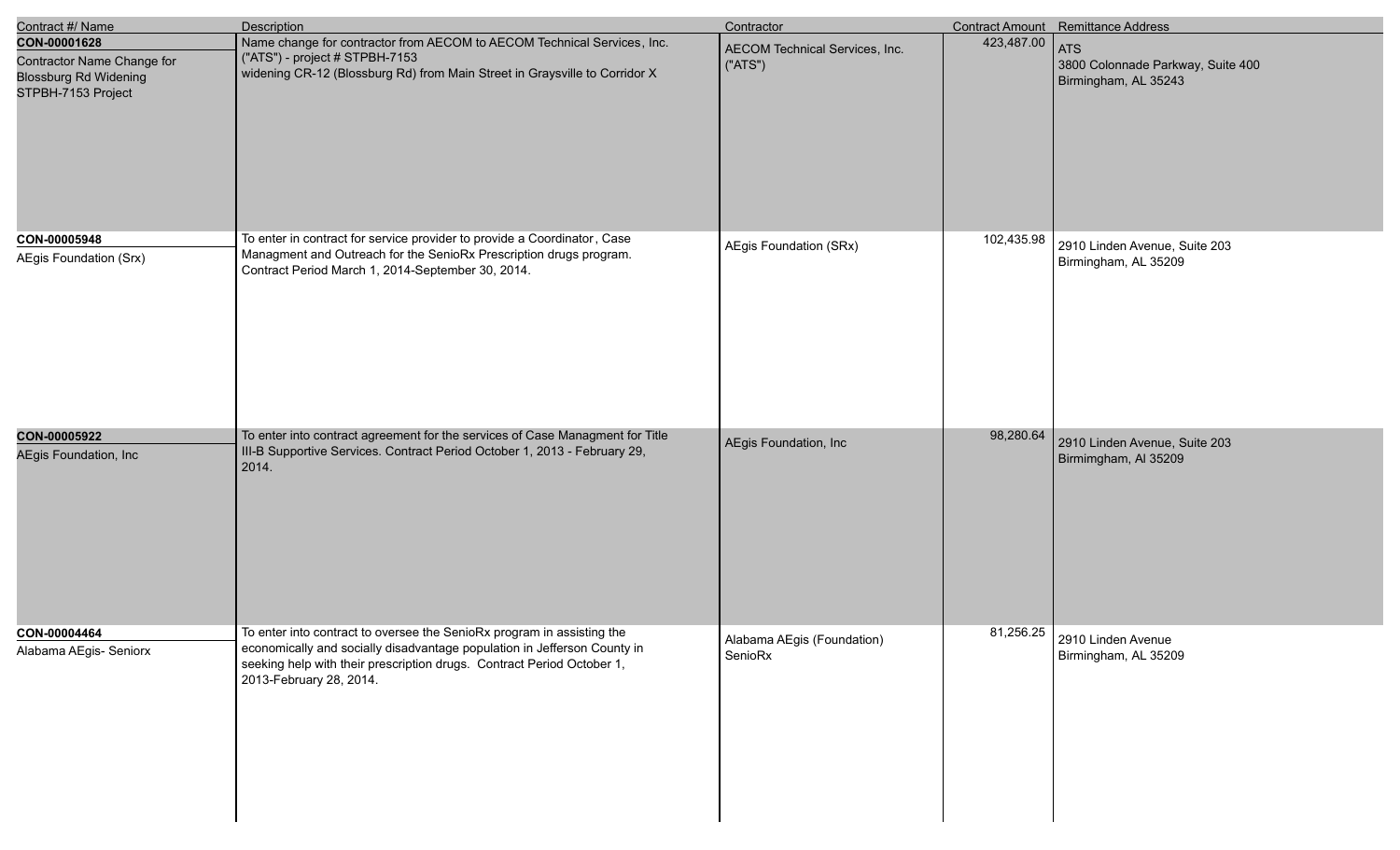| Contract #/ Name | Description | Contractor | Contract Amount | Remittance Address |
|---|---|---|---|---|
| **CON-00001628**<br>Contractor Name Change for Blossburg Rd Widening STPBH-7153 Project | Name change for contractor from AECOM to AECOM Technical Services, Inc. ("ATS") - project # STPBH-7153<br>widening CR-12 (Blossburg Rd) from Main Street in Graysville to Corridor X | AECOM Technical Services, Inc. ("ATS") | 423,487.00 | ATS<br>3800 Colonnade Parkway, Suite 400<br>Birmingham, AL 35243 |
| **CON-00005948**<br>AEgis Foundation (Srx) | To enter in contract for service provider to provide a Coordinator, Case Managment and Outreach for the SenioRx Prescription drugs program. Contract Period March 1, 2014-September 30, 2014. | AEgis Foundation (SRx) | 102,435.98 | 2910 Linden Avenue, Suite 203<br>Birmingham, AL 35209 |
| **CON-00005922**<br>AEgis Foundation, Inc | To enter into contract agreement for the services of Case Managment for Title III-B Supportive Services. Contract Period October 1, 2013 - February 29, 2014. | AEgis Foundation, Inc | 98,280.64 | 2910 Linden Avenue, Suite 203<br>Birmimgham, Al 35209 |
| **CON-00004464**<br>Alabama AEgis- Seniorx | To enter into contract to oversee the SenioRx program in assisting the economically and socially disadvantage population in Jefferson County in seeking help with their prescription drugs. Contract Period October 1, 2013-February 28, 2014. | Alabama AEgis (Foundation) SenioRx | 81,256.25 | 2910 Linden Avenue<br>Birmingham, AL 35209 |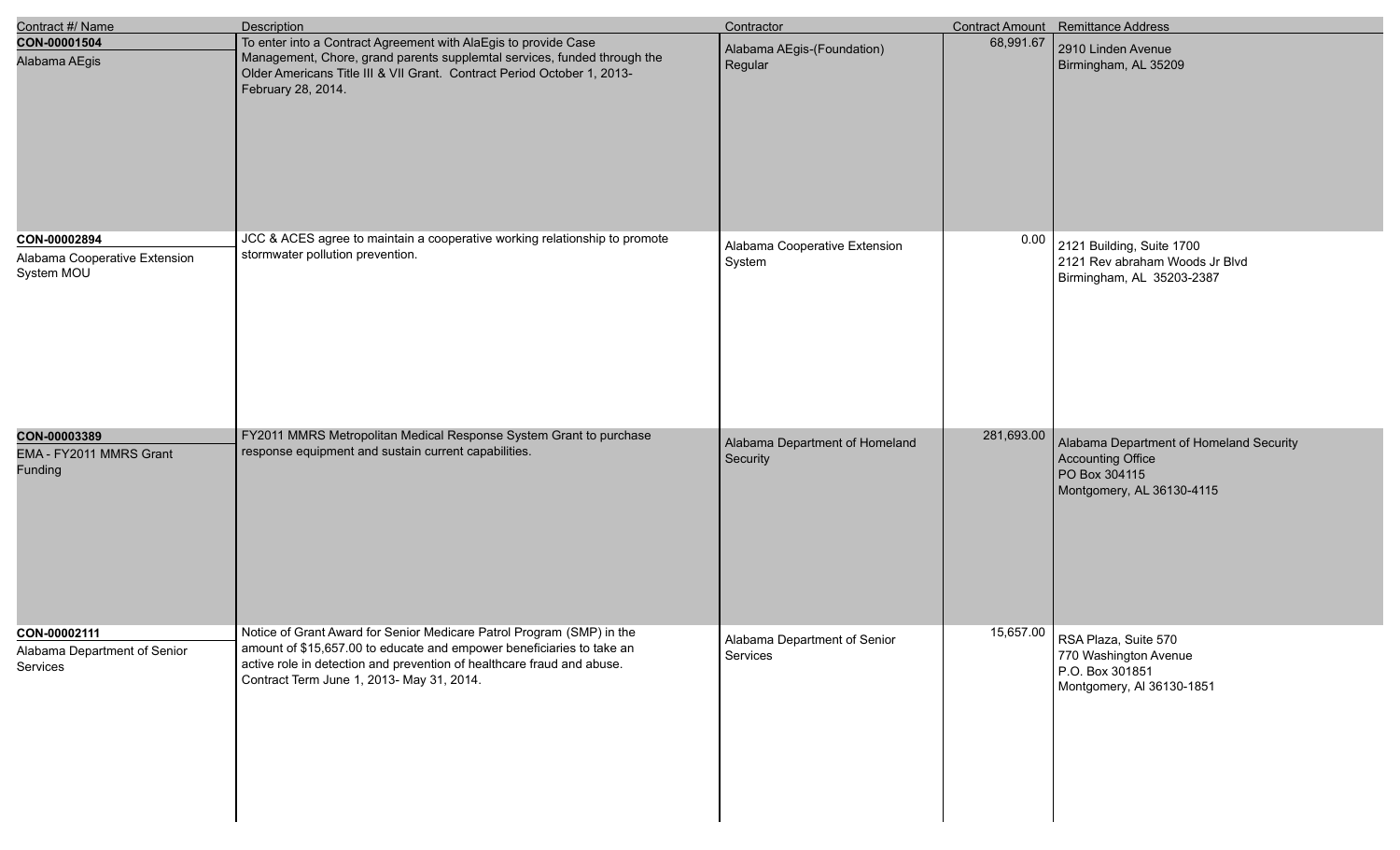| Contract #/ Name | Description | Contractor | Contract Amount | Remittance Address |
|---|---|---|---|---|
| **CON-00001504**<br>Alabama AEgis | To enter into a Contract Agreement with AlaEgis to provide Case Management, Chore, grand parents supplemtal services, funded through the Older Americans Title III & VII Grant. Contract Period October 1, 2013-February 28, 2014. | Alabama AEgis-(Foundation) Regular | 68,991.67 | 2910 Linden Avenue<br>Birmingham, AL 35209 |
| **CON-00002894**<br>Alabama Cooperative Extension System MOU | JCC & ACES agree to maintain a cooperative working relationship to promote stormwater pollution prevention. | Alabama Cooperative Extension System | 0.00 | 2121 Building, Suite 1700<br>2121 Rev abraham Woods Jr Blvd<br>Birmingham, AL 35203-2387 |
| **CON-00003389**<br>EMA - FY2011 MMRS Grant Funding | FY2011 MMRS Metropolitan Medical Response System Grant to purchase response equipment and sustain current capabilities. | Alabama Department of Homeland Security | 281,693.00 | Alabama Department of Homeland Security<br>Accounting Office<br>PO Box 304115<br>Montgomery, AL 36130-4115 |
| **CON-00002111**<br>Alabama Department of Senior Services | Notice of Grant Award for Senior Medicare Patrol Program (SMP) in the amount of $15,657.00 to educate and empower beneficiaries to take an active role in detection and prevention of healthcare fraud and abuse. Contract Term June 1, 2013- May 31, 2014. | Alabama Department of Senior Services | 15,657.00 | RSA Plaza, Suite 570<br>770 Washington Avenue<br>P.O. Box 301851<br>Montgomery, Al 36130-1851 |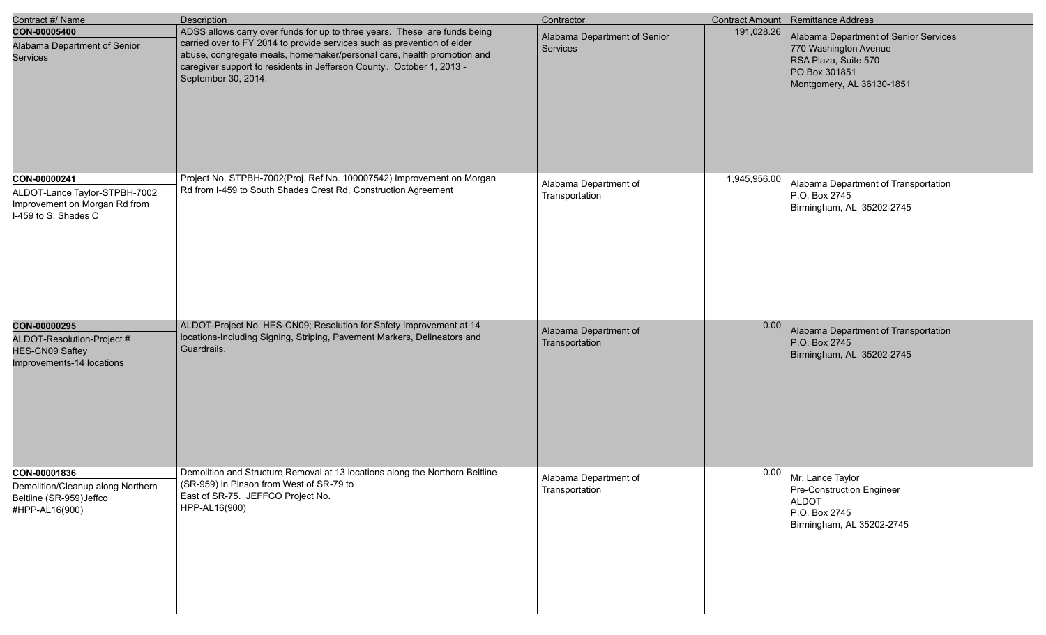| Contract #/ Name | Description | Contractor | Contract Amount | Remittance Address |
|---|---|---|---|---|
| **CON-00005400**<br>Alabama Department of Senior Services | ADSS allows carry over funds for up to three years. These are funds being carried over to FY 2014 to provide services such as prevention of elder abuse, congregate meals, homemaker/personal care, health promotion and caregiver support to residents in Jefferson County. October 1, 2013 - September 30, 2014. | Alabama Department of Senior Services | 191,028.26 | Alabama Department of Senior Services<br>770 Washington Avenue<br>RSA Plaza, Suite 570<br>PO Box 301851<br>Montgomery, AL 36130-1851 |
| **CON-00000241**<br>ALDOT-Lance Taylor-STPBH-7002 Improvement on Morgan Rd from I-459 to S. Shades C | Project No. STPBH-7002(Proj. Ref No. 100007542) Improvement on Morgan Rd from I-459 to South Shades Crest Rd, Construction Agreement | Alabama Department of Transportation | 1,945,956.00 | Alabama Department of Transportation<br>P.O. Box 2745<br>Birmingham, AL 35202-2745 |
| **CON-00000295**<br>ALDOT-Resolution-Project # HES-CN09 Saftey Improvements-14 locations | ALDOT-Project No. HES-CN09; Resolution for Safety Improvement at 14 locations-Including Signing, Striping, Pavement Markers, Delineators and Guardrails. | Alabama Department of Transportation | 0.00 | Alabama Department of Transportation<br>P.O. Box 2745<br>Birmingham, AL 35202-2745 |
| **CON-00001836**<br>Demolition/Cleanup along Northern Beltline (SR-959)Jeffco #HPP-AL16(900) | Demolition and Structure Removal at 13 locations along the Northern Beltline (SR-959) in Pinson from West of SR-79 to East of SR-75. JEFFCO Project No. HPP-AL16(900) | Alabama Department of Transportation | 0.00 | Mr. Lance Taylor<br>Pre-Construction Engineer<br>ALDOT<br>P.O. Box 2745<br>Birmingham, AL 35202-2745 |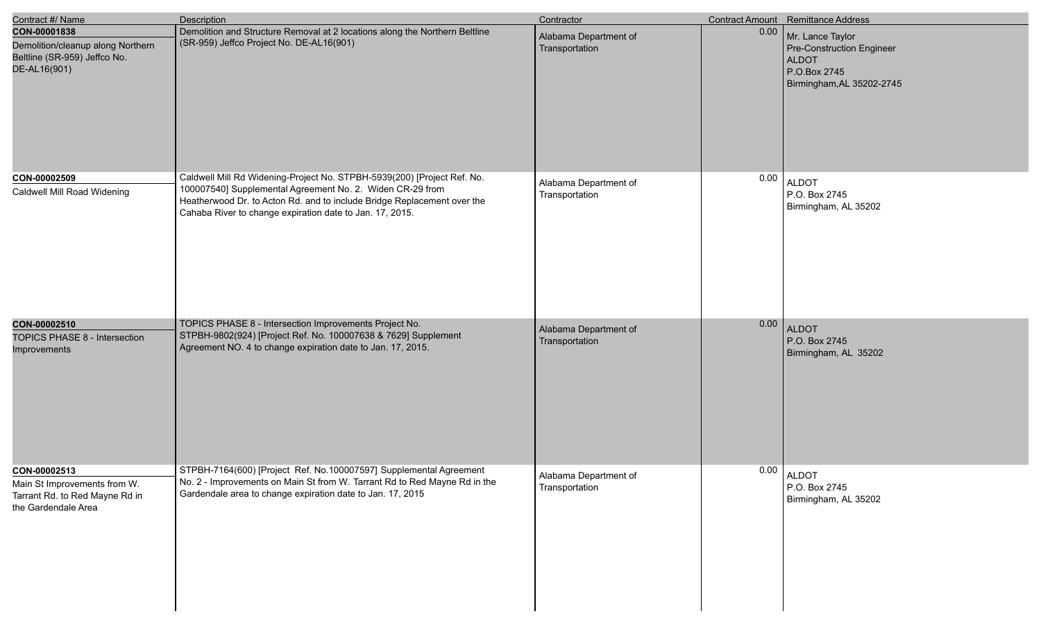| Contract #/ Name | Description | Contractor | Contract Amount | Remittance Address |
|---|---|---|---|---|
| **CON-00001838**<br>Demolition/cleanup along Northern Beltline (SR-959) Jeffco No. DE-AL16(901) | Demolition and Structure Removal at 2 locations along the Northern Beltline (SR-959) Jeffco Project No. DE-AL16(901) | Alabama Department of Transportation | 0.00 | Mr. Lance Taylor<br>Pre-Construction Engineer<br>ALDOT<br>P.O.Box 2745<br>Birmingham,AL 35202-2745 |
| **CON-00002509**<br>Caldwell Mill Road Widening | Caldwell Mill Rd Widening-Project No. STPBH-5939(200) [Project Ref. No. 100007540] Supplemental Agreement No. 2. Widen CR-29 from Heatherwood Dr. to Acton Rd. and to include Bridge Replacement over the Cahaba River to change expiration date to Jan. 17, 2015. | Alabama Department of Transportation | 0.00 | ALDOT<br>P.O. Box 2745<br>Birmingham, AL 35202 |
| **CON-00002510**<br>TOPICS PHASE 8 - Intersection Improvements | TOPICS PHASE 8 - Intersection Improvements Project No. STPBH-9802(924) [Project Ref. No. 100007638 & 7629] Supplement Agreement NO. 4 to change expiration date to Jan. 17, 2015. | Alabama Department of Transportation | 0.00 | ALDOT<br>P.O. Box 2745<br>Birmingham, AL 35202 |
| **CON-00002513**<br>Main St Improvements from W. Tarrant Rd. to Red Mayne Rd in the Gardendale Area | STPBH-7164(600) [Project Ref. No.100007597] Supplemental Agreement No. 2 - Improvements on Main St from W. Tarrant Rd to Red Mayne Rd in the Gardendale area to change expiration date to Jan. 17, 2015 | Alabama Department of Transportation | 0.00 | ALDOT<br>P.O. Box 2745<br>Birmingham, AL 35202 |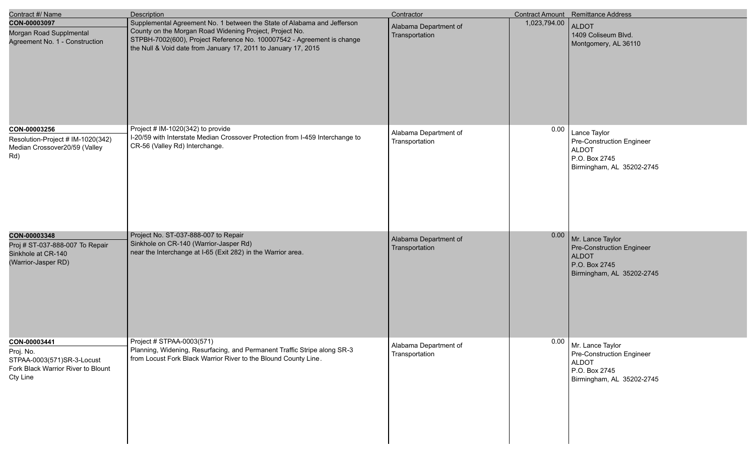| Contract #/ Name | Description | Contractor | Contract Amount | Remittance Address |
|---|---|---|---|---|
| **CON-00003097**<br>Morgan Road Supplmental Agreement No. 1 - Construction | Supplemental Agreement No. 1 between the State of Alabama and Jefferson County on the Morgan Road Widening Project, Project No. STPBH-7002(600), Project Reference No. 100007542 - Agreement is change the Null & Void date from January 17, 2011 to January 17, 2015 | Alabama Department of Transportation | 1,023,794.00 | ALDOT<br>1409 Coliseum Blvd.<br>Montgomery, AL 36110 |
| **CON-00003256**<br>Resolution-Project # IM-1020(342) Median Crossover20/59 (Valley Rd) | Project # IM-1020(342) to provide I-20/59 with Interstate Median Crossover Protection from I-459 Interchange to CR-56 (Valley Rd) Interchange. | Alabama Department of Transportation | 0.00 | Lance Taylor<br>Pre-Construction Engineer<br>ALDOT<br>P.O. Box 2745<br>Birmingham, AL 35202-2745 |
| **CON-00003348**<br>Proj # ST-037-888-007 To Repair Sinkhole at CR-140 (Warrior-Jasper RD) | Project No. ST-037-888-007 to Repair Sinkhole on CR-140 (Warrior-Jasper Rd) near the Interchange at I-65 (Exit 282) in the Warrior area. | Alabama Department of Transportation | 0.00 | Mr. Lance Taylor<br>Pre-Construction Engineer<br>ALDOT<br>P.O. Box 2745<br>Birmingham, AL 35202-2745 |
| **CON-00003441**<br>Proj. No. STPAA-0003(571)SR-3-Locust Fork Black Warrior River to Blount Cty Line | Project # STPAA-0003(571) Planning, Widening, Resurfacing, and Permanent Traffic Stripe along SR-3 from Locust Fork Black Warrior River to the Blound County Line. | Alabama Department of Transportation | 0.00 | Mr. Lance Taylor<br>Pre-Construction Engineer<br>ALDOT<br>P.O. Box 2745<br>Birmingham, AL 35202-2745 |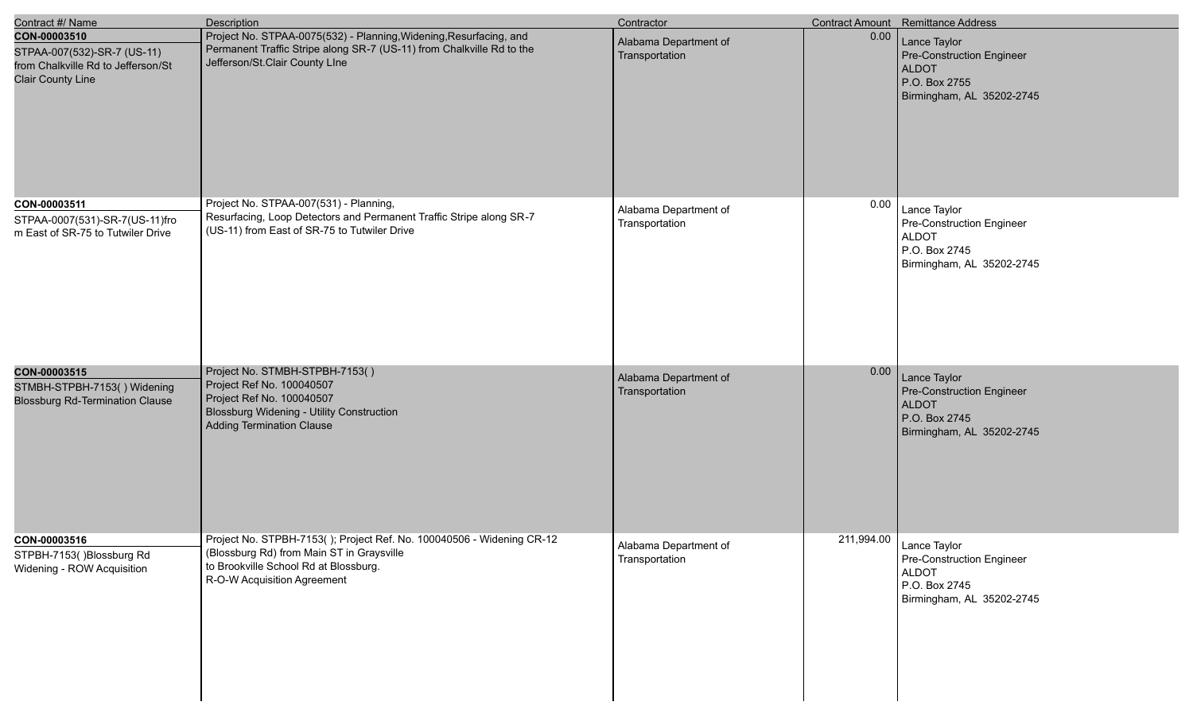| Contract #/ Name | Description | Contractor | Contract Amount | Remittance Address |
| --- | --- | --- | --- | --- |
| **CON-00003510**<br>STPAA-007(532)-SR-7 (US-11) from Chalkville Rd to Jefferson/St Clair County Line | Project No. STPAA-0075(532) - Planning,Widening,Resurfacing, and Permanent Traffic Stripe along SR-7 (US-11) from Chalkville Rd to the Jefferson/St.Clair County LIne | Alabama Department of Transportation | 0.00 | Lance Taylor<br>Pre-Construction Engineer<br>ALDOT<br>P.O. Box 2755<br>Birmingham, AL 35202-2745 |
| **CON-00003511**<br>STPAA-0007(531)-SR-7(US-11)fro m East of SR-75 to Tutwiler Drive | Project No. STPAA-007(531) - Planning, Resurfacing, Loop Detectors and Permanent Traffic Stripe along SR-7 (US-11) from East of SR-75 to Tutwiler Drive | Alabama Department of Transportation | 0.00 | Lance Taylor<br>Pre-Construction Engineer<br>ALDOT<br>P.O. Box 2745<br>Birmingham, AL 35202-2745 |
| **CON-00003515**<br>STMBH-STPBH-7153( ) Widening Blossburg Rd-Termination Clause | Project No. STMBH-STPBH-7153( )<br>Project Ref No. 100040507<br>Project Ref No. 100040507<br>Blossburg Widening - Utility Construction<br>Adding Termination Clause | Alabama Department of Transportation | 0.00 | Lance Taylor<br>Pre-Construction Engineer<br>ALDOT<br>P.O. Box 2745<br>Birmingham, AL 35202-2745 |
| **CON-00003516**<br>STPBH-7153( )Blossburg Rd Widening - ROW Acquisition | Project No. STPBH-7153( ); Project Ref. No. 100040506 - Widening CR-12 (Blossburg Rd) from Main ST in Graysville to Brookville School Rd at Blossburg.<br>R-O-W Acquisition Agreement | Alabama Department of Transportation | 211,994.00 | Lance Taylor<br>Pre-Construction Engineer<br>ALDOT<br>P.O. Box 2745<br>Birmingham, AL 35202-2745 |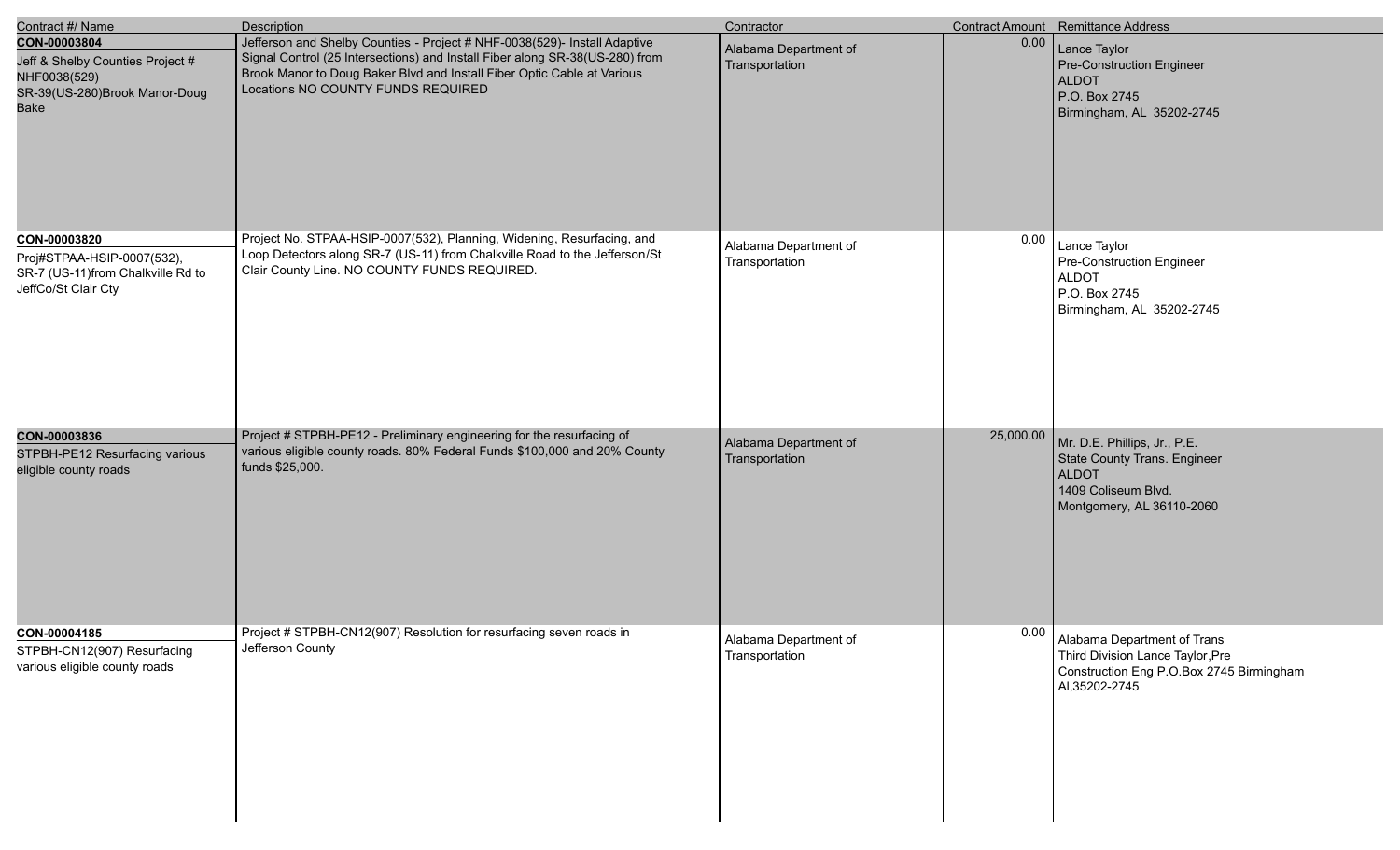| Contract #/ Name | Description | Contractor | Contract Amount | Remittance Address |
|---|---|---|---|---|
| **CON-00003804**<br>Jeff & Shelby Counties Project # NHF0038(529) SR-39(US-280)Brook Manor-Doug Bake | Jefferson and Shelby Counties - Project # NHF-0038(529)- Install Adaptive Signal Control (25 Intersections) and Install Fiber along SR-38(US-280) from Brook Manor to Doug Baker Blvd and Install Fiber Optic Cable at Various Locations NO COUNTY FUNDS REQUIRED | Alabama Department of Transportation | 0.00 | Lance Taylor<br>Pre-Construction Engineer<br>ALDOT<br>P.O. Box 2745<br>Birmingham, AL 35202-2745 |
| **CON-00003820**<br>Proj#STPAA-HSIP-0007(532), SR-7 (US-11)from Chalkville Rd to JeffCo/St Clair Cty | Project No. STPAA-HSIP-0007(532), Planning, Widening, Resurfacing, and Loop Detectors along SR-7 (US-11) from Chalkville Road to the Jefferson/St Clair County Line. NO COUNTY FUNDS REQUIRED. | Alabama Department of Transportation | 0.00 | Lance Taylor<br>Pre-Construction Engineer<br>ALDOT<br>P.O. Box 2745<br>Birmingham, AL 35202-2745 |
| **CON-00003836**<br>STPBH-PE12 Resurfacing various eligible county roads | Project # STPBH-PE12 - Preliminary engineering for the resurfacing of various eligible county roads. 80% Federal Funds $100,000 and 20% County funds $25,000. | Alabama Department of Transportation | 25,000.00 | Mr. D.E. Phillips, Jr., P.E.<br>State County Trans. Engineer<br>ALDOT<br>1409 Coliseum Blvd.<br>Montgomery, AL 36110-2060 |
| **CON-00004185**<br>STPBH-CN12(907) Resurfacing various eligible county roads | Project # STPBH-CN12(907) Resolution for resurfacing seven roads in Jefferson County | Alabama Department of Transportation | 0.00 | Alabama Department of Trans<br>Third Division Lance Taylor,Pre<br>Construction Eng P.O.Box 2745 Birmingham Al,35202-2745 |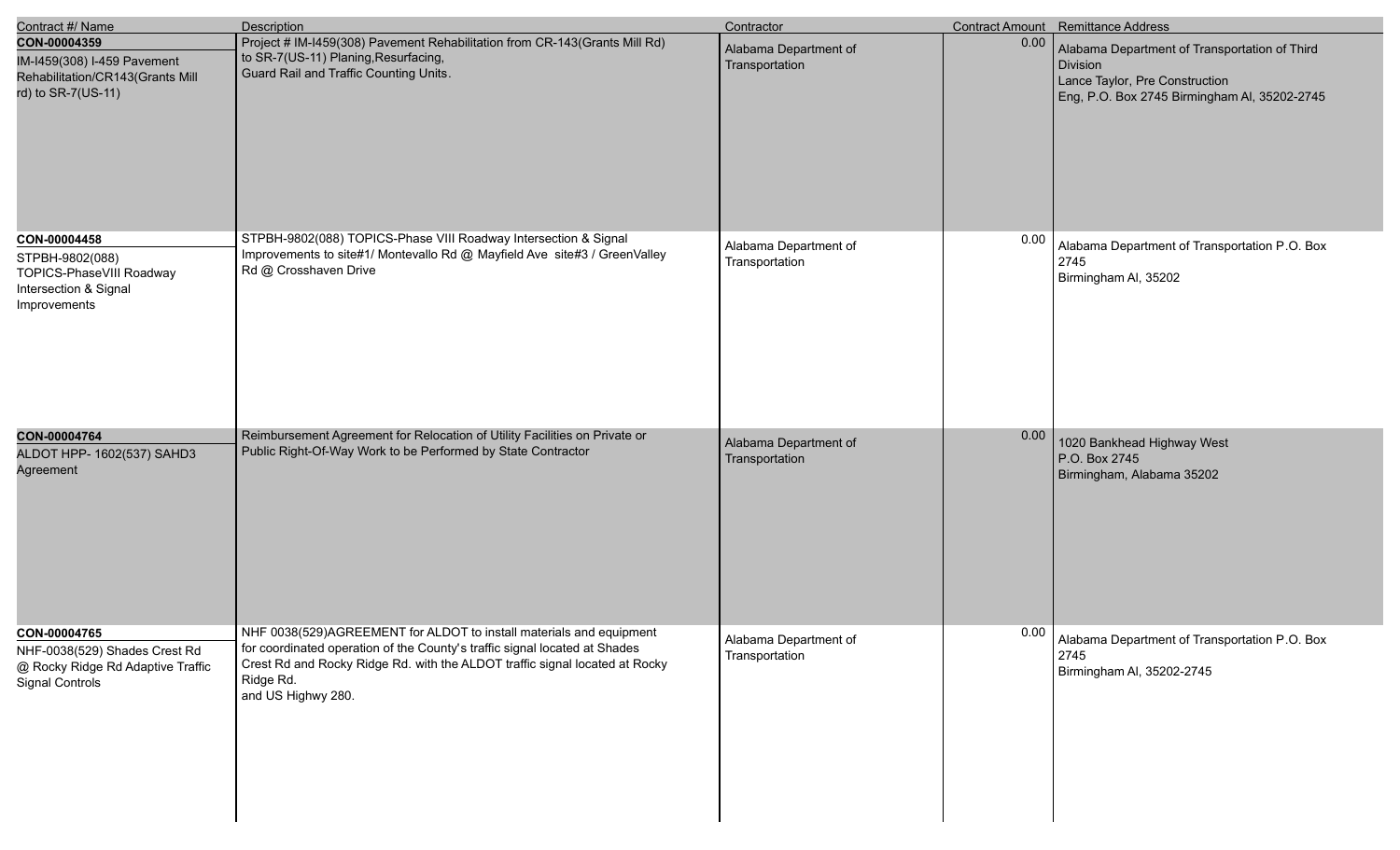| Contract #/ Name | Description | Contractor | Contract Amount | Remittance Address |
|---|---|---|---|---|
| **CON-00004359**<br>IM-I459(308) I-459 Pavement Rehabilitation/CR143(Grants Mill rd) to SR-7(US-11) | Project # IM-I459(308) Pavement Rehabilitation from CR-143(Grants Mill Rd) to SR-7(US-11) Planing,Resurfacing, Guard Rail and Traffic Counting Units. | Alabama Department of Transportation | 0.00 | Alabama Department of Transportation of Third Division<br>Lance Taylor, Pre Construction<br>Eng, P.O. Box 2745 Birmingham Al, 35202-2745 |
| **CON-00004458**<br>STPBH-9802(088) TOPICS-PhaseVIII Roadway Intersection & Signal Improvements | STPBH-9802(088) TOPICS-Phase VIII Roadway Intersection & Signal Improvements to site#1/ Montevallo Rd @ Mayfield Ave site#3 / GreenValley Rd @ Crosshaven Drive | Alabama Department of Transportation | 0.00 | Alabama Department of Transportation P.O. Box 2745<br>Birmingham Al, 35202 |
| **CON-00004764**<br>ALDOT HPP- 1602(537) SAHD3 Agreement | Reimbursement Agreement for Relocation of Utility Facilities on Private or Public Right-Of-Way Work to be Performed by State Contractor | Alabama Department of Transportation | 0.00 | 1020 Bankhead Highway West<br>P.O. Box 2745<br>Birmingham, Alabama 35202 |
| **CON-00004765**<br>NHF-0038(529) Shades Crest Rd @ Rocky Ridge Rd Adaptive Traffic Signal Controls | NHF 0038(529)AGREEMENT for ALDOT to install materials and equipment for coordinated operation of the County's traffic signal located at Shades Crest Rd and Rocky Ridge Rd. with the ALDOT traffic signal located at Rocky Ridge Rd.<br>and US Highwy 280. | Alabama Department of Transportation | 0.00 | Alabama Department of Transportation P.O. Box 2745<br>Birmingham Al, 35202-2745 |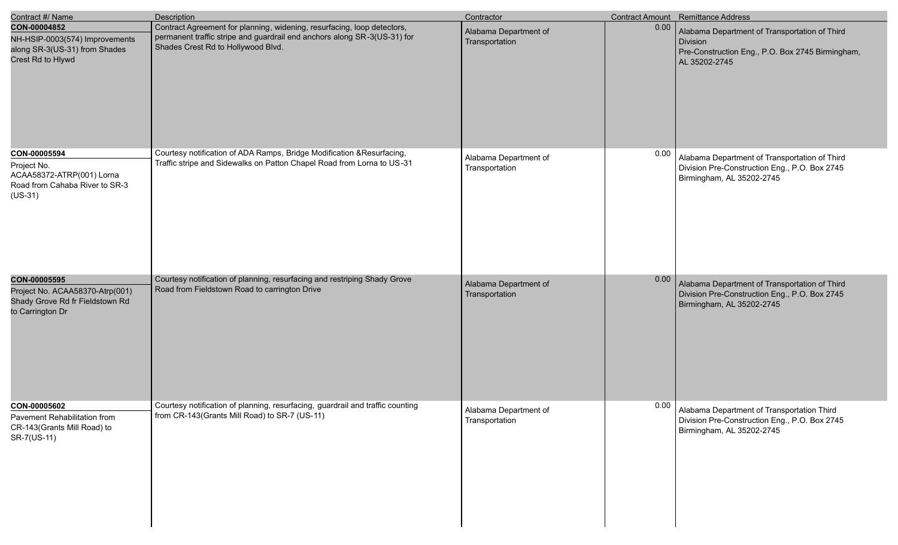| Contract #/ Name | Description | Contractor | Contract Amount | Remittance Address |
|---|---|---|---|---|
| **CON-00004852**<br>NH-HSIP-0003(574) Improvements along SR-3(US-31) from Shades Crest Rd to Hlywd | Contract Agreement for planning, widening, resurfacing, loop detectors, permanent traffic stripe and guardrail end anchors along SR-3(US-31) for Shades Crest Rd to Hollywood Blvd. | Alabama Department of Transportation | 0.00 | Alabama Department of Transportation of Third Division<br>Pre-Construction Eng., P.O. Box 2745 Birmingham, AL 35202-2745 |
| **CON-00005594**<br>Project No. ACAA58372-ATRP(001) Lorna Road from Cahaba River to SR-3 (US-31) | Courtesy notification of ADA Ramps, Bridge Modification &Resurfacing, Traffic stripe and Sidewalks on Patton Chapel Road from Lorna to US-31 | Alabama Department of Transportation | 0.00 | Alabama Department of Transportation of Third Division Pre-Construction Eng., P.O. Box 2745 Birmingham, AL 35202-2745 |
| **CON-00005595**<br>Project No. ACAA58370-Atrp(001) Shady Grove Rd fr Fieldstown Rd to Carrington Dr | Courtesy notification of planning, resurfacing and restriping Shady Grove Road from Fieldstown Road to carrington Drive | Alabama Department of Transportation | 0.00 | Alabama Department of Transportation of Third Division Pre-Construction Eng., P.O. Box 2745 Birmingham, AL 35202-2745 |
| **CON-00005602**<br>Pavement Rehabilitation from CR-143(Grants Mill Road) to SR-7(US-11) | Courtesy notification of planning, resurfacing, guardrail and traffic counting from CR-143(Grants Mill Road) to SR-7 (US-11) | Alabama Department of Transportation | 0.00 | Alabama Department of Transportation Third Division Pre-Construction Eng., P.O. Box 2745 Birmingham, AL 35202-2745 |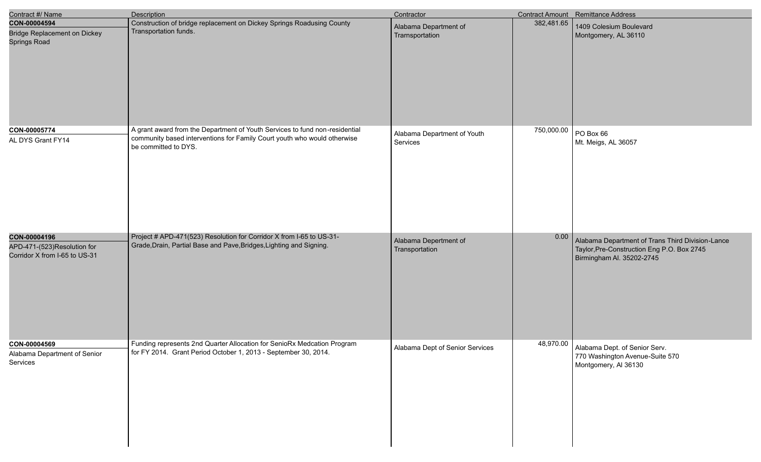| Contract #/ Name | Description | Contractor | Contract Amount | Remittance Address |
| --- | --- | --- | --- | --- |
| **CON-00004594**<br>Bridge Replacement on Dickey Springs Road | Construction of bridge replacement on Dickey Springs Roadusing County Transportation funds. | Alabama Department of Tramsportation | 382,481.65 | 1409 Colesium Boulevard<br>Montgomery, AL 36110 |
| **CON-00005774**<br>AL DYS Grant FY14 | A grant award from the Department of Youth Services to fund non-residential community based interventions for Family Court youth who would otherwise be committed to DYS. | Alabama Department of Youth Services | 750,000.00 | PO Box 66<br>Mt. Meigs, AL 36057 |
| **CON-00004196**<br>APD-471-(523)Resolution for Corridor X from I-65 to US-31 | Project # APD-471(523) Resolution for Corridor X from I-65 to US-31-Grade,Drain, Partial Base and Pave,Bridges,Lighting and Signing. | Alabama Department of Transportation | 0.00 | Alabama Department of Trans Third Division-Lance Taylor,Pre-Construction Eng P.O. Box 2745<br>Birmingham Al. 35202-2745 |
| **CON-00004569**<br>Alabama Department of Senior Services | Funding represents 2nd Quarter Allocation for SenioRx Medcation Program for FY 2014. Grant Period October 1, 2013 - September 30, 2014. | Alabama Dept of Senior Services | 48,970.00 | Alabama Dept. of Senior Serv.<br>770 Washington Avenue-Suite 570<br>Montgomery, Al 36130 |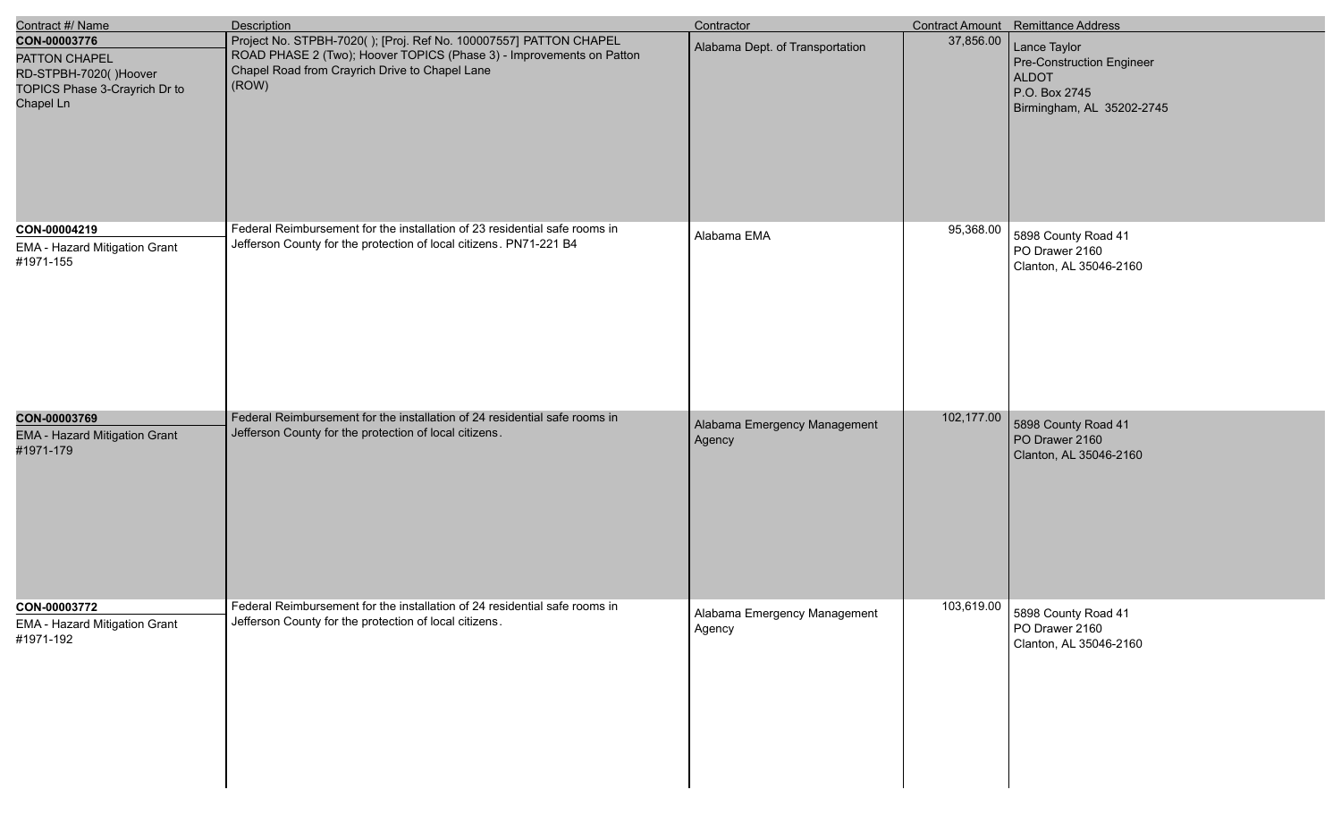| Contract #/ Name | Description | Contractor | Contract Amount | Remittance Address |
| --- | --- | --- | --- | --- |
| **CON-00003776**<br>PATTON CHAPEL RD-STPBH-7020( )Hoover TOPICS Phase 3-Crayrich Dr to Chapel Ln | Project No. STPBH-7020( ); [Proj. Ref No. 100007557] PATTON CHAPEL ROAD PHASE 2 (Two); Hoover TOPICS (Phase 3) - Improvements on Patton Chapel Road from Crayrich Drive to Chapel Lane<br>(ROW) | Alabama Dept. of Transportation | 37,856.00 | Lance Taylor<br>Pre-Construction Engineer<br>ALDOT<br>P.O. Box 2745<br>Birmingham, AL 35202-2745 |
| **CON-00004219**<br>EMA - Hazard Mitigation Grant #1971-155 | Federal Reimbursement for the installation of 23 residential safe rooms in Jefferson County for the protection of local citizens. PN71-221 B4 | Alabama EMA | 95,368.00 | 5898 County Road 41<br>PO Drawer 2160<br>Clanton, AL 35046-2160 |
| **CON-00003769**<br>EMA - Hazard Mitigation Grant #1971-179 | Federal Reimbursement for the installation of 24 residential safe rooms in Jefferson County for the protection of local citizens. | Alabama Emergency Management Agency | 102,177.00 | 5898 County Road 41<br>PO Drawer 2160<br>Clanton, AL 35046-2160 |
| **CON-00003772**<br>EMA - Hazard Mitigation Grant #1971-192 | Federal Reimbursement for the installation of 24 residential safe rooms in Jefferson County for the protection of local citizens. | Alabama Emergency Management Agency | 103,619.00 | 5898 County Road 41<br>PO Drawer 2160<br>Clanton, AL 35046-2160 |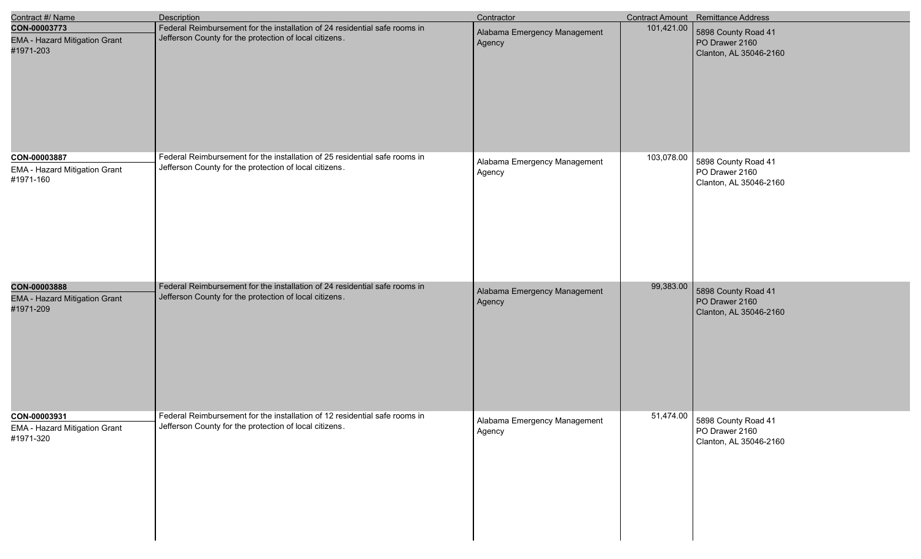| Contract #/ Name | Description | Contractor | Contract Amount | Remittance Address |
|---|---|---|---|---|
| **CON-00003773**<br>EMA - Hazard Mitigation Grant #1971-203 | Federal Reimbursement for the installation of 24 residential safe rooms in Jefferson County for the protection of local citizens. | Alabama Emergency Management Agency | 101,421.00 | 5898 County Road 41<br>PO Drawer 2160<br>Clanton, AL 35046-2160 |
| **CON-00003887**<br>EMA - Hazard Mitigation Grant #1971-160 | Federal Reimbursement for the installation of 25 residential safe rooms in Jefferson County for the protection of local citizens. | Alabama Emergency Management Agency | 103,078.00 | 5898 County Road 41<br>PO Drawer 2160<br>Clanton, AL 35046-2160 |
| **CON-00003888**<br>EMA - Hazard Mitigation Grant #1971-209 | Federal Reimbursement for the installation of 24 residential safe rooms in Jefferson County for the protection of local citizens. | Alabama Emergency Management Agency | 99,383.00 | 5898 County Road 41<br>PO Drawer 2160<br>Clanton, AL 35046-2160 |
| **CON-00003931**<br>EMA - Hazard Mitigation Grant #1971-320 | Federal Reimbursement for the installation of 12 residential safe rooms in Jefferson County for the protection of local citizens. | Alabama Emergency Management Agency | 51,474.00 | 5898 County Road 41<br>PO Drawer 2160<br>Clanton, AL 35046-2160 |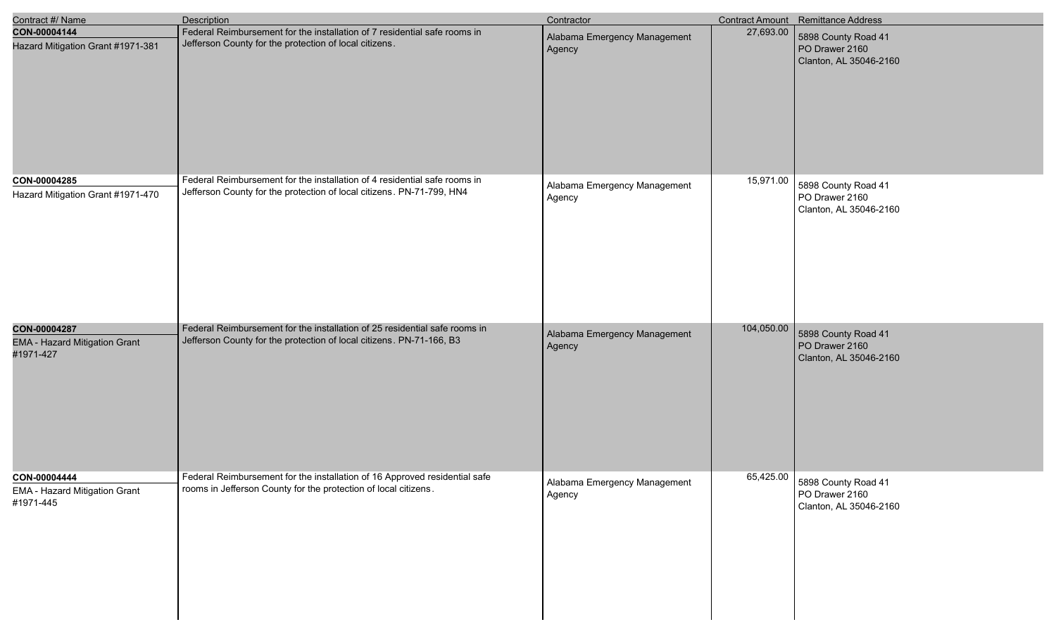| Contract #/ Name | Description | Contractor | Contract Amount | Remittance Address |
| --- | --- | --- | --- | --- |
| **CON-00004144**<br>Hazard Mitigation Grant #1971-381 | Federal Reimbursement for the installation of 7 residential safe rooms in Jefferson County for the protection of local citizens. | Alabama Emergency Management Agency | 27,693.00 | 5898 County Road 41<br>PO Drawer 2160<br>Clanton, AL 35046-2160 |
| **CON-00004285**<br>Hazard Mitigation Grant #1971-470 | Federal Reimbursement for the installation of 4 residential safe rooms in Jefferson County for the protection of local citizens. PN-71-799, HN4 | Alabama Emergency Management Agency | 15,971.00 | 5898 County Road 41<br>PO Drawer 2160<br>Clanton, AL 35046-2160 |
| **CON-00004287**<br>EMA - Hazard Mitigation Grant #1971-427 | Federal Reimbursement for the installation of 25 residential safe rooms in Jefferson County for the protection of local citizens. PN-71-166, B3 | Alabama Emergency Management Agency | 104,050.00 | 5898 County Road 41<br>PO Drawer 2160<br>Clanton, AL 35046-2160 |
| **CON-00004444**<br>EMA - Hazard Mitigation Grant #1971-445 | Federal Reimbursement for the installation of 16 Approved residential safe rooms in Jefferson County for the protection of local citizens. | Alabama Emergency Management Agency | 65,425.00 | 5898 County Road 41<br>PO Drawer 2160<br>Clanton, AL 35046-2160 |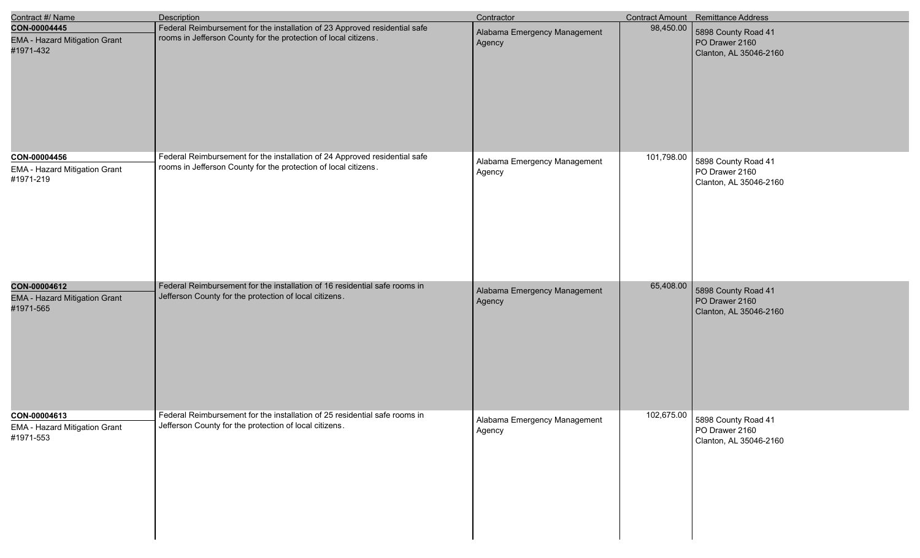| Contract #/ Name | Description | Contractor | Contract Amount | Remittance Address |
| --- | --- | --- | --- | --- |
| **CON-00004445**<br>EMA - Hazard Mitigation Grant #1971-432 | Federal Reimbursement for the installation of 23 Approved residential safe rooms in Jefferson County for the protection of local citizens. | Alabama Emergency Management Agency | 98,450.00 | 5898 County Road 41<br>PO Drawer 2160<br>Clanton, AL 35046-2160 |
| **CON-00004456**<br>EMA - Hazard Mitigation Grant #1971-219 | Federal Reimbursement for the installation of 24 Approved residential safe rooms in Jefferson County for the protection of local citizens. | Alabama Emergency Management Agency | 101,798.00 | 5898 County Road 41<br>PO Drawer 2160<br>Clanton, AL 35046-2160 |
| **CON-00004612**<br>EMA - Hazard Mitigation Grant #1971-565 | Federal Reimbursement for the installation of 16 residential safe rooms in Jefferson County for the protection of local citizens. | Alabama Emergency Management Agency | 65,408.00 | 5898 County Road 41<br>PO Drawer 2160<br>Clanton, AL 35046-2160 |
| **CON-00004613**<br>EMA - Hazard Mitigation Grant #1971-553 | Federal Reimbursement for the installation of 25 residential safe rooms in Jefferson County for the protection of local citizens. | Alabama Emergency Management Agency | 102,675.00 | 5898 County Road 41<br>PO Drawer 2160<br>Clanton, AL 35046-2160 |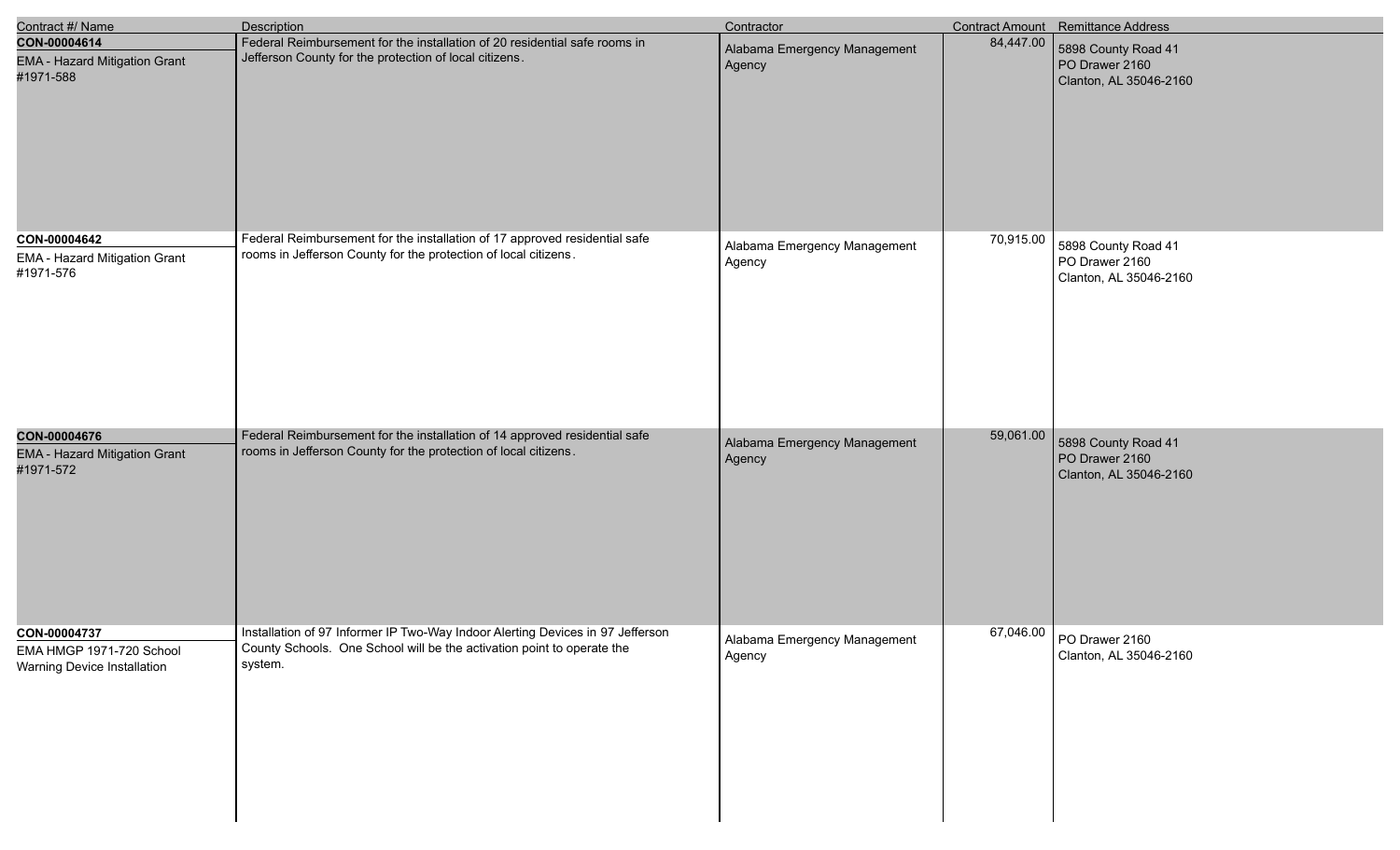| Contract #/ Name | Description | Contractor | Contract Amount | Remittance Address |
|---|---|---|---|---|
| **CON-00004614**<br>EMA - Hazard Mitigation Grant #1971-588 | Federal Reimbursement for the installation of 20 residential safe rooms in Jefferson County for the protection of local citizens. | Alabama Emergency Management Agency | 84,447.00 | 5898 County Road 41<br>PO Drawer 2160<br>Clanton, AL 35046-2160 |
| **CON-00004642**<br>EMA - Hazard Mitigation Grant #1971-576 | Federal Reimbursement for the installation of 17 approved residential safe rooms in Jefferson County for the protection of local citizens. | Alabama Emergency Management Agency | 70,915.00 | 5898 County Road 41<br>PO Drawer 2160<br>Clanton, AL 35046-2160 |
| **CON-00004676**<br>EMA - Hazard Mitigation Grant #1971-572 | Federal Reimbursement for the installation of 14 approved residential safe rooms in Jefferson County for the protection of local citizens. | Alabama Emergency Management Agency | 59,061.00 | 5898 County Road 41<br>PO Drawer 2160<br>Clanton, AL 35046-2160 |
| **CON-00004737**<br>EMA HMGP 1971-720 School Warning Device Installation | Installation of 97 Informer IP Two-Way Indoor Alerting Devices in 97 Jefferson County Schools. One School will be the activation point to operate the system. | Alabama Emergency Management Agency | 67,046.00 | PO Drawer 2160<br>Clanton, AL 35046-2160 |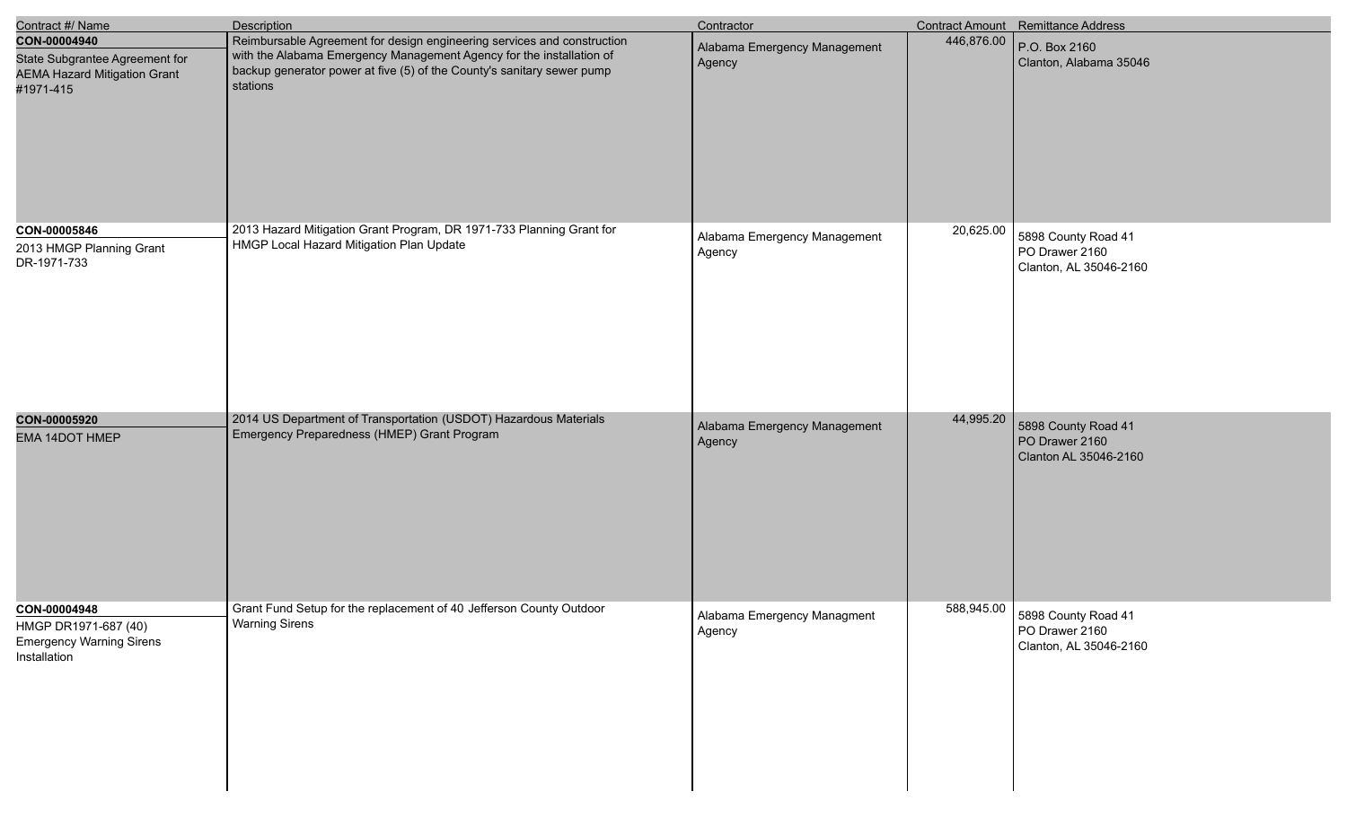| Contract #/ Name | Description | Contractor | Contract Amount | Remittance Address |
|---|---|---|---|---|
| **CON-00004940**<br>State Subgrantee Agreement for AEMA Hazard Mitigation Grant #1971-415 | Reimbursable Agreement for design engineering services and construction with the Alabama Emergency Management Agency for the installation of backup generator power at five (5) of the County's sanitary sewer pump stations | Alabama Emergency Management Agency | 446,876.00 | P.O. Box 2160<br>Clanton, Alabama 35046 |
| **CON-00005846**<br>2013 HMGP Planning Grant DR-1971-733 | 2013 Hazard Mitigation Grant Program, DR 1971-733 Planning Grant for HMGP Local Hazard Mitigation Plan Update | Alabama Emergency Management Agency | 20,625.00 | 5898 County Road 41<br>PO Drawer 2160<br>Clanton, AL 35046-2160 |
| **CON-00005920**<br>EMA 14DOT HMEP | 2014 US Department of Transportation (USDOT) Hazardous Materials Emergency Preparedness (HMEP) Grant Program | Alabama Emergency Management Agency | 44,995.20 | 5898 County Road 41<br>PO Drawer 2160<br>Clanton AL 35046-2160 |
| **CON-00004948**<br>HMGP DR1971-687 (40) Emergency Warning Sirens Installation | Grant Fund Setup for the replacement of 40 Jefferson County Outdoor Warning Sirens | Alabama Emergency Managment Agency | 588,945.00 | 5898 County Road 41<br>PO Drawer 2160<br>Clanton, AL 35046-2160 |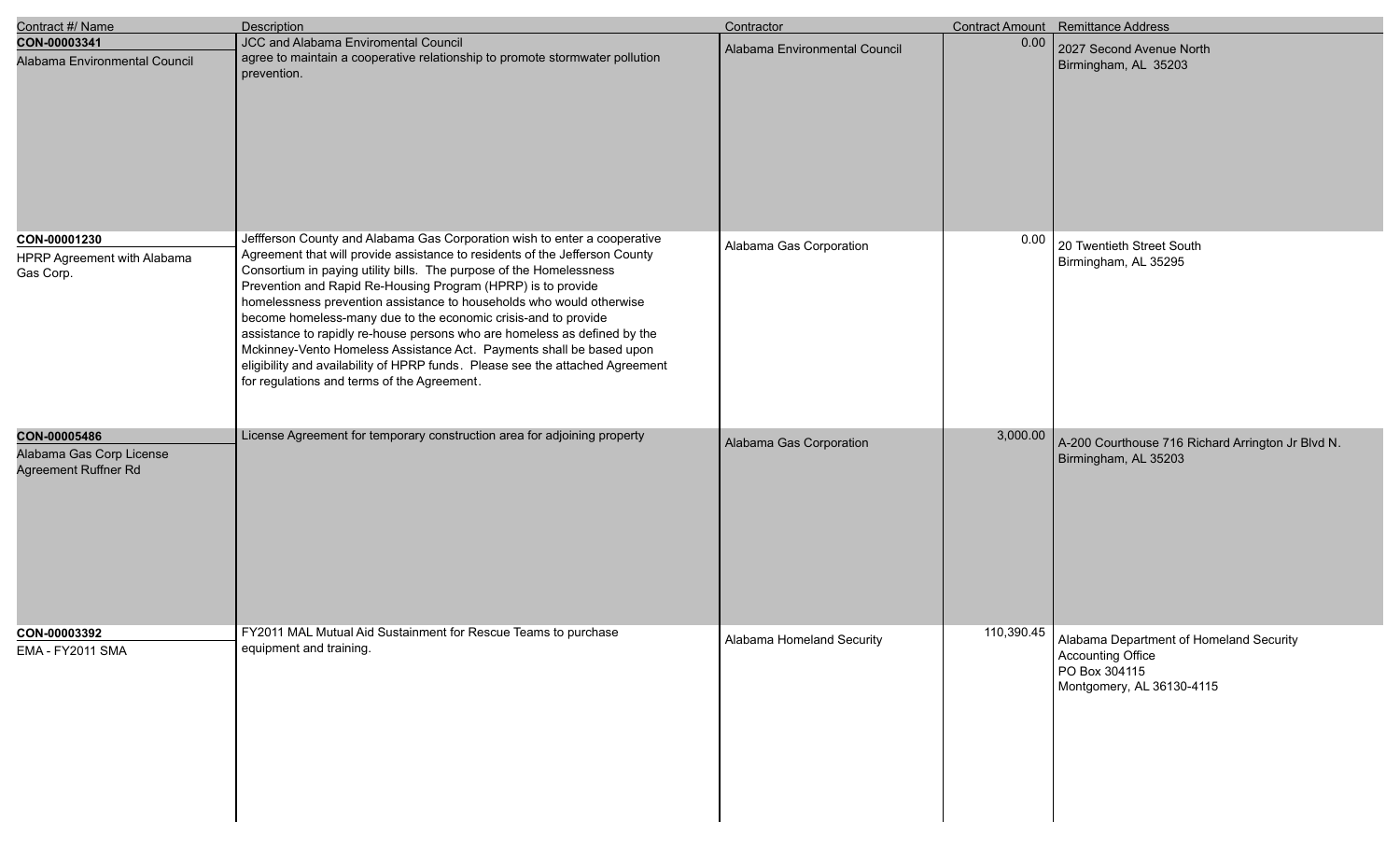| Contract #/ Name | Description | Contractor | Contract Amount | Remittance Address |
| --- | --- | --- | --- | --- |
| **CON-00003341**<br>Alabama Environmental Council | JCC and Alabama Enviromental Council agree to maintain a cooperative relationship to promote stormwater pollution prevention. | Alabama Environmental Council | 0.00 | 2027 Second Avenue North<br>Birmingham, AL 35203 |
| **CON-00001230**<br>HPRP Agreement with Alabama Gas Corp. | Jeffferson County and Alabama Gas Corporation wish to enter a cooperative Agreement that will provide assistance to residents of the Jefferson County Consortium in paying utility bills. The purpose of the Homelessness Prevention and Rapid Re-Housing Program (HPRP) is to provide homelessness prevention assistance to households who would otherwise become homeless-many due to the economic crisis-and to provide assistance to rapidly re-house persons who are homeless as defined by the Mckinney-Vento Homeless Assistance Act. Payments shall be based upon eligibility and availability of HPRP funds. Please see the attached Agreement for regulations and terms of the Agreement. | Alabama Gas Corporation | 0.00 | 20 Twentieth Street South<br>Birmingham, AL 35295 |
| **CON-00005486**<br>Alabama Gas Corp License Agreement Ruffner Rd | License Agreement for temporary construction area for adjoining property | Alabama Gas Corporation | 3,000.00 | A-200 Courthouse 716 Richard Arrington Jr Blvd N.<br>Birmingham, AL 35203 |
| **CON-00003392**<br>EMA - FY2011 SMA | FY2011 MAL Mutual Aid Sustainment for Rescue Teams to purchase equipment and training. | Alabama Homeland Security | 110,390.45 | Alabama Department of Homeland Security<br>Accounting Office<br>PO Box 304115<br>Montgomery, AL 36130-4115 |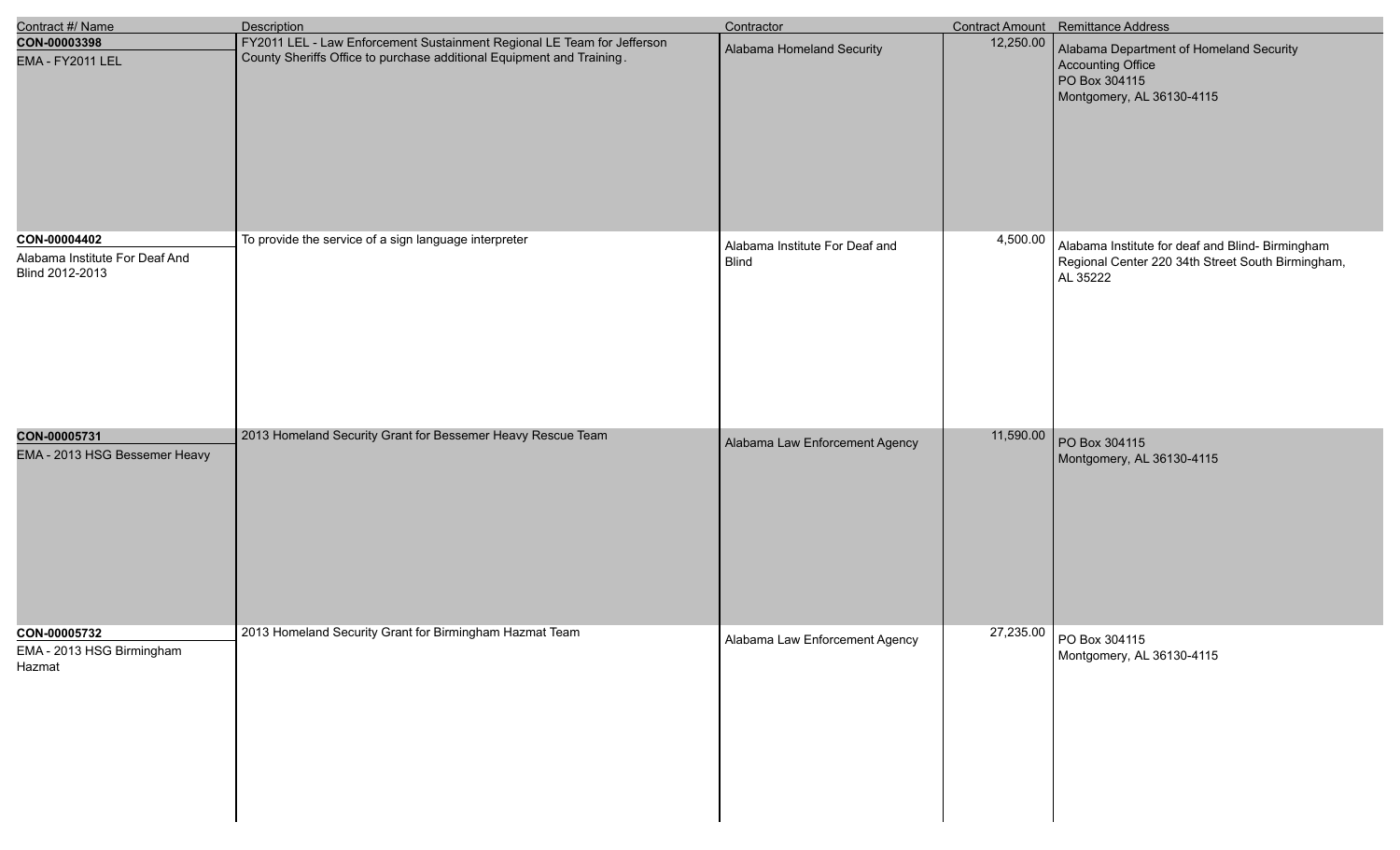| Contract #/ Name | Description | Contractor | Contract Amount | Remittance Address |
| --- | --- | --- | --- | --- |
| **CON-00003398**<br>EMA - FY2011 LEL | FY2011 LEL - Law Enforcement Sustainment Regional LE Team for Jefferson County Sheriffs Office to purchase additional Equipment and Training. | Alabama Homeland Security | 12,250.00 | Alabama Department of Homeland Security<br>Accounting Office<br>PO Box 304115<br>Montgomery, AL 36130-4115 |
| **CON-00004402**<br>Alabama Institute For Deaf And Blind 2012-2013 | To provide the service of a sign language interpreter | Alabama Institute For Deaf and Blind | 4,500.00 | Alabama Institute for deaf and Blind- Birmingham Regional Center 220 34th Street South Birmingham, AL 35222 |
| **CON-00005731**<br>EMA - 2013 HSG Bessemer Heavy | 2013 Homeland Security Grant for Bessemer Heavy Rescue Team | Alabama Law Enforcement Agency | 11,590.00 | PO Box 304115<br>Montgomery, AL 36130-4115 |
| **CON-00005732**<br>EMA - 2013 HSG Birmingham Hazmat | 2013 Homeland Security Grant for Birmingham Hazmat Team | Alabama Law Enforcement Agency | 27,235.00 | PO Box 304115<br>Montgomery, AL 36130-4115 |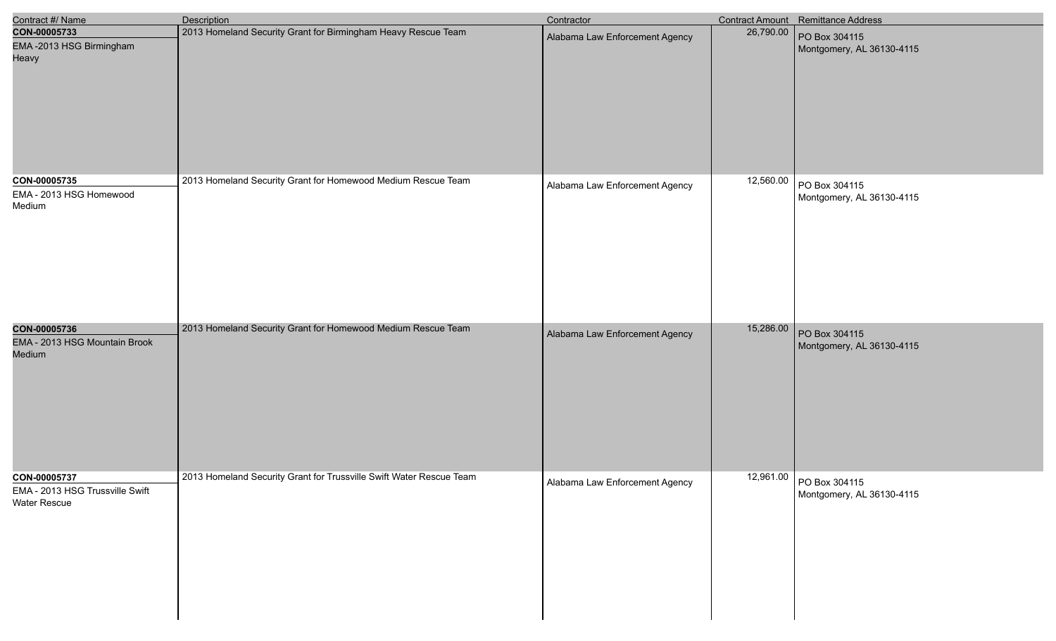| Contract #/ Name | Description | Contractor | Contract Amount | Remittance Address |
| --- | --- | --- | --- | --- |
| **CON-00005733** EMA -2013 HSG Birmingham Heavy | 2013 Homeland Security Grant for Birmingham Heavy Rescue Team | Alabama Law Enforcement Agency | 26,790.00 | PO Box 304115 Montgomery, AL 36130-4115 |
| **CON-00005735** EMA - 2013 HSG Homewood Medium | 2013 Homeland Security Grant for Homewood Medium Rescue Team | Alabama Law Enforcement Agency | 12,560.00 | PO Box 304115 Montgomery, AL 36130-4115 |
| **CON-00005736** EMA - 2013 HSG Mountain Brook Medium | 2013 Homeland Security Grant for Homewood Medium Rescue Team | Alabama Law Enforcement Agency | 15,286.00 | PO Box 304115 Montgomery, AL 36130-4115 |
| **CON-00005737** EMA - 2013 HSG Trussville Swift Water Rescue | 2013 Homeland Security Grant for Trussville Swift Water Rescue Team | Alabama Law Enforcement Agency | 12,961.00 | PO Box 304115 Montgomery, AL 36130-4115 |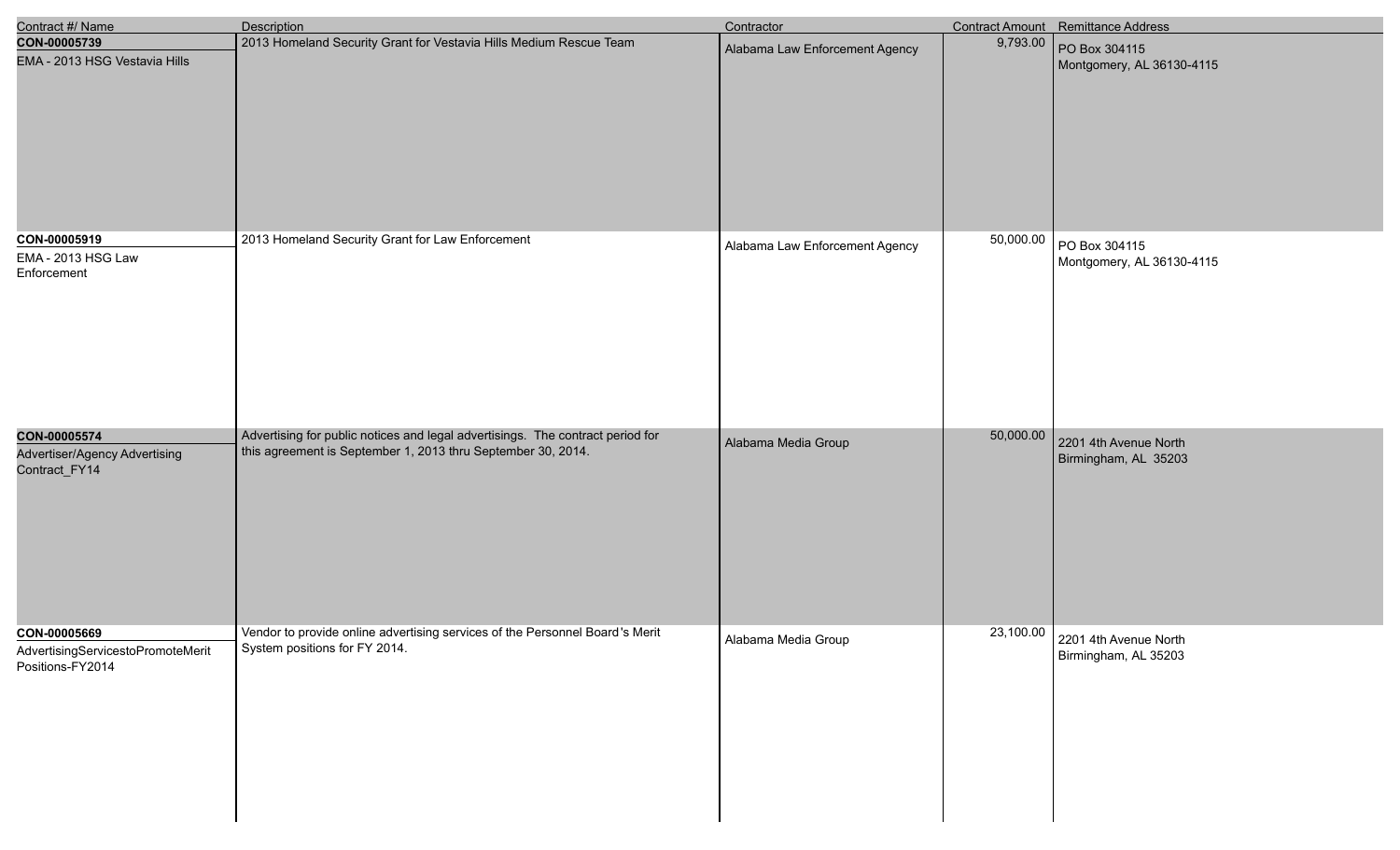| Contract #/ Name | Description | Contractor | Contract Amount | Remittance Address |
| --- | --- | --- | --- | --- |
| **CON-00005739**<br>EMA - 2013 HSG Vestavia Hills | 2013 Homeland Security Grant for Vestavia Hills Medium Rescue Team | Alabama Law Enforcement Agency | 9,793.00 | PO Box 304115<br>Montgomery, AL 36130-4115 |
| **CON-00005919**<br>EMA - 2013 HSG Law Enforcement | 2013 Homeland Security Grant for Law Enforcement | Alabama Law Enforcement Agency | 50,000.00 | PO Box 304115<br>Montgomery, AL 36130-4115 |
| **CON-00005574**<br>Advertiser/Agency Advertising Contract_FY14 | Advertising for public notices and legal advertisings. The contract period for this agreement is September 1, 2013 thru September 30, 2014. | Alabama Media Group | 50,000.00 | 2201 4th Avenue North<br>Birmingham, AL 35203 |
| **CON-00005669**<br>AdvertisingServicestoPromoteMerit Positions-FY2014 | Vendor to provide online advertising services of the Personnel Board's Merit System positions for FY 2014. | Alabama Media Group | 23,100.00 | 2201 4th Avenue North<br>Birmingham, AL 35203 |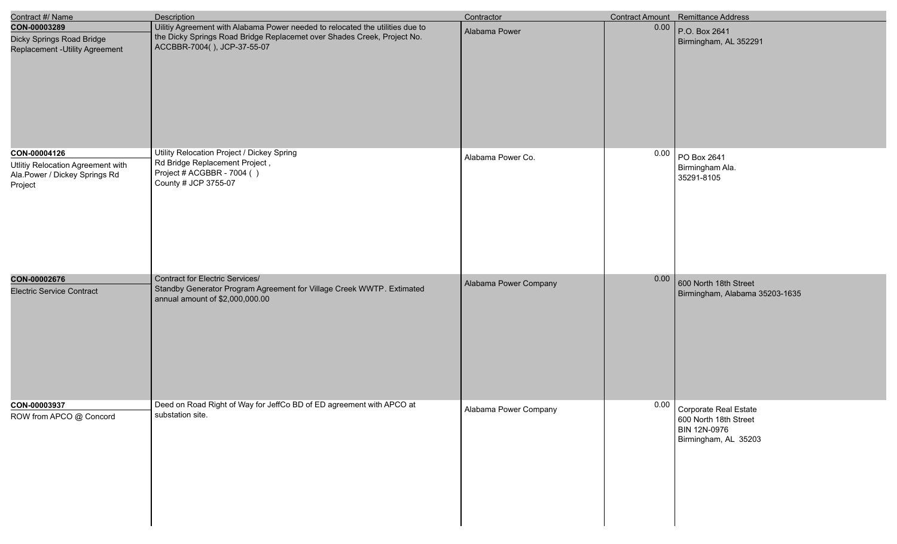| Contract #/ Name | Description | Contractor | Contract Amount | Remittance Address |
|---|---|---|---|---|
| **CON-00003289**<br>Dicky Springs Road Bridge Replacement -Utility Agreement | Uilitiy Agreement with Alabama Power needed to relocated the utilities due to the Dicky Springs Road Bridge Replacemet over Shades Creek, Project No. ACCBBR-7004( ), JCP-37-55-07 | Alabama Power | 0.00 | P.O. Box 2641<br>Birmingham, AL 352291 |
| **CON-00004126**<br>Utlitiy Relocation Agreement with Ala.Power / Dickey Springs Rd Project | Utility Relocation Project / Dickey Spring Rd Bridge Replacement Project ,<br>Project # ACGBBR - 7004 ( )<br>County # JCP 3755-07 | Alabama Power Co. | 0.00 | PO Box 2641<br>Birmingham Ala.<br>35291-8105 |
| **CON-00002676**<br>Electric Service Contract | Contract for Electric Services/<br>Standby Generator Program Agreement for Village Creek WWTP. Extimated annual amount of $2,000,000.00 | Alabama Power Company | 0.00 | 600 North 18th Street<br>Birmingham, Alabama 35203-1635 |
| **CON-00003937**<br>ROW from APCO @ Concord | Deed on Road Right of Way for JeffCo BD of ED agreement with APCO at substation site. | Alabama Power Company | 0.00 | Corporate Real Estate<br>600 North 18th Street<br>BIN 12N-0976<br>Birmingham, AL 35203 |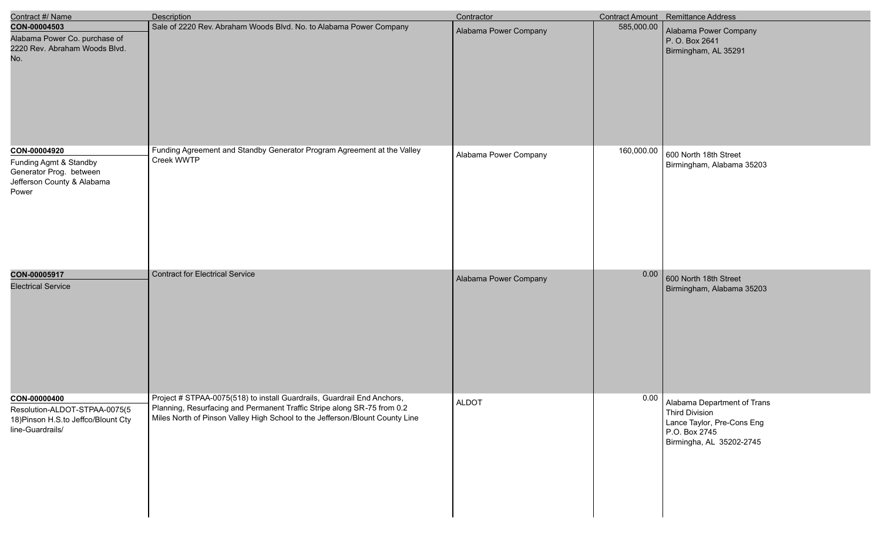| Contract #/ Name | Description | Contractor | Contract Amount | Remittance Address |
|---|---|---|---|---|
| **CON-00004503**<br>Alabama Power Co. purchase of 2220 Rev. Abraham Woods Blvd. No. | Sale of 2220 Rev. Abraham Woods Blvd. No. to Alabama Power Company | Alabama Power Company | 585,000.00 | Alabama Power Company<br>P. O. Box 2641<br>Birmingham, AL 35291 |
| **CON-00004920**<br>Funding Agmt & Standby Generator Prog. between Jefferson County & Alabama Power | Funding Agreement and Standby Generator Program Agreement at the Valley Creek WWTP | Alabama Power Company | 160,000.00 | 600 North 18th Street<br>Birmingham, Alabama 35203 |
| **CON-00005917**<br>Electrical Service | Contract for Electrical Service | Alabama Power Company | 0.00 | 600 North 18th Street<br>Birmingham, Alabama 35203 |
| **CON-00000400**<br>Resolution-ALDOT-STPAA-0075(518)Pinson H.S.to Jeffco/Blount Cty line-Guardrails/ | Project # STPAA-0075(518) to install Guardrails, Guardrail End Anchors, Planning, Resurfacing and Permanent Traffic Stripe along SR-75 from 0.2 Miles North of Pinson Valley High School to the Jefferson/Blount County Line | ALDOT | 0.00 | Alabama Department of Trans<br>Third Division<br>Lance Taylor, Pre-Cons Eng<br>P.O. Box 2745<br>Birmingha, AL 35202-2745 |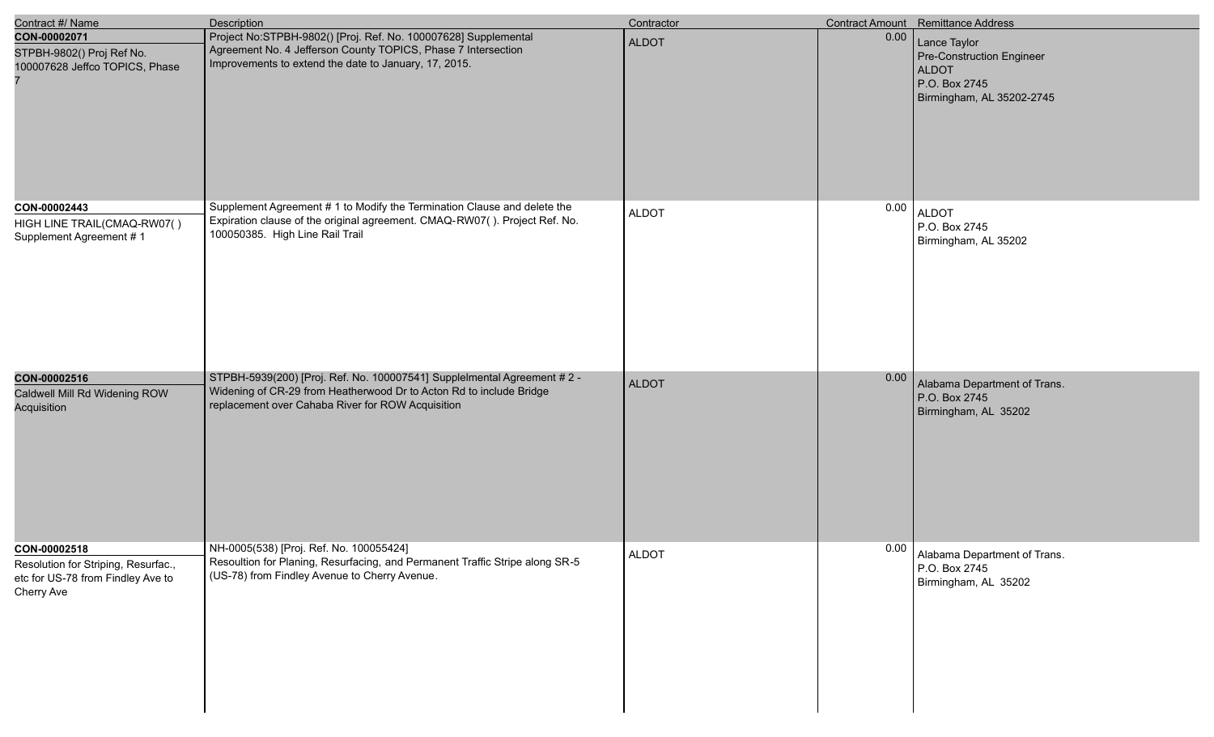| Contract #/ Name | Description | Contractor | Contract Amount | Remittance Address |
|---|---|---|---|---|
| **CON-00002071**<br>STPBH-9802() Proj Ref No. 100007628 Jeffco TOPICS, Phase 7 | Project No:STPBH-9802() [Proj. Ref. No. 100007628] Supplemental Agreement No. 4 Jefferson County TOPICS, Phase 7 Intersection Improvements to extend the date to January, 17, 2015. | ALDOT | 0.00 | Lance Taylor<br>Pre-Construction Engineer<br>ALDOT<br>P.O. Box 2745<br>Birmingham, AL 35202-2745 |
| **CON-00002443**<br>HIGH LINE TRAIL(CMAQ-RW07( ) Supplement Agreement # 1 | Supplement Agreement # 1 to Modify the Termination Clause and delete the Expiration clause of the original agreement. CMAQ-RW07( ). Project Ref. No. 100050385. High Line Rail Trail | ALDOT | 0.00 | ALDOT<br>P.O. Box 2745<br>Birmingham, AL 35202 |
| **CON-00002516**<br>Caldwell Mill Rd Widening ROW Acquisition | STPBH-5939(200) [Proj. Ref. No. 100007541] Supplelmental Agreement # 2 - Widening of CR-29 from Heatherwood Dr to Acton Rd to include Bridge replacement over Cahaba River for ROW Acquisition | ALDOT | 0.00 | Alabama Department of Trans.<br>P.O. Box 2745<br>Birmingham, AL 35202 |
| **CON-00002518**<br>Resolution for Striping, Resurfac., etc for US-78 from Findley Ave to Cherry Ave | NH-0005(538) [Proj. Ref. No. 100055424]<br>Resoultion for Planing, Resurfacing, and Permanent Traffic Stripe along SR-5 (US-78) from Findley Avenue to Cherry Avenue. | ALDOT | 0.00 | Alabama Department of Trans.<br>P.O. Box 2745<br>Birmingham, AL 35202 |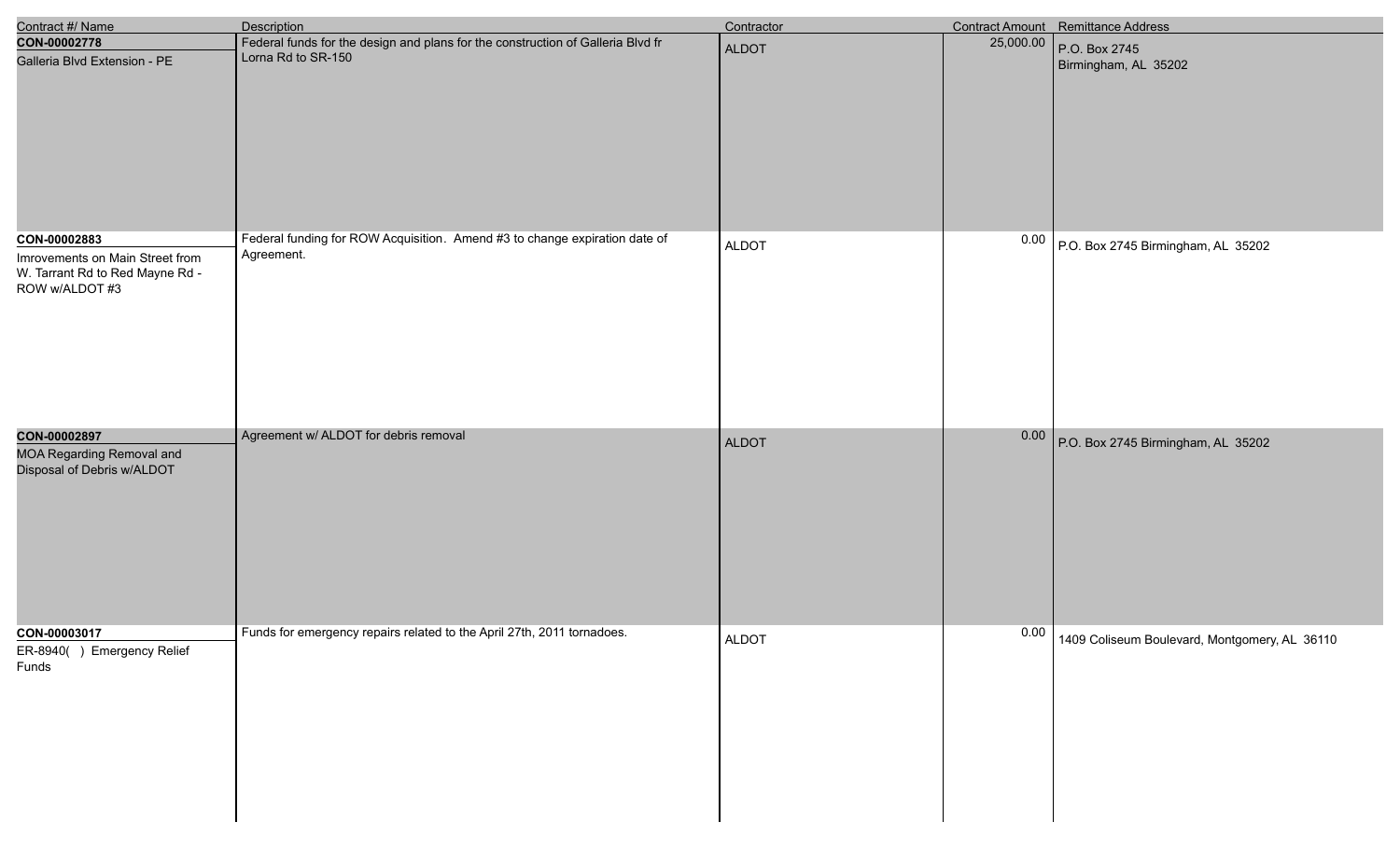| Contract #/ Name | Description | Contractor | Contract Amount | Remittance Address |
|---|---|---|---|---|
| **CON-00002778**<br>Galleria Blvd Extension - PE | Federal funds for the design and plans for the construction of Galleria Blvd fr Lorna Rd to SR-150 | ALDOT | 25,000.00 | P.O. Box 2745<br>Birmingham, AL 35202 |
| **CON-00002883**<br>Imrovements on Main Street from W. Tarrant Rd to Red Mayne Rd - ROW w/ALDOT #3 | Federal funding for ROW Acquisition. Amend #3 to change expiration date of Agreement. | ALDOT | 0.00 | P.O. Box 2745 Birmingham, AL 35202 |
| **CON-00002897**<br>MOA Regarding Removal and Disposal of Debris w/ALDOT | Agreement w/ ALDOT for debris removal | ALDOT | 0.00 | P.O. Box 2745 Birmingham, AL 35202 |
| **CON-00003017**<br>ER-8940( ) Emergency Relief Funds | Funds for emergency repairs related to the April 27th, 2011 tornadoes. | ALDOT | 0.00 | 1409 Coliseum Boulevard, Montgomery, AL 36110 |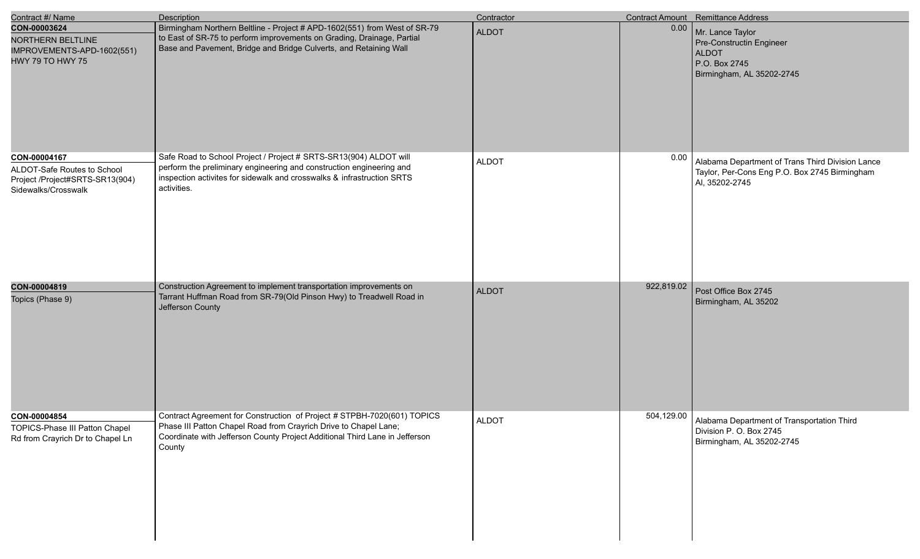| Contract #/ Name | Description | Contractor | Contract Amount | Remittance Address |
| --- | --- | --- | --- | --- |
| **CON-00003624**<br>NORTHERN BELTLINE IMPROVEMENTS-APD-1602(551) HWY 79 TO HWY 75 | Birmingham Northern Beltline - Project # APD-1602(551) from West of SR-79 to East of SR-75 to perform improvements on Grading, Drainage, Partial Base and Pavement, Bridge and Bridge Culverts, and Retaining Wall | ALDOT | 0.00 | Mr. Lance Taylor<br>Pre-Constructin Engineer<br>ALDOT<br>P.O. Box 2745<br>Birmingham, AL 35202-2745 |
| **CON-00004167**<br>ALDOT-Safe Routes to School Project /Project#SRTS-SR13(904) Sidewalks/Crosswalk | Safe Road to School Project / Project # SRTS-SR13(904) ALDOT will perform the preliminary engineering and construction engineering and inspection activites for sidewalk and crosswalks & infrastruction SRTS activities. | ALDOT | 0.00 | Alabama Department of Trans Third Division Lance Taylor, Per-Cons Eng P.O. Box 2745 Birmingham Al, 35202-2745 |
| **CON-00004819**<br>Topics (Phase 9) | Construction Agreement to implement transportation improvements on Tarrant Huffman Road from SR-79(Old Pinson Hwy) to Treadwell Road in Jefferson County | ALDOT | 922,819.02 | Post Office Box 2745<br>Birmingham, AL 35202 |
| **CON-00004854**<br>TOPICS-Phase III Patton Chapel Rd from Crayrich Dr to Chapel Ln | Contract Agreement for Construction of Project # STPBH-7020(601) TOPICS Phase III Patton Chapel Road from Crayrich Drive to Chapel Lane; Coordinate with Jefferson County Project Additional Third Lane in Jefferson County | ALDOT | 504,129.00 | Alabama Department of Transportation Third Division P. O. Box 2745<br>Birmingham, AL 35202-2745 |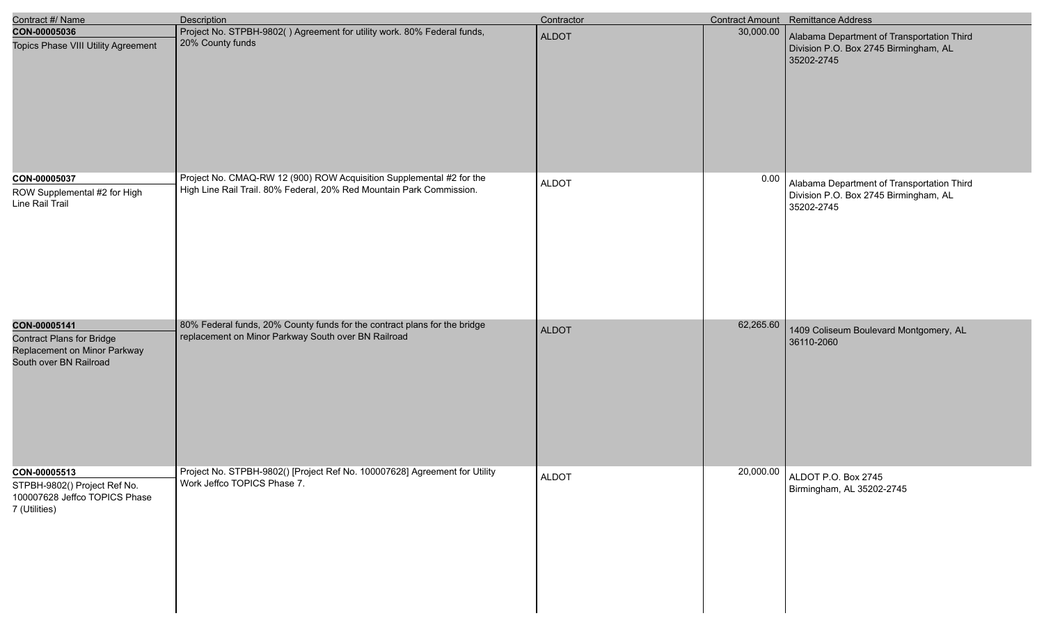| Contract #/ Name | Description | Contractor | Contract Amount | Remittance Address |
| --- | --- | --- | --- | --- |
| **CON-00005036**<br>Topics Phase VIII Utility Agreement | Project No. STPBH-9802( ) Agreement for utility work. 80% Federal funds, 20% County funds | ALDOT | 30,000.00 | Alabama Department of Transportation Third Division P.O. Box 2745 Birmingham, AL 35202-2745 |
| **CON-00005037**<br>ROW Supplemental #2 for High Line Rail Trail | Project No. CMAQ-RW 12 (900) ROW Acquisition Supplemental #2 for the High Line Rail Trail. 80% Federal, 20% Red Mountain Park Commission. | ALDOT | 0.00 | Alabama Department of Transportation Third Division P.O. Box 2745 Birmingham, AL 35202-2745 |
| **CON-00005141**<br>Contract Plans for Bridge Replacement on Minor Parkway South over BN Railroad | 80% Federal funds, 20% County funds for the contract plans for the bridge replacement on Minor Parkway South over BN Railroad | ALDOT | 62,265.60 | 1409 Coliseum Boulevard Montgomery, AL 36110-2060 |
| **CON-00005513**<br>STPBH-9802() Project Ref No. 100007628 Jeffco TOPICS Phase 7 (Utilities) | Project No. STPBH-9802() [Project Ref No. 100007628] Agreement for Utility Work Jeffco TOPICS Phase 7. | ALDOT | 20,000.00 | ALDOT P.O. Box 2745<br>Birmingham, AL 35202-2745 |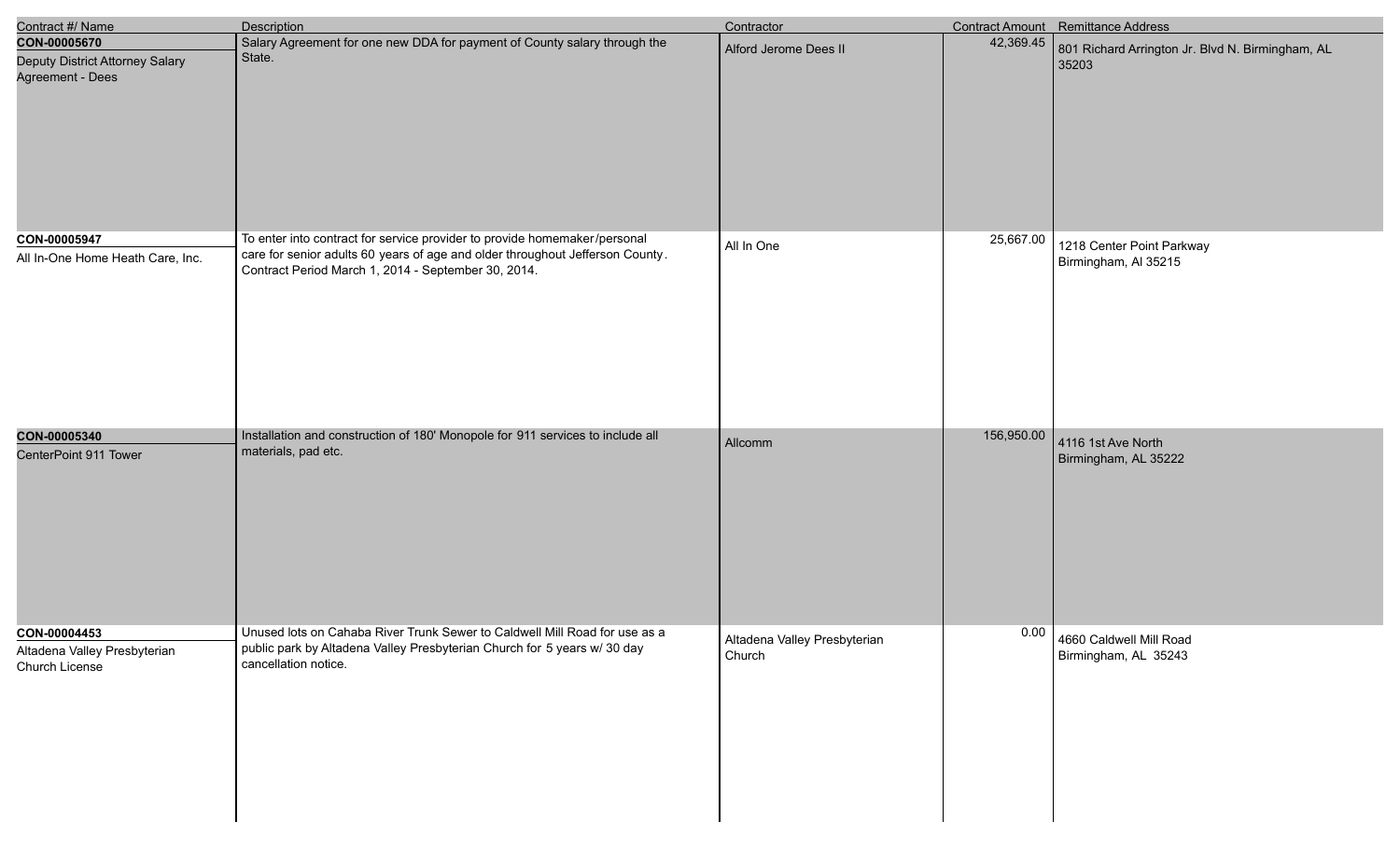| Contract #/ Name | Description | Contractor | Contract Amount | Remittance Address |
|---|---|---|---|---|
| **CON-00005670**<br>Deputy District Attorney Salary Agreement - Dees | Salary Agreement for one new DDA for payment of County salary through the State. | Alford Jerome Dees II | 42,369.45 | 801 Richard Arrington Jr. Blvd N. Birmingham, AL 35203 |
| **CON-00005947**<br>All In-One Home Heath Care, Inc. | To enter into contract for service provider to provide homemaker/personal care for senior adults 60 years of age and older throughout Jefferson County. Contract Period March 1, 2014 - September 30, 2014. | All In One | 25,667.00 | 1218 Center Point Parkway Birmingham, Al 35215 |
| **CON-00005340**<br>CenterPoint 911 Tower | Installation and construction of 180' Monopole for 911 services to include all materials, pad etc. | Allcomm | 156,950.00 | 4116 1st Ave North Birmingham, AL 35222 |
| **CON-00004453**<br>Altadena Valley Presbyterian Church License | Unused lots on Cahaba River Trunk Sewer to Caldwell Mill Road for use as a public park by Altadena Valley Presbyterian Church for 5 years w/ 30 day cancellation notice. | Altadena Valley Presbyterian Church | 0.00 | 4660 Caldwell Mill Road Birmingham, AL 35243 |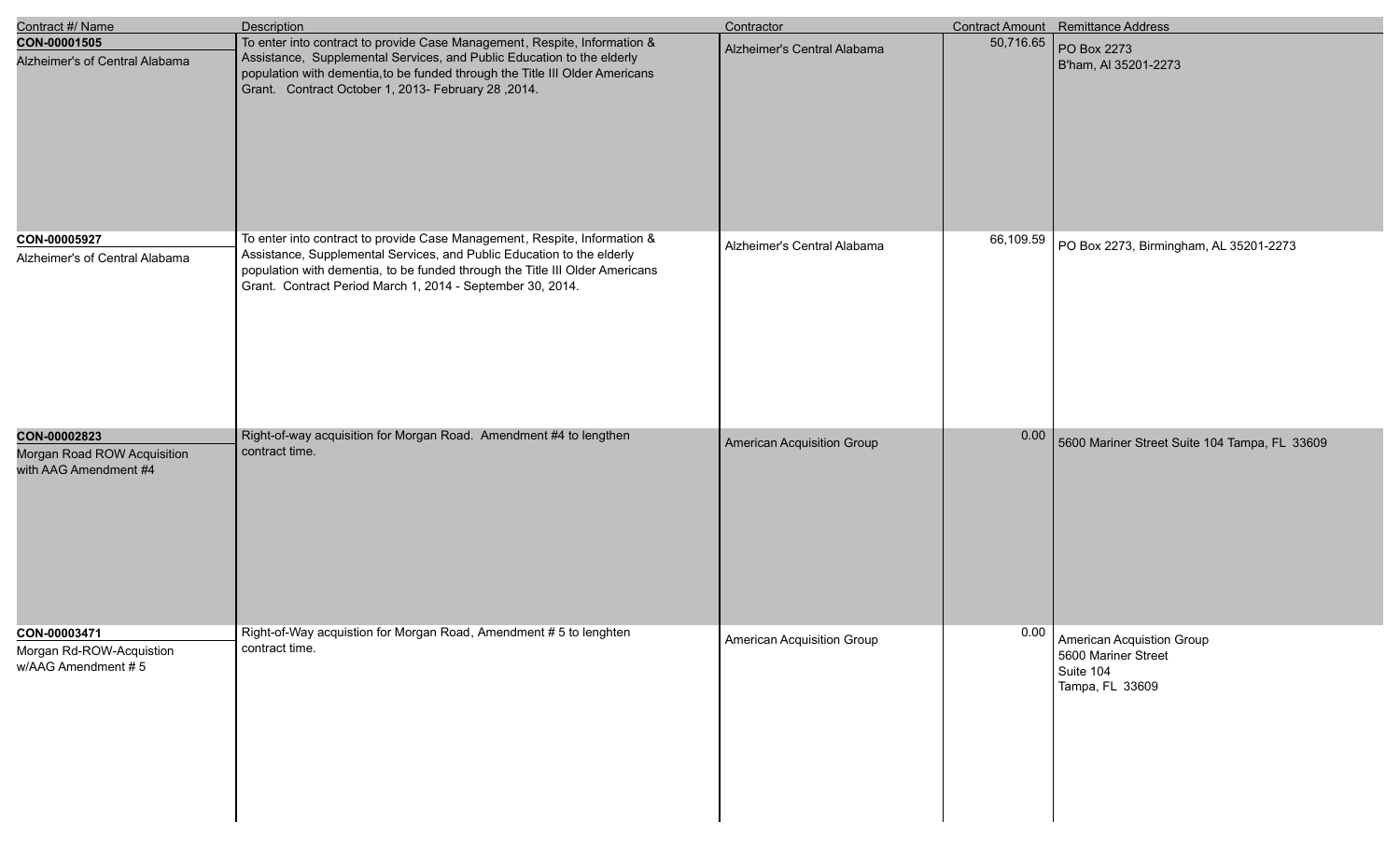| Contract #/ Name | Description | Contractor | Contract Amount | Remittance Address |
|---|---|---|---|---|
| **CON-00001505**<br>Alzheimer's of Central Alabama | To enter into contract to provide Case Management, Respite, Information & Assistance, Supplemental Services, and Public Education to the elderly population with dementia,to be funded through the Title III Older Americans Grant. Contract October 1, 2013- February 28 ,2014. | Alzheimer's Central Alabama | 50,716.65 | PO Box 2273<br>B'ham, Al 35201-2273 |
| **CON-00005927**<br>Alzheimer's of Central Alabama | To enter into contract to provide Case Management, Respite, Information & Assistance, Supplemental Services, and Public Education to the elderly population with dementia, to be funded through the Title III Older Americans Grant. Contract Period March 1, 2014 - September 30, 2014. | Alzheimer's Central Alabama | 66,109.59 | PO Box 2273, Birmingham, AL 35201-2273 |
| **CON-00002823**<br>Morgan Road ROW Acquisition with AAG Amendment #4 | Right-of-way acquisition for Morgan Road. Amendment #4 to lengthen contract time. | American Acquisition Group | 0.00 | 5600 Mariner Street Suite 104 Tampa, FL 33609 |
| **CON-00003471**<br>Morgan Rd-ROW-Acquistion w/AAG Amendment # 5 | Right-of-Way acquistion for Morgan Road, Amendment # 5 to lenghten contract time. | American Acquisition Group | 0.00 | American Acquistion Group<br>5600 Mariner Street<br>Suite 104<br>Tampa, FL 33609 |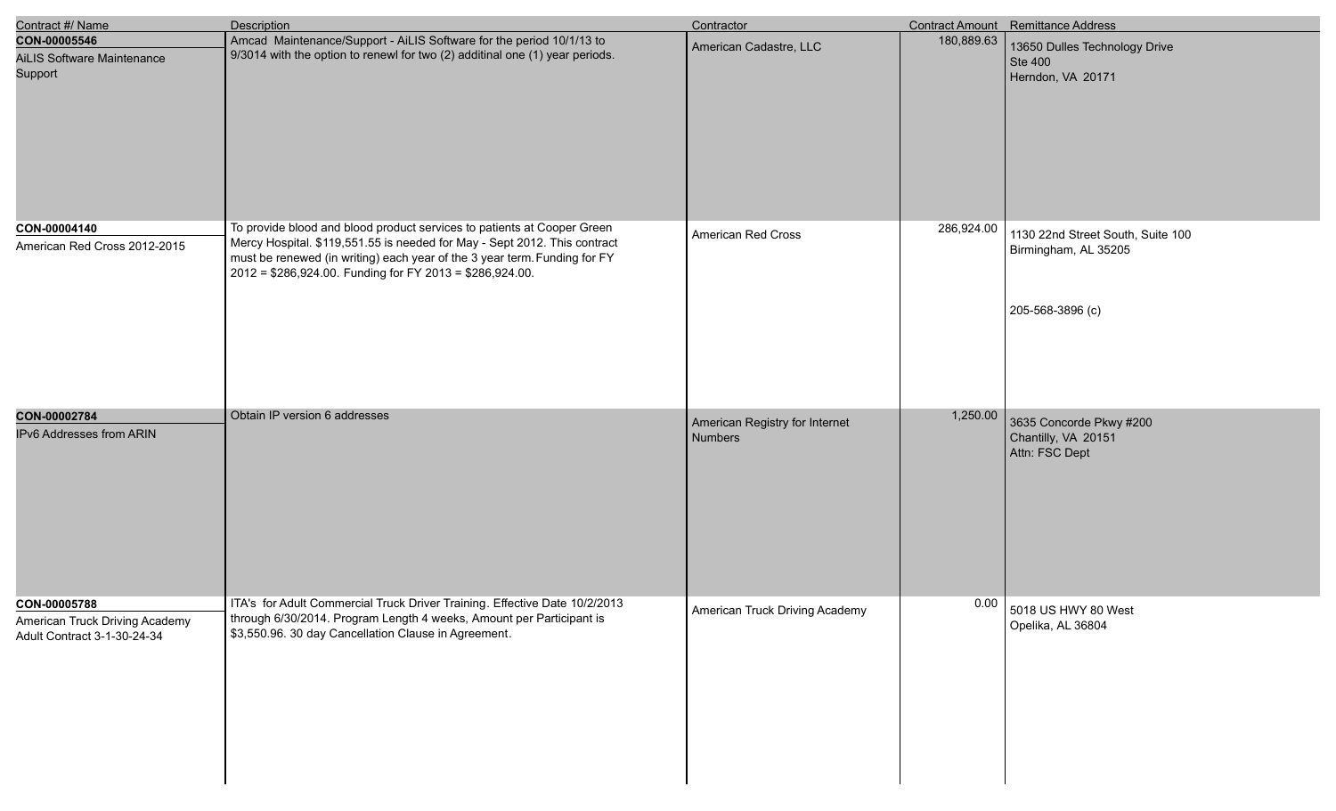| Contract #/ Name | Description | Contractor | Contract Amount | Remittance Address |
| --- | --- | --- | --- | --- |
| **CON-00005546**<br>AiLIS Software Maintenance Support | Amcad Maintenance/Support - AiLIS Software for the period 10/1/13 to 9/3014 with the option to renewl for two (2) additinal one (1) year periods. | American Cadastre, LLC | 180,889.63 | 13650 Dulles Technology Drive<br>Ste 400<br>Herndon, VA 20171 |
| **CON-00004140**<br>American Red Cross 2012-2015 | To provide blood and blood product services to patients at Cooper Green Mercy Hospital. $119,551.55 is needed for May - Sept 2012. This contract must be renewed (in writing) each year of the 3 year term. Funding for FY 2012 = $286,924.00. Funding for FY 2013 = $286,924.00. | American Red Cross | 286,924.00 | 1130 22nd Street South, Suite 100<br>Birmingham, AL 35205<br><br>205-568-3896 (c) |
| **CON-00002784**<br>IPv6 Addresses from ARIN | Obtain IP version 6 addresses | American Registry for Internet Numbers | 1,250.00 | 3635 Concorde Pkwy #200<br>Chantilly, VA 20151<br>Attn: FSC Dept |
| **CON-00005788**<br>American Truck Driving Academy Adult Contract 3-1-30-24-34 | ITA's for Adult Commercial Truck Driver Training. Effective Date 10/2/2013 through 6/30/2014. Program Length 4 weeks, Amount per Participant is $3,550.96. 30 day Cancellation Clause in Agreement. | American Truck Driving Academy | 0.00 | 5018 US HWY 80 West<br>Opelika, AL 36804 |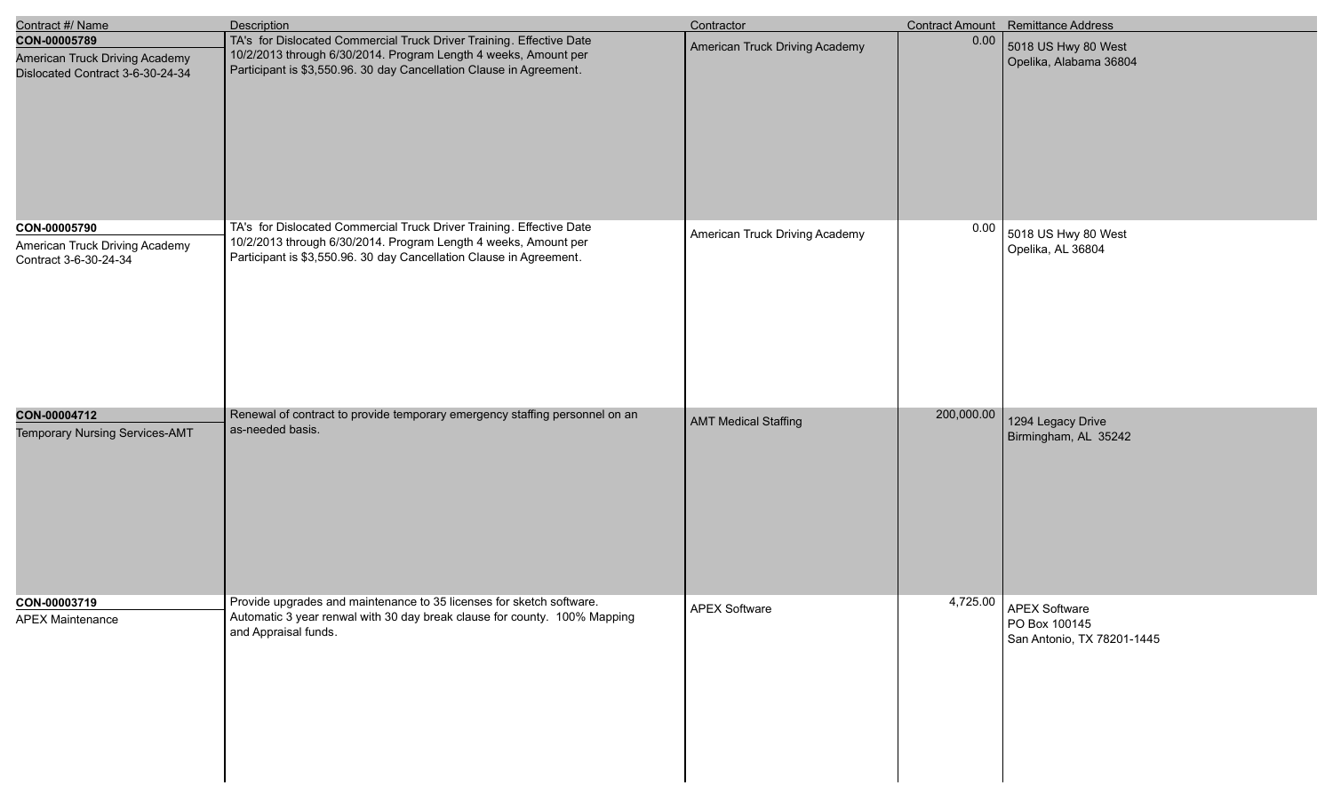| Contract #/ Name | Description | Contractor | Contract Amount | Remittance Address |
|---|---|---|---|---|
| **CON-00005789**<br>American Truck Driving Academy Dislocated Contract 3-6-30-24-34 | TA's for Dislocated Commercial Truck Driver Training. Effective Date 10/2/2013 through 6/30/2014. Program Length 4 weeks, Amount per Participant is $3,550.96. 30 day Cancellation Clause in Agreement. | American Truck Driving Academy | 0.00 | 5018 US Hwy 80 West<br>Opelika, Alabama 36804 |
| **CON-00005790**<br>American Truck Driving Academy Contract 3-6-30-24-34 | TA's for Dislocated Commercial Truck Driver Training. Effective Date 10/2/2013 through 6/30/2014. Program Length 4 weeks, Amount per Participant is $3,550.96. 30 day Cancellation Clause in Agreement. | American Truck Driving Academy | 0.00 | 5018 US Hwy 80 West<br>Opelika, AL 36804 |
| **CON-00004712**<br>Temporary Nursing Services-AMT | Renewal of contract to provide temporary emergency staffing personnel on an as-needed basis. | AMT Medical Staffing | 200,000.00 | 1294 Legacy Drive<br>Birmingham, AL 35242 |
| **CON-00003719**<br>APEX Maintenance | Provide upgrades and maintenance to 35 licenses for sketch software. Automatic 3 year renwal with 30 day break clause for county. 100% Mapping and Appraisal funds. | APEX Software | 4,725.00 | APEX Software<br>PO Box 100145<br>San Antonio, TX 78201-1445 |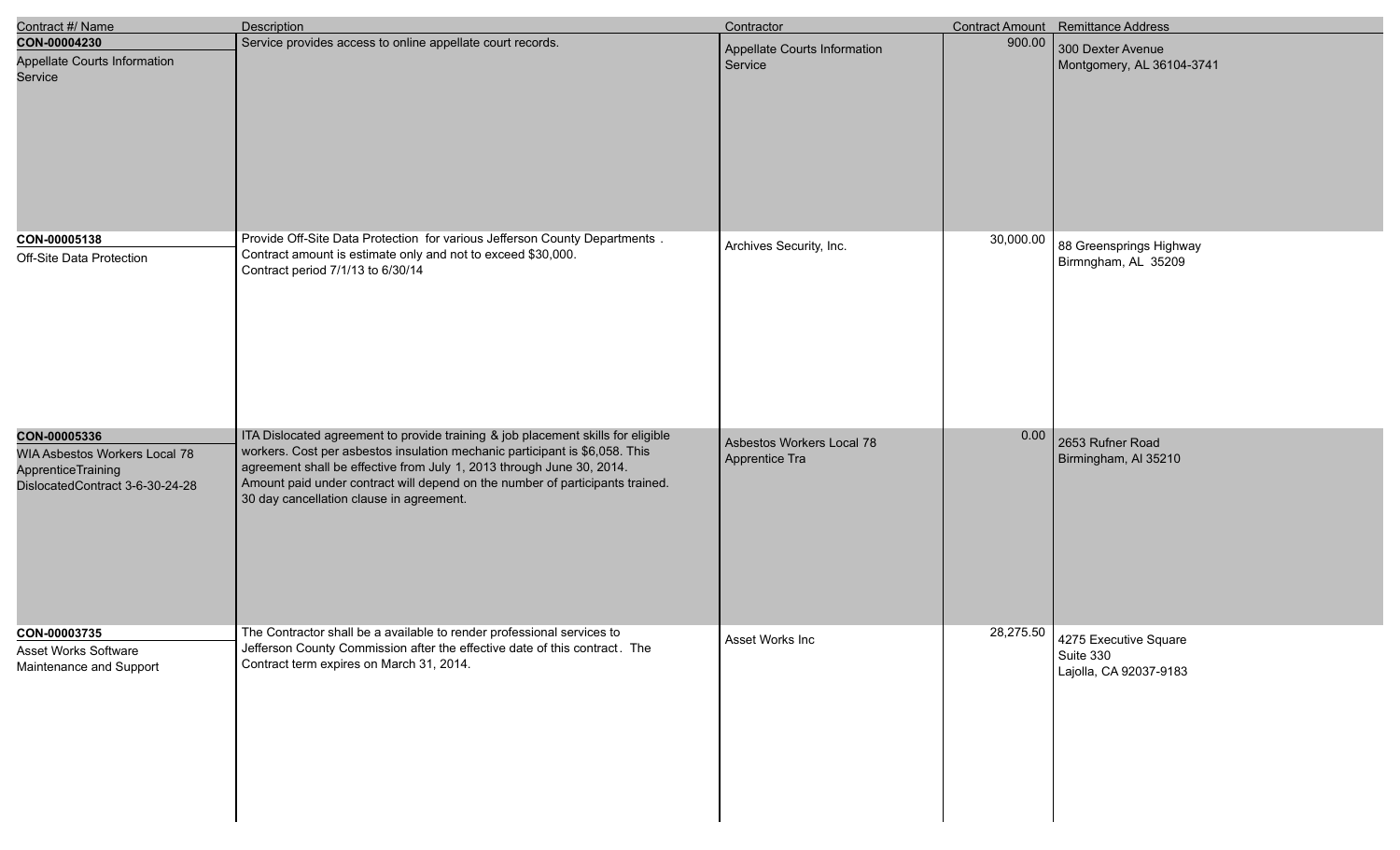| Contract #/ Name | Description | Contractor | Contract Amount | Remittance Address |
|---|---|---|---|---|
| **CON-00004230**<br>Appellate Courts Information Service | Service provides access to online appellate court records. | Appellate Courts Information Service | 900.00 | 300 Dexter Avenue<br>Montgomery, AL 36104-3741 |
| **CON-00005138**<br>Off-Site Data Protection | Provide Off-Site Data Protection for various Jefferson County Departments . Contract amount is estimate only and not to exceed $30,000.<br>Contract period 7/1/13 to 6/30/14 | Archives Security, Inc. | 30,000.00 | 88 Greensprings Highway<br>Birmngham, AL 35209 |
| **CON-00005336**<br>WIA Asbestos Workers Local 78 ApprenticeTraining DislocatedContract 3-6-30-24-28 | ITA Dislocated agreement to provide training & job placement skills for eligible workers. Cost per asbestos insulation mechanic participant is $6,058. This agreement shall be effective from July 1, 2013 through June 30, 2014. Amount paid under contract will depend on the number of participants trained. 30 day cancellation clause in agreement. | Asbestos Workers Local 78 Apprentice Tra | 0.00 | 2653 Rufner Road<br>Birmingham, Al 35210 |
| **CON-00003735**<br>Asset Works Software Maintenance and Support | The Contractor shall be a available to render professional services to Jefferson County Commission after the effective date of this contract. The Contract term expires on March 31, 2014. | Asset Works Inc | 28,275.50 | 4275 Executive Square<br>Suite 330<br>Lajolla, CA 92037-9183 |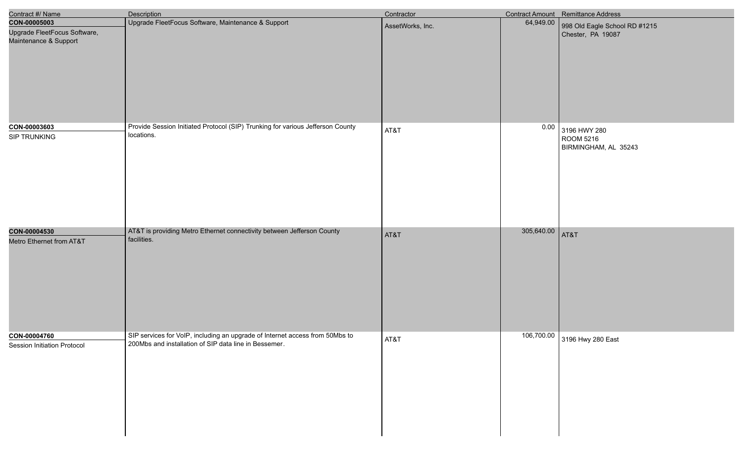| Contract #/ Name | Description | Contractor | Contract Amount | Remittance Address |
|---|---|---|---|---|
| **CON-00005003**<br>Upgrade FleetFocus Software, Maintenance & Support | Upgrade FleetFocus Software, Maintenance & Support | AssetWorks, Inc. | 64,949.00 | 998 Old Eagle School RD #1215<br>Chester, PA 19087 |
| **CON-00003603**<br>SIP TRUNKING | Provide Session Initiated Protocol (SIP) Trunking for various Jefferson County locations. | AT&T | 0.00 | 3196 HWY 280<br>ROOM 5216<br>BIRMINGHAM, AL 35243 |
| **CON-00004530**<br>Metro Ethernet from AT&T | AT&T is providing Metro Ethernet connectivity between Jefferson County facilities. | AT&T | 305,640.00 | AT&T |
| **CON-00004760**<br>Session Initiation Protocol | SIP services for VoIP, including an upgrade of Internet access from 50Mbs to 200Mbs and installation of SIP data line in Bessemer. | AT&T | 106,700.00 | 3196 Hwy 280 East |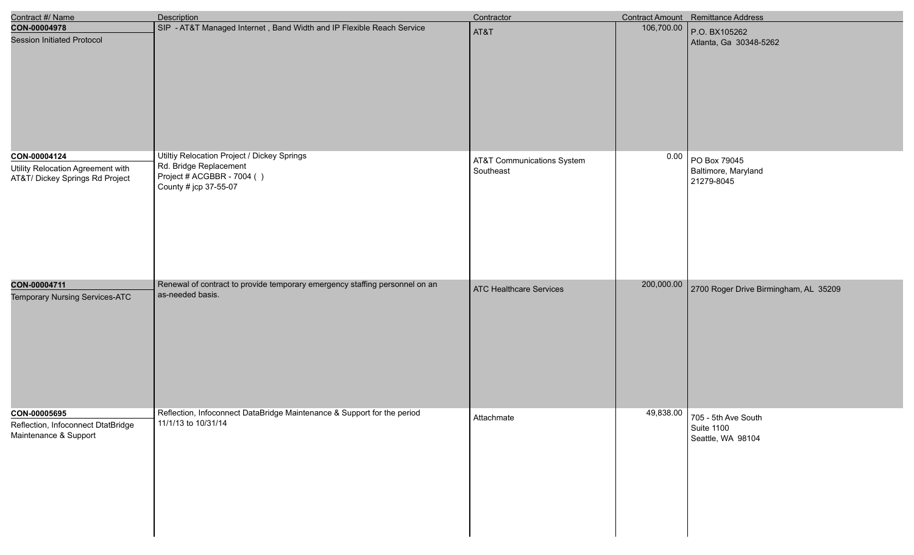| Contract #/ Name | Description | Contractor | Contract Amount | Remittance Address |
|---|---|---|---|---|
| **CON-00004978**<br>Session Initiated Protocol | SIP - AT&T Managed Internet , Band Width and IP Flexible Reach Service | AT&T | 106,700.00 | P.O. BX105262<br>Atlanta, Ga 30348-5262 |
| **CON-00004124**<br>Utility Relocation Agreement with AT&T/ Dickey Springs Rd Project | Utiltiy Relocation Project / Dickey Springs Rd. Bridge Replacement<br>Project # ACGBBR - 7004 ( )<br>County # jcp 37-55-07 | AT&T Communications System Southeast | 0.00 | PO Box 79045<br>Baltimore, Maryland<br>21279-8045 |
| **CON-00004711**<br>Temporary Nursing Services-ATC | Renewal of contract to provide temporary emergency staffing personnel on an as-needed basis. | ATC Healthcare Services | 200,000.00 | 2700 Roger Drive Birmingham, AL 35209 |
| **CON-00005695**<br>Reflection, Infoconnect DtatBridge Maintenance & Support | Reflection, Infoconnect DataBridge Maintenance & Support for the period 11/1/13 to 10/31/14 | Attachmate | 49,838.00 | 705 - 5th Ave South<br>Suite 1100<br>Seattle, WA 98104 |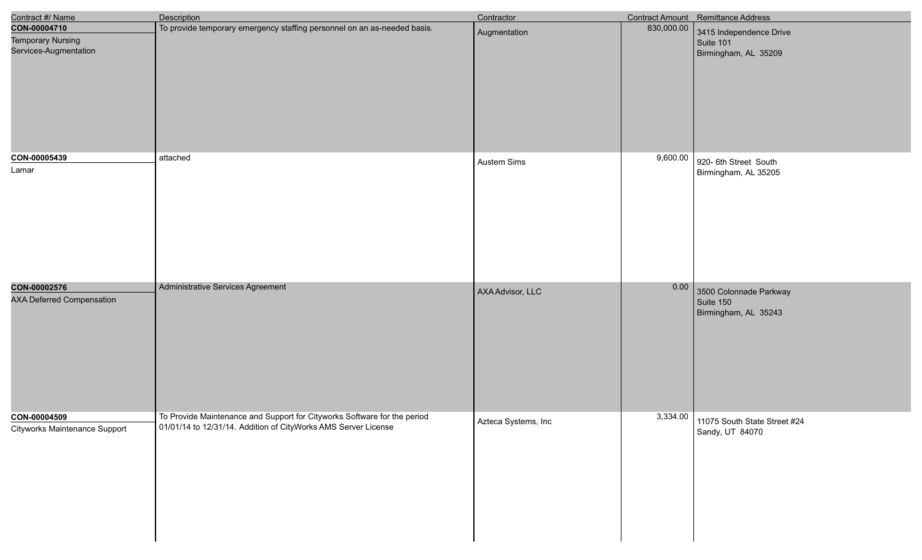| Contract #/ Name | Description | Contractor | Contract Amount | Remittance Address |
|---|---|---|---|---|
| **CON-00004710**<br>Temporary Nursing Services-Augmentation | To provide temporary emergency staffing personnel on an as-needed basis. | Augmentation | 830,000.00 | 3415 Independence Drive<br>Suite 101<br>Birmingham, AL 35209 |
| **CON-00005439**<br>Lamar | attached | Austem Sims | 9,600.00 | 920- 6th Street South<br>Birmingham, AL 35205 |
| **CON-00002576**<br>AXA Deferred Compensation | Administrative Services Agreement | AXA Advisor, LLC | 0.00 | 3500 Colonnade Parkway<br>Suite 150<br>Birmingham, AL 35243 |
| **CON-00004509**<br>Cityworks Maintenance Support | To Provide Maintenance and Support for Cityworks Software for the period 01/01/14 to 12/31/14. Addition of CityWorks AMS Server License | Azteca Systems, Inc | 3,334.00 | 11075 South State Street #24<br>Sandy, UT 84070 |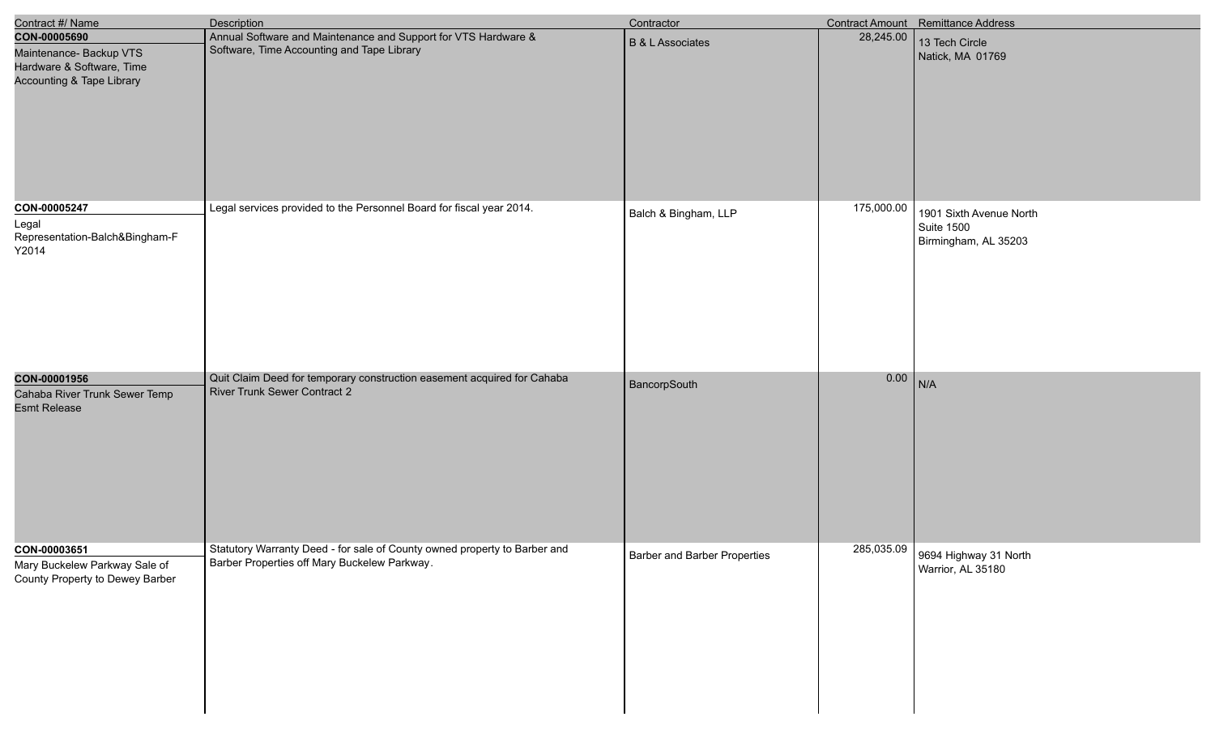| Contract #/ Name | Description | Contractor | Contract Amount | Remittance Address |
|---|---|---|---|---|
| **CON-00005690**<br>Maintenance- Backup VTS Hardware & Software, Time Accounting & Tape Library | Annual Software and Maintenance and Support for VTS Hardware & Software, Time Accounting and Tape Library | B & L Associates | 28,245.00 | 13 Tech Circle<br>Natick, MA 01769 |
| **CON-00005247**<br>Legal Representation-Balch&Bingham-FY2014 | Legal services provided to the Personnel Board for fiscal year 2014. | Balch & Bingham, LLP | 175,000.00 | 1901 Sixth Avenue North<br>Suite 1500<br>Birmingham, AL 35203 |
| **CON-00001956**<br>Cahaba River Trunk Sewer Temp Esmt Release | Quit Claim Deed for temporary construction easement acquired for Cahaba River Trunk Sewer Contract 2 | BancorpSouth | 0.00 | N/A |
| **CON-00003651**<br>Mary Buckelew Parkway Sale of County Property to Dewey Barber | Statutory Warranty Deed - for sale of County owned property to Barber and Barber Properties off Mary Buckelew Parkway. | Barber and Barber Properties | 285,035.09 | 9694 Highway 31 North<br>Warrior, AL 35180 |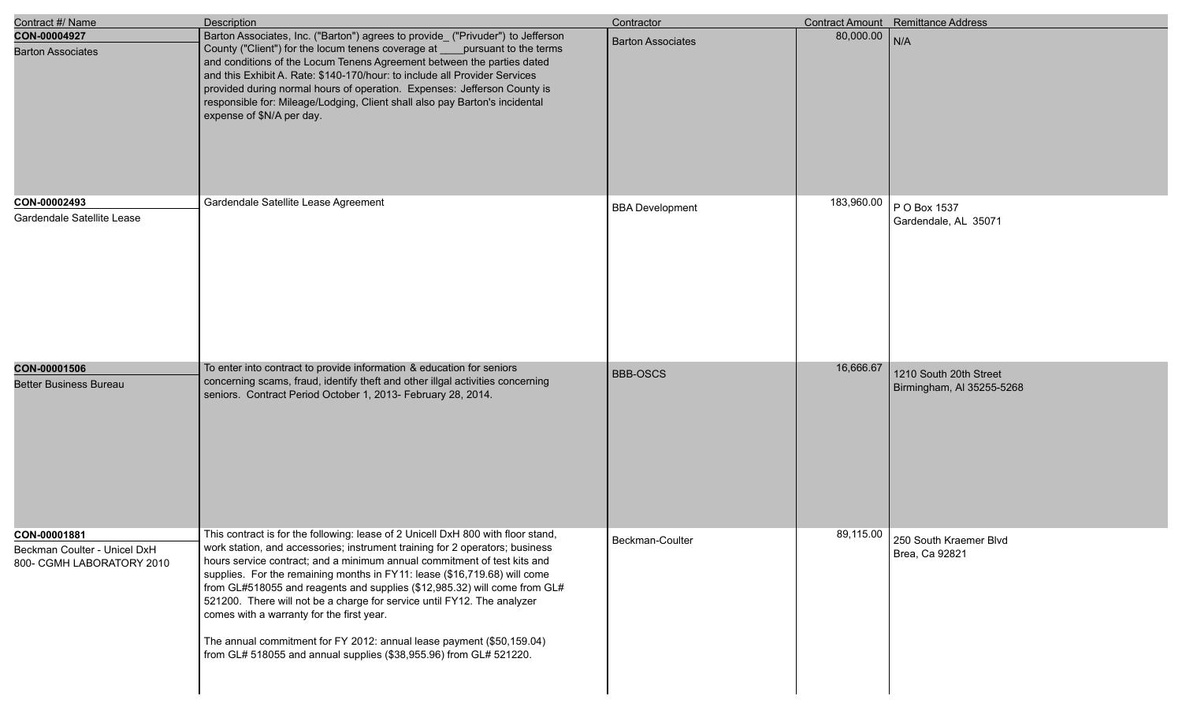| Contract #/ Name | Description | Contractor | Contract Amount | Remittance Address |
|---|---|---|---|---|
| **CON-00004927**<br>Barton Associates | Barton Associates, Inc. ("Barton") agrees to provide_ ("Privuder") to Jefferson County ("Client") for the locum tenens coverage at ____pursuant to the terms and conditions of the Locum Tenens Agreement between the parties dated and this Exhibit A. Rate: $140-170/hour: to include all Provider Services provided during normal hours of operation. Expenses: Jefferson County is responsible for: Mileage/Lodging, Client shall also pay Barton's incidental expense of $N/A per day. | Barton Associates | 80,000.00 | N/A |
| **CON-00002493**<br>Gardendale Satellite Lease | Gardendale Satellite Lease Agreement | BBA Development | 183,960.00 | P O Box 1537<br>Gardendale, AL 35071 |
| **CON-00001506**<br>Better Business Bureau | To enter into contract to provide information & education for seniors concerning scams, fraud, identify theft and other illgal activities concerning seniors. Contract Period October 1, 2013- February 28, 2014. | BBB-OSCS | 16,666.67 | 1210 South 20th Street<br>Birmingham, Al 35255-5268 |
| **CON-00001881**<br>Beckman Coulter - Unicel DxH 800- CGMH LABORATORY 2010 | This contract is for the following: lease of 2 Unicell DxH 800 with floor stand, work station, and accessories; instrument training for 2 operators; business hours service contract; and a minimum annual commitment of test kits and supplies. For the remaining months in FY11: lease ($16,719.68) will come from GL#518055 and reagents and supplies ($12,985.32) will come from GL# 521200. There will not be a charge for service until FY12. The analyzer comes with a warranty for the first year.<br><br>The annual commitment for FY 2012: annual lease payment ($50,159.04) from GL# 518055 and annual supplies ($38,955.96) from GL# 521220. | Beckman-Coulter | 89,115.00 | 250 South Kraemer Blvd<br>Brea, Ca 92821 |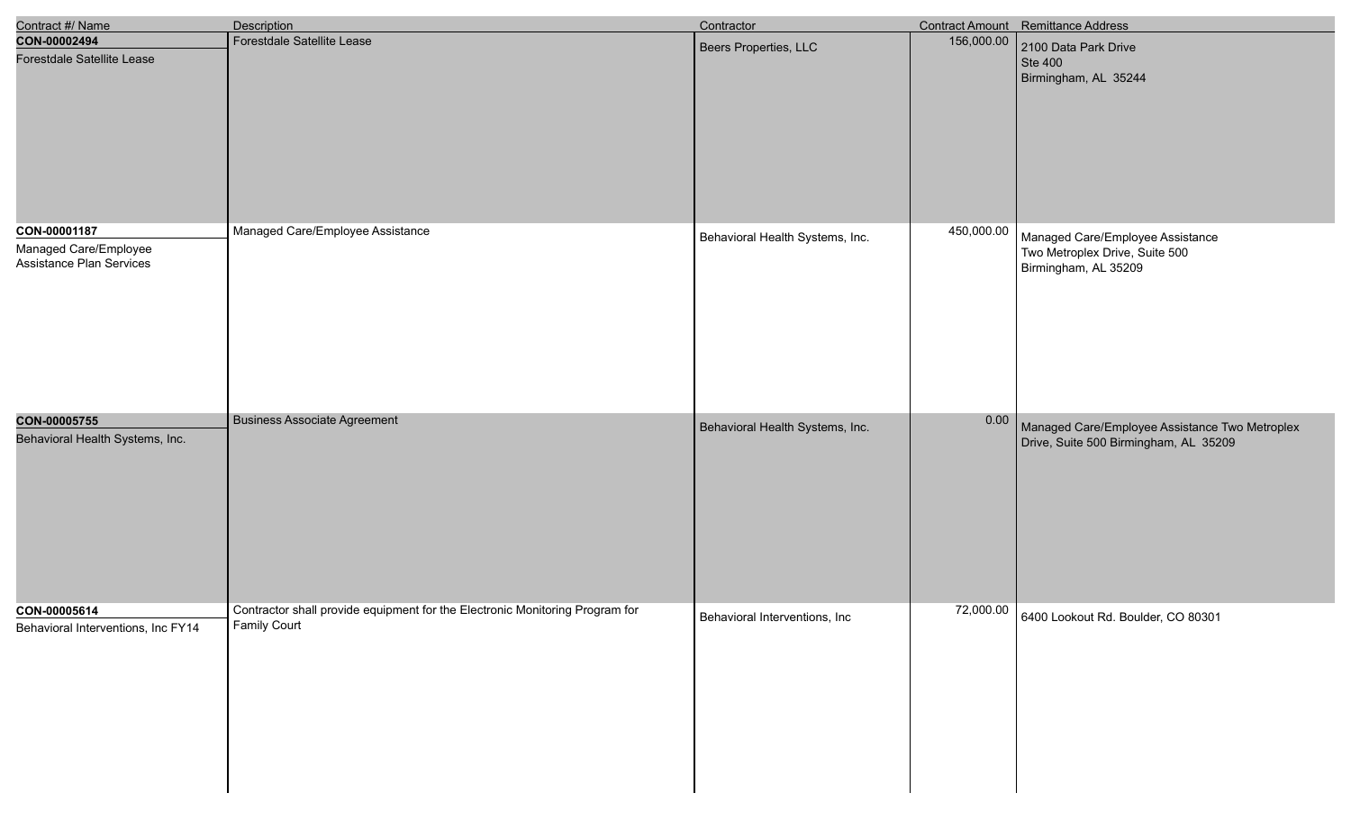| Contract #/ Name | Description | Contractor | Contract Amount | Remittance Address |
|---|---|---|---|---|
| **CON-00002494**<br>Forestdale Satellite Lease | Forestdale Satellite Lease | Beers Properties, LLC | 156,000.00 | 2100 Data Park Drive<br>Ste 400<br>Birmingham, AL 35244 |
| **CON-00001187**<br>Managed Care/Employee Assistance Plan Services | Managed Care/Employee Assistance | Behavioral Health Systems, Inc. | 450,000.00 | Managed Care/Employee Assistance<br>Two Metroplex Drive, Suite 500<br>Birmingham, AL 35209 |
| **CON-00005755**<br>Behavioral Health Systems, Inc. | Business Associate Agreement | Behavioral Health Systems, Inc. | 0.00 | Managed Care/Employee Assistance Two Metroplex Drive, Suite 500 Birmingham, AL 35209 |
| **CON-00005614**<br>Behavioral Interventions, Inc FY14 | Contractor shall provide equipment for the Electronic Monitoring Program for Family Court | Behavioral Interventions, Inc | 72,000.00 | 6400 Lookout Rd. Boulder, CO 80301 |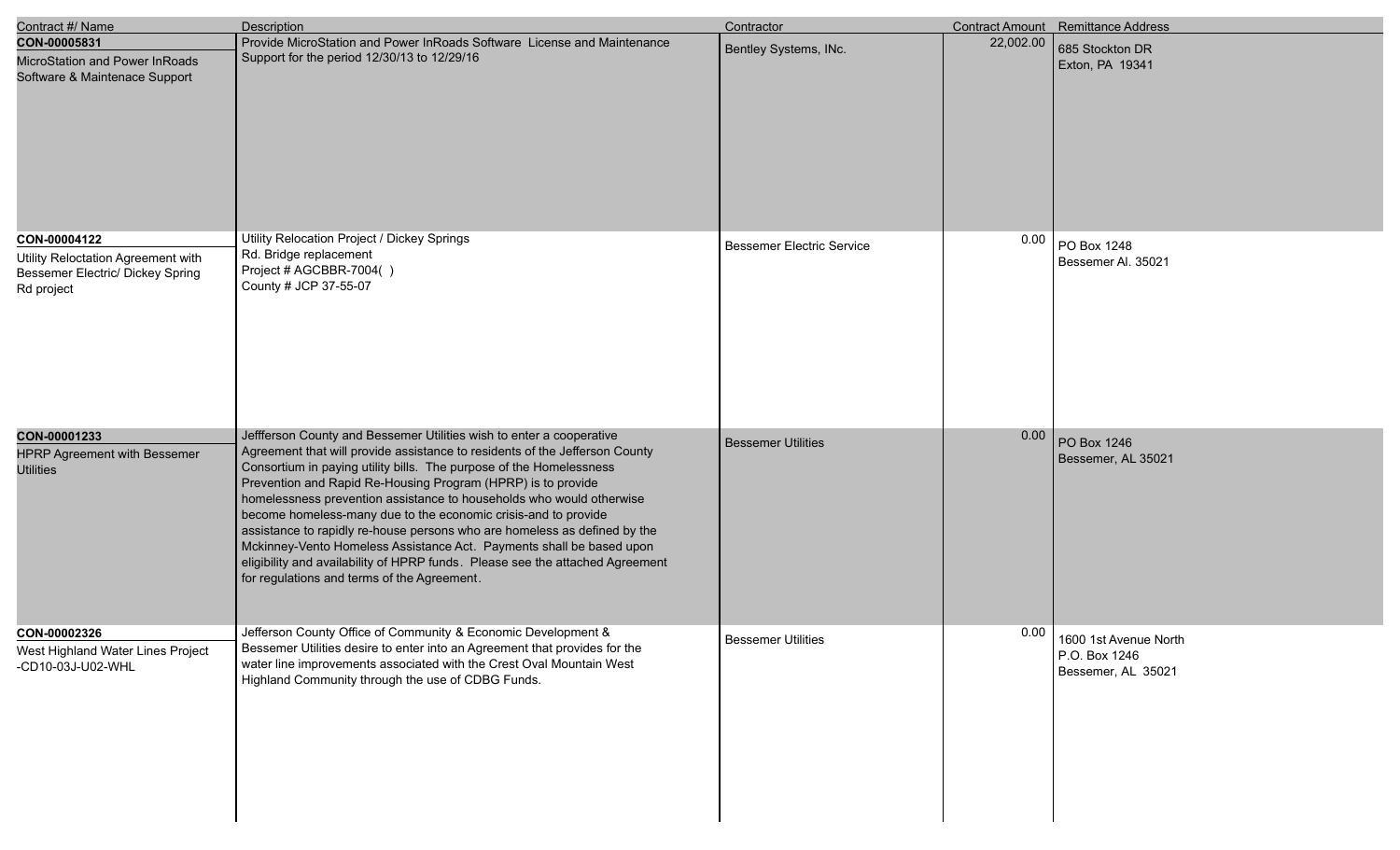| Contract #/ Name | Description | Contractor | Contract Amount | Remittance Address |
|---|---|---|---|---|
| **CON-00005831**<br>MicroStation and Power InRoads Software & Maintenace Support | Provide MicroStation and Power InRoads Software License and Maintenance Support for the period 12/30/13 to 12/29/16 | Bentley Systems, INc. | 22,002.00 | 685 Stockton DR<br>Exton, PA 19341 |
| **CON-00004122**<br>Utility Reloctation Agreement with Bessemer Electric/ Dickey Spring Rd project | Utility Relocation Project / Dickey Springs Rd. Bridge replacement<br>Project # AGCBBR-7004( )<br>County # JCP 37-55-07 | Bessemer Electric Service | 0.00 | PO Box 1248<br>Bessemer Al. 35021 |
| **CON-00001233**<br>HPRP Agreement with Bessemer Utilities | Jeffferson County and Bessemer Utilities wish to enter a cooperative Agreement that will provide assistance to residents of the Jefferson County Consortium in paying utility bills. The purpose of the Homelessness Prevention and Rapid Re-Housing Program (HPRP) is to provide homelessness prevention assistance to households who would otherwise become homeless-many due to the economic crisis-and to provide assistance to rapidly re-house persons who are homeless as defined by the Mckinney-Vento Homeless Assistance Act. Payments shall be based upon eligibility and availability of HPRP funds. Please see the attached Agreement for regulations and terms of the Agreement. | Bessemer Utilities | 0.00 | PO Box 1246<br>Bessemer, AL 35021 |
| **CON-00002326**<br>West Highland Water Lines Project -CD10-03J-U02-WHL | Jefferson County Office of Community & Economic Development & Bessemer Utilities desire to enter into an Agreement that provides for the water line improvements associated with the Crest Oval Mountain West Highland Community through the use of CDBG Funds. | Bessemer Utilities | 0.00 | 1600 1st Avenue North<br>P.O. Box 1246<br>Bessemer, AL 35021 |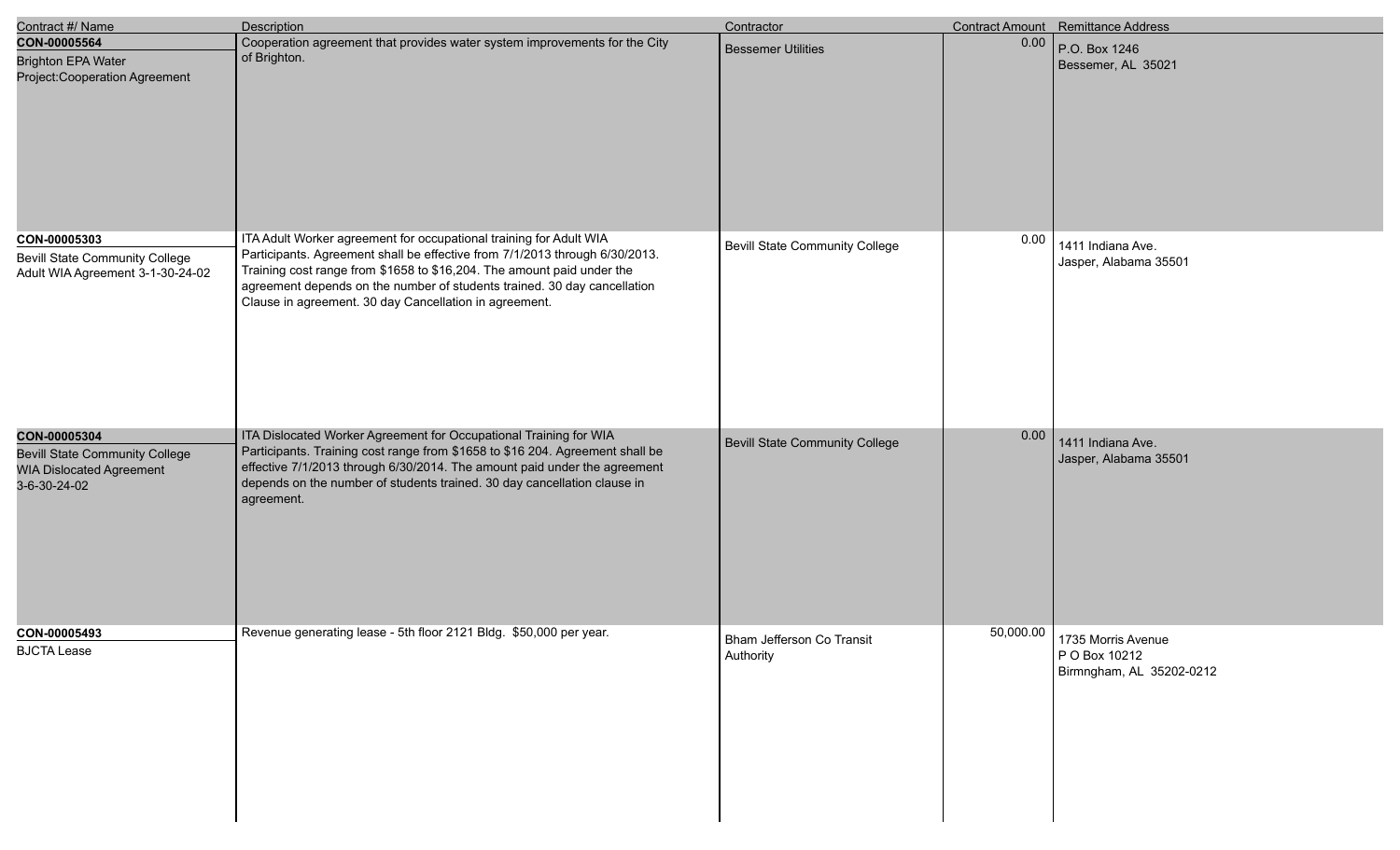| Contract #/ Name | Description | Contractor | Contract Amount | Remittance Address |
|---|---|---|---|---|
| **CON-00005564** Brighton EPA Water Project:Cooperation Agreement | Cooperation agreement that provides water system improvements for the City of Brighton. | Bessemer Utilities | 0.00 | P.O. Box 1246 Bessemer, AL 35021 |
| **CON-00005303** Bevill State Community College Adult WIA Agreement 3-1-30-24-02 | ITA Adult Worker agreement for occupational training for Adult WIA Participants. Agreement shall be effective from 7/1/2013 through 6/30/2013. Training cost range from $1658 to $16,204. The amount paid under the agreement depends on the number of students trained. 30 day cancellation Clause in agreement. 30 day Cancellation in agreement. | Bevill State Community College | 0.00 | 1411 Indiana Ave. Jasper, Alabama 35501 |
| **CON-00005304** Bevill State Community College WIA Dislocated Agreement 3-6-30-24-02 | ITA Dislocated Worker Agreement for Occupational Training for WIA Participants. Training cost range from $1658 to $16 204. Agreement shall be effective 7/1/2013 through 6/30/2014. The amount paid under the agreement depends on the number of students trained. 30 day cancellation clause in agreement. | Bevill State Community College | 0.00 | 1411 Indiana Ave. Jasper, Alabama 35501 |
| **CON-00005493** BJCTA Lease | Revenue generating lease - 5th floor 2121 Bldg. $50,000 per year. | Bham Jefferson Co Transit Authority | 50,000.00 | 1735 Morris Avenue P O Box 10212 Birmngham, AL 35202-0212 |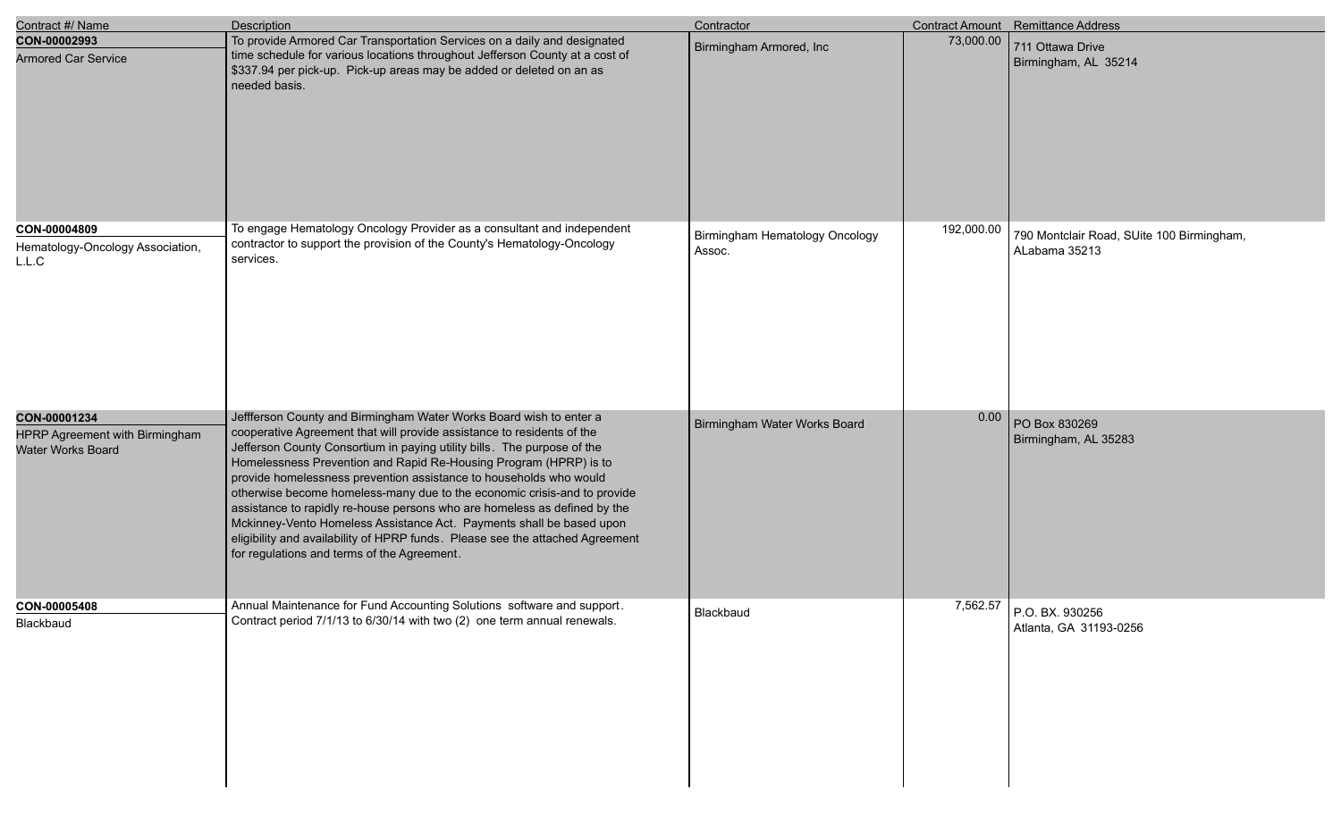| Contract #/ Name | Description | Contractor | Contract Amount | Remittance Address |
|---|---|---|---|---|
| **CON-00002993** Armored Car Service | To provide Armored Car Transportation Services on a daily and designated time schedule for various locations throughout Jefferson County at a cost of $337.94 per pick-up. Pick-up areas may be added or deleted on an as needed basis. | Birmingham Armored, Inc | 73,000.00 | 711 Ottawa Drive Birmingham, AL 35214 |
| **CON-00004809** Hematology-Oncology Association, L.L.C | To engage Hematology Oncology Provider as a consultant and independent contractor to support the provision of the County's Hematology-Oncology services. | Birmingham Hematology Oncology Assoc. | 192,000.00 | 790 Montclair Road, SUite 100 Birmingham, ALabama 35213 |
| **CON-00001234** HPRP Agreement with Birmingham Water Works Board | Jeffferson County and Birmingham Water Works Board wish to enter a cooperative Agreement that will provide assistance to residents of the Jefferson County Consortium in paying utility bills. The purpose of the Homelessness Prevention and Rapid Re-Housing Program (HPRP) is to provide homelessness prevention assistance to households who would otherwise become homeless-many due to the economic crisis-and to provide assistance to rapidly re-house persons who are homeless as defined by the Mckinney-Vento Homeless Assistance Act. Payments shall be based upon eligibility and availability of HPRP funds. Please see the attached Agreement for regulations and terms of the Agreement. | Birmingham Water Works Board | 0.00 | PO Box 830269 Birmingham, AL 35283 |
| **CON-00005408** Blackbaud | Annual Maintenance for Fund Accounting Solutions software and support. Contract period 7/1/13 to 6/30/14 with two (2) one term annual renewals. | Blackbaud | 7,562.57 | P.O. BX. 930256 Atlanta, GA 31193-0256 |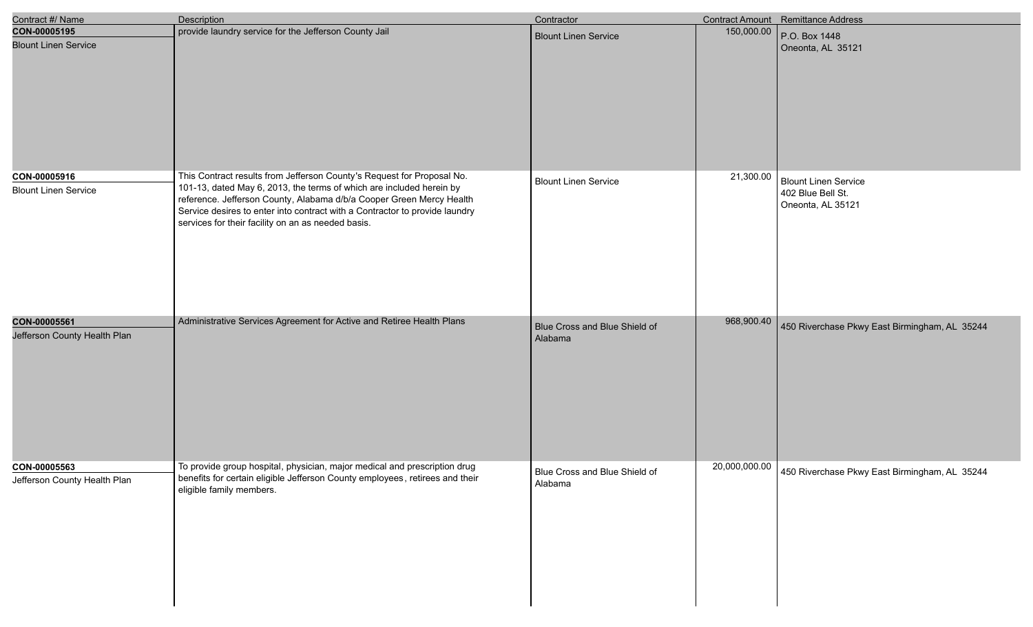| Contract #/ Name | Description | Contractor | Contract Amount | Remittance Address |
| --- | --- | --- | --- | --- |
| **CON-00005195**<br>Blount Linen Service | provide laundry service for the Jefferson County Jail | Blount Linen Service | 150,000.00 | P.O. Box 1448<br>Oneonta, AL 35121 |
| **CON-00005916**<br>Blount Linen Service | This Contract results from Jefferson County's Request for Proposal No. 101-13, dated May 6, 2013, the terms of which are included herein by reference. Jefferson County, Alabama d/b/a Cooper Green Mercy Health Service desires to enter into contract with a Contractor to provide laundry services for their facility on an as needed basis. | Blount Linen Service | 21,300.00 | Blount Linen Service<br>402 Blue Bell St.<br>Oneonta, AL 35121 |
| **CON-00005561**<br>Jefferson County Health Plan | Administrative Services Agreement for Active and Retiree Health Plans | Blue Cross and Blue Shield of Alabama | 968,900.40 | 450 Riverchase Pkwy East Birmingham, AL 35244 |
| **CON-00005563**<br>Jefferson County Health Plan | To provide group hospital, physician, major medical and prescription drug benefits for certain eligible Jefferson County employees, retirees and their eligible family members. | Blue Cross and Blue Shield of Alabama | 20,000,000.00 | 450 Riverchase Pkwy East Birmingham, AL 35244 |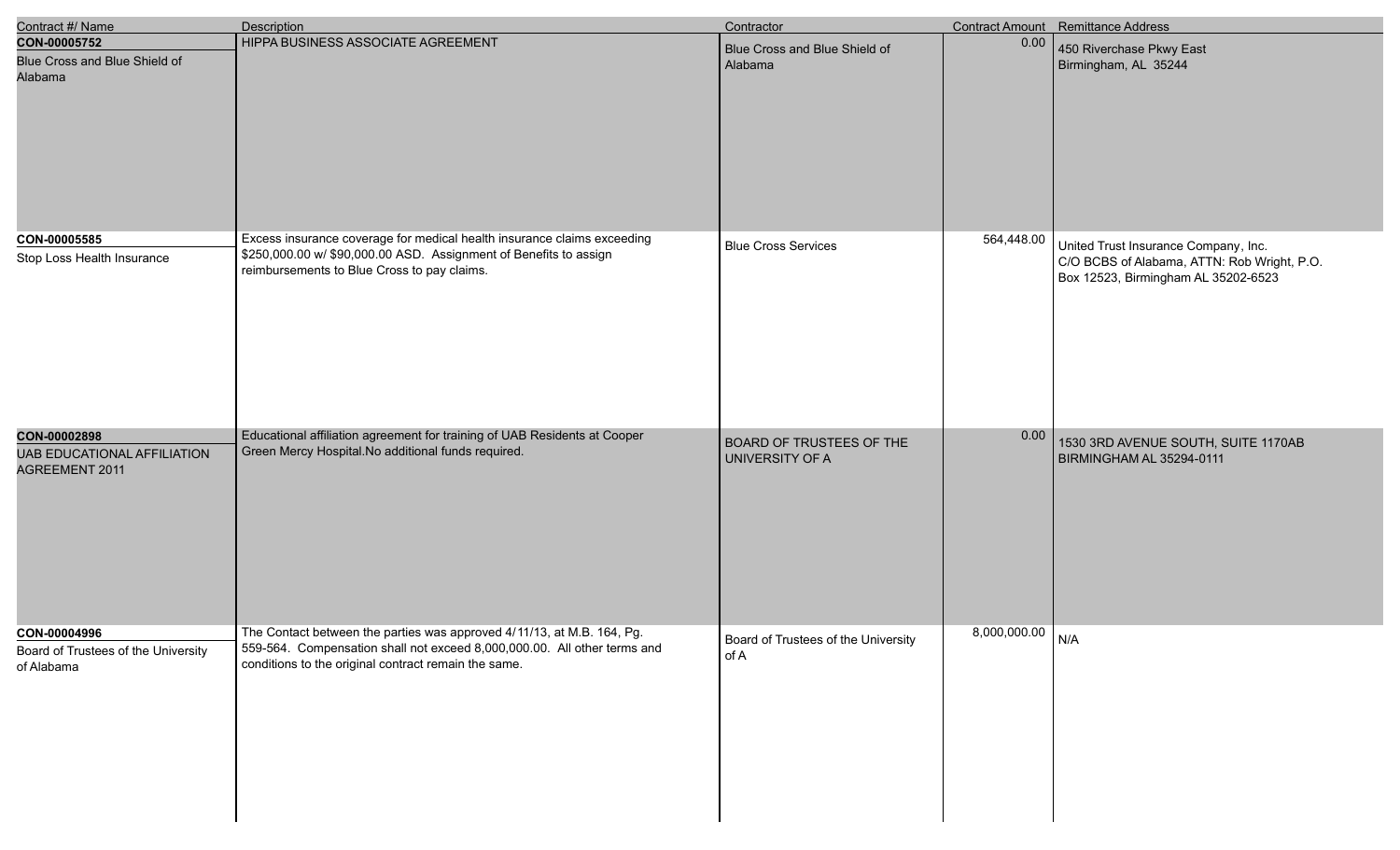| Contract #/ Name | Description | Contractor | Contract Amount | Remittance Address |
| --- | --- | --- | --- | --- |
| **CON-00005752**<br>Blue Cross and Blue Shield of Alabama | HIPPA BUSINESS ASSOCIATE AGREEMENT | Blue Cross and Blue Shield of Alabama | 0.00 | 450 Riverchase Pkwy East<br>Birmingham, AL 35244 |
| **CON-00005585**<br>Stop Loss Health Insurance | Excess insurance coverage for medical health insurance claims exceeding $250,000.00 w/ $90,000.00 ASD. Assignment of Benefits to assign reimbursements to Blue Cross to pay claims. | Blue Cross Services | 564,448.00 | United Trust Insurance Company, Inc.<br>C/O BCBS of Alabama, ATTN: Rob Wright, P.O. Box 12523, Birmingham AL 35202-6523 |
| **CON-00002898**<br>UAB EDUCATIONAL AFFILIATION AGREEMENT 2011 | Educational affiliation agreement for training of UAB Residents at Cooper Green Mercy Hospital.No additional funds required. | BOARD OF TRUSTEES OF THE UNIVERSITY OF A | 0.00 | 1530 3RD AVENUE SOUTH, SUITE 1170AB<br>BIRMINGHAM AL 35294-0111 |
| **CON-00004996**<br>Board of Trustees of the University of Alabama | The Contact between the parties was approved 4/11/13, at M.B. 164, Pg. 559-564. Compensation shall not exceed 8,000,000.00. All other terms and conditions to the original contract remain the same. | Board of Trustees of the University of A | 8,000,000.00 | N/A |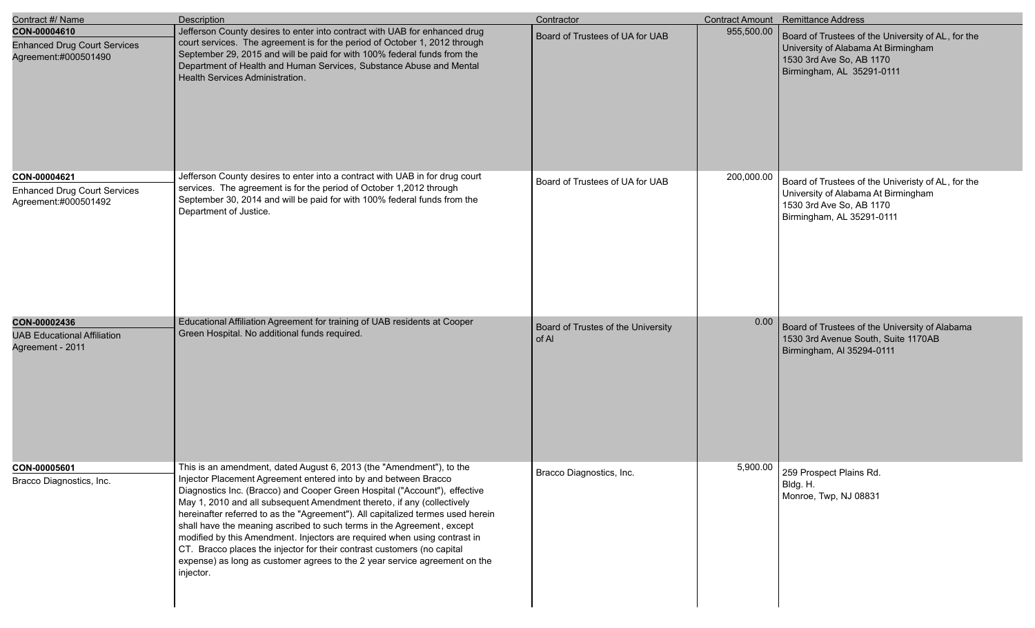| Contract #/ Name | Description | Contractor | Contract Amount | Remittance Address |
| --- | --- | --- | --- | --- |
| **CON-00004610**<br>Enhanced Drug Court Services Agreement:#000501490 | Jefferson County desires to enter into contract with UAB for enhanced drug court services. The agreement is for the period of October 1, 2012 through September 29, 2015 and will be paid for with 100% federal funds from the Department of Health and Human Services, Substance Abuse and Mental Health Services Administration. | Board of Trustees of UA for UAB | 955,500.00 | Board of Trustees of the University of AL, for the University of Alabama At Birmingham<br>1530 3rd Ave So, AB 1170<br>Birmingham, AL 35291-0111 |
| **CON-00004621**<br>Enhanced Drug Court Services Agreement:#000501492 | Jefferson County desires to enter into a contract with UAB in for drug court services. The agreement is for the period of October 1,2012 through September 30, 2014 and will be paid for with 100% federal funds from the Department of Justice. | Board of Trustees of UA for UAB | 200,000.00 | Board of Trustees of the Univeristy of AL, for the University of Alabama At Birmingham<br>1530 3rd Ave So, AB 1170<br>Birmingham, AL 35291-0111 |
| **CON-00002436**<br>UAB Educational Affiliation Agreement - 2011 | Educational Affiliation Agreement for training of UAB residents at Cooper Green Hospital. No additional funds required. | Board of Trustes of the University of Al | 0.00 | Board of Trustees of the University of Alabama<br>1530 3rd Avenue South, Suite 1170AB<br>Birmingham, Al 35294-0111 |
| **CON-00005601**<br>Bracco Diagnostics, Inc. | This is an amendment, dated August 6, 2013 (the "Amendment"), to the Injector Placement Agreement entered into by and between Bracco Diagnostics Inc. (Bracco) and Cooper Green Hospital ("Account"), effective May 1, 2010 and all subsequent Amendment thereto, if any (collectively hereinafter referred to as the "Agreement"). All capitalized termes used herein shall have the meaning ascribed to such terms in the Agreement, except modified by this Amendment. Injectors are required when using contrast in CT. Bracco places the injector for their contrast customers (no capital expense) as long as customer agrees to the 2 year service agreement on the injector. | Bracco Diagnostics, Inc. | 5,900.00 | 259 Prospect Plains Rd.<br>Bldg. H.<br>Monroe, Twp, NJ 08831 |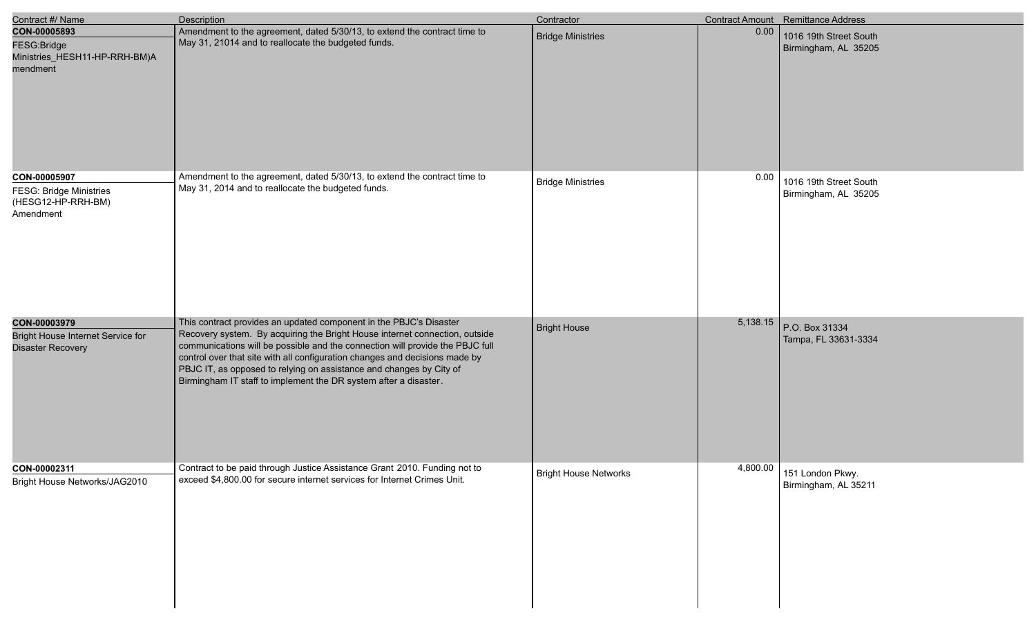| Contract #/ Name | Description | Contractor | Contract Amount | Remittance Address |
|---|---|---|---|---|
| **CON-00005893**<br>FESG:Bridge Ministries_HESH11-HP-RRH-BM)Amendment | Amendment to the agreement, dated 5/30/13, to extend the contract time to May 31, 21014 and to reallocate the budgeted funds. | Bridge Ministries | 0.00 | 1016 19th Street South<br>Birmingham, AL 35205 |
| **CON-00005907**<br>FESG: Bridge Ministries (HESG12-HP-RRH-BM) Amendment | Amendment to the agreement, dated 5/30/13, to extend the contract time to May 31, 2014 and to reallocate the budgeted funds. | Bridge Ministries | 0.00 | 1016 19th Street South<br>Birmingham, AL 35205 |
| **CON-00003979**<br>Bright House Internet Service for Disaster Recovery | This contract provides an updated component in the PBJC's Disaster Recovery system. By acquiring the Bright House internet connection, outside communications will be possible and the connection will provide the PBJC full control over that site with all configuration changes and decisions made by PBJC IT, as opposed to relying on assistance and changes by City of Birmingham IT staff to implement the DR system after a disaster. | Bright House | 5,138.15 | P.O. Box 31334<br>Tampa, FL 33631-3334 |
| **CON-00002311**<br>Bright House Networks/JAG2010 | Contract to be paid through Justice Assistance Grant 2010. Funding not to exceed $4,800.00 for secure internet services for Internet Crimes Unit. | Bright House Networks | 4,800.00 | 151 London Pkwy.<br>Birmingham, AL 35211 |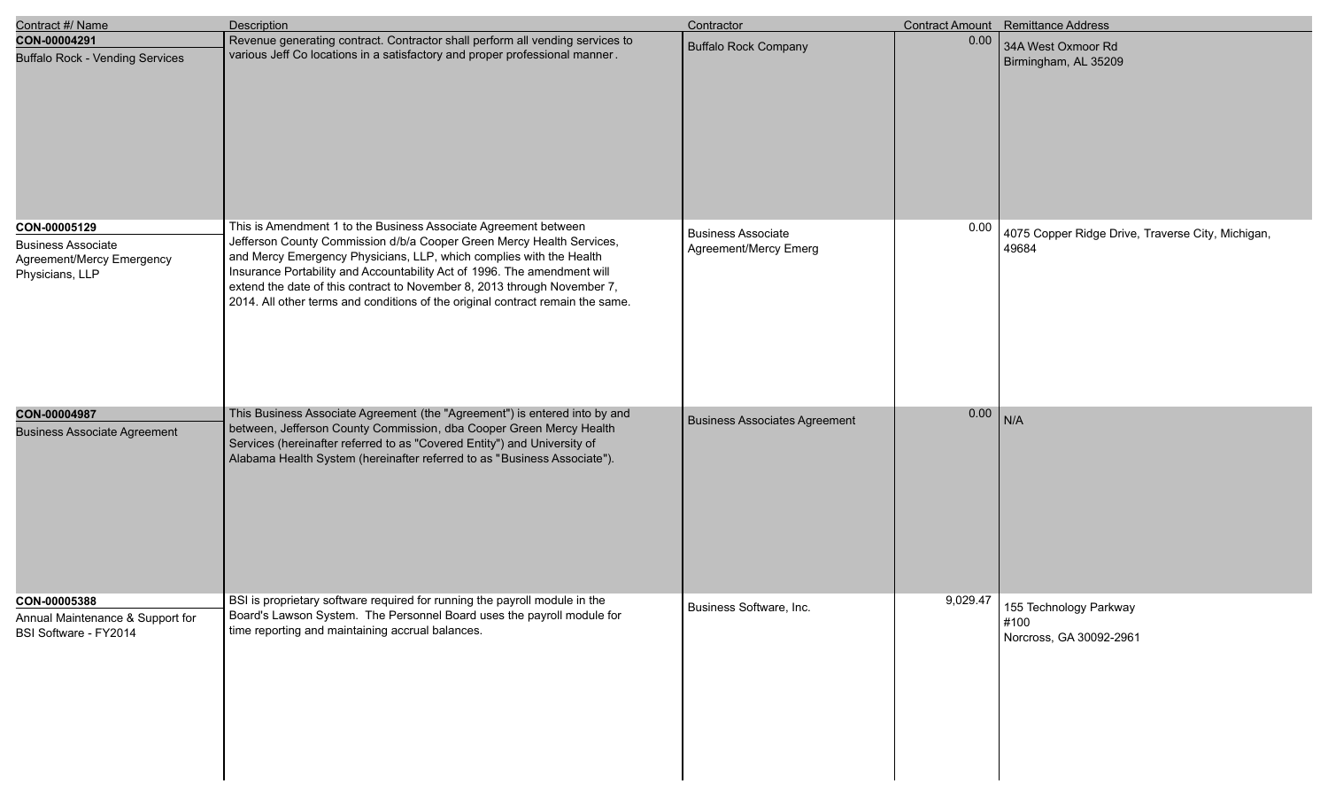| Contract #/ Name | Description | Contractor | Contract Amount | Remittance Address |
|---|---|---|---|---|
| **CON-00004291**<br>Buffalo Rock - Vending Services | Revenue generating contract. Contractor shall perform all vending services to various Jeff Co locations in a satisfactory and proper professional manner. | Buffalo Rock Company | 0.00 | 34A West Oxmoor Rd<br>Birmingham, AL 35209 |
| **CON-00005129**<br>Business Associate Agreement/Mercy Emergency Physicians, LLP | This is Amendment 1 to the Business Associate Agreement between Jefferson County Commission d/b/a Cooper Green Mercy Health Services, and Mercy Emergency Physicians, LLP, which complies with the Health Insurance Portability and Accountability Act of 1996. The amendment will extend the date of this contract to November 8, 2013 through November 7, 2014. All other terms and conditions of the original contract remain the same. | Business Associate Agreement/Mercy Emerg | 0.00 | 4075 Copper Ridge Drive, Traverse City, Michigan, 49684 |
| **CON-00004987**<br>Business Associate Agreement | This Business Associate Agreement (the "Agreement") is entered into by and between, Jefferson County Commission, dba Cooper Green Mercy Health Services (hereinafter referred to as "Covered Entity") and University of Alabama Health System (hereinafter referred to as "Business Associate"). | Business Associates Agreement | 0.00 | N/A |
| **CON-00005388**<br>Annual Maintenance & Support for BSI Software - FY2014 | BSI is proprietary software required for running the payroll module in the Board's Lawson System. The Personnel Board uses the payroll module for time reporting and maintaining accrual balances. | Business Software, Inc. | 9,029.47 | 155 Technology Parkway<br>#100<br>Norcross, GA 30092-2961 |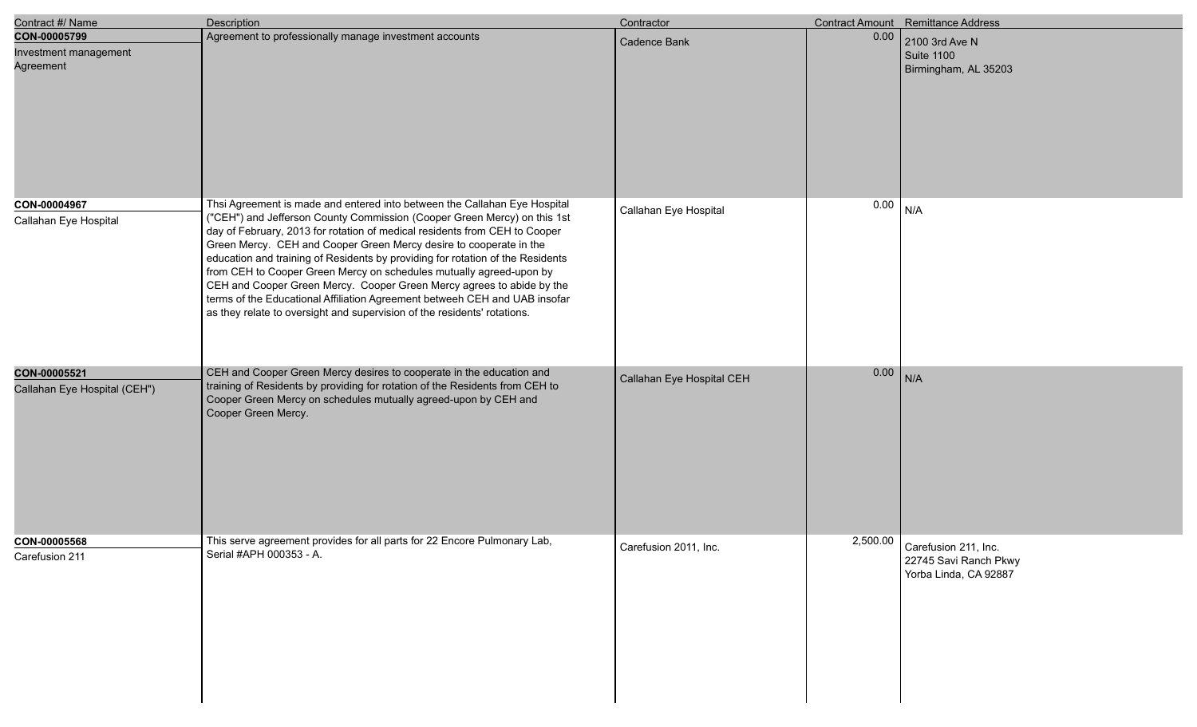| Contract #/ Name | Description | Contractor | Contract Amount | Remittance Address |
|---|---|---|---|---|
| **CON-00005799**<br>Investment management Agreement | Agreement to professionally manage investment accounts | Cadence Bank | 0.00 | 2100 3rd Ave N<br>Suite 1100<br>Birmingham, AL 35203 |
| **CON-00004967**<br>Callahan Eye Hospital | Thsi Agreement is made and entered into between the Callahan Eye Hospital ("CEH") and Jefferson County Commission (Cooper Green Mercy) on this 1st day of February, 2013 for rotation of medical residents from CEH to Cooper Green Mercy. CEH and Cooper Green Mercy desire to cooperate in the education and training of Residents by providing for rotation of the Residents from CEH to Cooper Green Mercy on schedules mutually agreed-upon by CEH and Cooper Green Mercy. Cooper Green Mercy agrees to abide by the terms of the Educational Affiliation Agreement betweeh CEH and UAB insofar as they relate to oversight and supervision of the residents' rotations. | Callahan Eye Hospital | 0.00 | N/A |
| **CON-00005521**<br>Callahan Eye Hospital (CEH") | CEH and Cooper Green Mercy desires to cooperate in the education and training of Residents by providing for rotation of the Residents from CEH to Cooper Green Mercy on schedules mutually agreed-upon by CEH and Cooper Green Mercy. | Callahan Eye Hospital CEH | 0.00 | N/A |
| **CON-00005568**<br>Carefusion 211 | This serve agreement provides for all parts for 22 Encore Pulmonary Lab, Serial #APH 000353 - A. | Carefusion 2011, Inc. | 2,500.00 | Carefusion 211, Inc.<br>22745 Savi Ranch Pkwy<br>Yorba Linda, CA 92887 |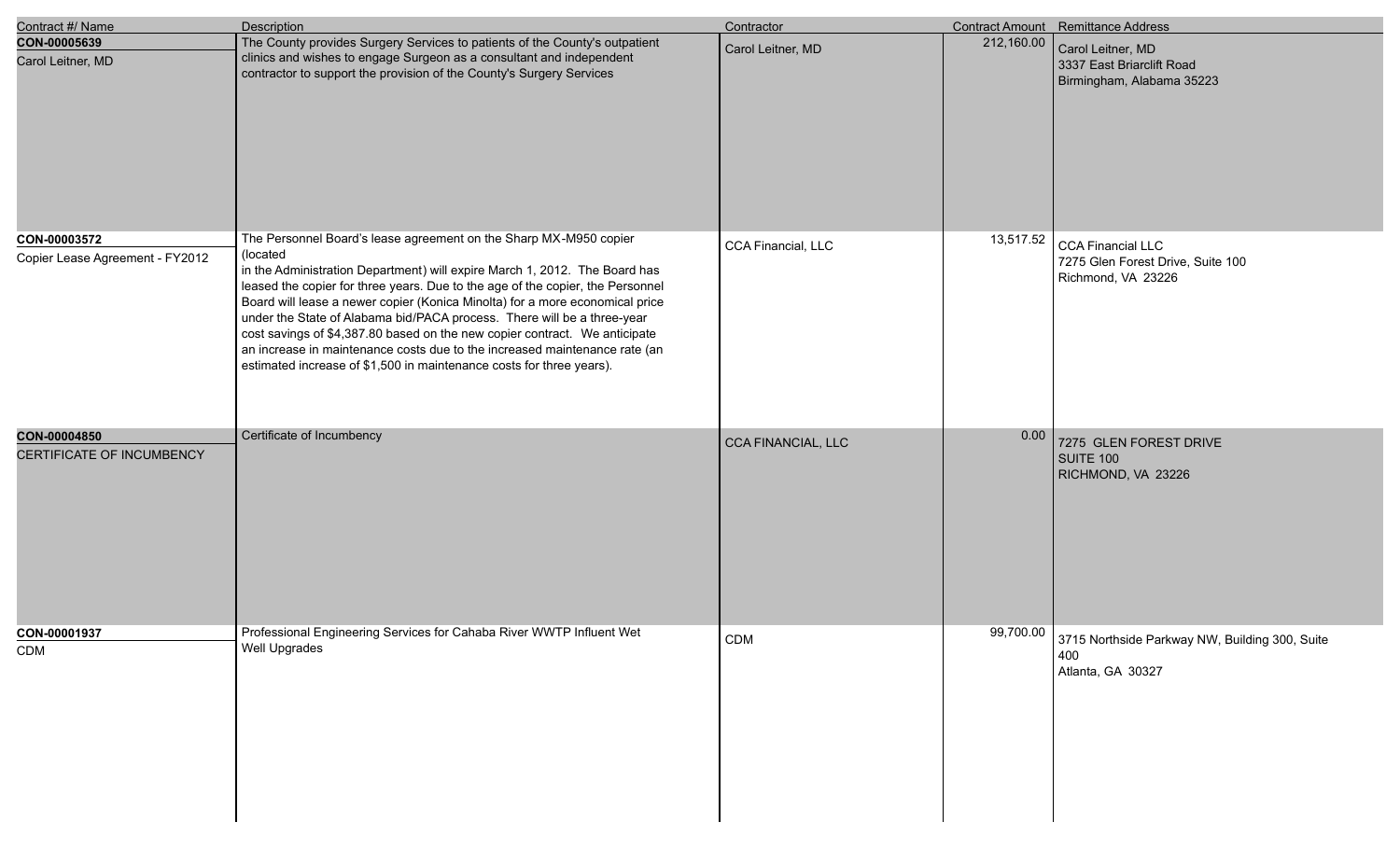| Contract #/ Name | Description | Contractor | Contract Amount | Remittance Address |
|---|---|---|---|---|
| **CON-00005639**<br>Carol Leitner, MD | The County provides Surgery Services to patients of the County's outpatient clinics and wishes to engage Surgeon as a consultant and independent contractor to support the provision of the County's Surgery Services | Carol Leitner, MD | 212,160.00 | Carol Leitner, MD<br>3337 East Briarclift Road<br>Birmingham, Alabama 35223 |
| **CON-00003572**<br>Copier Lease Agreement - FY2012 | The Personnel Board's lease agreement on the Sharp MX-M950 copier (located in the Administration Department) will expire March 1, 2012. The Board has leased the copier for three years. Due to the age of the copier, the Personnel Board will lease a newer copier (Konica Minolta) for a more economical price under the State of Alabama bid/PACA process. There will be a three-year cost savings of $4,387.80 based on the new copier contract. We anticipate an increase in maintenance costs due to the increased maintenance rate (an estimated increase of $1,500 in maintenance costs for three years). | CCA Financial, LLC | 13,517.52 | CCA Financial LLC<br>7275 Glen Forest Drive, Suite 100<br>Richmond, VA 23226 |
| **CON-00004850**<br>CERTIFICATE OF INCUMBENCY | Certificate of Incumbency | CCA FINANCIAL, LLC | 0.00 | 7275 GLEN FOREST DRIVE<br>SUITE 100<br>RICHMOND, VA 23226 |
| **CON-00001937**<br>CDM | Professional Engineering Services for Cahaba River WWTP Influent Wet Well Upgrades | CDM | 99,700.00 | 3715 Northside Parkway NW, Building 300, Suite 400<br>Atlanta, GA 30327 |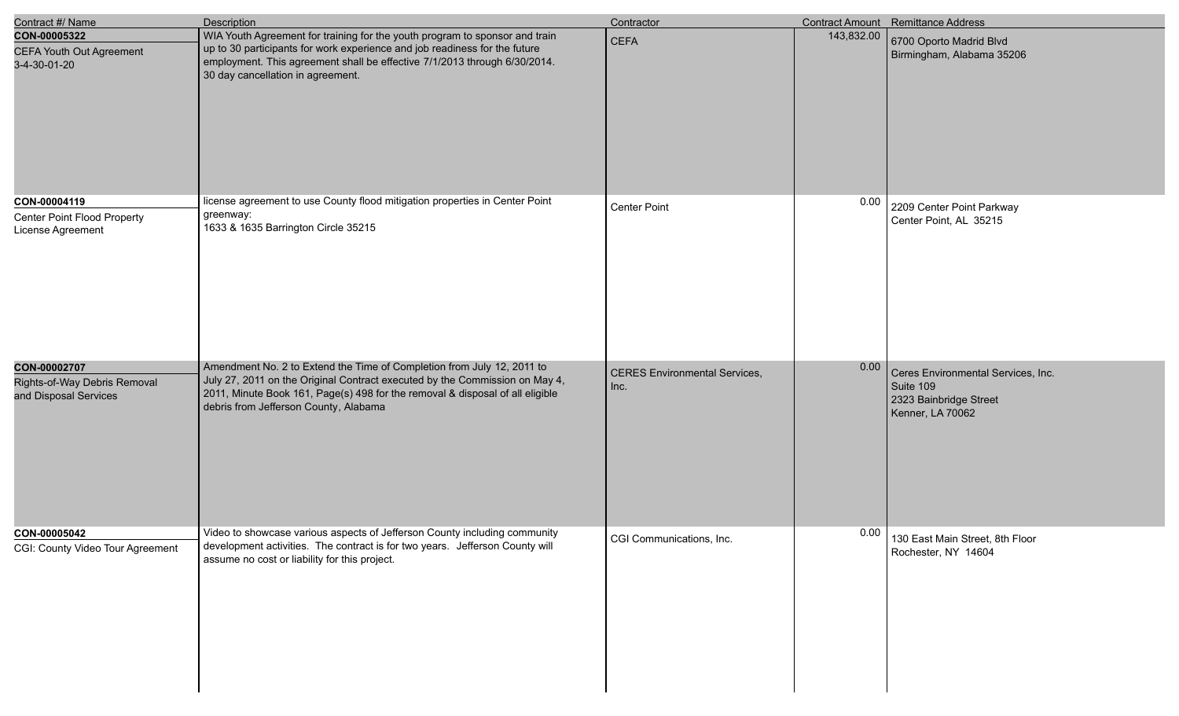| Contract #/ Name | Description | Contractor | Contract Amount | Remittance Address |
|---|---|---|---|---|
| **CON-00005322**<br>CEFA Youth Out Agreement<br>3-4-30-01-20 | WIA Youth Agreement for training for the youth program to sponsor and train up to 30 participants for work experience and job readiness for the future employment. This agreement shall be effective 7/1/2013 through 6/30/2014. 30 day cancellation in agreement. | CEFA | 143,832.00 | 6700 Oporto Madrid Blvd<br>Birmingham, Alabama 35206 |
| **CON-00004119**<br>Center Point Flood Property License Agreement | license agreement to use County flood mitigation properties in Center Point greenway:<br>1633 & 1635 Barrington Circle 35215 | Center Point | 0.00 | 2209 Center Point Parkway<br>Center Point, AL 35215 |
| **CON-00002707**<br>Rights-of-Way Debris Removal and Disposal Services | Amendment No. 2 to Extend the Time of Completion from July 12, 2011 to July 27, 2011 on the Original Contract executed by the Commission on May 4, 2011, Minute Book 161, Page(s) 498 for the removal & disposal of all eligible debris from Jefferson County, Alabama | CERES Environmental Services, Inc. | 0.00 | Ceres Environmental Services, Inc.<br>Suite 109<br>2323 Bainbridge Street<br>Kenner, LA 70062 |
| **CON-00005042**<br>CGI: County Video Tour Agreement | Video to showcase various aspects of Jefferson County including community development activities. The contract is for two years. Jefferson County will assume no cost or liability for this project. | CGI Communications, Inc. | 0.00 | 130 East Main Street, 8th Floor<br>Rochester, NY 14604 |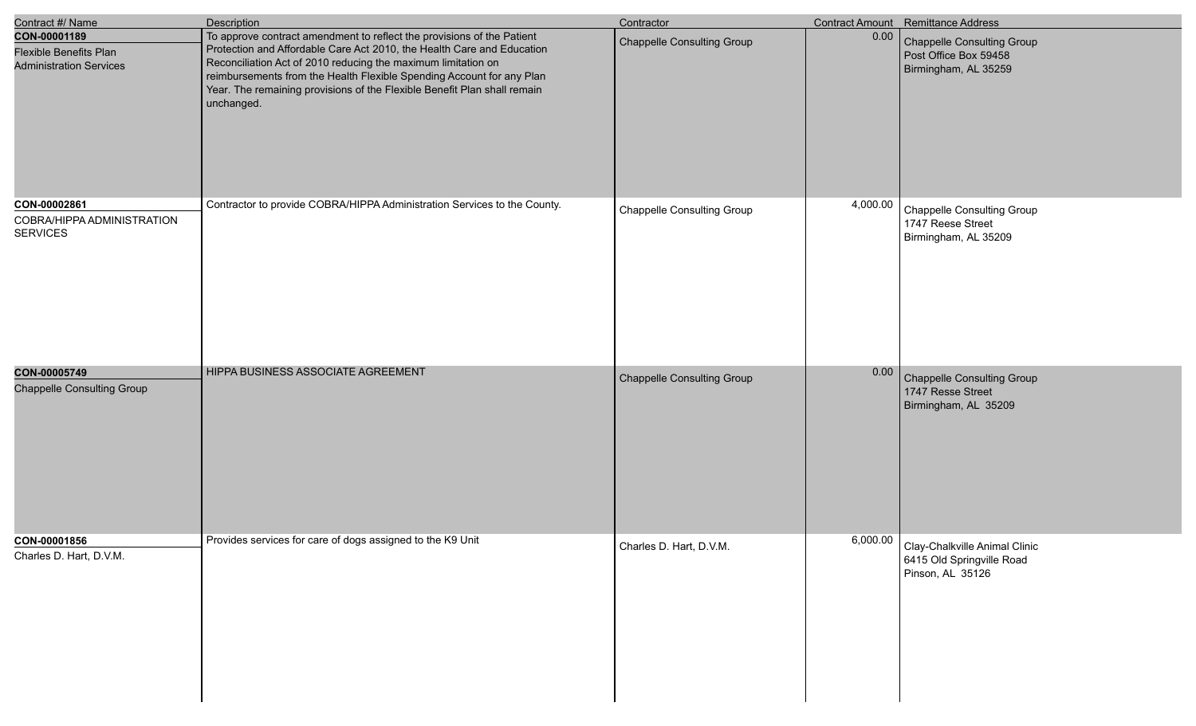| Contract #/ Name | Description | Contractor | Contract Amount | Remittance Address |
| --- | --- | --- | --- | --- |
| **CON-00001189**<br>Flexible Benefits Plan Administration Services | To approve contract amendment to reflect the provisions of the Patient Protection and Affordable Care Act 2010, the Health Care and Education Reconciliation Act of 2010 reducing the maximum limitation on reimbursements from the Health Flexible Spending Account for any Plan Year. The remaining provisions of the Flexible Benefit Plan shall remain unchanged. | Chappelle Consulting Group | 0.00 | Chappelle Consulting Group<br>Post Office Box 59458<br>Birmingham, AL 35259 |
| **CON-00002861**<br>COBRA/HIPPA ADMINISTRATION SERVICES | Contractor to provide COBRA/HIPPA Administration Services to the County. | Chappelle Consulting Group | 4,000.00 | Chappelle Consulting Group<br>1747 Reese Street<br>Birmingham, AL 35209 |
| **CON-00005749**<br>Chappelle Consulting Group | HIPPA BUSINESS ASSOCIATE AGREEMENT | Chappelle Consulting Group | 0.00 | Chappelle Consulting Group<br>1747 Resse Street<br>Birmingham, AL 35209 |
| **CON-00001856**<br>Charles D. Hart, D.V.M. | Provides services for care of dogs assigned to the K9 Unit | Charles D. Hart, D.V.M. | 6,000.00 | Clay-Chalkville Animal Clinic<br>6415 Old Springville Road<br>Pinson, AL 35126 |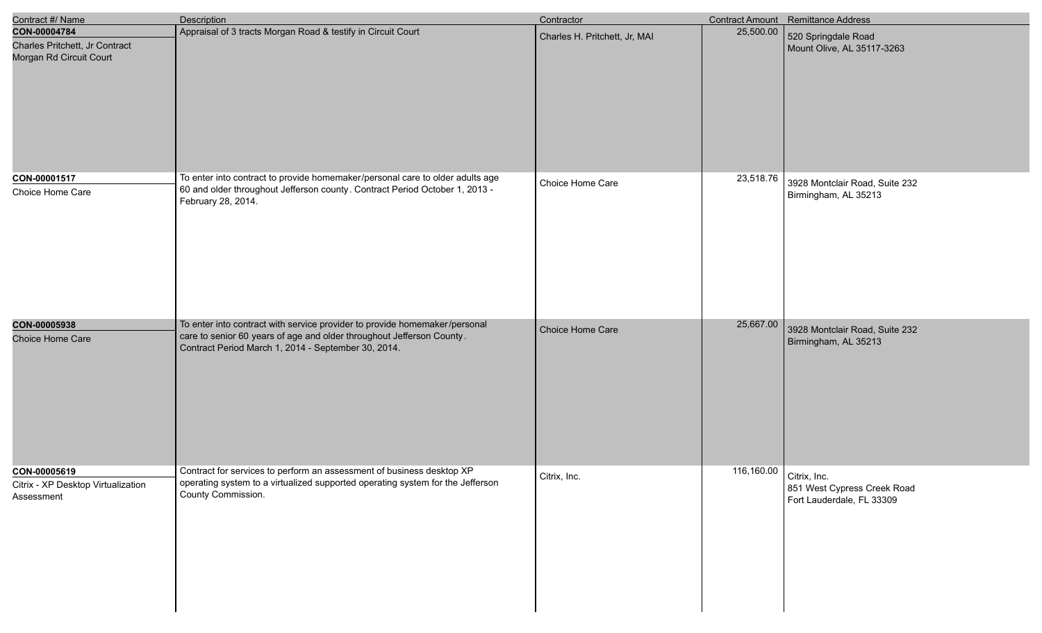| Contract #/ Name | Description | Contractor | Contract Amount | Remittance Address |
|---|---|---|---|---|
| **CON-00004784**<br>Charles Pritchett, Jr Contract Morgan Rd Circuit Court | Appraisal of 3 tracts Morgan Road & testify in Circuit Court | Charles H. Pritchett, Jr, MAI | 25,500.00 | 520 Springdale Road<br>Mount Olive, AL 35117-3263 |
| **CON-00001517**<br>Choice Home Care | To enter into contract to provide homemaker/personal care to older adults age 60 and older throughout Jefferson county. Contract Period October 1, 2013 - February 28, 2014. | Choice Home Care | 23,518.76 | 3928 Montclair Road, Suite 232<br>Birmingham, AL 35213 |
| **CON-00005938**<br>Choice Home Care | To enter into contract with service provider to provide homemaker/personal care to senior 60 years of age and older throughout Jefferson County. Contract Period March 1, 2014 - September 30, 2014. | Choice Home Care | 25,667.00 | 3928 Montclair Road, Suite 232<br>Birmingham, AL 35213 |
| **CON-00005619**<br>Citrix - XP Desktop Virtualization Assessment | Contract for services to perform an assessment of business desktop XP operating system to a virtualized supported operating system for the Jefferson County Commission. | Citrix, Inc. | 116,160.00 | Citrix, Inc.<br>851 West Cypress Creek Road<br>Fort Lauderdale, FL 33309 |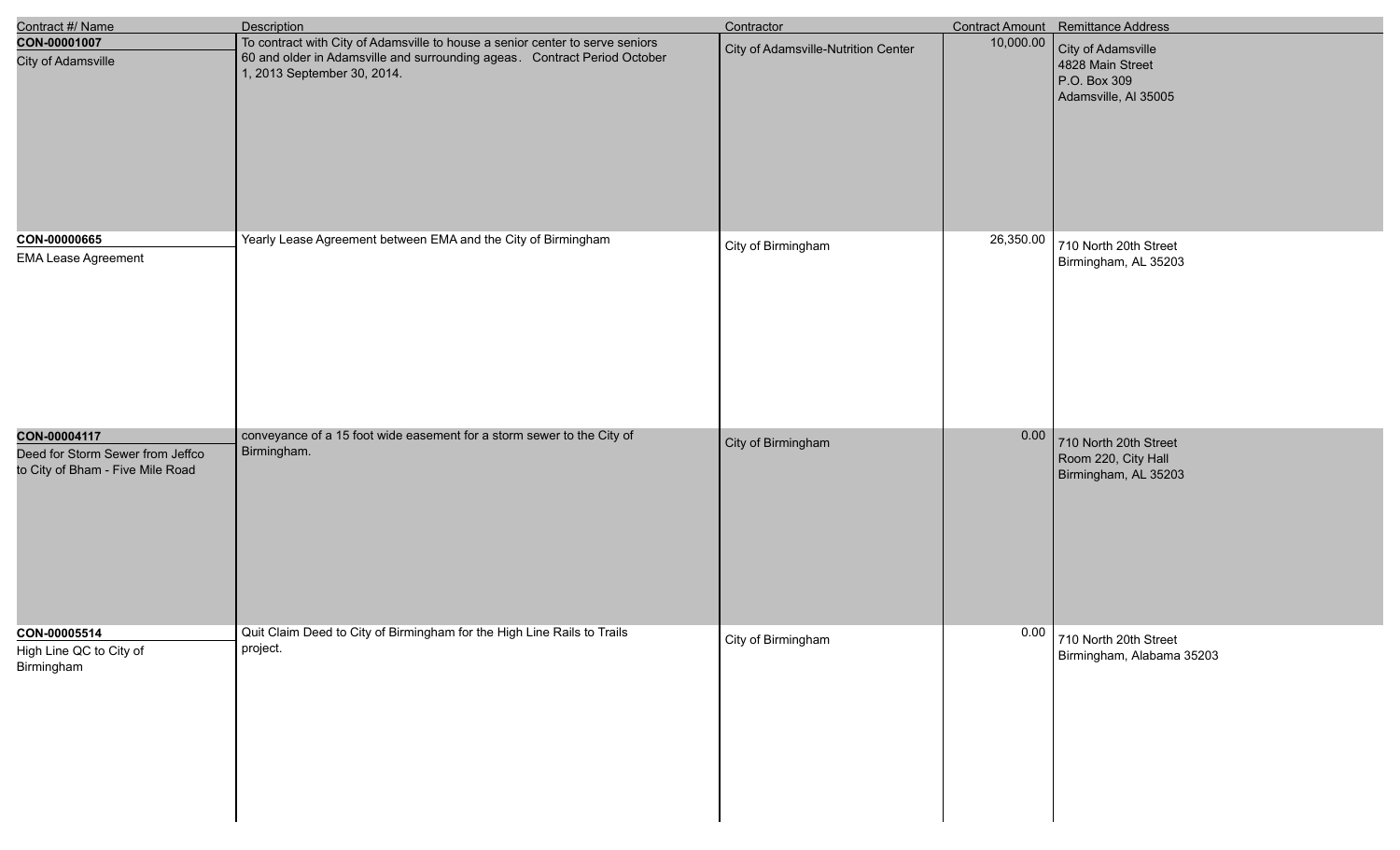| Contract #/ Name | Description | Contractor | Contract Amount | Remittance Address |
|---|---|---|---|---|
| **CON-00001007**<br>City of Adamsville | To contract with City of Adamsville to house a senior center to serve seniors 60 and older in Adamsville and surrounding ageas. Contract Period October 1, 2013 September 30, 2014. | City of Adamsville-Nutrition Center | 10,000.00 | City of Adamsville<br>4828 Main Street<br>P.O. Box 309<br>Adamsville, Al 35005 |
| **CON-00000665**<br>EMA Lease Agreement | Yearly Lease Agreement between EMA and the City of Birmingham | City of Birmingham | 26,350.00 | 710 North 20th Street<br>Birmingham, AL 35203 |
| **CON-00004117**<br>Deed for Storm Sewer from Jeffco to City of Bham - Five Mile Road | conveyance of a 15 foot wide easement for a storm sewer to the City of Birmingham. | City of Birmingham | 0.00 | 710 North 20th Street<br>Room 220, City Hall<br>Birmingham, AL 35203 |
| **CON-00005514**<br>High Line QC to City of Birmingham | Quit Claim Deed to City of Birmingham for the High Line Rails to Trails project. | City of Birmingham | 0.00 | 710 North 20th Street<br>Birmingham, Alabama 35203 |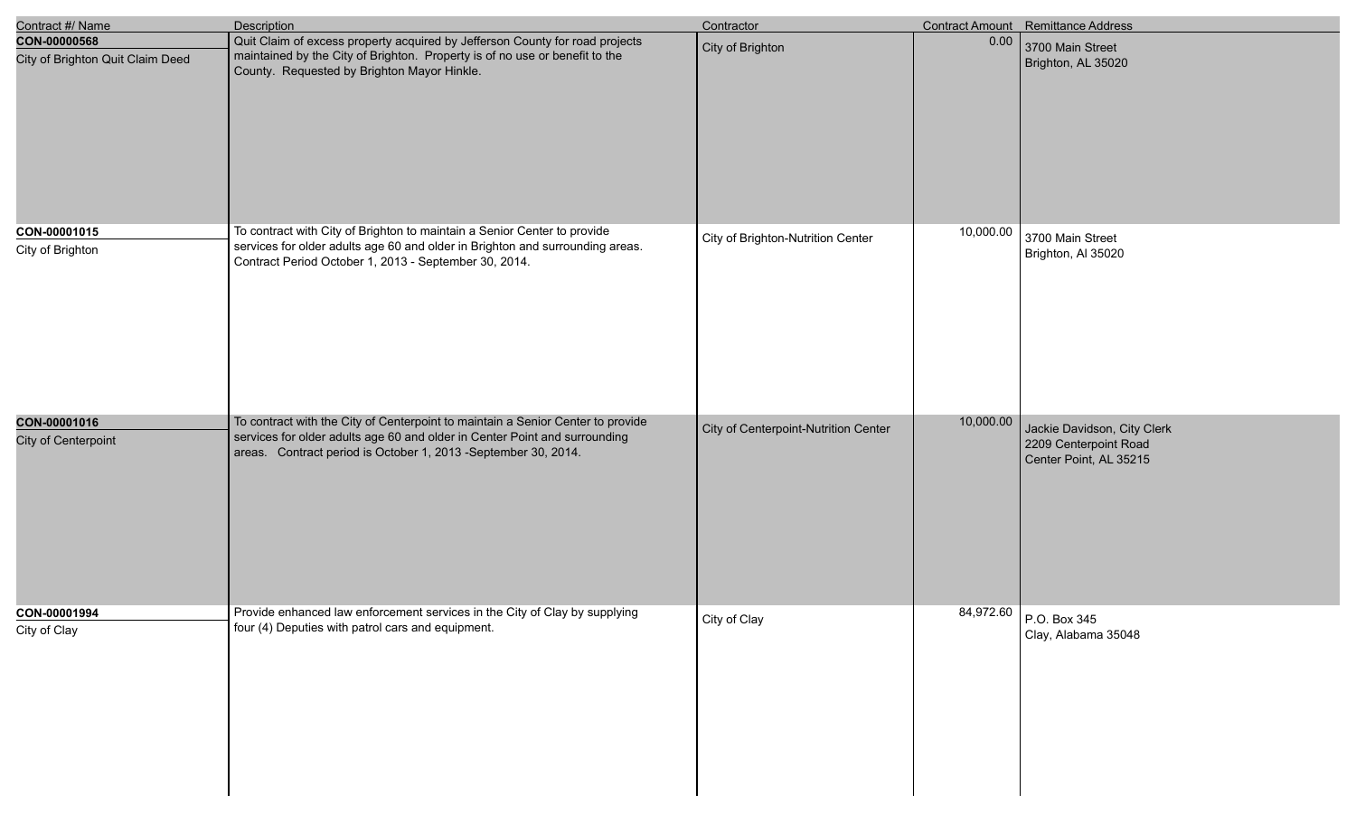| Contract #/ Name | Description | Contractor | Contract Amount | Remittance Address |
| --- | --- | --- | --- | --- |
| **CON-00000568**<br>City of Brighton Quit Claim Deed | Quit Claim of excess property acquired by Jefferson County for road projects maintained by the City of Brighton. Property is of no use or benefit to the County. Requested by Brighton Mayor Hinkle. | City of Brighton | 0.00 | 3700 Main Street<br>Brighton, AL 35020 |
| **CON-00001015**<br>City of Brighton | To contract with City of Brighton to maintain a Senior Center to provide services for older adults age 60 and older in Brighton and surrounding areas. Contract Period October 1, 2013 - September 30, 2014. | City of Brighton-Nutrition Center | 10,000.00 | 3700 Main Street<br>Brighton, Al 35020 |
| **CON-00001016**<br>City of Centerpoint | To contract with the City of Centerpoint to maintain a Senior Center to provide services for older adults age 60 and older in Center Point and surrounding areas. Contract period is October 1, 2013 -September 30, 2014. | City of Centerpoint-Nutrition Center | 10,000.00 | Jackie Davidson, City Clerk<br>2209 Centerpoint Road<br>Center Point, AL 35215 |
| **CON-00001994**<br>City of Clay | Provide enhanced law enforcement services in the City of Clay by supplying four (4) Deputies with patrol cars and equipment. | City of Clay | 84,972.60 | P.O. Box 345<br>Clay, Alabama 35048 |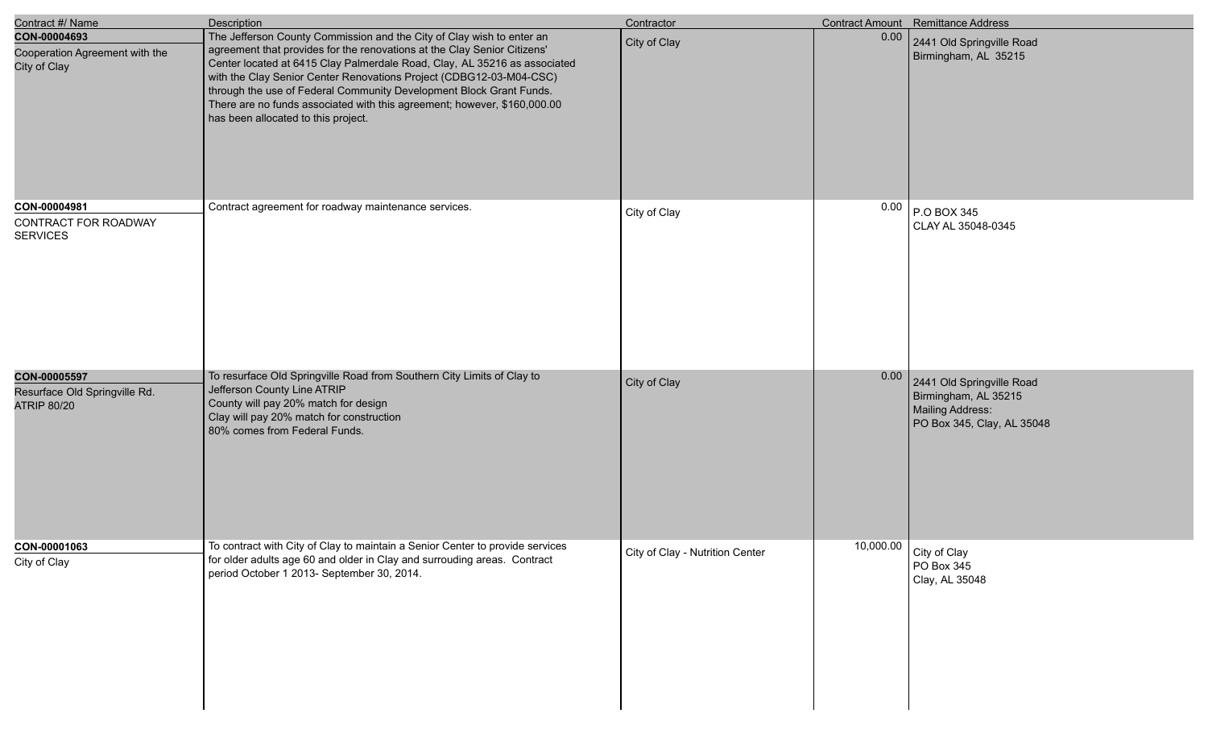| Contract #/ Name | Description | Contractor | Contract Amount | Remittance Address |
| --- | --- | --- | --- | --- |
| **CON-00004693**<br>Cooperation Agreement with the City of Clay | The Jefferson County Commission and the City of Clay wish to enter an agreement that provides for the renovations at the Clay Senior Citizens' Center located at 6415 Clay Palmerdale Road, Clay, AL 35216 as associated with the Clay Senior Center Renovations Project (CDBG12-03-M04-CSC) through the use of Federal Community Development Block Grant Funds. There are no funds associated with this agreement; however, $160,000.00 has been allocated to this project. | City of Clay | 0.00 | 2441 Old Springville Road<br>Birmingham, AL 35215 |
| **CON-00004981**<br>CONTRACT FOR ROADWAY SERVICES | Contract agreement for roadway maintenance services. | City of Clay | 0.00 | P.O BOX 345<br>CLAY AL 35048-0345 |
| **CON-00005597**<br>Resurface Old Springville Rd. ATRIP 80/20 | To resurface Old Springville Road from Southern City Limits of Clay to Jefferson County Line ATRIP<br>County will pay 20% match for design<br>Clay will pay 20% match for construction<br>80% comes from Federal Funds. | City of Clay | 0.00 | 2441 Old Springville Road<br>Birmingham, AL 35215<br>Mailing Address:<br>PO Box 345, Clay, AL 35048 |
| **CON-00001063**<br>City of Clay | To contract with City of Clay to maintain a Senior Center to provide services for older adults age 60 and older in Clay and surrouding areas. Contract period October 1 2013- September 30, 2014. | City of Clay - Nutrition Center | 10,000.00 | City of Clay<br>PO Box 345<br>Clay, AL 35048 |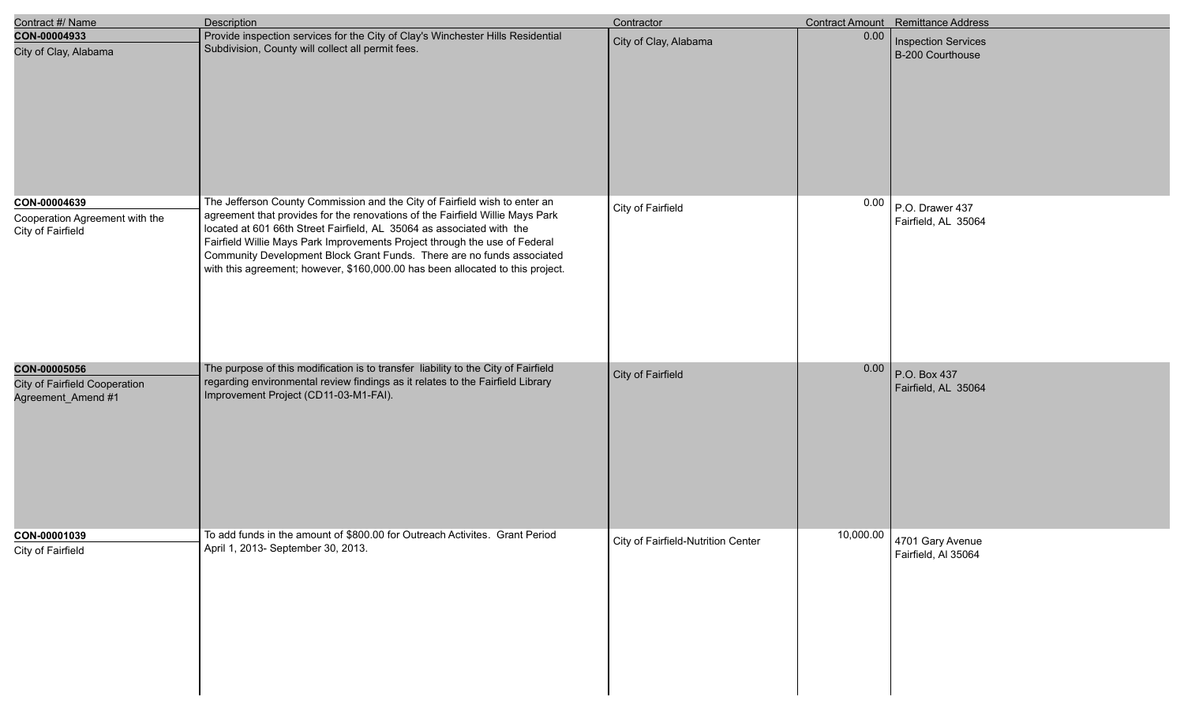| Contract #/ Name | Description | Contractor | Contract Amount | Remittance Address |
| --- | --- | --- | --- | --- |
| **CON-00004933**<br>City of Clay, Alabama | Provide inspection services for the City of Clay's Winchester Hills Residential Subdivision, County will collect all permit fees. | City of Clay, Alabama | 0.00 | Inspection Services<br>B-200 Courthouse |
| **CON-00004639**<br>Cooperation Agreement with the City of Fairfield | The Jefferson County Commission and the City of Fairfield wish to enter an agreement that provides for the renovations of the Fairfield Willie Mays Park located at 601 66th Street Fairfield, AL 35064 as associated with the Fairfield Willie Mays Park Improvements Project through the use of Federal Community Development Block Grant Funds. There are no funds associated with this agreement; however, $160,000.00 has been allocated to this project. | City of Fairfield | 0.00 | P.O. Drawer 437<br>Fairfield, AL 35064 |
| **CON-00005056**<br>City of Fairfield Cooperation Agreement_Amend #1 | The purpose of this modification is to transfer liability to the City of Fairfield regarding environmental review findings as it relates to the Fairfield Library Improvement Project (CD11-03-M1-FAI). | City of Fairfield | 0.00 | P.O. Box 437<br>Fairfield, AL 35064 |
| **CON-00001039**<br>City of Fairfield | To add funds in the amount of $800.00 for Outreach Activites. Grant Period April 1, 2013- September 30, 2013. | City of Fairfield-Nutrition Center | 10,000.00 | 4701 Gary Avenue<br>Fairfield, Al 35064 |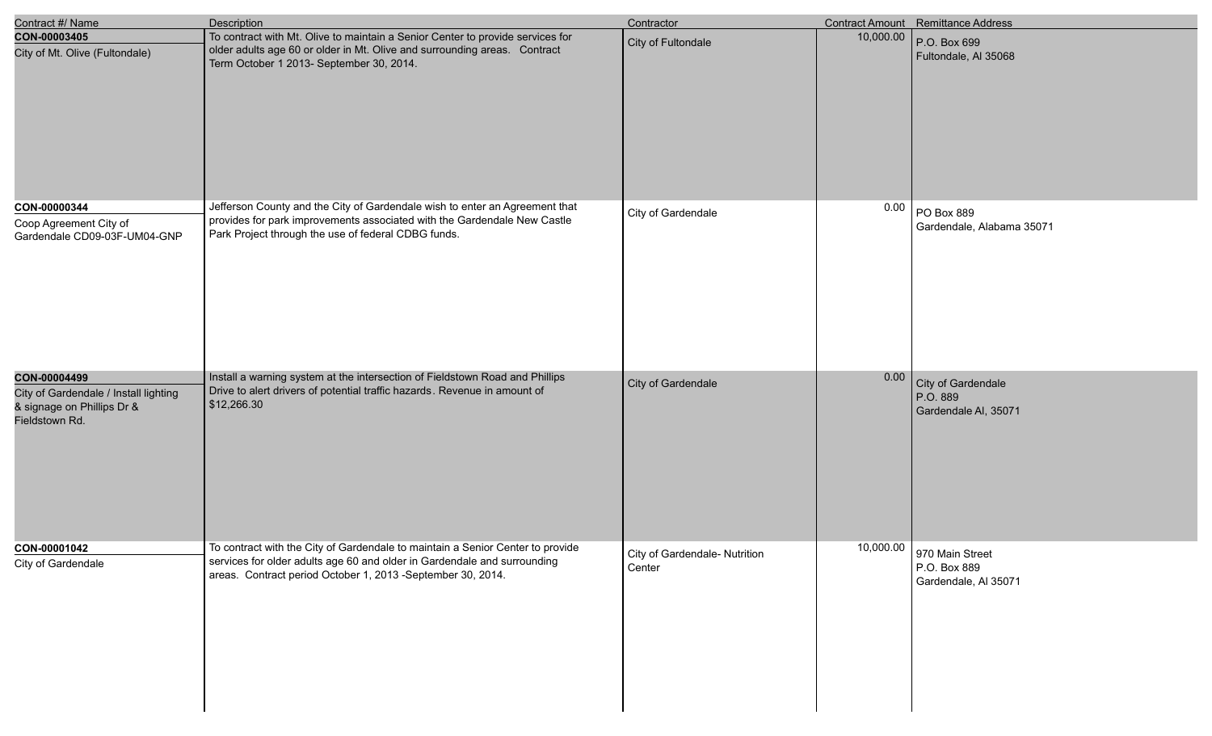| Contract #/ Name | Description | Contractor | Contract Amount | Remittance Address |
|---|---|---|---|---|
| **CON-00003405**<br>City of Mt. Olive (Fultondale) | To contract with Mt. Olive to maintain a Senior Center to provide services for older adults age 60 or older in Mt. Olive and surrounding areas. Contract Term October 1 2013- September 30, 2014. | City of Fultondale | 10,000.00 | P.O. Box 699<br>Fultondale, Al 35068 |
| **CON-00000344**<br>Coop Agreement City of Gardendale CD09-03F-UM04-GNP | Jefferson County and the City of Gardendale wish to enter an Agreement that provides for park improvements associated with the Gardendale New Castle Park Project through the use of federal CDBG funds. | City of Gardendale | 0.00 | PO Box 889<br>Gardendale, Alabama 35071 |
| **CON-00004499**<br>City of Gardendale / Install lighting & signage on Phillips Dr & Fieldstown Rd. | Install a warning system at the intersection of Fieldstown Road and Phillips Drive to alert drivers of potential traffic hazards. Revenue in amount of $12,266.30 | City of Gardendale | 0.00 | City of Gardendale<br>P.O. 889<br>Gardendale Al, 35071 |
| **CON-00001042**<br>City of Gardendale | To contract with the City of Gardendale to maintain a Senior Center to provide services for older adults age 60 and older in Gardendale and surrounding areas. Contract period October 1, 2013 -September 30, 2014. | City of Gardendale- Nutrition Center | 10,000.00 | 970 Main Street<br>P.O. Box 889<br>Gardendale, Al 35071 |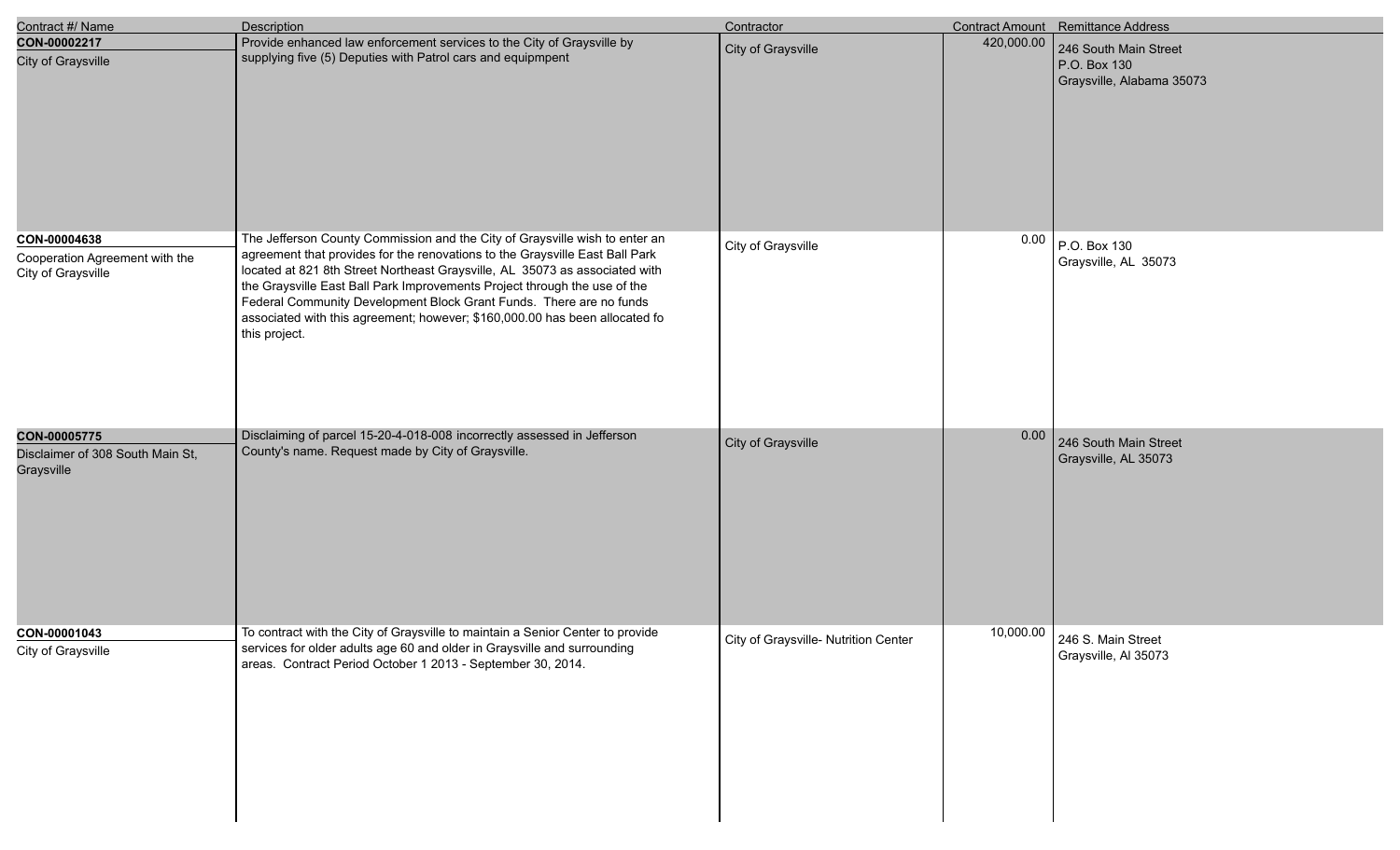| Contract #/ Name | Description | Contractor | Contract Amount | Remittance Address |
|---|---|---|---|---|
| **CON-00002217**<br>City of Graysville | Provide enhanced law enforcement services to the City of Graysville by supplying five (5) Deputies with Patrol cars and equipmpent | City of Graysville | 420,000.00 | 246 South Main Street<br>P.O. Box 130<br>Graysville, Alabama 35073 |
| **CON-00004638**<br>Cooperation Agreement with the City of Graysville | The Jefferson County Commission and the City of Graysville wish to enter an agreement that provides for the renovations to the Graysville East Ball Park located at 821 8th Street Northeast Graysville, AL 35073 as associated with the Graysville East Ball Park Improvements Project through the use of the Federal Community Development Block Grant Funds. There are no funds associated with this agreement; however; $160,000.00 has been allocated fo this project. | City of Graysville | 0.00 | P.O. Box 130<br>Graysville, AL 35073 |
| **CON-00005775**<br>Disclaimer of 308 South Main St, Graysville | Disclaiming of parcel 15-20-4-018-008 incorrectly assessed in Jefferson County's name. Request made by City of Graysville. | City of Graysville | 0.00 | 246 South Main Street<br>Graysville, AL 35073 |
| **CON-00001043**<br>City of Graysville | To contract with the City of Graysville to maintain a Senior Center to provide services for older adults age 60 and older in Graysville and surrounding areas. Contract Period October 1 2013 - September 30, 2014. | City of Graysville- Nutrition Center | 10,000.00 | 246 S. Main Street<br>Graysville, Al 35073 |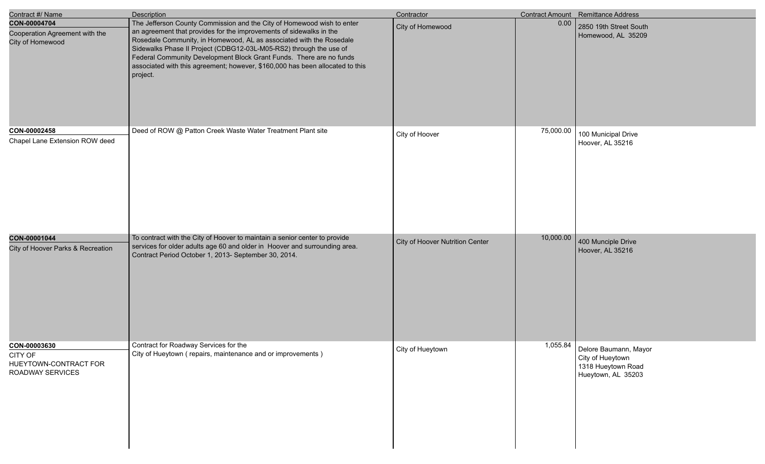| Contract #/ Name | Description | Contractor | Contract Amount | Remittance Address |
|---|---|---|---|---|
| **CON-00004704**<br>Cooperation Agreement with the City of Homewood | The Jefferson County Commission and the City of Homewood wish to enter an agreement that provides for the improvements of sidewalks in the Rosedale Community, in Homewood, AL as associated with the Rosedale Sidewalks Phase II Project (CDBG12-03L-M05-RS2) through the use of Federal Community Development Block Grant Funds. There are no funds associated with this agreement; however, $160,000 has been allocated to this project. | City of Homewood | 0.00 | 2850 19th Street South<br>Homewood, AL 35209 |
| **CON-00002458**<br>Chapel Lane Extension ROW deed | Deed of ROW @ Patton Creek Waste Water Treatment Plant site | City of Hoover | 75,000.00 | 100 Municipal Drive<br>Hoover, AL 35216 |
| **CON-00001044**<br>City of Hoover Parks & Recreation | To contract with the City of Hoover to maintain a senior center to provide services for older adults age 60 and older in Hoover and surrounding area. Contract Period October 1, 2013- September 30, 2014. | City of Hoover Nutrition Center | 10,000.00 | 400 Munciple Drive<br>Hoover, AL 35216 |
| **CON-00003630**<br>CITY OF HUEYTOWN-CONTRACT FOR ROADWAY SERVICES | Contract for Roadway Services for the City of Hueytown ( repairs, maintenance and or improvements ) | City of Hueytown | 1,055.84 | Delore Baumann, Mayor<br>City of Hueytown<br>1318 Hueytown Road<br>Hueytown, AL 35203 |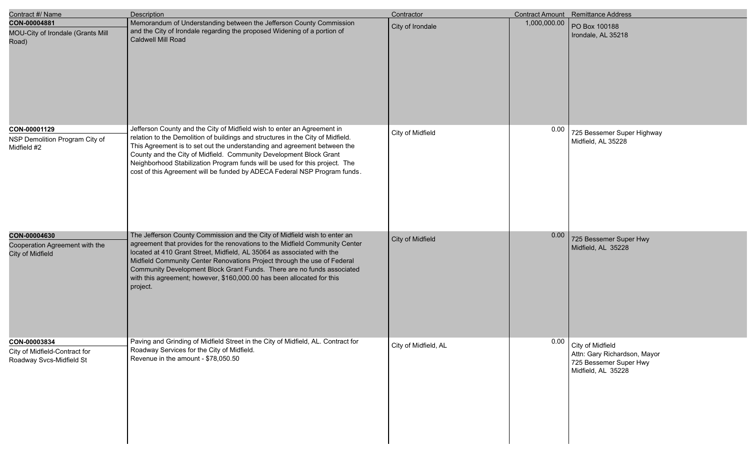| Contract #/ Name | Description | Contractor | Contract Amount | Remittance Address |
|---|---|---|---|---|
| **CON-00004881**<br>MOU-City of Irondale (Grants Mill Road) | Memorandum of Understanding between the Jefferson County Commission and the City of Irondale regarding the proposed Widening of a portion of Caldwell Mill Road | City of Irondale | 1,000,000.00 | PO Box 100188<br>Irondale, AL 35218 |
| **CON-00001129**<br>NSP Demolition Program City of Midfield #2 | Jefferson County and the City of Midfield wish to enter an Agreement in relation to the Demolition of buildings and structures in the City of Midfield. This Agreement is to set out the understanding and agreement between the County and the City of Midfield. Community Development Block Grant Neighborhood Stabilization Program funds will be used for this project. The cost of this Agreement will be funded by ADECA Federal NSP Program funds. | City of Midfield | 0.00 | 725 Bessemer Super Highway<br>Midfield, AL 35228 |
| **CON-00004630**<br>Cooperation Agreement with the City of Midfield | The Jefferson County Commission and the City of Midfield wish to enter an agreement that provides for the renovations to the Midfield Community Center located at 410 Grant Street, Midfield, AL 35064 as associated with the Midfield Community Center Renovations Project through the use of Federal Community Development Block Grant Funds. There are no funds associated with this agreement; however, $160,000.00 has been allocated for this project. | City of Midfield | 0.00 | 725 Bessemer Super Hwy<br>Midfield, AL 35228 |
| **CON-00003834**<br>City of Midfield-Contract for Roadway Svcs-Midfield St | Paving and Grinding of Midfield Street in the City of Midfield, AL. Contract for Roadway Services for the City of Midfield.<br>Revenue in the amount - $78,050.50 | City of Midfield, AL | 0.00 | City of Midfield<br>Attn: Gary Richardson, Mayor<br>725 Bessemer Super Hwy<br>Midfield, AL 35228 |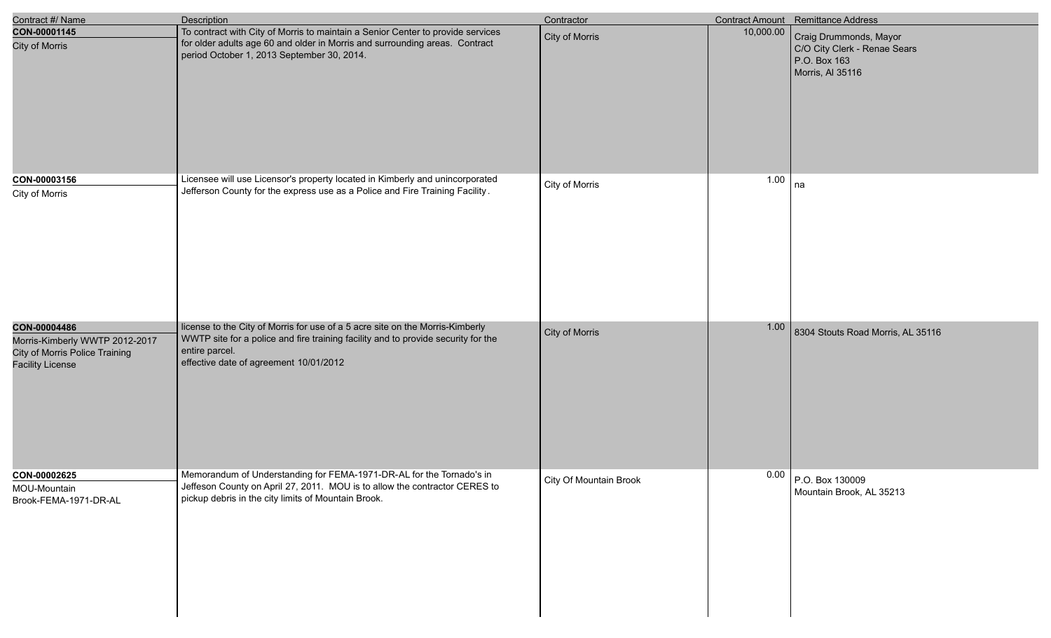| Contract #/ Name | Description | Contractor | Contract Amount | Remittance Address |
|---|---|---|---|---|
| **CON-00001145**<br>City of Morris | To contract with City of Morris to maintain a Senior Center to provide services for older adults age 60 and older in Morris and surrounding areas. Contract period October 1, 2013 September 30, 2014. | City of Morris | 10,000.00 | Craig Drummonds, Mayor<br>C/O City Clerk - Renae Sears<br>P.O. Box 163<br>Morris, Al 35116 |
| **CON-00003156**<br>City of Morris | Licensee will use Licensor's property located in Kimberly and unincorporated Jefferson County for the express use as a Police and Fire Training Facility. | City of Morris | 1.00 | na |
| **CON-00004486**<br>Morris-Kimberly WWTP 2012-2017 City of Morris Police Training Facility License | license to the City of Morris for use of a 5 acre site on the Morris-Kimberly WWTP site for a police and fire training facility and to provide security for the entire parcel.<br>effective date of agreement 10/01/2012 | City of Morris | 1.00 | 8304 Stouts Road Morris, AL 35116 |
| **CON-00002625**<br>MOU-Mountain Brook-FEMA-1971-DR-AL | Memorandum of Understanding for FEMA-1971-DR-AL for the Tornado's in Jeffeson County on April 27, 2011. MOU is to allow the contractor CERES to pickup debris in the city limits of Mountain Brook. | City Of Mountain Brook | 0.00 | P.O. Box 130009<br>Mountain Brook, AL 35213 |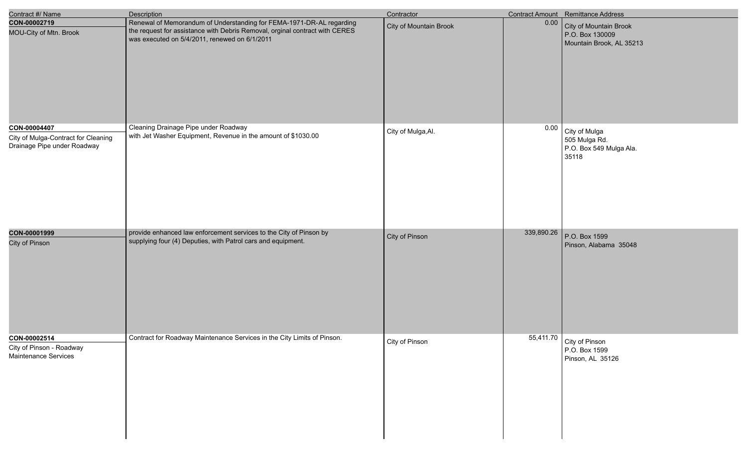| Contract #/ Name | Description | Contractor | Contract Amount | Remittance Address |
|---|---|---|---|---|
| **CON-00002719**<br>MOU-City of Mtn. Brook | Renewal of Memorandum of Understanding for FEMA-1971-DR-AL regarding the request for assistance with Debris Removal, orginal contract with CERES was executed on 5/4/2011, renewed on 6/1/2011 | City of Mountain Brook | 0.00 | City of Mountain Brook<br>P.O. Box 130009<br>Mountain Brook, AL 35213 |
| **CON-00004407**<br>City of Mulga-Contract for Cleaning Drainage Pipe under Roadway | Cleaning Drainage Pipe under Roadway with Jet Washer Equipment, Revenue in the amount of $1030.00 | City of Mulga,Al. | 0.00 | City of Mulga<br>505 Mulga Rd.<br>P.O. Box 549 Mulga Ala.<br>35118 |
| **CON-00001999**<br>City of Pinson | provide enhanced law enforcement services to the City of Pinson by supplying four (4) Deputies, with Patrol cars and equipment. | City of Pinson | 339,890.26 | P.O. Box 1599<br>Pinson, Alabama 35048 |
| **CON-00002514**<br>City of Pinson - Roadway Maintenance Services | Contract for Roadway Maintenance Services in the City Limits of Pinson. | City of Pinson | 55,411.70 | City of Pinson<br>P.O. Box 1599<br>Pinson, AL 35126 |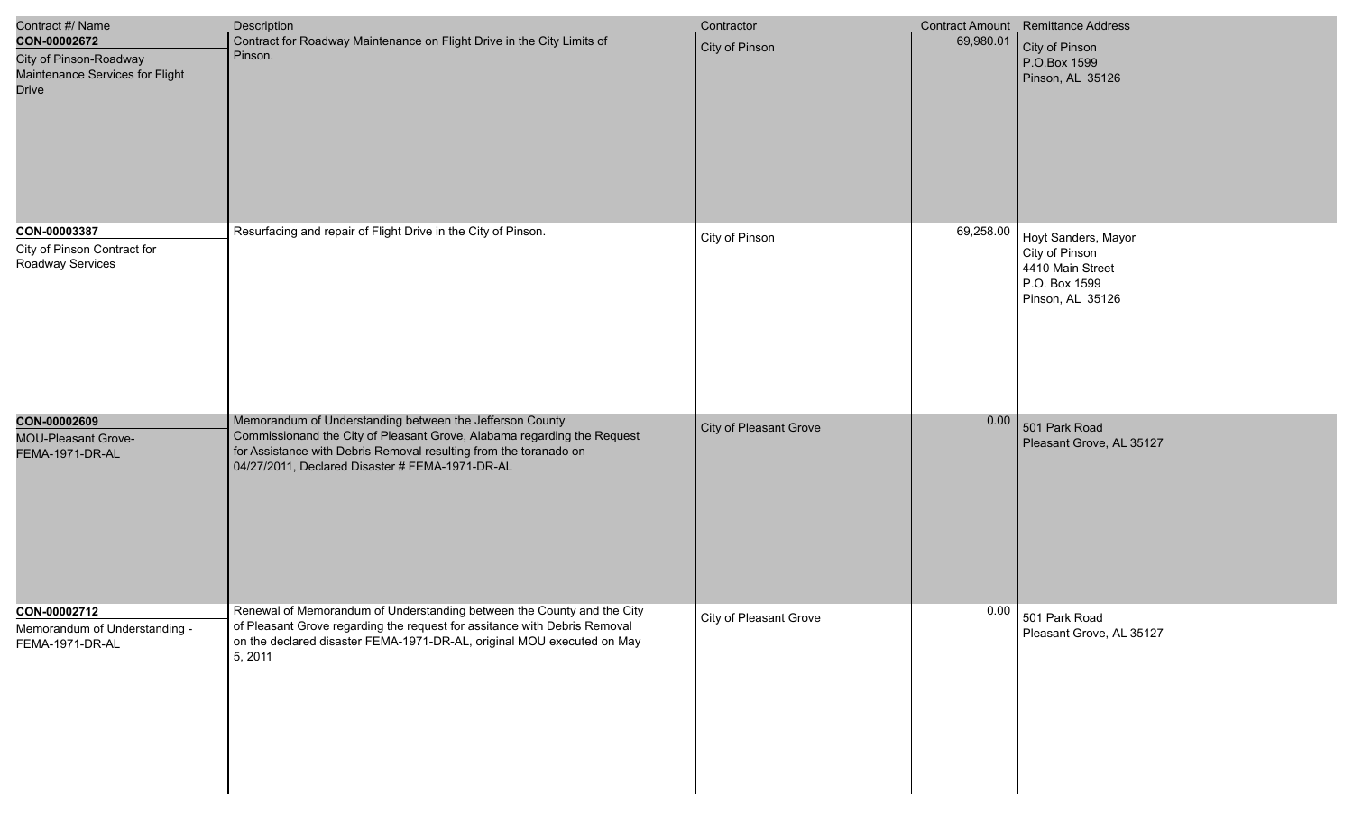| Contract #/ Name | Description | Contractor | Contract Amount | Remittance Address |
|---|---|---|---|---|
| **CON-00002672**<br>City of Pinson-Roadway Maintenance Services for Flight Drive | Contract for Roadway Maintenance on Flight Drive in the City Limits of Pinson. | City of Pinson | 69,980.01 | City of Pinson<br>P.O.Box 1599<br>Pinson, AL 35126 |
| **CON-00003387**<br>City of Pinson Contract for Roadway Services | Resurfacing and repair of Flight Drive in the City of Pinson. | City of Pinson | 69,258.00 | Hoyt Sanders, Mayor<br>City of Pinson<br>4410 Main Street<br>P.O. Box 1599<br>Pinson, AL 35126 |
| **CON-00002609**<br>MOU-Pleasant Grove-FEMA-1971-DR-AL | Memorandum of Understanding between the Jefferson County Commissionand the City of Pleasant Grove, Alabama regarding the Request for Assistance with Debris Removal resulting from the toranado on 04/27/2011, Declared Disaster # FEMA-1971-DR-AL | City of Pleasant Grove | 0.00 | 501 Park Road<br>Pleasant Grove, AL 35127 |
| **CON-00002712**<br>Memorandum of Understanding - FEMA-1971-DR-AL | Renewal of Memorandum of Understanding between the County and the City of Pleasant Grove regarding the request for assitance with Debris Removal on the declared disaster FEMA-1971-DR-AL, original MOU executed on May 5, 2011 | City of Pleasant Grove | 0.00 | 501 Park Road<br>Pleasant Grove, AL 35127 |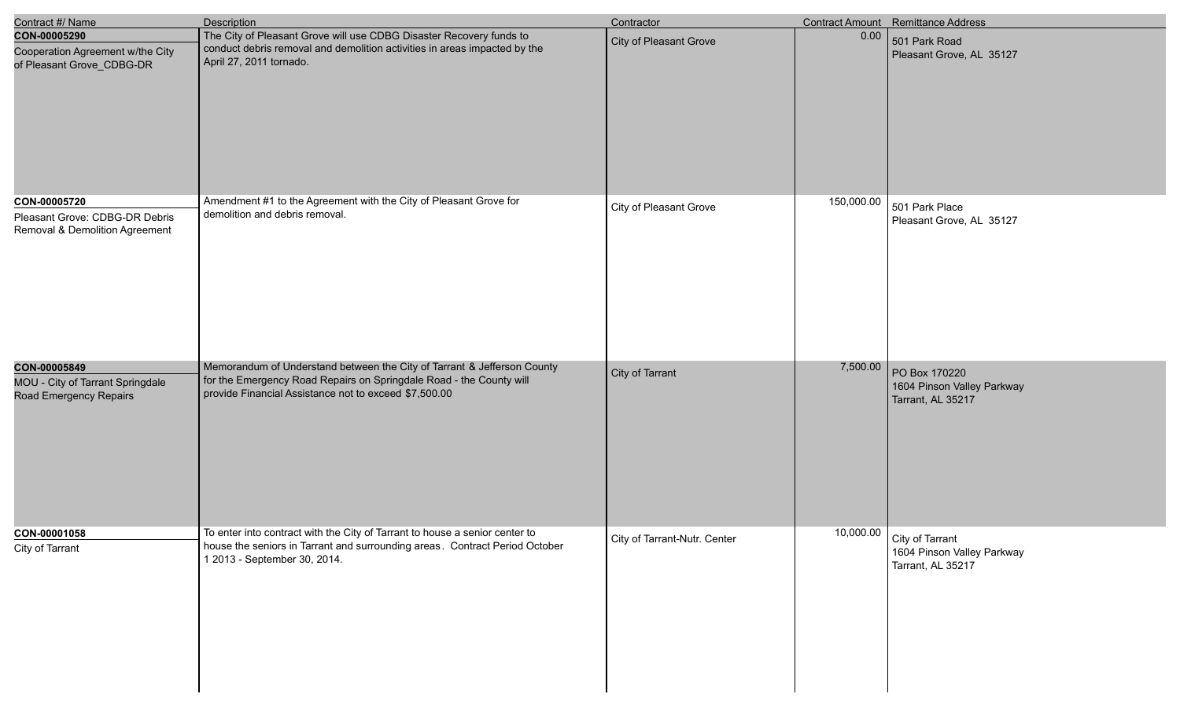| Contract #/ Name | Description | Contractor | Contract Amount | Remittance Address |
| --- | --- | --- | --- | --- |
| **CON-00005290**<br>Cooperation Agreement w/the City of Pleasant Grove_CDBG-DR | The City of Pleasant Grove will use CDBG Disaster Recovery funds to conduct debris removal and demolition activities in areas impacted by the April 27, 2011 tornado. | City of Pleasant Grove | 0.00 | 501 Park Road<br>Pleasant Grove, AL 35127 |
| **CON-00005720**<br>Pleasant Grove: CDBG-DR Debris Removal & Demolition Agreement | Amendment #1 to the Agreement with the City of Pleasant Grove for demolition and debris removal. | City of Pleasant Grove | 150,000.00 | 501 Park Place<br>Pleasant Grove, AL 35127 |
| **CON-00005849**<br>MOU - City of Tarrant Springdale Road Emergency Repairs | Memorandum of Understand between the City of Tarrant & Jefferson County for the Emergency Road Repairs on Springdale Road - the County will provide Financial Assistance not to exceed $7,500.00 | City of Tarrant | 7,500.00 | PO Box 170220<br>1604 Pinson Valley Parkway<br>Tarrant, AL 35217 |
| **CON-00001058**<br>City of Tarrant | To enter into contract with the City of Tarrant to house a senior center to house the seniors in Tarrant and surrounding areas. Contract Period October 1 2013 - September 30, 2014. | City of Tarrant-Nutr. Center | 10,000.00 | City of Tarrant<br>1604 Pinson Valley Parkway<br>Tarrant, AL 35217 |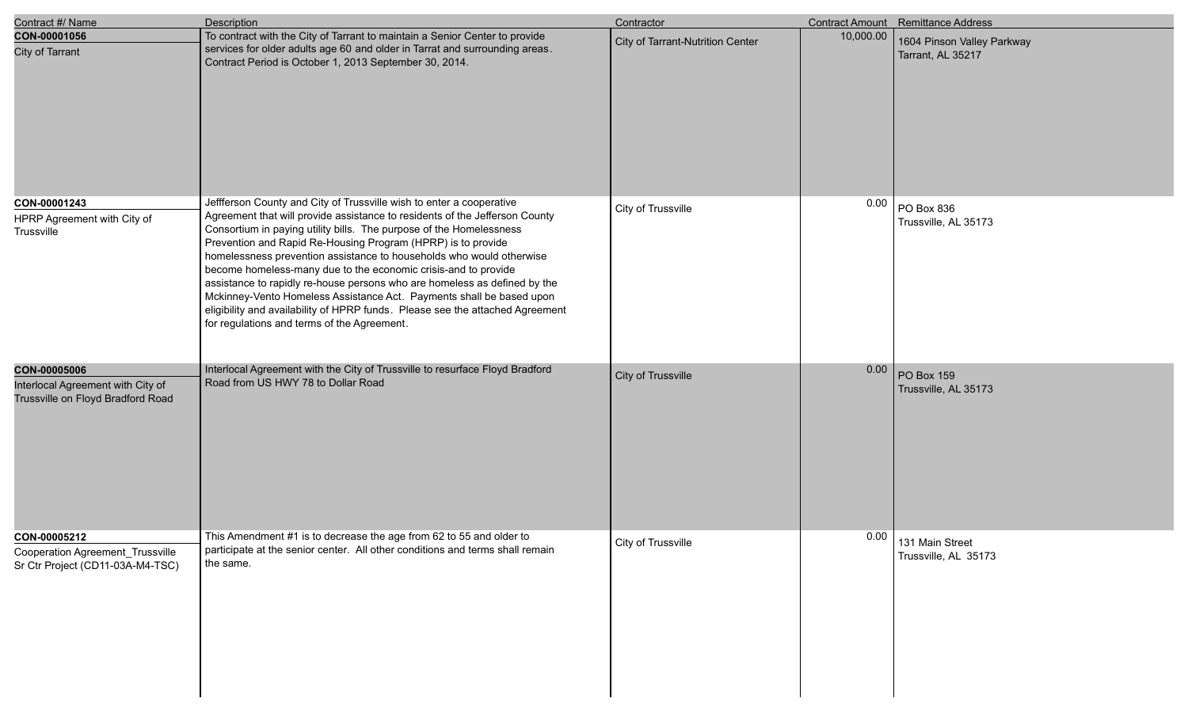| Contract #/ Name | Description | Contractor | Contract Amount | Remittance Address |
|---|---|---|---|---|
| **CON-00001056**<br>City of Tarrant | To contract with the City of Tarrant to maintain a Senior Center to provide services for older adults age 60 and older in Tarrat and surrounding areas. Contract Period is October 1, 2013 September 30, 2014. | City of Tarrant-Nutrition Center | 10,000.00 | 1604 Pinson Valley Parkway<br>Tarrant, AL 35217 |
| **CON-00001243**<br>HPRP Agreement with City of Trussville | Jeffferson County and City of Trussville wish to enter a cooperative Agreement that will provide assistance to residents of the Jefferson County Consortium in paying utility bills. The purpose of the Homelessness Prevention and Rapid Re-Housing Program (HPRP) is to provide homelessness prevention assistance to households who would otherwise become homeless-many due to the economic crisis-and to provide assistance to rapidly re-house persons who are homeless as defined by the Mckinney-Vento Homeless Assistance Act. Payments shall be based upon eligibility and availability of HPRP funds. Please see the attached Agreement for regulations and terms of the Agreement. | City of Trussville | 0.00 | PO Box 836<br>Trussville, AL 35173 |
| **CON-00005006**<br>Interlocal Agreement with City of Trussville on Floyd Bradford Road | Interlocal Agreement with the City of Trussville to resurface Floyd Bradford Road from US HWY 78 to Dollar Road | City of Trussville | 0.00 | PO Box 159<br>Trussville, AL 35173 |
| **CON-00005212**<br>Cooperation Agreement_Trussville Sr Ctr Project (CD11-03A-M4-TSC) | This Amendment #1 is to decrease the age from 62 to 55 and older to participate at the senior center. All other conditions and terms shall remain the same. | City of Trussville | 0.00 | 131 Main Street<br>Trussville, AL 35173 |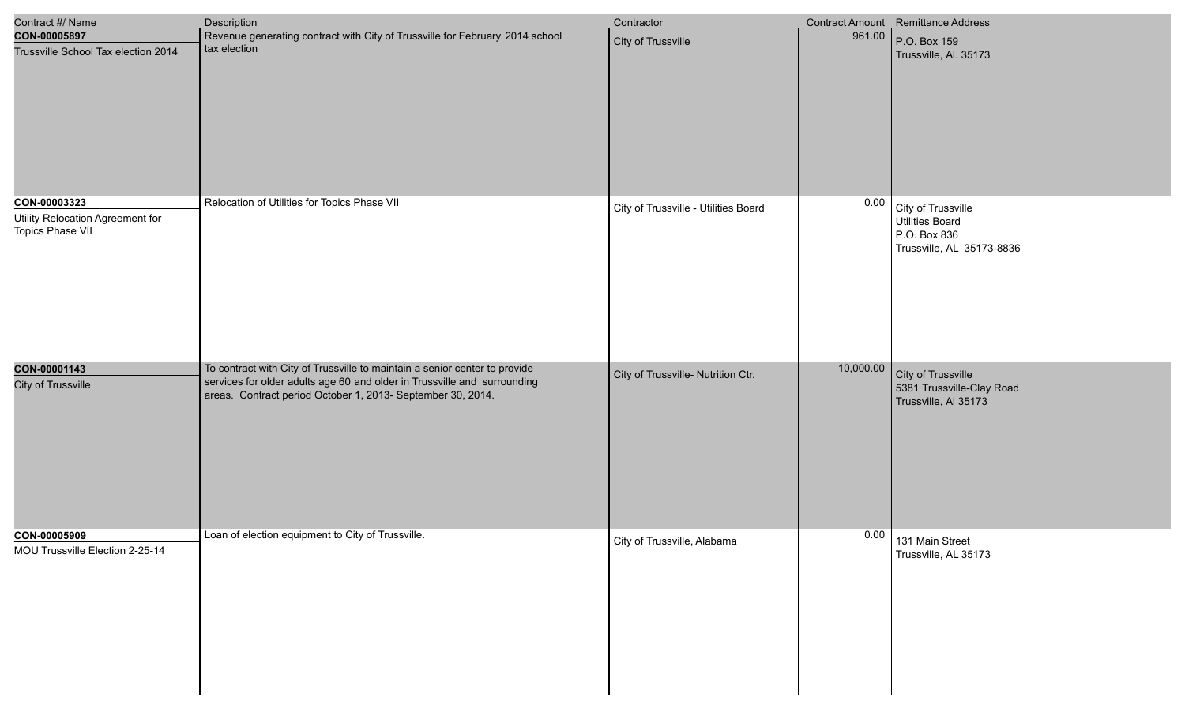| Contract #/ Name | Description | Contractor | Contract Amount | Remittance Address |
|---|---|---|---|---|
| **CON-00005897**<br>Trussville School Tax election 2014 | Revenue generating contract with City of Trussville for February 2014 school tax election | City of Trussville | 961.00 | P.O. Box 159<br>Trussville, Al. 35173 |
| **CON-00003323**<br>Utility Relocation Agreement for Topics Phase VII | Relocation of Utilities for Topics Phase VII | City of Trussville - Utilities Board | 0.00 | City of Trussville<br>Utilities Board<br>P.O. Box 836<br>Trussville, AL 35173-8836 |
| **CON-00001143**<br>City of Trussville | To contract with City of Trussville to maintain a senior center to provide services for older adults age 60 and older in Trussville and surrounding areas. Contract period October 1, 2013- September 30, 2014. | City of Trussville- Nutrition Ctr. | 10,000.00 | City of Trussville<br>5381 Trussville-Clay Road<br>Trussville, Al 35173 |
| **CON-00005909**<br>MOU Trussville Election 2-25-14 | Loan of election equipment to City of Trussville. | City of Trussville, Alabama | 0.00 | 131 Main Street<br>Trussville, AL 35173 |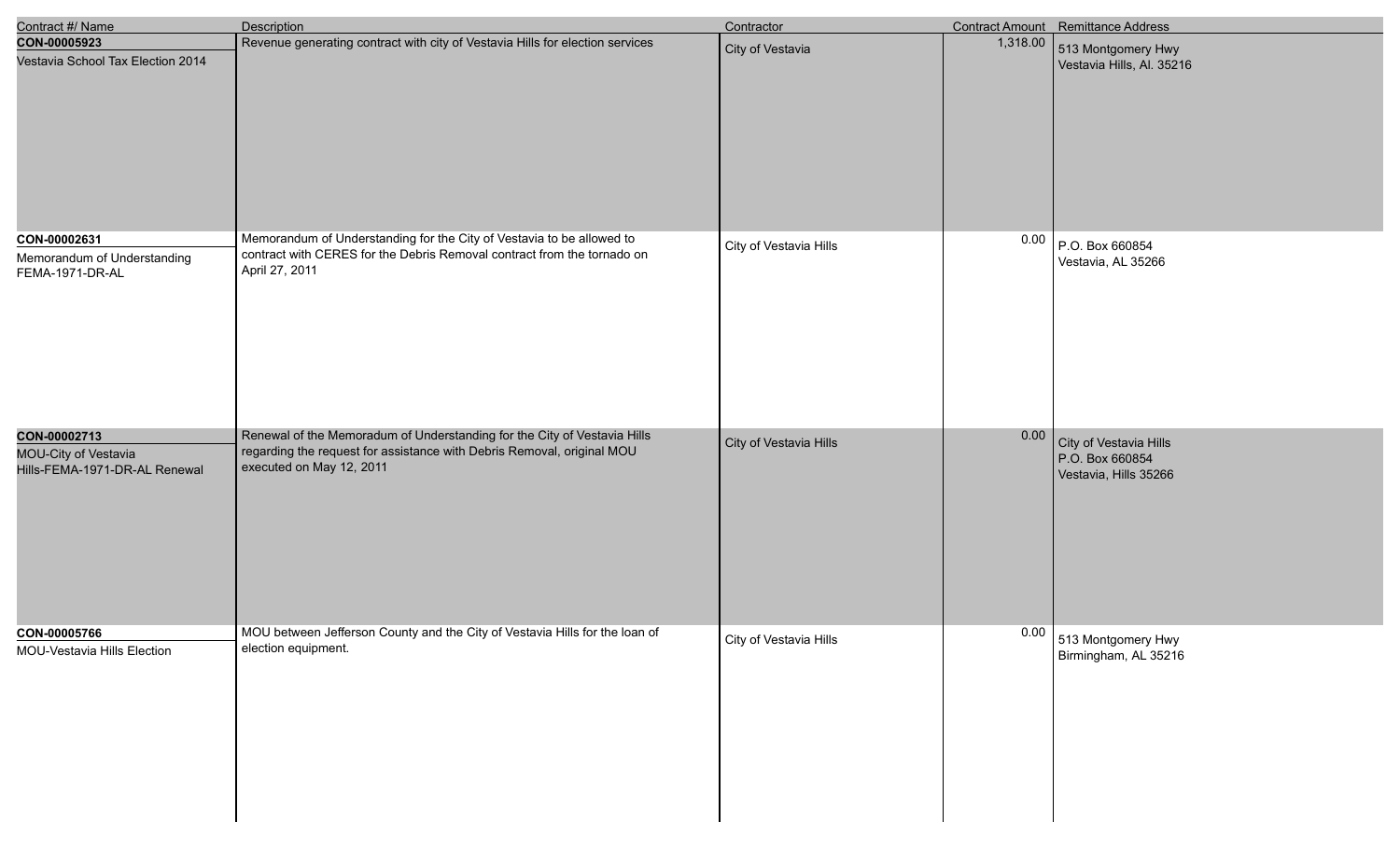| Contract #/ Name | Description | Contractor | Contract Amount | Remittance Address |
|---|---|---|---|---|
| **CON-00005923**<br>Vestavia School Tax Election 2014 | Revenue generating contract with city of Vestavia Hills for election services | City of Vestavia | 1,318.00 | 513 Montgomery Hwy<br>Vestavia Hills, Al. 35216 |
| **CON-00002631**<br>Memorandum of Understanding FEMA-1971-DR-AL | Memorandum of Understanding for the City of Vestavia to be allowed to contract with CERES for the Debris Removal contract from the tornado on April 27, 2011 | City of Vestavia Hills | 0.00 | P.O. Box 660854<br>Vestavia, AL 35266 |
| **CON-00002713**<br>MOU-City of Vestavia Hills-FEMA-1971-DR-AL Renewal | Renewal of the Memoradum of Understanding for the City of Vestavia Hills regarding the request for assistance with Debris Removal, original MOU executed on May 12, 2011 | City of Vestavia Hills | 0.00 | City of Vestavia Hills<br>P.O. Box 660854<br>Vestavia, Hills 35266 |
| **CON-00005766**<br>MOU-Vestavia Hills Election | MOU between Jefferson County and the City of Vestavia Hills for the loan of election equipment. | City of Vestavia Hills | 0.00 | 513 Montgomery Hwy<br>Birmingham, AL 35216 |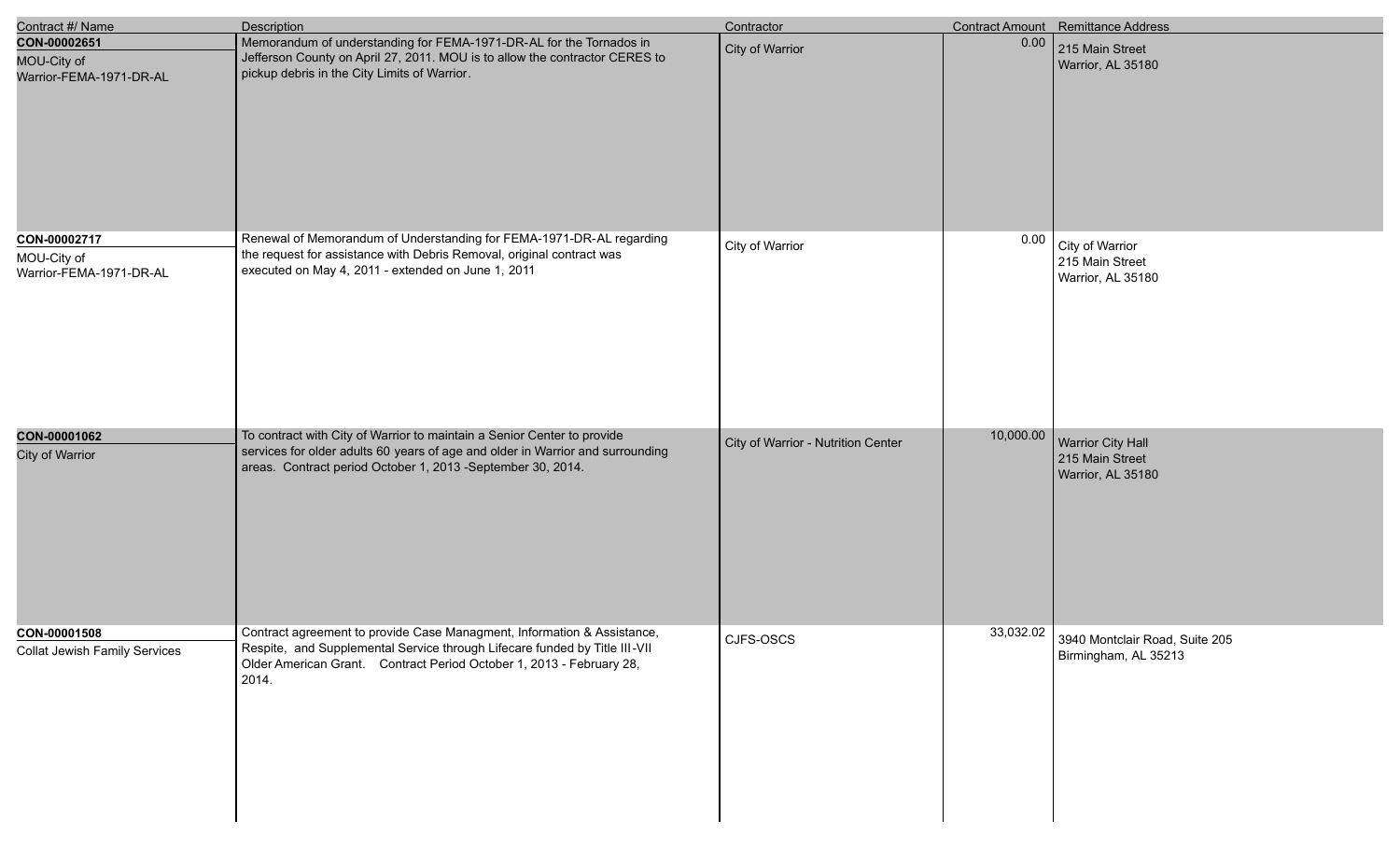| Contract #/ Name | Description | Contractor | Contract Amount | Remittance Address |
|---|---|---|---|---|
| **CON-00002651**<br>MOU-City of Warrior-FEMA-1971-DR-AL | Memorandum of understanding for FEMA-1971-DR-AL for the Tornados in Jefferson County on April 27, 2011. MOU is to allow the contractor CERES to pickup debris in the City Limits of Warrior. | City of Warrior | 0.00 | 215 Main Street<br>Warrior, AL 35180 |
| **CON-00002717**<br>MOU-City of Warrior-FEMA-1971-DR-AL | Renewal of Memorandum of Understanding for FEMA-1971-DR-AL regarding the request for assistance with Debris Removal, original contract was executed on May 4, 2011 - extended on June 1, 2011 | City of Warrior | 0.00 | City of Warrior<br>215 Main Street<br>Warrior, AL 35180 |
| **CON-00001062**<br>City of Warrior | To contract with City of Warrior to maintain a Senior Center to provide services for older adults 60 years of age and older in Warrior and surrounding areas. Contract period October 1, 2013 -September 30, 2014. | City of Warrior - Nutrition Center | 10,000.00 | Warrior City Hall<br>215 Main Street<br>Warrior, AL 35180 |
| **CON-00001508**<br>Collat Jewish Family Services | Contract agreement to provide Case Managment, Information & Assistance, Respite, and Supplemental Service through Lifecare funded by Title III-VII Older American Grant. Contract Period October 1, 2013 - February 28, 2014. | CJFS-OSCS | 33,032.02 | 3940 Montclair Road, Suite 205<br>Birmingham, AL 35213 |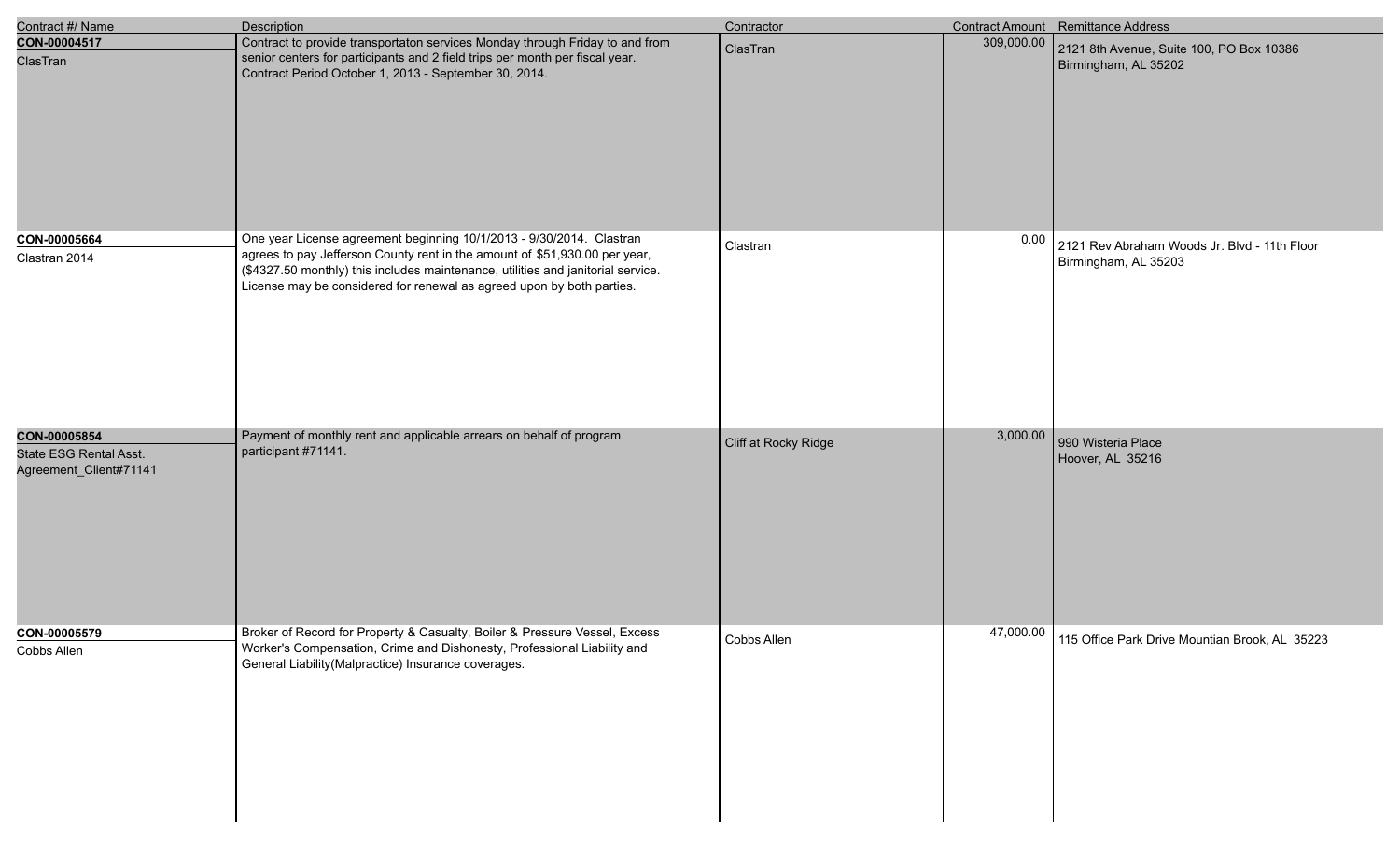| Contract #/ Name | Description | Contractor | Contract Amount | Remittance Address |
|---|---|---|---|---|
| **CON-00004517** ClasTran | Contract to provide transportaton services Monday through Friday to and from senior centers for participants and 2 field trips per month per fiscal year. Contract Period October 1, 2013 - September 30, 2014. | ClasTran | 309,000.00 | 2121 8th Avenue, Suite 100, PO Box 10386 Birmingham, AL 35202 |
| **CON-00005664** Clastran 2014 | One year License agreement beginning 10/1/2013 - 9/30/2014. Clastran agrees to pay Jefferson County rent in the amount of $51,930.00 per year, ($4327.50 monthly) this includes maintenance, utilities and janitorial service. License may be considered for renewal as agreed upon by both parties. | Clastran | 0.00 | 2121 Rev Abraham Woods Jr. Blvd - 11th Floor Birmingham, AL 35203 |
| **CON-00005854** State ESG Rental Asst. Agreement_Client#71141 | Payment of monthly rent and applicable arrears on behalf of program participant #71141. | Cliff at Rocky Ridge | 3,000.00 | 990 Wisteria Place Hoover, AL 35216 |
| **CON-00005579** Cobbs Allen | Broker of Record for Property & Casualty, Boiler & Pressure Vessel, Excess Worker's Compensation, Crime and Dishonesty, Professional Liability and General Liability(Malpractice) Insurance coverages. | Cobbs Allen | 47,000.00 | 115 Office Park Drive Mountian Brook, AL 35223 |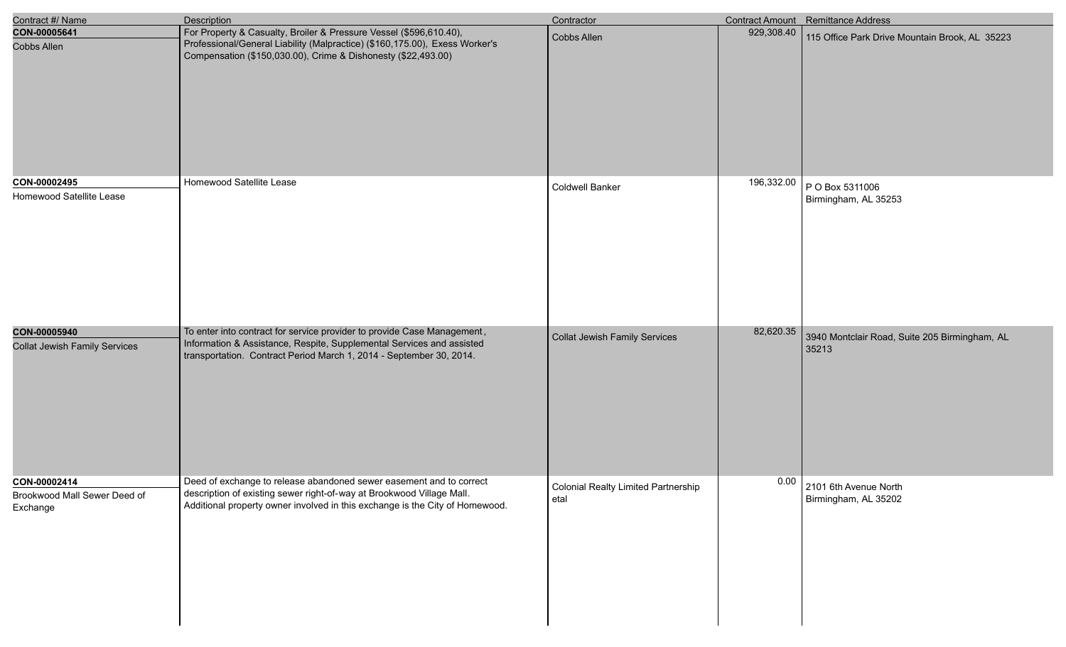| Contract #/ Name | Description | Contractor | Contract Amount | Remittance Address |
|---|---|---|---|---|
| **CON-00005641**<br>Cobbs Allen | For Property & Casualty, Broiler & Pressure Vessel ($596,610.40), Professional/General Liability (Malpractice) ($160,175.00), Exess Worker's Compensation ($150,030.00), Crime & Dishonesty ($22,493.00) | Cobbs Allen | 929,308.40 | 115 Office Park Drive Mountain Brook, AL 35223 |
| **CON-00002495**<br>Homewood Satellite Lease | Homewood Satellite Lease | Coldwell Banker | 196,332.00 | P O Box 5311006<br>Birmingham, AL 35253 |
| **CON-00005940**<br>Collat Jewish Family Services | To enter into contract for service provider to provide Case Management, Information & Assistance, Respite, Supplemental Services and assisted transportation. Contract Period March 1, 2014 - September 30, 2014. | Collat Jewish Family Services | 82,620.35 | 3940 Montclair Road, Suite 205 Birmingham, AL 35213 |
| **CON-00002414**<br>Brookwood Mall Sewer Deed of Exchange | Deed of exchange to release abandoned sewer easement and to correct description of existing sewer right-of-way at Brookwood Village Mall. Additional property owner involved in this exchange is the City of Homewood. | Colonial Realty Limited Partnership etal | 0.00 | 2101 6th Avenue North<br>Birmingham, AL 35202 |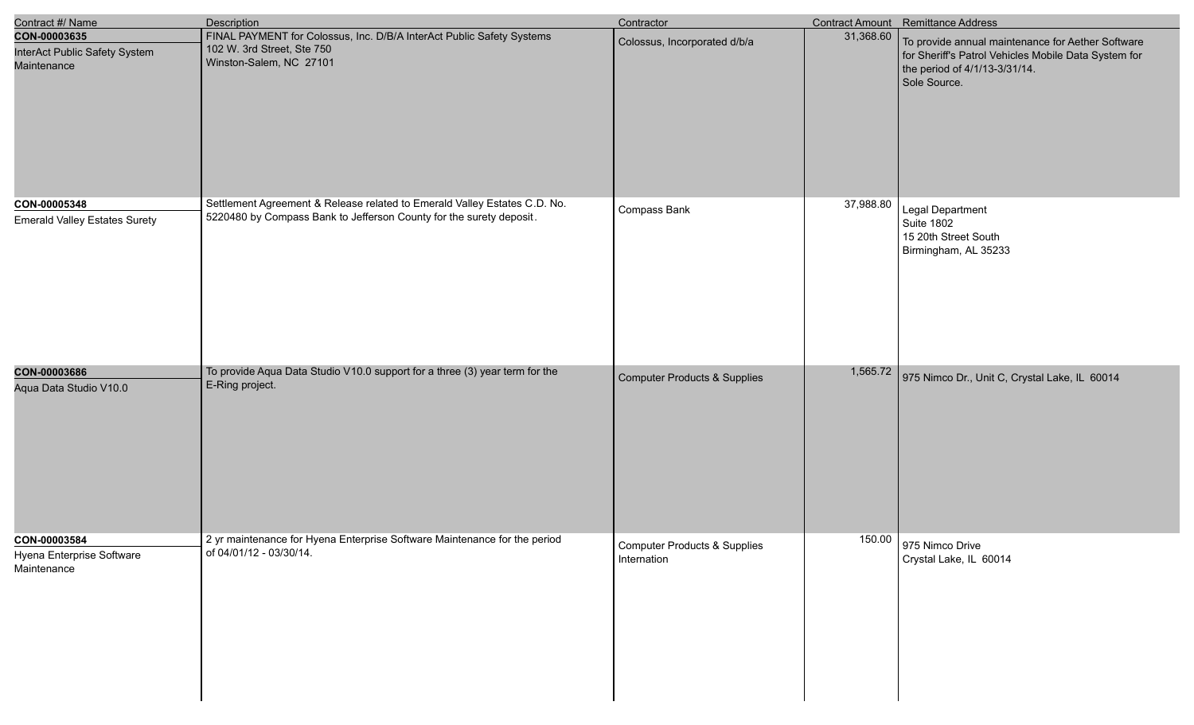| Contract #/ Name | Description | Contractor | Contract Amount | Remittance Address |
| --- | --- | --- | --- | --- |
| **CON-00003635**<br>InterAct Public Safety System Maintenance | FINAL PAYMENT for Colossus, Inc. D/B/A InterAct Public Safety Systems<br>102 W. 3rd Street, Ste 750<br>Winston-Salem, NC 27101 | Colossus, Incorporated d/b/a | 31,368.60 | To provide annual maintenance for Aether Software for Sheriff's Patrol Vehicles Mobile Data System for the period of 4/1/13-3/31/14.<br>Sole Source. |
| **CON-00005348**<br>Emerald Valley Estates Surety | Settlement Agreement & Release related to Emerald Valley Estates C.D. No. 5220480 by Compass Bank to Jefferson County for the surety deposit. | Compass Bank | 37,988.80 | Legal Department<br>Suite 1802<br>15 20th Street South<br>Birmingham, AL 35233 |
| **CON-00003686**<br>Aqua Data Studio V10.0 | To provide Aqua Data Studio V10.0 support for a three (3) year term for the E-Ring project. | Computer Products & Supplies | 1,565.72 | 975 Nimco Dr., Unit C, Crystal Lake, IL 60014 |
| **CON-00003584**<br>Hyena Enterprise Software Maintenance | 2 yr maintenance for Hyena Enterprise Software Maintenance for the period of 04/01/12 - 03/30/14. | Computer Products & Supplies Internation | 150.00 | 975 Nimco Drive<br>Crystal Lake, IL 60014 |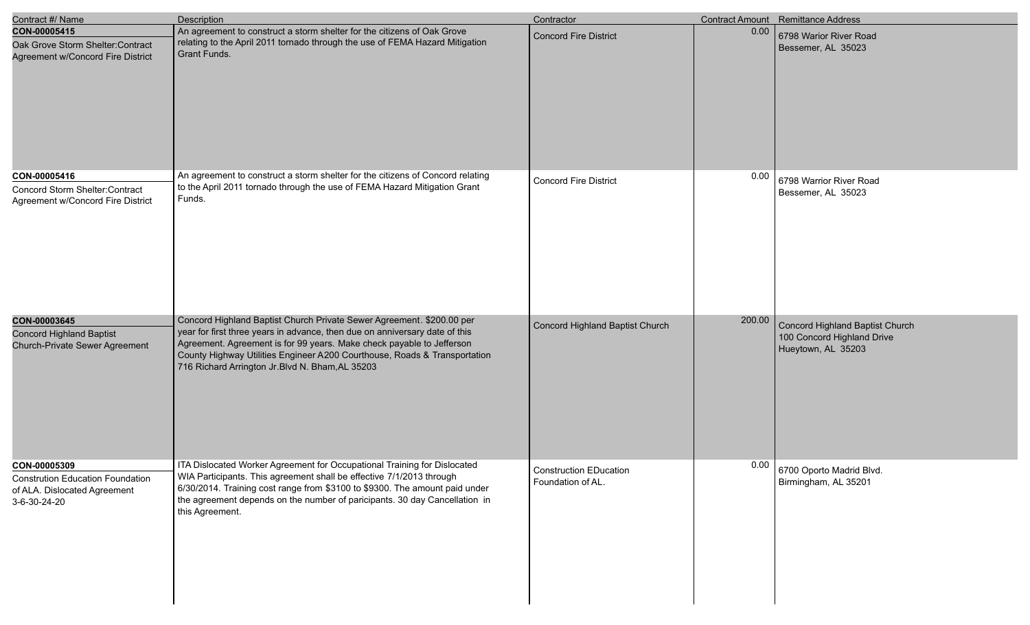| Contract #/ Name | Description | Contractor | Contract Amount | Remittance Address |
|---|---|---|---|---|
| **CON-00005415**<br>Oak Grove Storm Shelter:Contract Agreement w/Concord Fire District | An agreement to construct a storm shelter for the citizens of Oak Grove relating to the April 2011 tornado through the use of FEMA Hazard Mitigation Grant Funds. | Concord Fire District | 0.00 | 6798 Warior River Road<br>Bessemer, AL 35023 |
| **CON-00005416**<br>Concord Storm Shelter:Contract Agreement w/Concord Fire District | An agreement to construct a storm shelter for the citizens of Concord relating to the April 2011 tornado through the use of FEMA Hazard Mitigation Grant Funds. | Concord Fire District | 0.00 | 6798 Warrior River Road<br>Bessemer, AL 35023 |
| **CON-00003645**<br>Concord Highland Baptist Church-Private Sewer Agreement | Concord Highland Baptist Church Private Sewer Agreement. $200.00 per year for first three years in advance, then due on anniversary date of this Agreement. Agreement is for 99 years. Make check payable to Jefferson County Highway Utilities Engineer A200 Courthouse, Roads & Transportation 716 Richard Arrington Jr.Blvd N. Bham,AL 35203 | Concord Highland Baptist Church | 200.00 | Concord Highland Baptist Church<br>100 Concord Highland Drive<br>Hueytown, AL 35203 |
| **CON-00005309**<br>Constrution Education Foundation of ALA. Dislocated Agreement 3-6-30-24-20 | ITA Dislocated Worker Agreement for Occupational Training for Dislocated WIA Participants. This agreement shall be effective 7/1/2013 through 6/30/2014. Training cost range from $3100 to $9300. The amount paid under the agreement depends on the number of paricipants. 30 day Cancellation in this Agreement. | Construction EDucation Foundation of AL. | 0.00 | 6700 Oporto Madrid Blvd.<br>Birmingham, AL 35201 |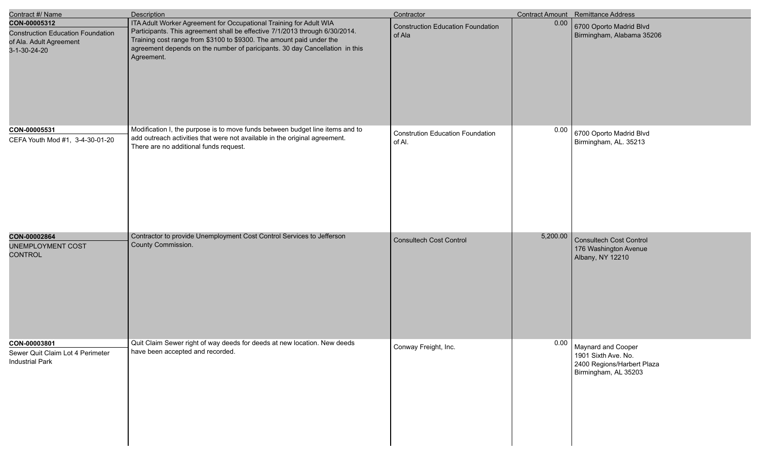| Contract #/ Name | Description | Contractor | Contract Amount | Remittance Address |
|---|---|---|---|---|
| **CON-00005312**<br>Construction Education Foundation of Ala. Adult Agreement 3-1-30-24-20 | ITA Adult Worker Agreement for Occupational Training for Adult WIA Participants. This agreement shall be effective 7/1/2013 through 6/30/2014. Training cost range from $3100 to $9300. The amount paid under the agreement depends on the number of paricipants. 30 day Cancellation in this Agreement. | Construction Education Foundation of Ala | 0.00 | 6700 Oporto Madrid Blvd<br>Birmingham, Alabama 35206 |
| **CON-00005531**<br>CEFA Youth Mod #1, 3-4-30-01-20 | Modification I, the purpose is to move funds between budget line items and to add outreach activities that were not available in the original agreement. There are no additional funds request. | Constrution Education Foundation of Al. | 0.00 | 6700 Oporto Madrid Blvd<br>Birmingham, AL. 35213 |
| **CON-00002864**<br>UNEMPLOYMENT COST CONTROL | Contractor to provide Unemployment Cost Control Services to Jefferson County Commission. | Consultech Cost Control | 5,200.00 | Consultech Cost Control<br>176 Washington Avenue<br>Albany, NY 12210 |
| **CON-00003801**<br>Sewer Quit Claim Lot 4 Perimeter Industrial Park | Quit Claim Sewer right of way deeds for deeds at new location. New deeds have been accepted and recorded. | Conway Freight, Inc. | 0.00 | Maynard and Cooper<br>1901 Sixth Ave. No.<br>2400 Regions/Harbert Plaza<br>Birmingham, AL 35203 |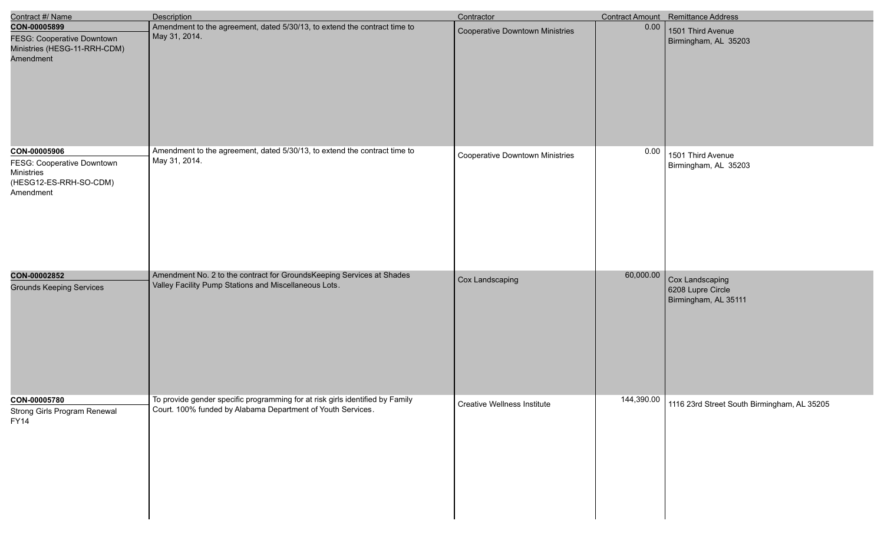| Contract #/ Name | Description | Contractor | Contract Amount | Remittance Address |
|---|---|---|---|---|
| **CON-00005899**<br>FESG: Cooperative Downtown Ministries (HESG-11-RRH-CDM) Amendment | Amendment to the agreement, dated 5/30/13, to extend the contract time to May 31, 2014. | Cooperative Downtown Ministries | 0.00 | 1501 Third Avenue<br>Birmingham, AL 35203 |
| **CON-00005906**<br>FESG: Cooperative Downtown Ministries (HESG12-ES-RRH-SO-CDM) Amendment | Amendment to the agreement, dated 5/30/13, to extend the contract time to May 31, 2014. | Cooperative Downtown Ministries | 0.00 | 1501 Third Avenue<br>Birmingham, AL 35203 |
| **CON-00002852**<br>Grounds Keeping Services | Amendment No. 2 to the contract for GroundsKeeping Services at Shades Valley Facility Pump Stations and Miscellaneous Lots. | Cox Landscaping | 60,000.00 | Cox Landscaping<br>6208 Lupre Circle<br>Birmingham, AL 35111 |
| **CON-00005780**<br>Strong Girls Program Renewal FY14 | To provide gender specific programming for at risk girls identified by Family Court. 100% funded by Alabama Department of Youth Services. | Creative Wellness Institute | 144,390.00 | 1116 23rd Street South Birmingham, AL 35205 |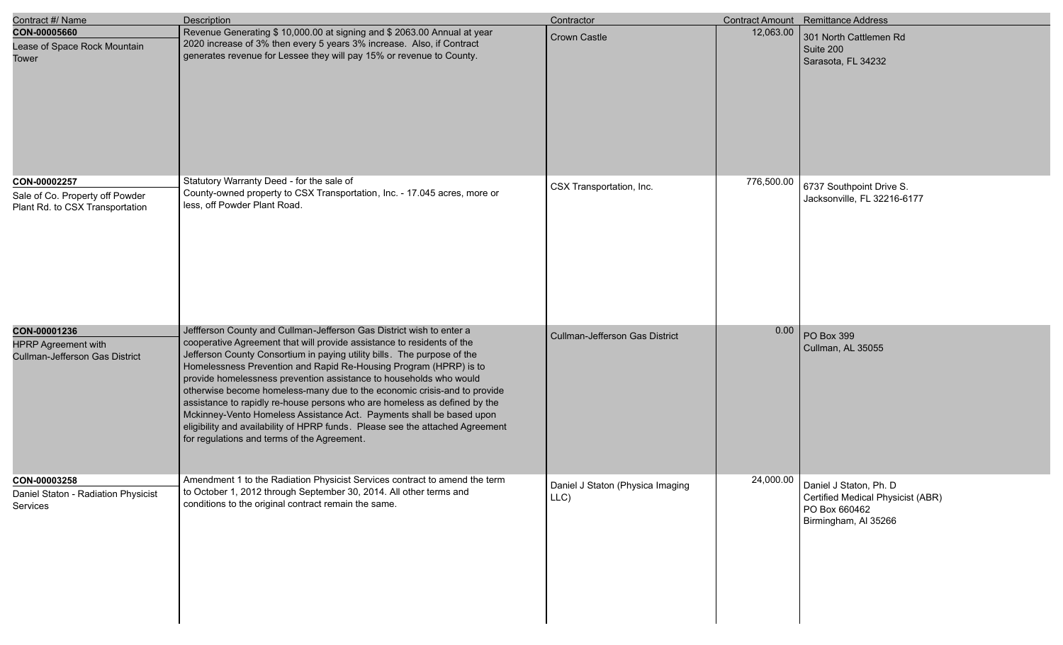| Contract #/ Name | Description | Contractor | Contract Amount | Remittance Address |
|---|---|---|---|---|
| **CON-00005660**<br>Lease of Space Rock Mountain Tower | Revenue Generating $ 10,000.00 at signing and $ 2063.00 Annual at year 2020 increase of 3% then every 5 years 3% increase. Also, if Contract generates revenue for Lessee they will pay 15% or revenue to County. | Crown Castle | 12,063.00 | 301 North Cattlemen Rd<br>Suite 200<br>Sarasota, FL 34232 |
| **CON-00002257**<br>Sale of Co. Property off Powder Plant Rd. to CSX Transportation | Statutory Warranty Deed - for the sale of County-owned property to CSX Transportation, Inc. - 17.045 acres, more or less, off Powder Plant Road. | CSX Transportation, Inc. | 776,500.00 | 6737 Southpoint Drive S.<br>Jacksonville, FL 32216-6177 |
| **CON-00001236**<br>HPRP Agreement with Cullman-Jefferson Gas District | Jeffferson County and Cullman-Jefferson Gas District wish to enter a cooperative Agreement that will provide assistance to residents of the Jefferson County Consortium in paying utility bills. The purpose of the Homelessness Prevention and Rapid Re-Housing Program (HPRP) is to provide homelessness prevention assistance to households who would otherwise become homeless-many due to the economic crisis-and to provide assistance to rapidly re-house persons who are homeless as defined by the Mckinney-Vento Homeless Assistance Act. Payments shall be based upon eligibility and availability of HPRP funds. Please see the attached Agreement for regulations and terms of the Agreement. | Cullman-Jefferson Gas District | 0.00 | PO Box 399<br>Cullman, AL 35055 |
| **CON-00003258**<br>Daniel Staton - Radiation Physicist Services | Amendment 1 to the Radiation Physicist Services contract to amend the term to October 1, 2012 through September 30, 2014. All other terms and conditions to the original contract remain the same. | Daniel J Staton (Physica Imaging LLC) | 24,000.00 | Daniel J Staton, Ph. D<br>Certified Medical Physicist (ABR)<br>PO Box 660462<br>Birmingham, Al 35266 |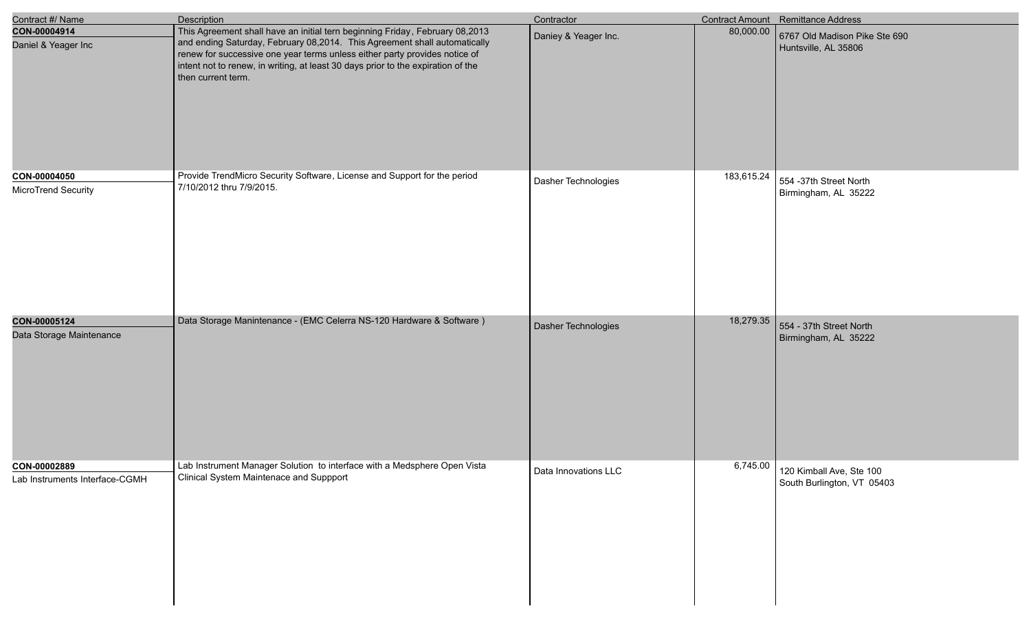| Contract #/ Name | Description | Contractor | Contract Amount | Remittance Address |
|---|---|---|---|---|
| **CON-00004914**<br>Daniel & Yeager Inc | This Agreement shall have an initial tern beginning Friday, February 08,2013 and ending Saturday, February 08,2014. This Agreement shall automatically renew for successive one year terms unless either party provides notice of intent not to renew, in writing, at least 30 days prior to the expiration of the then current term. | Daniey & Yeager Inc. | 80,000.00 | 6767 Old Madison Pike Ste 690<br>Huntsville, AL 35806 |
| **CON-00004050**<br>MicroTrend Security | Provide TrendMicro Security Software, License and Support for the period 7/10/2012 thru 7/9/2015. | Dasher Technologies | 183,615.24 | 554 -37th Street North<br>Birmingham, AL 35222 |
| **CON-00005124**<br>Data Storage Maintenance | Data Storage Manintenance - (EMC Celerra NS-120 Hardware & Software ) | Dasher Technologies | 18,279.35 | 554 - 37th Street North<br>Birmingham, AL 35222 |
| **CON-00002889**<br>Lab Instruments Interface-CGMH | Lab Instrument Manager Solution to interface with a Medsphere Open Vista Clinical System Maintenace and Suppport | Data Innovations LLC | 6,745.00 | 120 Kimball Ave, Ste 100<br>South Burlington, VT 05403 |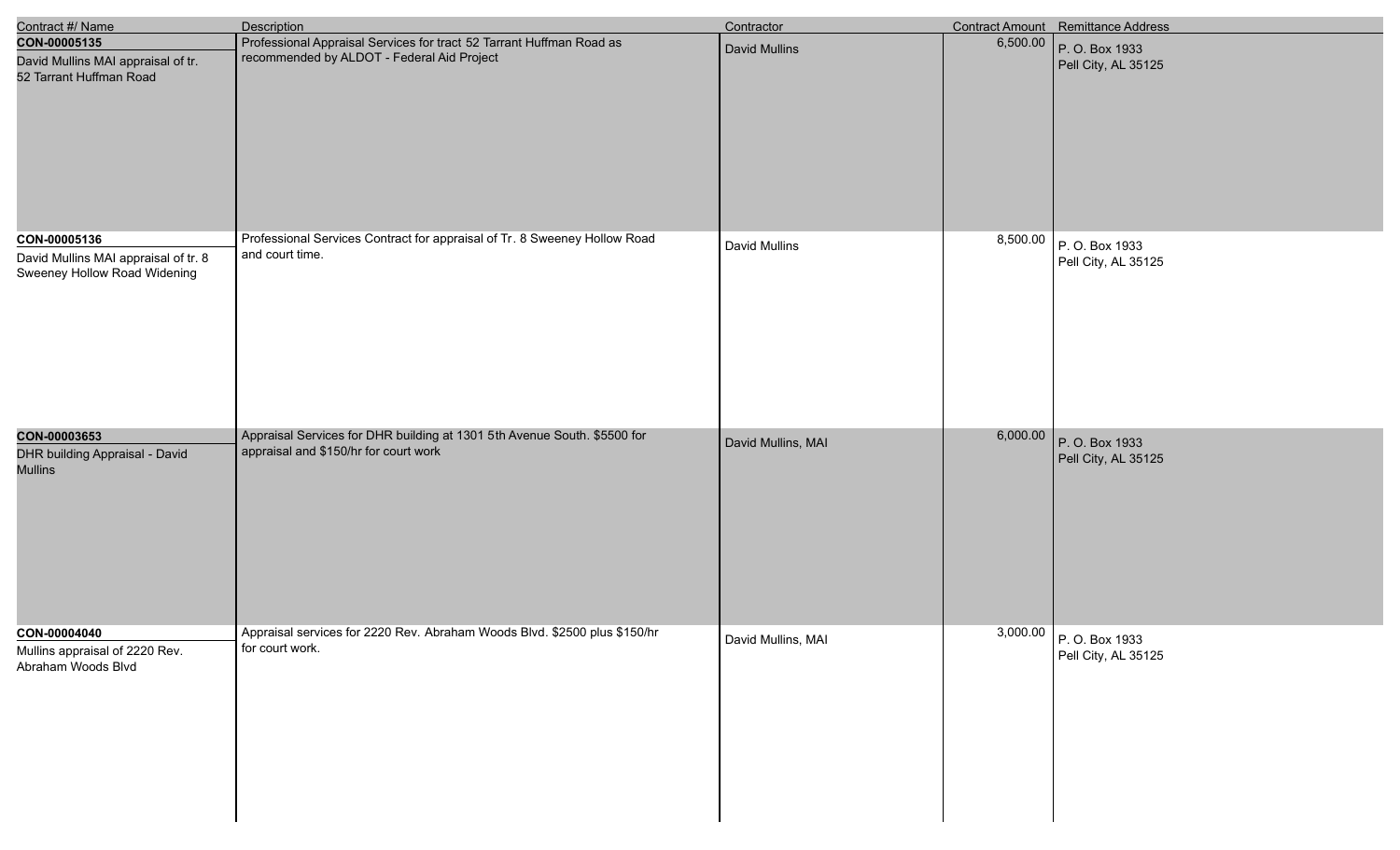| Contract #/ Name | Description | Contractor | Contract Amount | Remittance Address |
|---|---|---|---|---|
| **CON-00005135**<br>David Mullins MAI appraisal of tr. 52 Tarrant Huffman Road | Professional Appraisal Services for tract 52 Tarrant Huffman Road as recommended by ALDOT - Federal Aid Project | David Mullins | 6,500.00 | P. O. Box 1933<br>Pell City, AL 35125 |
| **CON-00005136**<br>David Mullins MAI appraisal of tr. 8 Sweeney Hollow Road Widening | Professional Services Contract for appraisal of Tr. 8 Sweeney Hollow Road and court time. | David Mullins | 8,500.00 | P. O. Box 1933<br>Pell City, AL 35125 |
| **CON-00003653**<br>DHR building Appraisal - David Mullins | Appraisal Services for DHR building at 1301 5th Avenue South. $5500 for appraisal and $150/hr for court work | David Mullins, MAI | 6,000.00 | P. O. Box 1933<br>Pell City, AL 35125 |
| **CON-00004040**<br>Mullins appraisal of 2220 Rev. Abraham Woods Blvd | Appraisal services for 2220 Rev. Abraham Woods Blvd. $2500 plus $150/hr for court work. | David Mullins, MAI | 3,000.00 | P. O. Box 1933<br>Pell City, AL 35125 |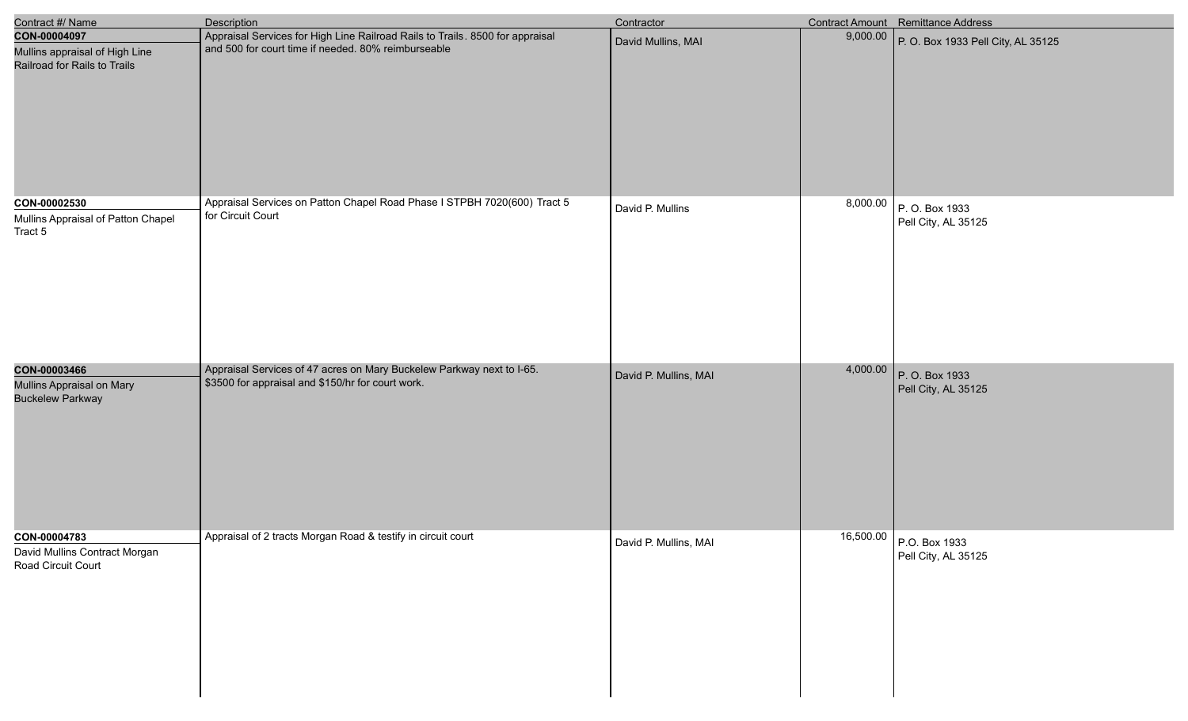| Contract #/ Name | Description | Contractor | Contract Amount | Remittance Address |
|---|---|---|---|---|
| **CON-00004097**<br>Mullins appraisal of High Line Railroad for Rails to Trails | Appraisal Services for High Line Railroad Rails to Trails. 8500 for appraisal and 500 for court time if needed. 80% reimburseable | David Mullins, MAI | 9,000.00 | P. O. Box 1933 Pell City, AL 35125 |
| **CON-00002530**<br>Mullins Appraisal of Patton Chapel Tract 5 | Appraisal Services on Patton Chapel Road Phase I STPBH 7020(600) Tract 5 for Circuit Court | David P. Mullins | 8,000.00 | P. O. Box 1933<br>Pell City, AL 35125 |
| **CON-00003466**<br>Mullins Appraisal on Mary Buckelew Parkway | Appraisal Services of 47 acres on Mary Buckelew Parkway next to I-65. $3500 for appraisal and $150/hr for court work. | David P. Mullins, MAI | 4,000.00 | P. O. Box 1933<br>Pell City, AL 35125 |
| **CON-00004783**<br>David Mullins Contract Morgan Road Circuit Court | Appraisal of 2 tracts Morgan Road & testify in circuit court | David P. Mullins, MAI | 16,500.00 | P.O. Box 1933<br>Pell City, AL 35125 |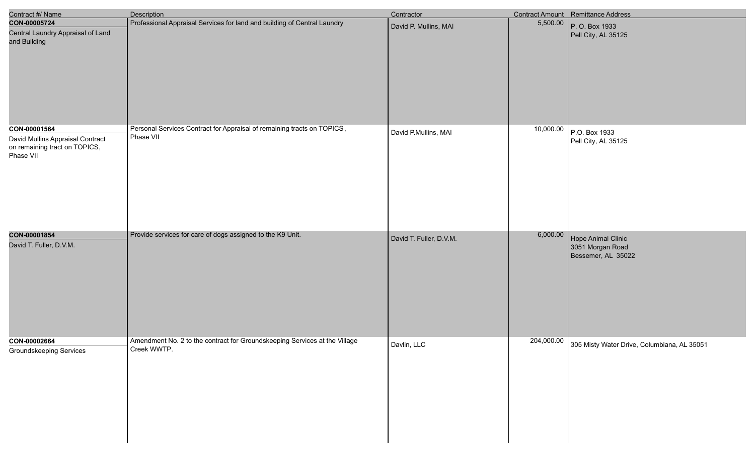| Contract #/ Name | Description | Contractor | Contract Amount | Remittance Address |
| --- | --- | --- | --- | --- |
| **CON-00005724**<br>Central Laundry Appraisal of Land and Building | Professional Appraisal Services for land and building of Central Laundry | David P. Mullins, MAI | 5,500.00 | P. O. Box 1933<br>Pell City, AL 35125 |
| **CON-00001564**<br>David Mullins Appraisal Contract on remaining tract on TOPICS, Phase VII | Personal Services Contract for Appraisal of remaining tracts on TOPICS, Phase VII | David P.Mullins, MAI | 10,000.00 | P.O. Box 1933<br>Pell City, AL 35125 |
| **CON-00001854**<br>David T. Fuller, D.V.M. | Provide services for care of dogs assigned to the K9 Unit. | David T. Fuller, D.V.M. | 6,000.00 | Hope Animal Clinic<br>3051 Morgan Road<br>Bessemer, AL 35022 |
| **CON-00002664**<br>Groundskeeping Services | Amendment No. 2 to the contract for Groundskeeping Services at the Village Creek WWTP. | Davlin, LLC | 204,000.00 | 305 Misty Water Drive, Columbiana, AL 35051 |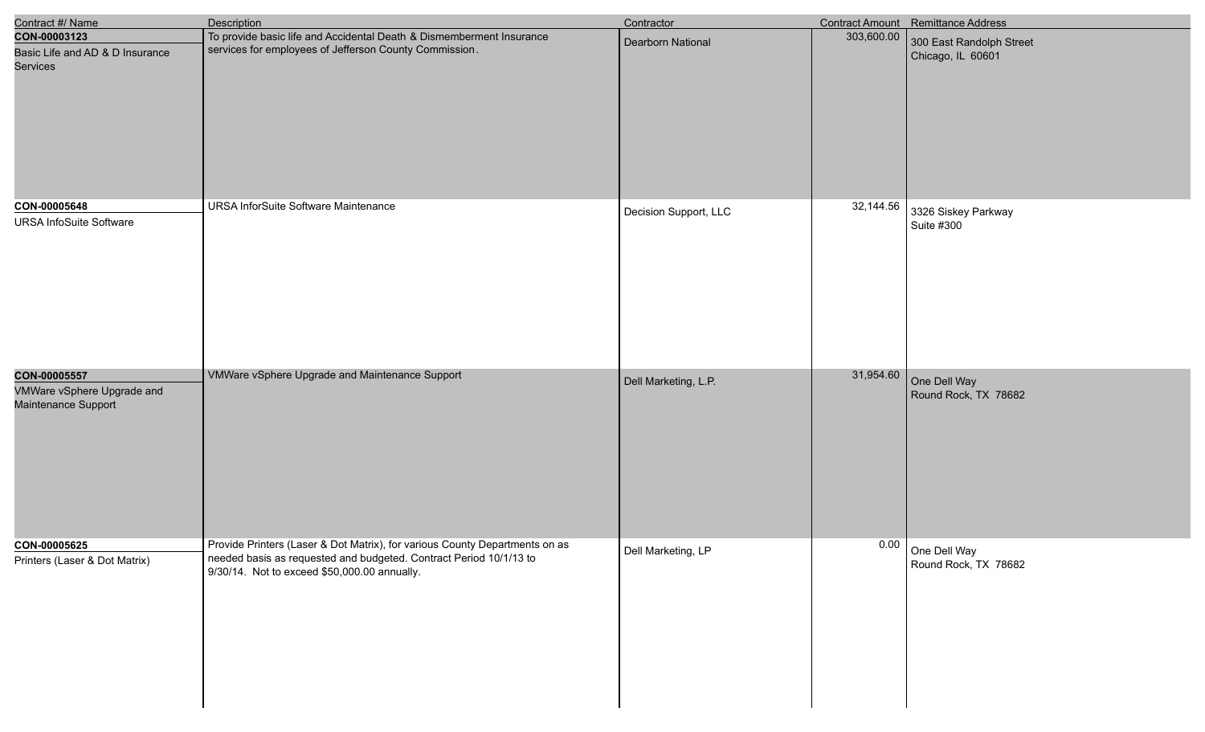| Contract #/ Name | Description | Contractor | Contract Amount | Remittance Address |
| --- | --- | --- | --- | --- |
| **CON-00003123**<br>Basic Life and AD & D Insurance Services | To provide basic life and Accidental Death & Dismemberment Insurance services for employees of Jefferson County Commission. | Dearborn National | 303,600.00 | 300 East Randolph Street<br>Chicago, IL 60601 |
| **CON-00005648**<br>URSA InfoSuite Software | URSA InforSuite Software Maintenance | Decision Support, LLC | 32,144.56 | 3326 Siskey Parkway<br>Suite #300 |
| **CON-00005557**<br>VMWare vSphere Upgrade and Maintenance Support | VMWare vSphere Upgrade and Maintenance Support | Dell Marketing, L.P. | 31,954.60 | One Dell Way<br>Round Rock, TX 78682 |
| **CON-00005625**<br>Printers (Laser & Dot Matrix) | Provide Printers (Laser & Dot Matrix), for various County Departments on as needed basis as requested and budgeted. Contract Period 10/1/13 to 9/30/14. Not to exceed $50,000.00 annually. | Dell Marketing, LP | 0.00 | One Dell Way<br>Round Rock, TX 78682 |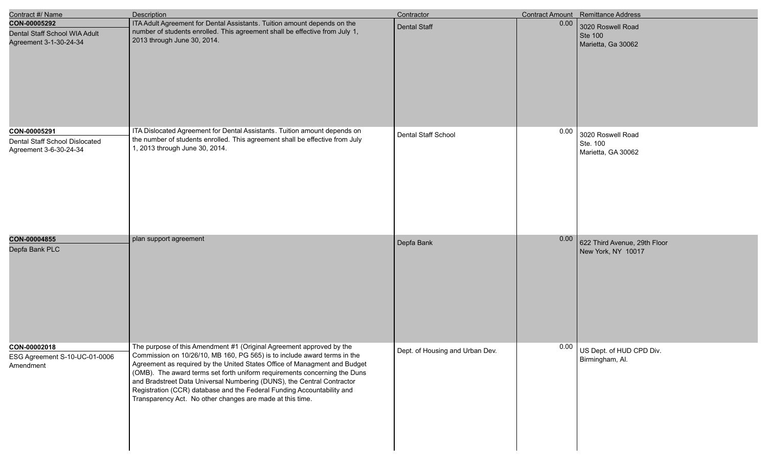| Contract #/ Name | Description | Contractor | Contract Amount | Remittance Address |
|---|---|---|---|---|
| **CON-00005292**<br>Dental Staff School WIA Adult Agreement 3-1-30-24-34 | ITA Adult Agreement for Dental Assistants. Tuition amount depends on the number of students enrolled. This agreement shall be effective from July 1, 2013 through June 30, 2014. | Dental Staff | 0.00 | 3020 Roswell Road<br>Ste 100<br>Marietta, Ga 30062 |
| **CON-00005291**<br>Dental Staff School Dislocated Agreement 3-6-30-24-34 | ITA Dislocated Agreement for Dental Assistants. Tuition amount depends on the number of students enrolled. This agreement shall be effective from July 1, 2013 through June 30, 2014. | Dental Staff School | 0.00 | 3020 Roswell Road<br>Ste. 100<br>Marietta, GA 30062 |
| **CON-00004855**<br>Depfa Bank PLC | plan support agreement | Depfa Bank | 0.00 | 622 Third Avenue, 29th Floor<br>New York, NY 10017 |
| **CON-00002018**<br>ESG Agreement S-10-UC-01-0006 Amendment | The purpose of this Amendment #1 (Original Agreement approved by the Commission on 10/26/10, MB 160, PG 565) is to include award terms in the Agreement as required by the United States Office of Managment and Budget (OMB). The award terms set forth uniform requirements concerning the Duns and Bradstreet Data Universal Numbering (DUNS), the Central Contractor Registration (CCR) database and the Federal Funding Accountability and Transparency Act. No other changes are made at this time. | Dept. of Housing and Urban Dev. | 0.00 | US Dept. of HUD CPD Div.<br>Birmingham, Al. |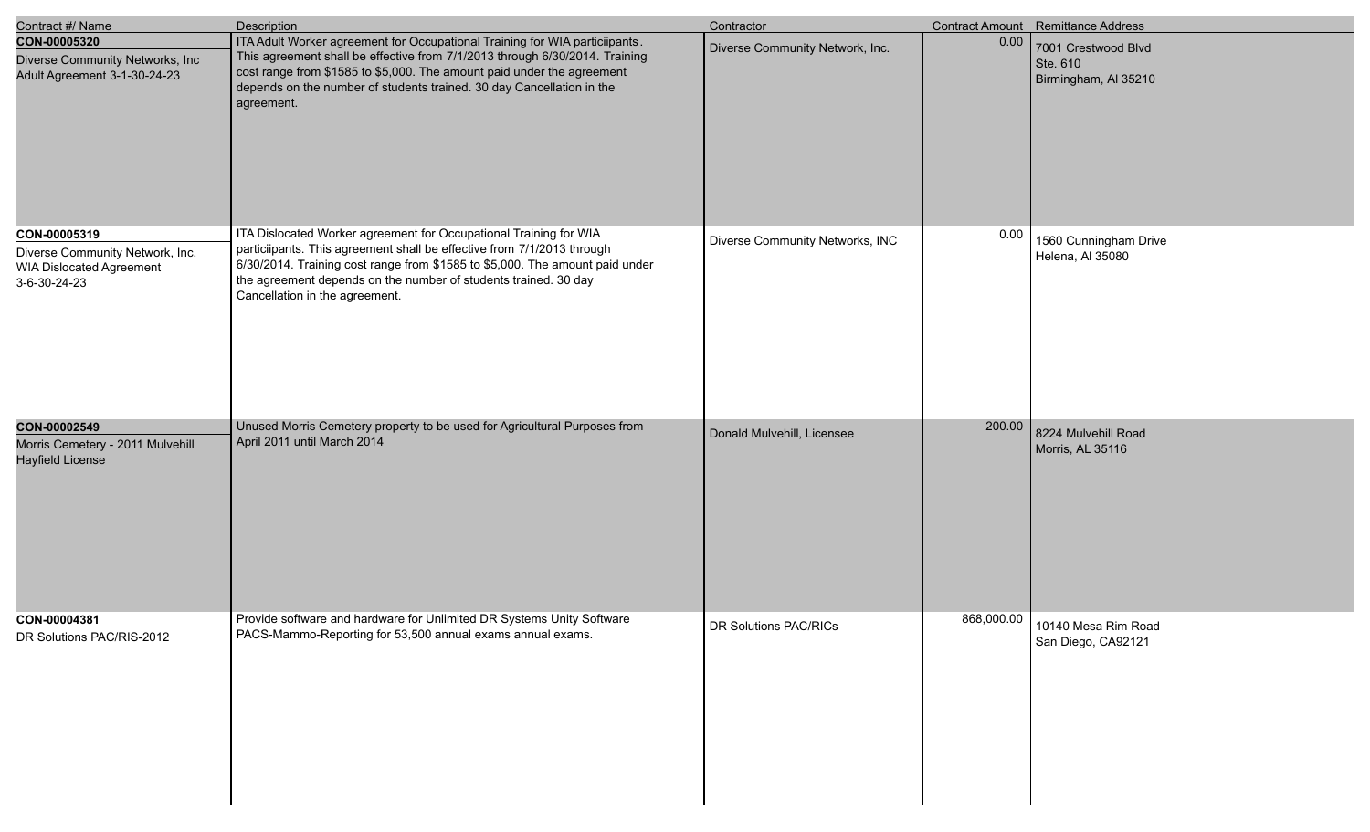| Contract #/ Name | Description | Contractor | Contract Amount | Remittance Address |
| --- | --- | --- | --- | --- |
| **CON-00005320**<br>Diverse Community Networks, Inc Adult Agreement 3-1-30-24-23 | ITA Adult Worker agreement for Occupational Training for WIA particiipants. This agreement shall be effective from 7/1/2013 through 6/30/2014. Training cost range from $1585 to $5,000. The amount paid under the agreement depends on the number of students trained. 30 day Cancellation in the agreement. | Diverse Community Network, Inc. | 0.00 | 7001 Crestwood Blvd<br>Ste. 610<br>Birmingham, Al 35210 |
| **CON-00005319**<br>Diverse Community Network, Inc. WIA Dislocated Agreement 3-6-30-24-23 | ITA Dislocated Worker agreement for Occupational Training for WIA particiipants. This agreement shall be effective from 7/1/2013 through 6/30/2014. Training cost range from $1585 to $5,000. The amount paid under the agreement depends on the number of students trained. 30 day Cancellation in the agreement. | Diverse Community Networks, INC | 0.00 | 1560 Cunningham Drive<br>Helena, Al 35080 |
| **CON-00002549**<br>Morris Cemetery - 2011 Mulvehill Hayfield License | Unused Morris Cemetery property to be used for Agricultural Purposes from April 2011 until March 2014 | Donald Mulvehill, Licensee | 200.00 | 8224 Mulvehill Road<br>Morris, AL 35116 |
| **CON-00004381**<br>DR Solutions PAC/RIS-2012 | Provide software and hardware for Unlimited DR Systems Unity Software PACS-Mammo-Reporting for 53,500 annual exams annual exams. | DR Solutions PAC/RICs | 868,000.00 | 10140 Mesa Rim Road<br>San Diego, CA92121 |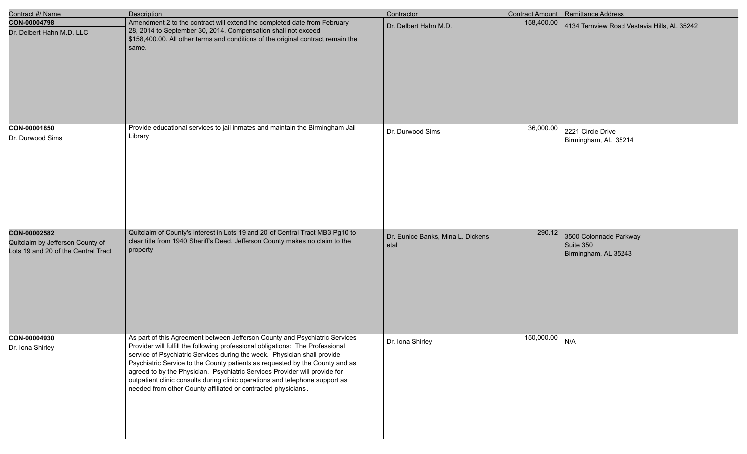| Contract #/ Name | Description | Contractor | Contract Amount | Remittance Address |
|---|---|---|---|---|
| **CON-00004798**<br>Dr. Delbert Hahn M.D. LLC | Amendment 2 to the contract will extend the completed date from February 28, 2014 to September 30, 2014. Compensation shall not exceed $158,400.00. All other terms and conditions of the original contract remain the same. | Dr. Delbert Hahn M.D. | 158,400.00 | 4134 Ternview Road Vestavia Hills, AL 35242 |
| **CON-00001850**<br>Dr. Durwood Sims | Provide educational services to jail inmates and maintain the Birmingham Jail Library | Dr. Durwood Sims | 36,000.00 | 2221 Circle Drive<br>Birmingham, AL 35214 |
| **CON-00002582**<br>Quitclaim by Jefferson County of Lots 19 and 20 of the Central Tract | Quitclaim of County's interest in Lots 19 and 20 of Central Tract MB3 Pg10 to clear title from 1940 Sheriff's Deed. Jefferson County makes no claim to the property | Dr. Eunice Banks, Mina L. Dickens etal | 290.12 | 3500 Colonnade Parkway<br>Suite 350<br>Birmingham, AL 35243 |
| **CON-00004930**<br>Dr. Iona Shirley | As part of this Agreement between Jefferson County and Psychiatric Services Provider will fulfill the following professional obligations: The Professional service of Psychiatric Services during the week. Physician shall provide Psychiatric Service to the County patients as requested by the County and as agreed to by the Physician. Psychiatric Services Provider will provide for outpatient clinic consults during clinic operations and telephone support as needed from other County affiliated or contracted physicians. | Dr. Iona Shirley | 150,000.00 | N/A |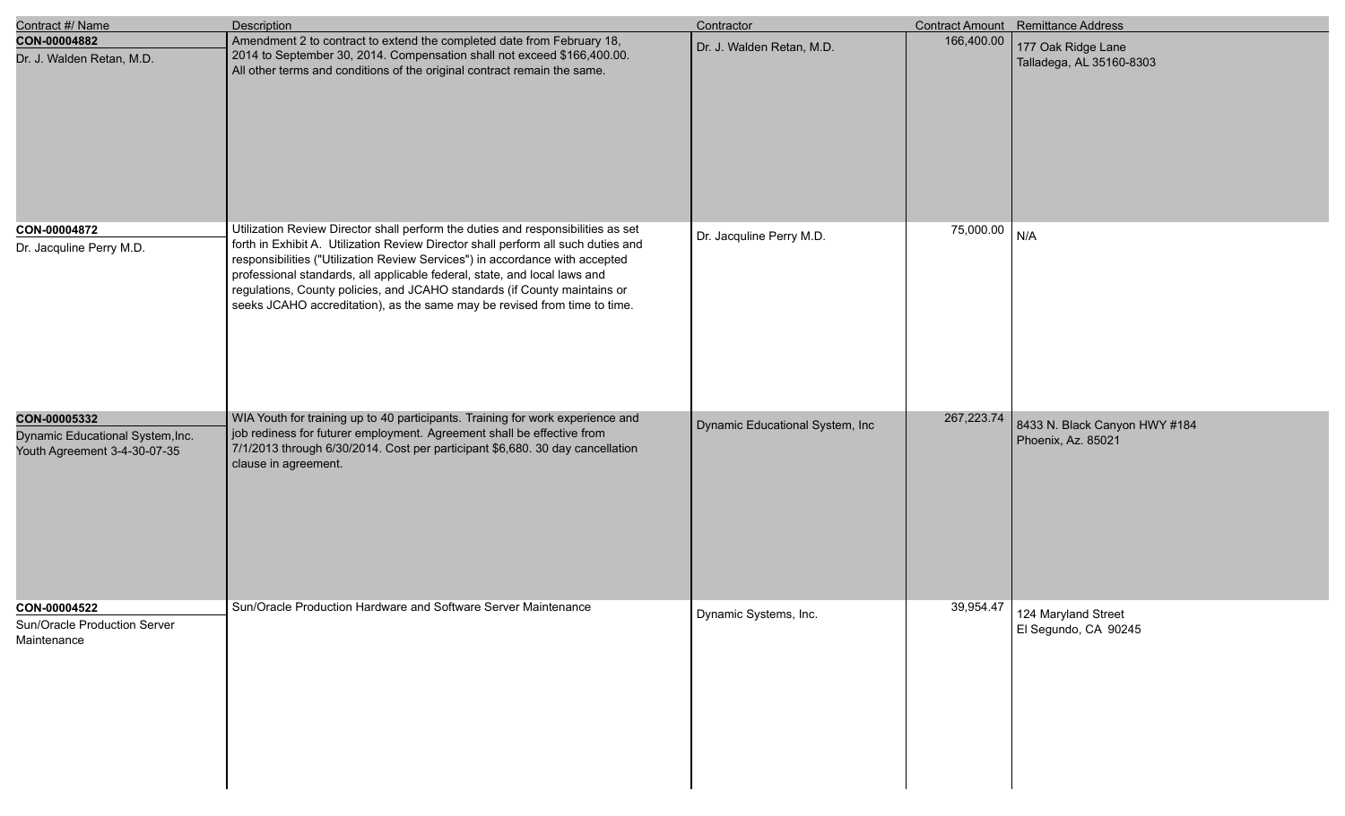| Contract #/ Name | Description | Contractor | Contract Amount | Remittance Address |
| --- | --- | --- | --- | --- |
| **CON-00004882**<br>Dr. J. Walden Retan, M.D. | Amendment 2 to contract to extend the completed date from February 18, 2014 to September 30, 2014. Compensation shall not exceed $166,400.00. All other terms and conditions of the original contract remain the same. | Dr. J. Walden Retan, M.D. | 166,400.00 | 177 Oak Ridge Lane<br>Talladega, AL 35160-8303 |
| **CON-00004872**<br>Dr. Jacquline Perry M.D. | Utilization Review Director shall perform the duties and responsibilities as set forth in Exhibit A. Utilization Review Director shall perform all such duties and responsibilities ("Utilization Review Services") in accordance with accepted professional standards, all applicable federal, state, and local laws and regulations, County policies, and JCAHO standards (if County maintains or seeks JCAHO accreditation), as the same may be revised from time to time. | Dr. Jacquline Perry M.D. | 75,000.00 | N/A |
| **CON-00005332**<br>Dynamic Educational System,Inc. Youth Agreement 3-4-30-07-35 | WIA Youth for training up to 40 participants. Training for work experience and job rediness for futurer employment. Agreement shall be effective from 7/1/2013 through 6/30/2014. Cost per participant $6,680. 30 day cancellation clause in agreement. | Dynamic Educational System, Inc | 267,223.74 | 8433 N. Black Canyon HWY #184<br>Phoenix, Az. 85021 |
| **CON-00004522**<br>Sun/Oracle Production Server Maintenance | Sun/Oracle Production Hardware and Software Server Maintenance | Dynamic Systems, Inc. | 39,954.47 | 124 Maryland Street<br>El Segundo, CA 90245 |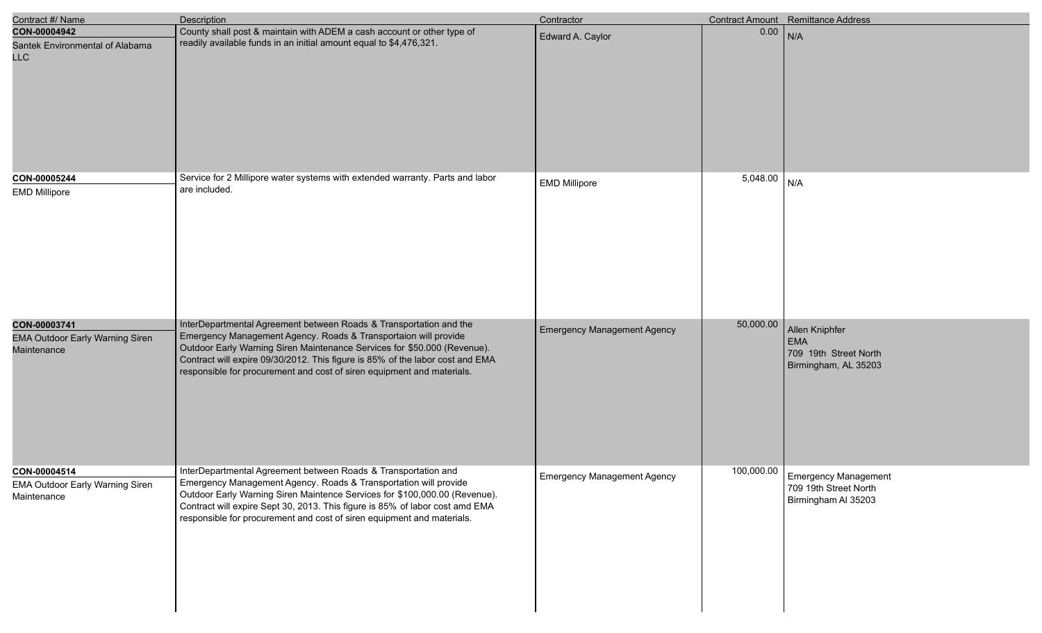| Contract #/ Name | Description | Contractor | Contract Amount | Remittance Address |
|---|---|---|---|---|
| **CON-00004942**<br>Santek Environmental of Alabama LLC | County shall post & maintain with ADEM a cash account or other type of readily available funds in an initial amount equal to $4,476,321. | Edward A. Caylor | 0.00 | N/A |
| **CON-00005244**<br>EMD Millipore | Service for 2 Millipore water systems with extended warranty. Parts and labor are included. | EMD Millipore | 5,048.00 | N/A |
| **CON-00003741**<br>EMA Outdoor Early Warning Siren Maintenance | InterDepartmental Agreement between Roads & Transportation and the Emergency Management Agency. Roads & Transportaion will provide Outdoor Early Warning Siren Maintenance Services for $50.000 (Revenue). Contract will expire 09/30/2012. This figure is 85% of the labor cost and EMA responsible for procurement and cost of siren equipment and materials. | Emergency Management Agency | 50,000.00 | Allen Kniphfer<br>EMA<br>709 19th Street North<br>Birmingham, AL 35203 |
| **CON-00004514**<br>EMA Outdoor Early Warning Siren Maintenance | InterDepartmental Agreement between Roads & Transportation and Emergency Management Agency. Roads & Transportation will provide Outdoor Early Warning Siren Maintence Services for $100,000.00 (Revenue). Contract will expire Sept 30, 2013. This figure is 85% of labor cost amd EMA responsible for procurement and cost of siren equipment and materials. | Emergency Management Agency | 100,000.00 | Emergency Management<br>709 19th Street North<br>Birmingham Al 35203 |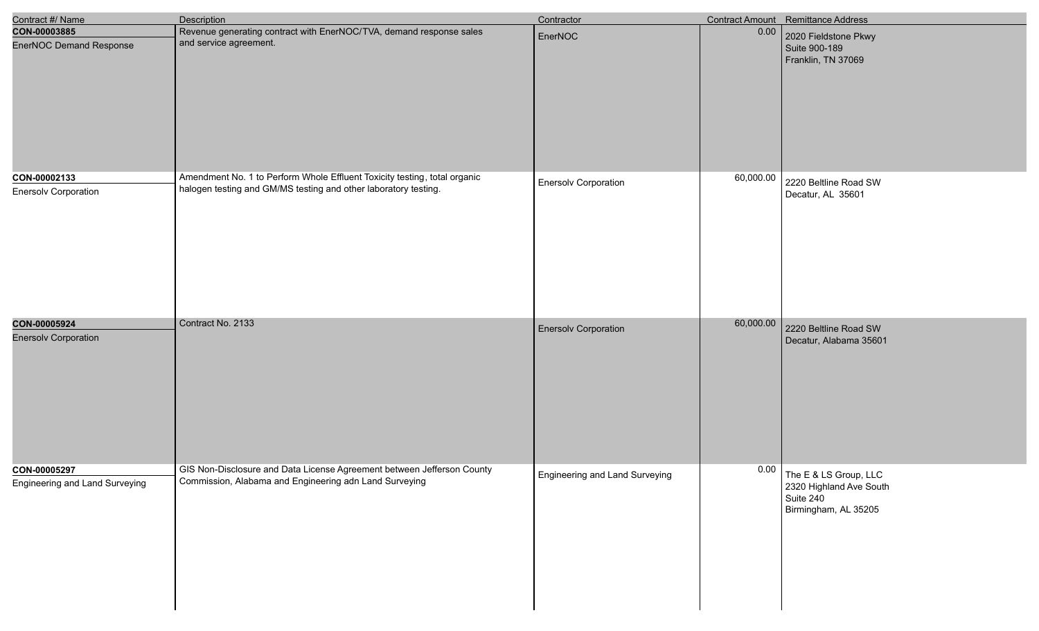| Contract #/ Name | Description | Contractor | Contract Amount | Remittance Address |
|---|---|---|---|---|
| **CON-00003885**<br>EnerNOC Demand Response | Revenue generating contract with EnerNOC/TVA, demand response sales and service agreement. | EnerNOC | 0.00 | 2020 Fieldstone Pkwy<br>Suite 900-189<br>Franklin, TN 37069 |
| **CON-00002133**<br>Enersolv Corporation | Amendment No. 1 to Perform Whole Effluent Toxicity testing, total organic halogen testing and GM/MS testing and other laboratory testing. | Enersolv Corporation | 60,000.00 | 2220 Beltline Road SW<br>Decatur, AL 35601 |
| **CON-00005924**<br>Enersolv Corporation | Contract No. 2133 | Enersolv Corporation | 60,000.00 | 2220 Beltline Road SW<br>Decatur, Alabama 35601 |
| **CON-00005297**<br>Engineering and Land Surveying | GIS Non-Disclosure and Data License Agreement between Jefferson County Commission, Alabama and Engineering adn Land Surveying | Engineering and Land Surveying | 0.00 | The E & LS Group, LLC<br>2320 Highland Ave South<br>Suite 240<br>Birmingham, AL 35205 |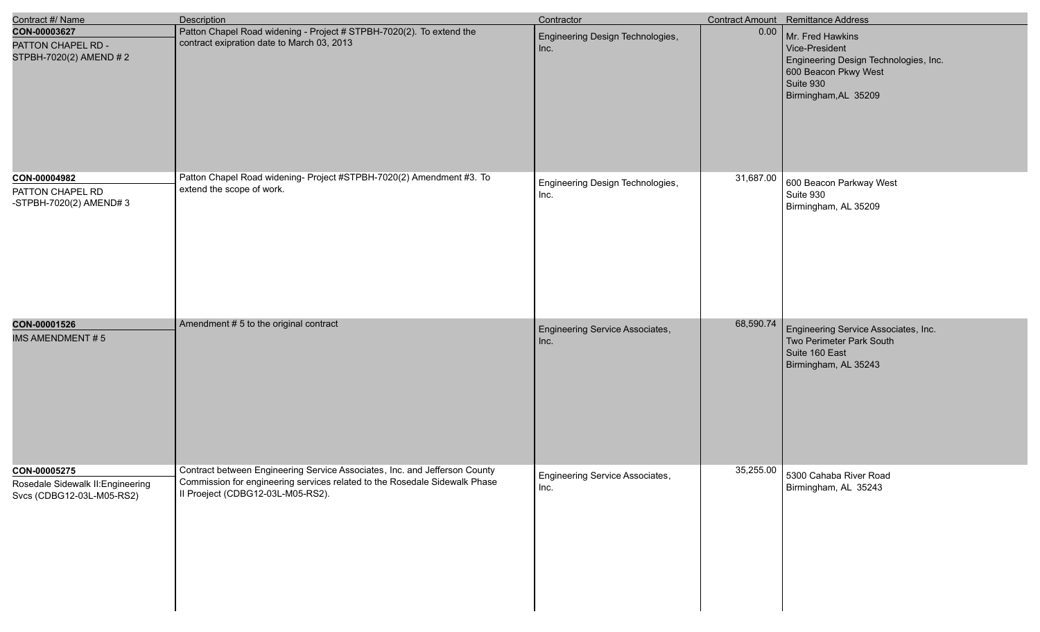| Contract #/ Name | Description | Contractor | Contract Amount | Remittance Address |
|---|---|---|---|---|
| **CON-00003627**<br>PATTON CHAPEL RD - STPBH-7020(2) AMEND # 2 | Patton Chapel Road widening - Project # STPBH-7020(2). To extend the contract exipration date to March 03, 2013 | Engineering Design Technologies, Inc. | 0.00 | Mr. Fred Hawkins<br>Vice-President<br>Engineering Design Technologies, Inc.<br>600 Beacon Pkwy West<br>Suite 930<br>Birmingham,AL 35209 |
| **CON-00004982**<br>PATTON CHAPEL RD -STPBH-7020(2) AMEND# 3 | Patton Chapel Road widening- Project #STPBH-7020(2) Amendment #3. To extend the scope of work. | Engineering Design Technologies, Inc. | 31,687.00 | 600 Beacon Parkway West<br>Suite 930<br>Birmingham, AL 35209 |
| **CON-00001526**<br>IMS AMENDMENT # 5 | Amendment # 5 to the original contract | Engineering Service Associates, Inc. | 68,590.74 | Engineering Service Associates, Inc.<br>Two Perimeter Park South<br>Suite 160 East<br>Birmingham, AL 35243 |
| **CON-00005275**<br>Rosedale Sidewalk II:Engineering Svcs (CDBG12-03L-M05-RS2) | Contract between Engineering Service Associates, Inc. and Jefferson County Commission for engineering services related to the Rosedale Sidewalk Phase II Proeject (CDBG12-03L-M05-RS2). | Engineering Service Associates, Inc. | 35,255.00 | 5300 Cahaba River Road<br>Birmingham, AL 35243 |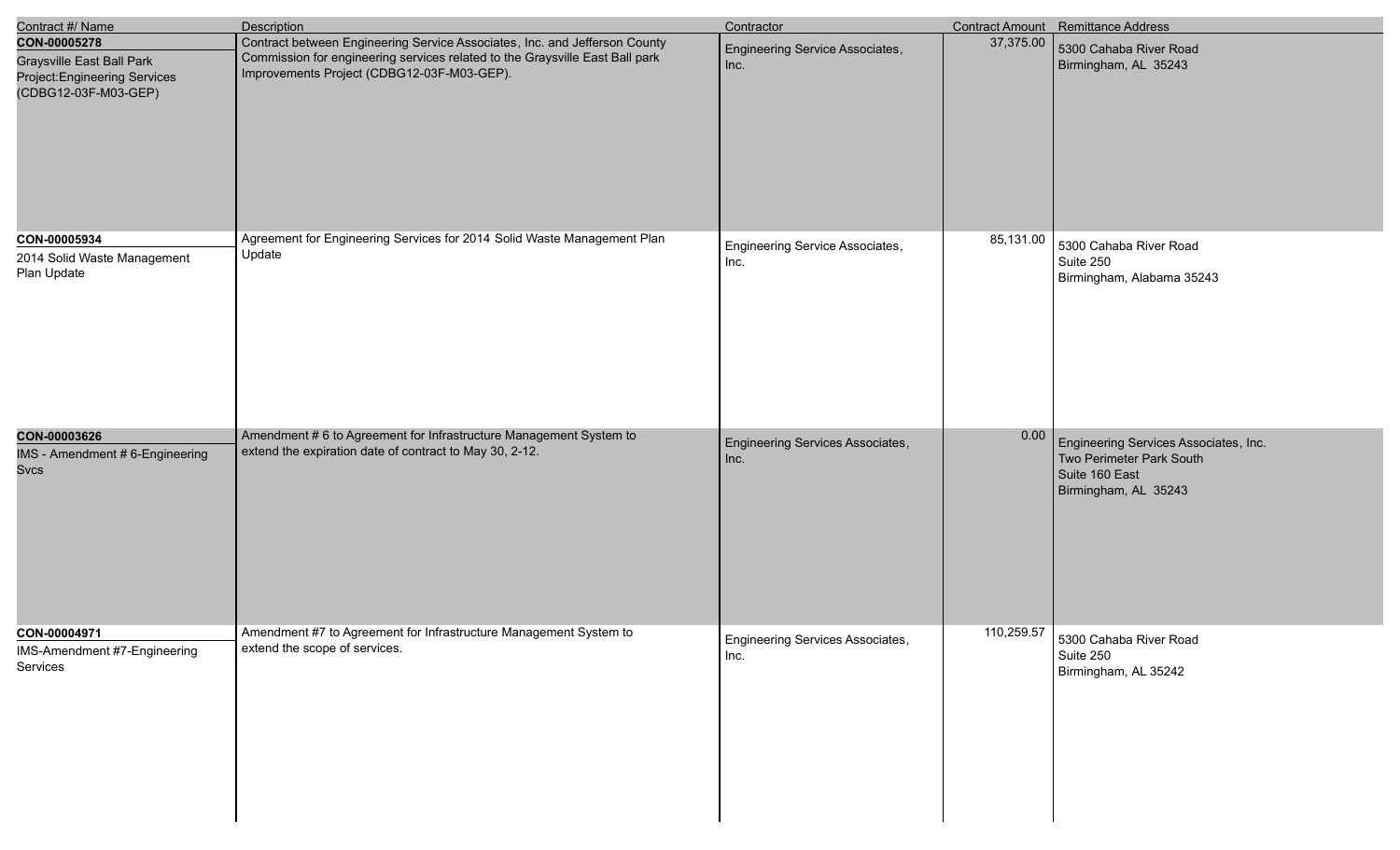| Contract #/ Name | Description | Contractor | Contract Amount | Remittance Address |
|---|---|---|---|---|
| **CON-00005278**<br>Graysville East Ball Park Project:Engineering Services (CDBG12-03F-M03-GEP) | Contract between Engineering Service Associates, Inc. and Jefferson County Commission for engineering services related to the Graysville East Ball park Improvements Project (CDBG12-03F-M03-GEP). | Engineering Service Associates, Inc. | 37,375.00 | 5300 Cahaba River Road<br>Birmingham, AL 35243 |
| **CON-00005934**<br>2014 Solid Waste Management Plan Update | Agreement for Engineering Services for 2014 Solid Waste Management Plan Update | Engineering Service Associates, Inc. | 85,131.00 | 5300 Cahaba River Road<br>Suite 250<br>Birmingham, Alabama 35243 |
| **CON-00003626**<br>IMS - Amendment # 6-Engineering Svcs | Amendment # 6 to Agreement for Infrastructure Management System to extend the expiration date of contract to May 30, 2-12. | Engineering Services Associates, Inc. | 0.00 | Engineering Services Associates, Inc.<br>Two Perimeter Park South<br>Suite 160 East<br>Birmingham, AL 35243 |
| **CON-00004971**<br>IMS-Amendment #7-Engineering Services | Amendment #7 to Agreement for Infrastructure Management System to extend the scope of services. | Engineering Services Associates, Inc. | 110,259.57 | 5300 Cahaba River Road<br>Suite 250<br>Birmingham, AL 35242 |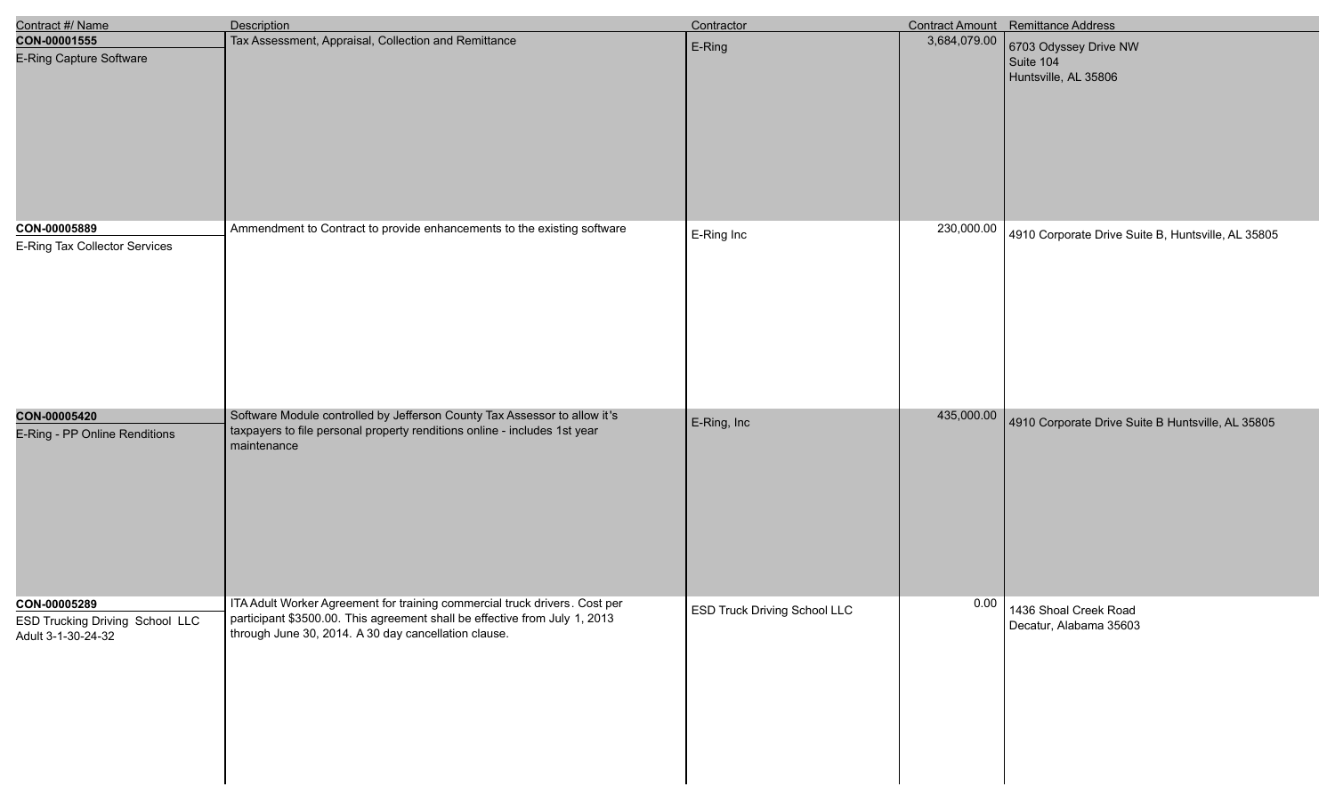| Contract #/ Name | Description | Contractor | Contract Amount | Remittance Address |
| --- | --- | --- | --- | --- |
| **CON-00001555**<br>E-Ring Capture Software | Tax Assessment, Appraisal, Collection and Remittance | E-Ring | 3,684,079.00 | 6703 Odyssey Drive NW<br>Suite 104<br>Huntsville, AL 35806 |
| **CON-00005889**<br>E-Ring Tax Collector Services | Ammendment to Contract to provide enhancements to the existing software | E-Ring Inc | 230,000.00 | 4910 Corporate Drive Suite B, Huntsville, AL 35805 |
| **CON-00005420**<br>E-Ring - PP Online Renditions | Software Module controlled by Jefferson County Tax Assessor to allow it's taxpayers to file personal property renditions online - includes 1st year maintenance | E-Ring, Inc | 435,000.00 | 4910 Corporate Drive Suite B Huntsville, AL 35805 |
| **CON-00005289**<br>ESD Trucking Driving School LLC Adult 3-1-30-24-32 | ITA Adult Worker Agreement for training commercial truck drivers. Cost per participant $3500.00. This agreement shall be effective from July 1, 2013 through June 30, 2014. A 30 day cancellation clause. | ESD Truck Driving School LLC | 0.00 | 1436 Shoal Creek Road<br>Decatur, Alabama 35603 |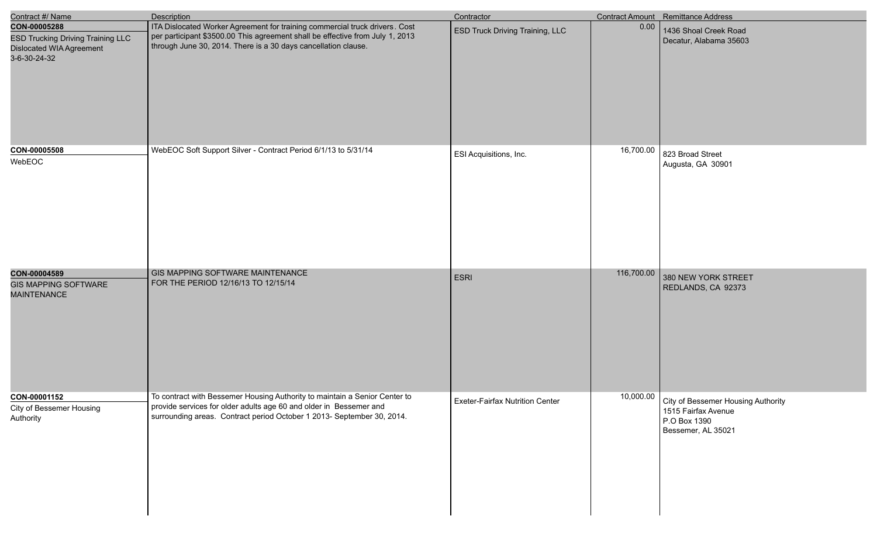| Contract #/ Name | Description | Contractor | Contract Amount | Remittance Address |
| --- | --- | --- | --- | --- |
| **CON-00005288**<br>ESD Trucking Driving Training LLC Dislocated WIA Agreement 3-6-30-24-32 | ITA Dislocated Worker Agreement for training commercial truck drivers. Cost per participant $3500.00 This agreement shall be effective from July 1, 2013 through June 30, 2014. There is a 30 days cancellation clause. | ESD Truck Driving Training, LLC | 0.00 | 1436 Shoal Creek Road<br>Decatur, Alabama 35603 |
| **CON-00005508**<br>WebEOC | WebEOC Soft Support Silver - Contract Period 6/1/13 to 5/31/14 | ESI Acquisitions, Inc. | 16,700.00 | 823 Broad Street<br>Augusta, GA 30901 |
| **CON-00004589**<br>GIS MAPPING SOFTWARE MAINTENANCE | GIS MAPPING SOFTWARE MAINTENANCE FOR THE PERIOD 12/16/13 TO 12/15/14 | ESRI | 116,700.00 | 380 NEW YORK STREET<br>REDLANDS, CA 92373 |
| **CON-00001152**<br>City of Bessemer Housing Authority | To contract with Bessemer Housing Authority to maintain a Senior Center to provide services for older adults age 60 and older in Bessemer and surrounding areas. Contract period October 1 2013- September 30, 2014. | Exeter-Fairfax Nutrition Center | 10,000.00 | City of Bessemer Housing Authority<br>1515 Fairfax Avenue<br>P.O Box 1390<br>Bessemer, AL 35021 |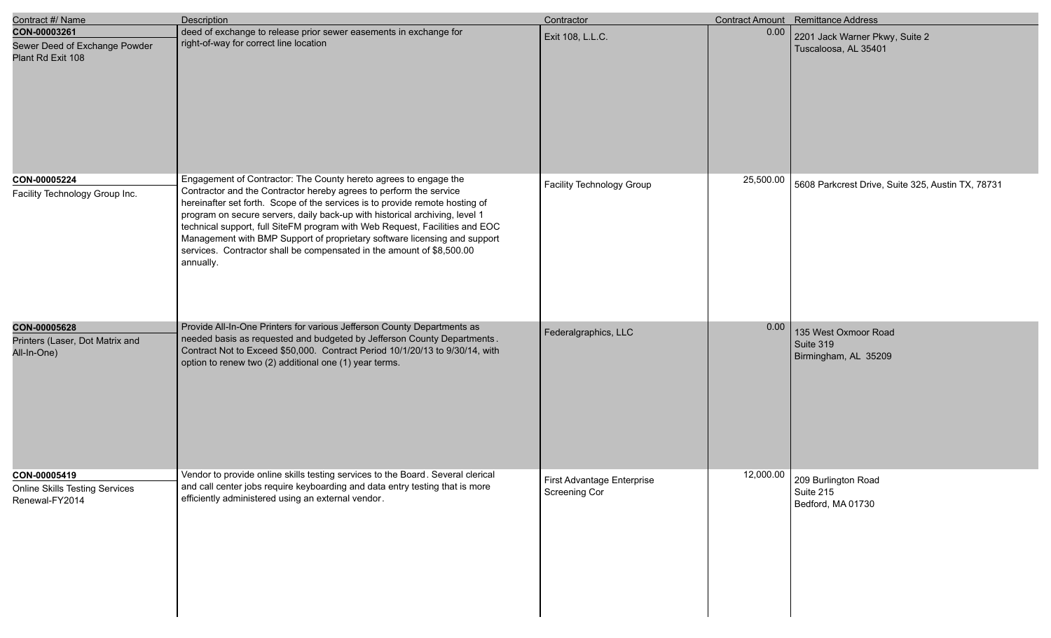| Contract #/ Name | Description | Contractor | Contract Amount | Remittance Address |
|---|---|---|---|---|
| **CON-00003261**<br>Sewer Deed of Exchange Powder Plant Rd Exit 108 | deed of exchange to release prior sewer easements in exchange for right-of-way for correct line location | Exit 108, L.L.C. | 0.00 | 2201 Jack Warner Pkwy, Suite 2<br>Tuscaloosa, AL 35401 |
| **CON-00005224**<br>Facility Technology Group Inc. | Engagement of Contractor: The County hereto agrees to engage the Contractor and the Contractor hereby agrees to perform the service hereinafter set forth. Scope of the services is to provide remote hosting of program on secure servers, daily back-up with historical archiving, level 1 technical support, full SiteFM program with Web Request, Facilities and EOC Management with BMP Support of proprietary software licensing and support services. Contractor shall be compensated in the amount of $8,500.00 annually. | Facility Technology Group | 25,500.00 | 5608 Parkcrest Drive, Suite 325, Austin TX, 78731 |
| **CON-00005628**<br>Printers (Laser, Dot Matrix and All-In-One) | Provide All-In-One Printers for various Jefferson County Departments as needed basis as requested and budgeted by Jefferson County Departments. Contract Not to Exceed $50,000. Contract Period 10/1/20/13 to 9/30/14, with option to renew two (2) additional one (1) year terms. | Federalgraphics, LLC | 0.00 | 135 West Oxmoor Road<br>Suite 319<br>Birmingham, AL 35209 |
| **CON-00005419**<br>Online Skills Testing Services Renewal-FY2014 | Vendor to provide online skills testing services to the Board. Several clerical and call center jobs require keyboarding and data entry testing that is more efficiently administered using an external vendor. | First Advantage Enterprise Screening Cor | 12,000.00 | 209 Burlington Road<br>Suite 215<br>Bedford, MA 01730 |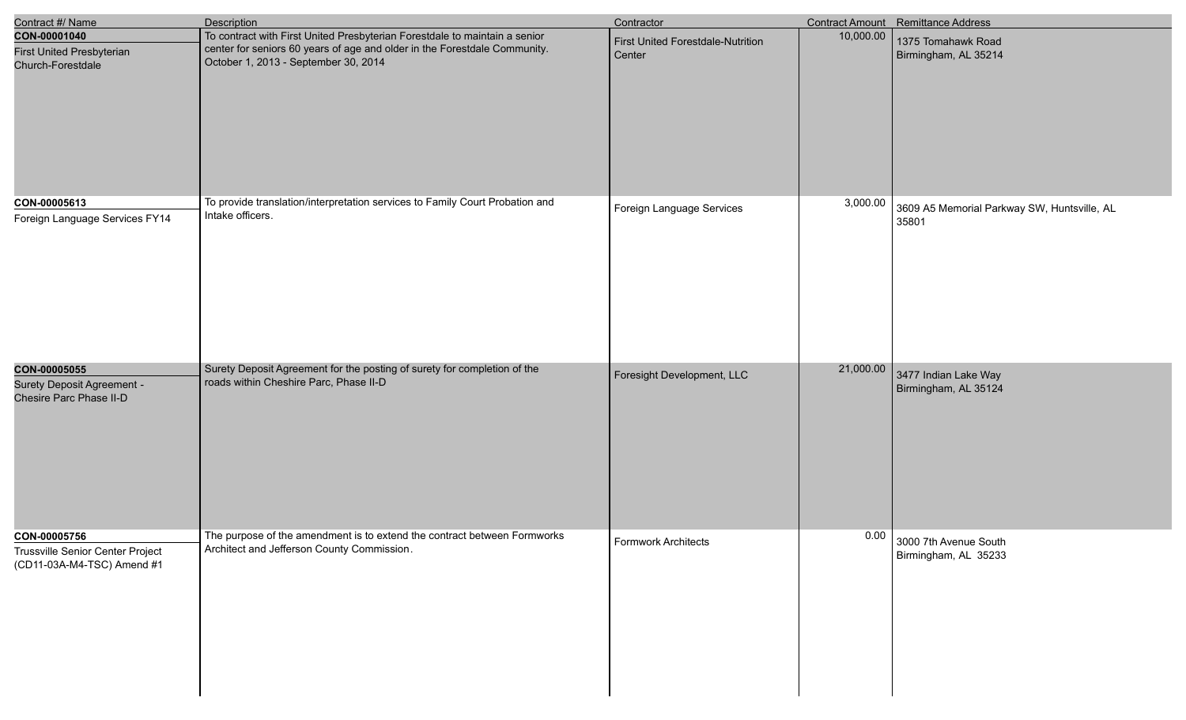| Contract #/ Name | Description | Contractor | Contract Amount | Remittance Address |
|---|---|---|---|---|
| **CON-00001040**<br>First United Presbyterian Church-Forestdale | To contract with First United Presbyterian Forestdale to maintain a senior center for seniors 60 years of age and older in the Forestdale Community. October 1, 2013 - September 30, 2014 | First United Forestdale-Nutrition Center | 10,000.00 | 1375 Tomahawk Road<br>Birmingham, AL 35214 |
| **CON-00005613**<br>Foreign Language Services FY14 | To provide translation/interpretation services to Family Court Probation and Intake officers. | Foreign Language Services | 3,000.00 | 3609 A5 Memorial Parkway SW, Huntsville, AL 35801 |
| **CON-00005055**<br>Surety Deposit Agreement - Chesire Parc Phase II-D | Surety Deposit Agreement for the posting of surety for completion of the roads within Cheshire Parc, Phase II-D | Foresight Development, LLC | 21,000.00 | 3477 Indian Lake Way<br>Birmingham, AL 35124 |
| **CON-00005756**<br>Trussville Senior Center Project (CD11-03A-M4-TSC) Amend #1 | The purpose of the amendment is to extend the contract between Formworks Architect and Jefferson County Commission. | Formwork Architects | 0.00 | 3000 7th Avenue South<br>Birmingham, AL 35233 |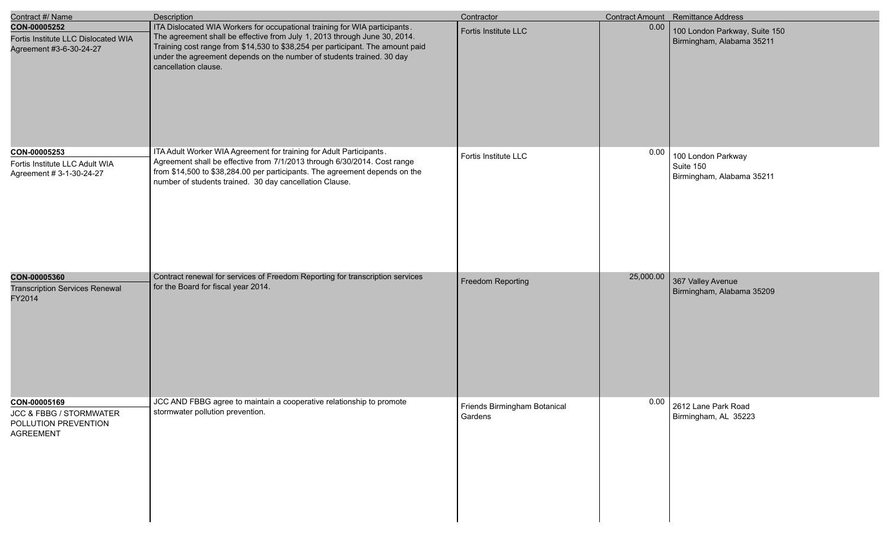| Contract #/ Name | Description | Contractor | Contract Amount | Remittance Address |
|---|---|---|---|---|
| **CON-00005252**<br>Fortis Institute LLC Dislocated WIA Agreement #3-6-30-24-27 | ITA Dislocated WIA Workers for occupational training for WIA participants. The agreement shall be effective from July 1, 2013 through June 30, 2014. Training cost range from $14,530 to $38,254 per participant. The amount paid under the agreement depends on the number of students trained. 30 day cancellation clause. | Fortis Institute LLC | 0.00 | 100 London Parkway, Suite 150<br>Birmingham, Alabama 35211 |
| **CON-00005253**<br>Fortis Institute LLC Adult WIA Agreement # 3-1-30-24-27 | ITA Adult Worker WIA Agreement for training for Adult Participants. Agreement shall be effective from 7/1/2013 through 6/30/2014. Cost range from $14,500 to $38,284.00 per participants. The agreement depends on the number of students trained. 30 day cancellation Clause. | Fortis Institute LLC | 0.00 | 100 London Parkway<br>Suite 150<br>Birmingham, Alabama 35211 |
| **CON-00005360**<br>Transcription Services Renewal FY2014 | Contract renewal for services of Freedom Reporting for transcription services for the Board for fiscal year 2014. | Freedom Reporting | 25,000.00 | 367 Valley Avenue<br>Birmingham, Alabama 35209 |
| **CON-00005169**<br>JCC & FBBG / STORMWATER POLLUTION PREVENTION AGREEMENT | JCC AND FBBG agree to maintain a cooperative relationship to promote stormwater pollution prevention. | Friends Birmingham Botanical Gardens | 0.00 | 2612 Lane Park Road<br>Birmingham, AL 35223 |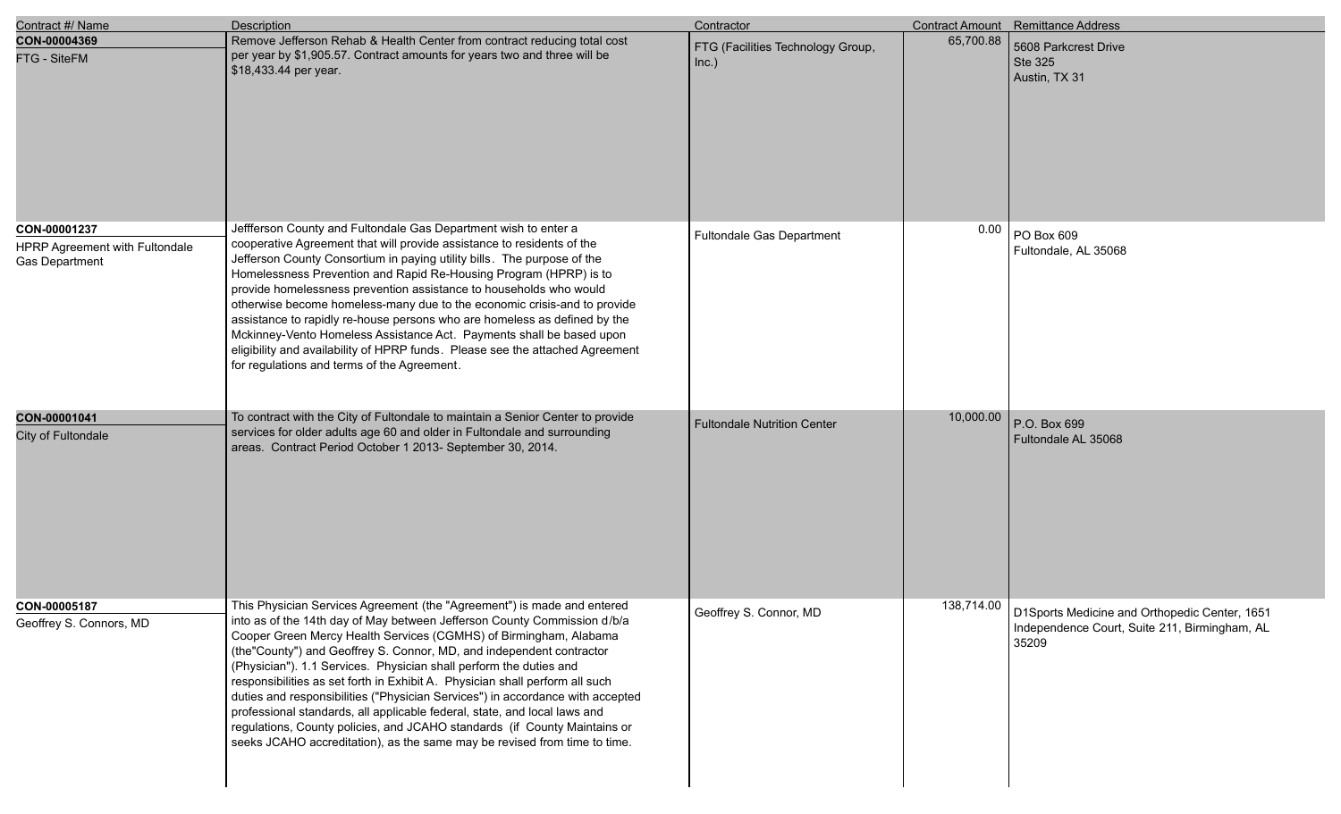| Contract #/ Name | Description | Contractor | Contract Amount | Remittance Address |
|---|---|---|---|---|
| **CON-00004369**<br>FTG - SiteFM | Remove Jefferson Rehab & Health Center from contract reducing total cost per year by $1,905.57. Contract amounts for years two and three will be $18,433.44 per year. | FTG (Facilities Technology Group, Inc.) | 65,700.88 | 5608 Parkcrest Drive<br>Ste 325<br>Austin, TX 31 |
| **CON-00001237**<br>HPRP Agreement with Fultondale Gas Department | Jeffferson County and Fultondale Gas Department wish to enter a cooperative Agreement that will provide assistance to residents of the Jefferson County Consortium in paying utility bills. The purpose of the Homelessness Prevention and Rapid Re-Housing Program (HPRP) is to provide homelessness prevention assistance to households who would otherwise become homeless-many due to the economic crisis-and to provide assistance to rapidly re-house persons who are homeless as defined by the Mckinney-Vento Homeless Assistance Act. Payments shall be based upon eligibility and availability of HPRP funds. Please see the attached Agreement for regulations and terms of the Agreement. | Fultondale Gas Department | 0.00 | PO Box 609<br>Fultondale, AL 35068 |
| **CON-00001041**<br>City of Fultondale | To contract with the City of Fultondale to maintain a Senior Center to provide services for older adults age 60 and older in Fultondale and surrounding areas. Contract Period October 1 2013- September 30, 2014. | Fultondale Nutrition Center | 10,000.00 | P.O. Box 699<br>Fultondale AL 35068 |
| **CON-00005187**<br>Geoffrey S. Connors, MD | This Physician Services Agreement (the "Agreement") is made and entered into as of the 14th day of May between Jefferson County Commission d/b/a Cooper Green Mercy Health Services (CGMHS) of Birmingham, Alabama (the"County") and Geoffrey S. Connor, MD, and independent contractor (Physician"). 1.1 Services. Physician shall perform the duties and responsibilities as set forth in Exhibit A. Physician shall perform all such duties and responsibilities ("Physician Services") in accordance with accepted professional standards, all applicable federal, state, and local laws and regulations, County policies, and JCAHO standards (if County Maintains or seeks JCAHO accreditation), as the same may be revised from time to time. | Geoffrey S. Connor, MD | 138,714.00 | D1Sports Medicine and Orthopedic Center, 1651 Independence Court, Suite 211, Birmingham, AL 35209 |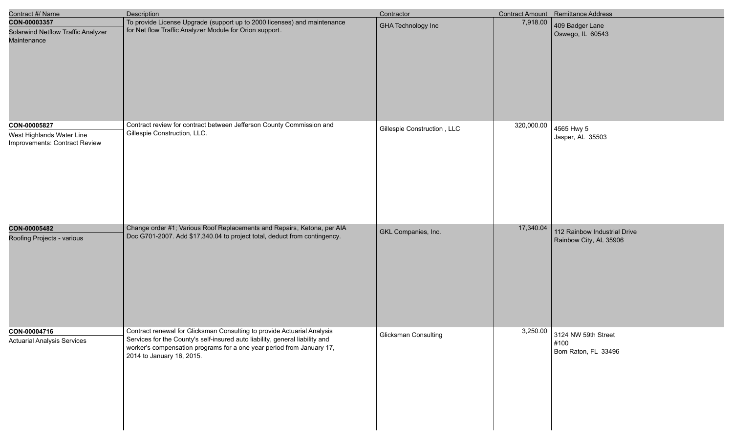| Contract #/ Name | Description | Contractor | Contract Amount | Remittance Address |
|---|---|---|---|---|
| **CON-00003357**<br>Solarwind Netflow Traffic Analyzer Maintenance | To provide License Upgrade (support up to 2000 licenses) and maintenance for Net flow Traffic Analyzer Module for Orion support. | GHA Technology Inc | 7,918.00 | 409 Badger Lane<br>Oswego, IL 60543 |
| **CON-00005827**<br>West Highlands Water Line Improvements: Contract Review | Contract review for contract between Jefferson County Commission and Gillespie Construction, LLC. | Gillespie Construction , LLC | 320,000.00 | 4565 Hwy 5<br>Jasper, AL 35503 |
| **CON-00005482**<br>Roofing Projects - various | Change order #1; Various Roof Replacements and Repairs, Ketona, per AIA Doc G701-2007. Add $17,340.04 to project total, deduct from contingency. | GKL Companies, Inc. | 17,340.04 | 112 Rainbow Industrial Drive<br>Rainbow City, AL 35906 |
| **CON-00004716**<br>Actuarial Analysis Services | Contract renewal for Glicksman Consulting to provide Actuarial Analysis Services for the County's self-insured auto liability, general liability and worker's compensation programs for a one year period from January 17, 2014 to January 16, 2015. | Glicksman Consulting | 3,250.00 | 3124 NW 59th Street<br>#100<br>Bom Raton, FL 33496 |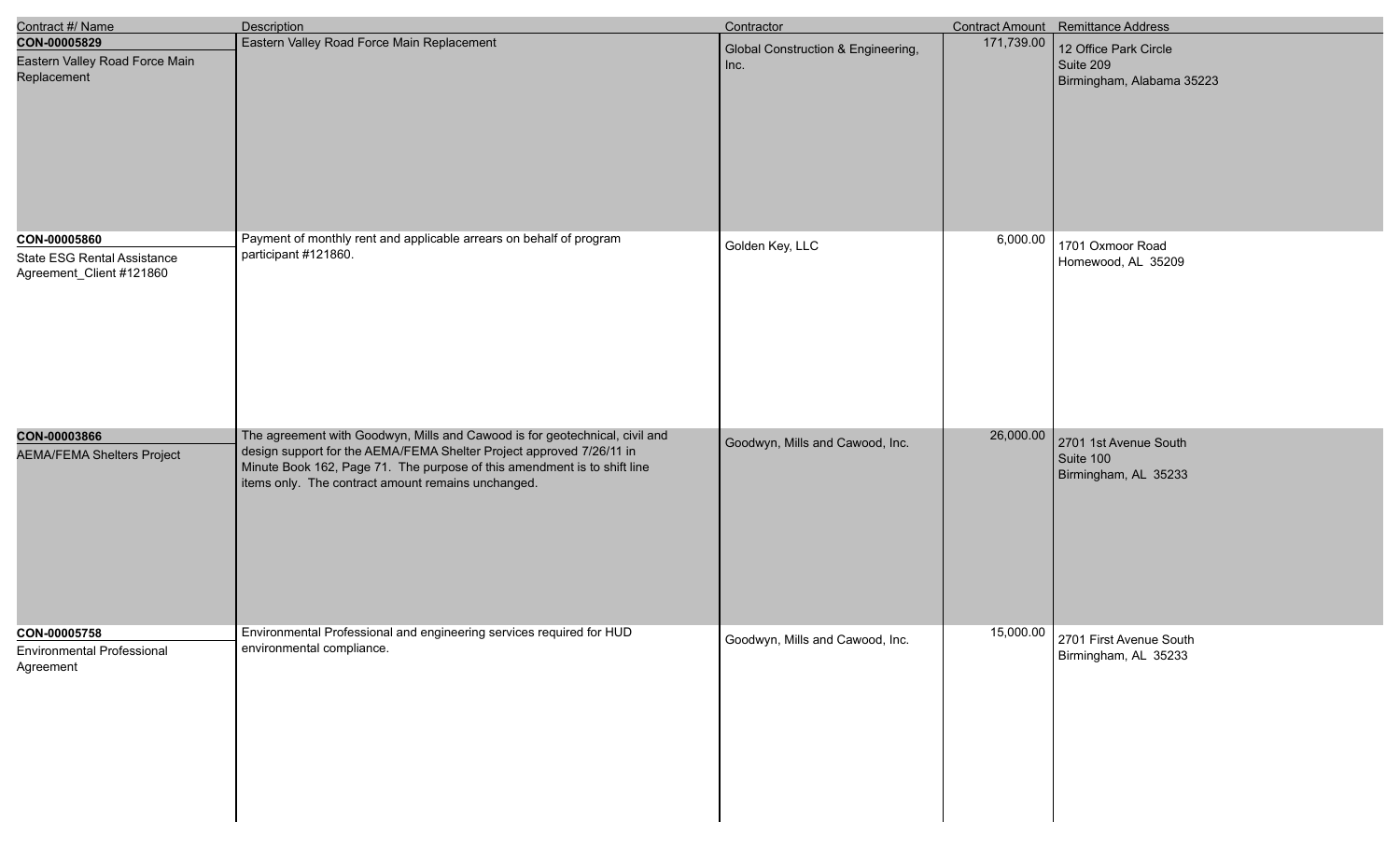| Contract #/ Name | Description | Contractor | Contract Amount | Remittance Address |
|---|---|---|---|---|
| **CON-00005829**<br>Eastern Valley Road Force Main Replacement | Eastern Valley Road Force Main Replacement | Global Construction & Engineering, Inc. | 171,739.00 | 12 Office Park Circle<br>Suite 209<br>Birmingham, Alabama 35223 |
| **CON-00005860**<br>State ESG Rental Assistance Agreement_Client #121860 | Payment of monthly rent and applicable arrears on behalf of program participant #121860. | Golden Key, LLC | 6,000.00 | 1701 Oxmoor Road<br>Homewood, AL 35209 |
| **CON-00003866**<br>AEMA/FEMA Shelters Project | The agreement with Goodwyn, Mills and Cawood is for geotechnical, civil and design support for the AEMA/FEMA Shelter Project approved 7/26/11 in Minute Book 162, Page 71. The purpose of this amendment is to shift line items only. The contract amount remains unchanged. | Goodwyn, Mills and Cawood, Inc. | 26,000.00 | 2701 1st Avenue South<br>Suite 100<br>Birmingham, AL 35233 |
| **CON-00005758**<br>Environmental Professional Agreement | Environmental Professional and engineering services required for HUD environmental compliance. | Goodwyn, Mills and Cawood, Inc. | 15,000.00 | 2701 First Avenue South<br>Birmingham, AL 35233 |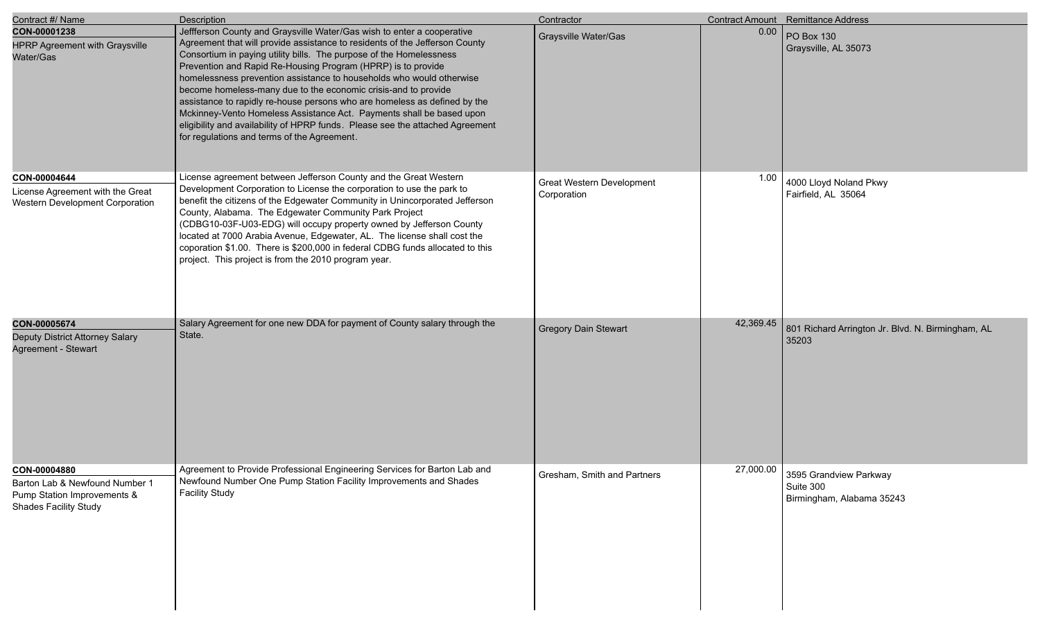| Contract #/ Name | Description | Contractor | Contract Amount | Remittance Address |
|---|---|---|---|---|
| **CON-00001238**<br>HPRP Agreement with Graysville Water/Gas | Jeffferson County and Graysville Water/Gas wish to enter a cooperative Agreement that will provide assistance to residents of the Jefferson County Consortium in paying utility bills. The purpose of the Homelessness Prevention and Rapid Re-Housing Program (HPRP) is to provide homelessness prevention assistance to households who would otherwise become homeless-many due to the economic crisis-and to provide assistance to rapidly re-house persons who are homeless as defined by the Mckinney-Vento Homeless Assistance Act. Payments shall be based upon eligibility and availability of HPRP funds. Please see the attached Agreement for regulations and terms of the Agreement. | Graysville Water/Gas | 0.00 | PO Box 130<br>Graysville, AL 35073 |
| **CON-00004644**<br>License Agreement with the Great Western Development Corporation | License agreement between Jefferson County and the Great Western Development Corporation to License the corporation to use the park to benefit the citizens of the Edgewater Community in Unincorporated Jefferson County, Alabama. The Edgewater Community Park Project (CDBG10-03F-U03-EDG) will occupy property owned by Jefferson County located at 7000 Arabia Avenue, Edgewater, AL. The license shall cost the coporation $1.00. There is $200,000 in federal CDBG funds allocated to this project. This project is from the 2010 program year. | Great Western Development Corporation | 1.00 | 4000 Lloyd Noland Pkwy<br>Fairfield, AL 35064 |
| **CON-00005674**<br>Deputy District Attorney Salary Agreement - Stewart | Salary Agreement for one new DDA for payment of County salary through the State. | Gregory Dain Stewart | 42,369.45 | 801 Richard Arrington Jr. Blvd. N. Birmingham, AL 35203 |
| **CON-00004880**<br>Barton Lab & Newfound Number 1 Pump Station Improvements & Shades Facility Study | Agreement to Provide Professional Engineering Services for Barton Lab and Newfound Number One Pump Station Facility Improvements and Shades Facility Study | Gresham, Smith and Partners | 27,000.00 | 3595 Grandview Parkway<br>Suite 300<br>Birmingham, Alabama 35243 |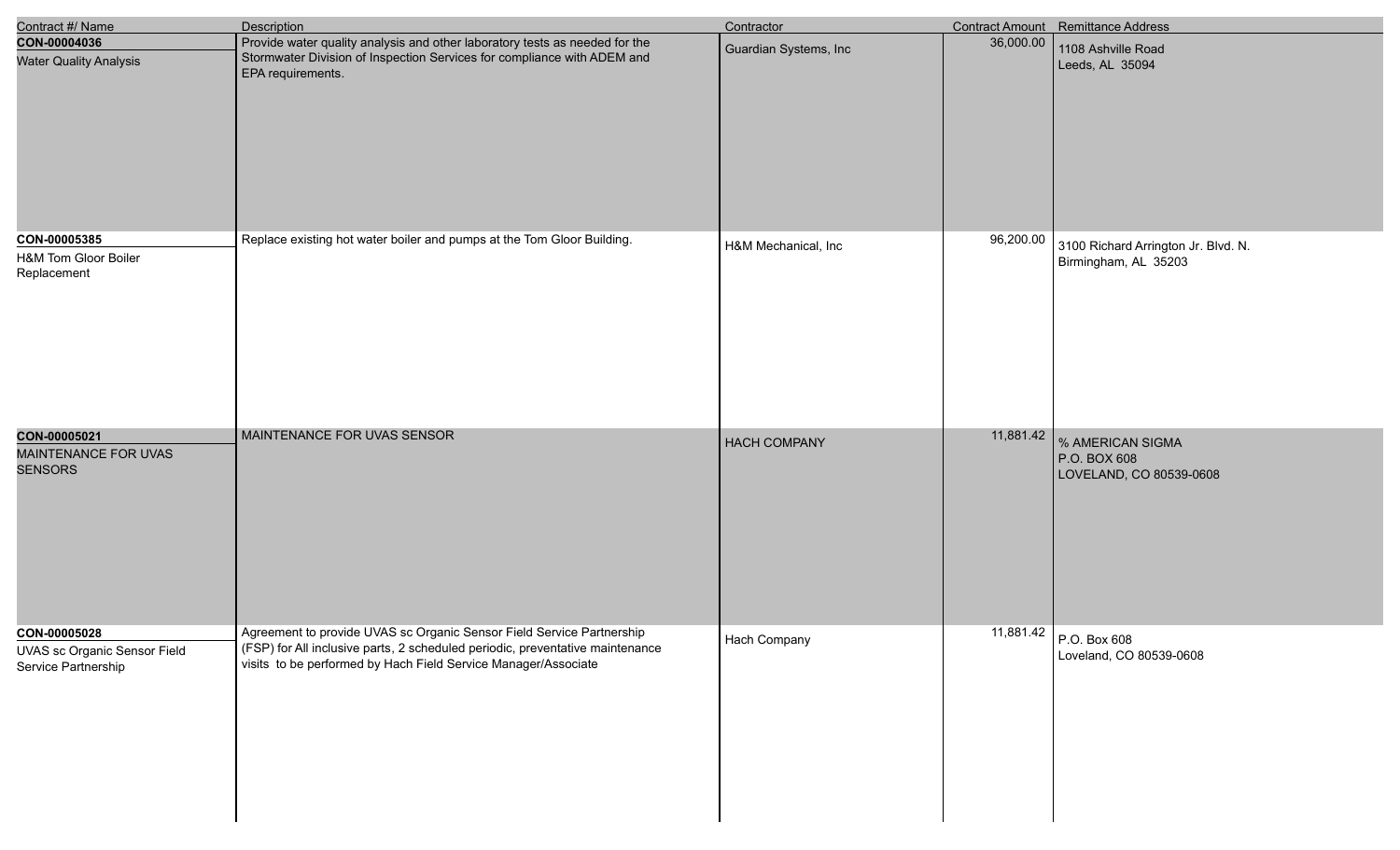| Contract #/ Name | Description | Contractor | Contract Amount | Remittance Address |
|---|---|---|---|---|
| **CON-00004036**<br>Water Quality Analysis | Provide water quality analysis and other laboratory tests as needed for the Stormwater Division of Inspection Services for compliance with ADEM and EPA requirements. | Guardian Systems, Inc | 36,000.00 | 1108 Ashville Road<br>Leeds, AL 35094 |
| **CON-00005385**<br>H&M Tom Gloor Boiler Replacement | Replace existing hot water boiler and pumps at the Tom Gloor Building. | H&M Mechanical, Inc | 96,200.00 | 3100 Richard Arrington Jr. Blvd. N.<br>Birmingham, AL 35203 |
| **CON-00005021**<br>MAINTENANCE FOR UVAS SENSORS | MAINTENANCE FOR UVAS SENSOR | HACH COMPANY | 11,881.42 | % AMERICAN SIGMA<br>P.O. BOX 608<br>LOVELAND, CO 80539-0608 |
| **CON-00005028**<br>UVAS sc Organic Sensor Field Service Partnership | Agreement to provide UVAS sc Organic Sensor Field Service Partnership (FSP) for All inclusive parts, 2 scheduled periodic, preventative maintenance visits to be performed by Hach Field Service Manager/Associate | Hach Company | 11,881.42 | P.O. Box 608<br>Loveland, CO 80539-0608 |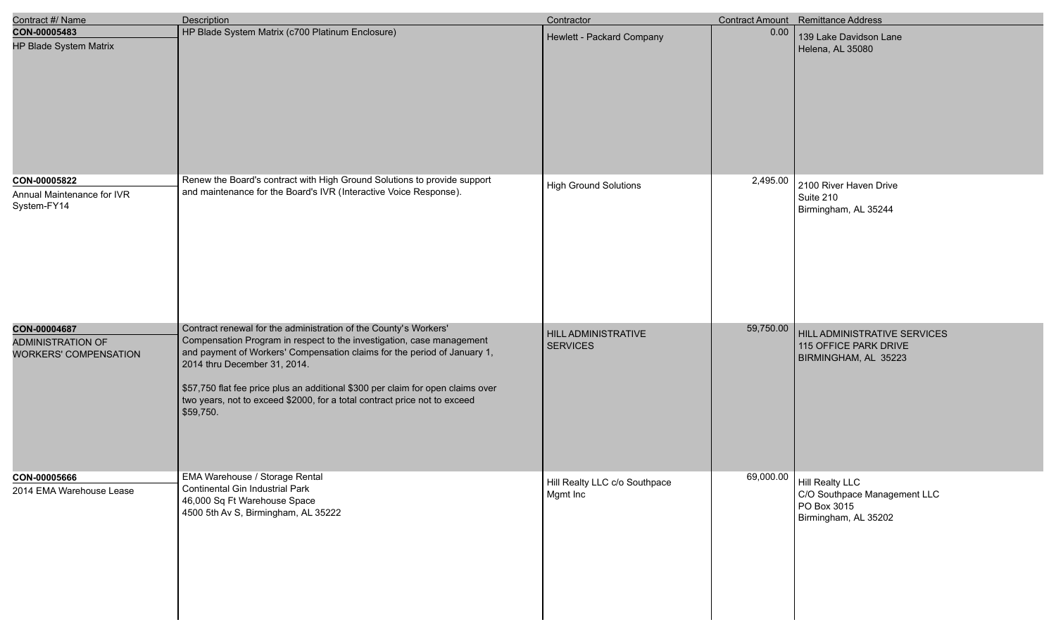| Contract #/ Name | Description | Contractor | Contract Amount | Remittance Address |
| --- | --- | --- | --- | --- |
| **CON-00005483**<br>HP Blade System Matrix | HP Blade System Matrix (c700 Platinum Enclosure) | Hewlett - Packard Company | 0.00 | 139 Lake Davidson Lane<br>Helena, AL 35080 |
| **CON-00005822**<br>Annual Maintenance for IVR System-FY14 | Renew the Board's contract with High Ground Solutions to provide support and maintenance for the Board's IVR (Interactive Voice Response). | High Ground Solutions | 2,495.00 | 2100 River Haven Drive<br>Suite 210<br>Birmingham, AL 35244 |
| **CON-00004687**<br>ADMINISTRATION OF WORKERS' COMPENSATION | Contract renewal for the administration of the County's Workers' Compensation Program in respect to the investigation, case management and payment of Workers' Compensation claims for the period of January 1, 2014 thru December 31, 2014.<br><br>$57,750 flat fee price plus an additional $300 per claim for open claims over two years, not to exceed $2000, for a total contract price not to exceed $59,750. | HILL ADMINISTRATIVE SERVICES | 59,750.00 | HILL ADMINISTRATIVE SERVICES<br>115 OFFICE PARK DRIVE<br>BIRMINGHAM, AL 35223 |
| **CON-00005666**<br>2014 EMA Warehouse Lease | EMA Warehouse / Storage Rental<br>Continental Gin Industrial Park<br>46,000 Sq Ft Warehouse Space<br>4500 5th Av S, Birmingham, AL 35222 | Hill Realty LLC c/o Southpace Mgmt Inc | 69,000.00 | Hill Realty LLC<br>C/O Southpace Management LLC<br>PO Box 3015<br>Birmingham, AL 35202 |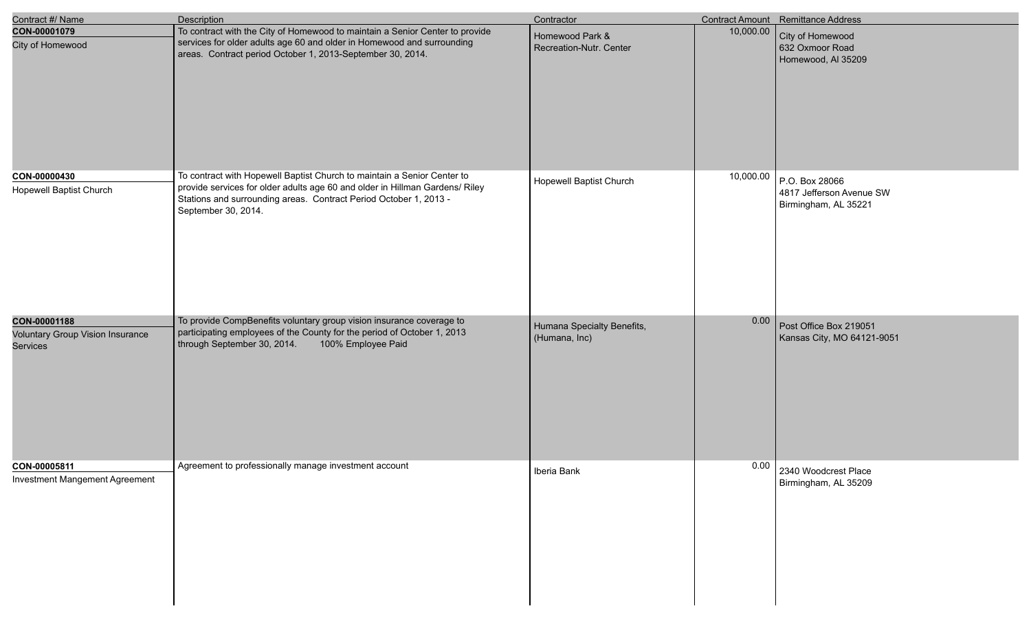| Contract #/ Name | Description | Contractor | Contract Amount | Remittance Address |
|---|---|---|---|---|
| **CON-00001079**<br>City of Homewood | To contract with the City of Homewood to maintain a Senior Center to provide services for older adults age 60 and older in Homewood and surrounding areas. Contract period October 1, 2013-September 30, 2014. | Homewood Park & Recreation-Nutr. Center | 10,000.00 | City of Homewood<br>632 Oxmoor Road<br>Homewood, Al 35209 |
| **CON-00000430**<br>Hopewell Baptist Church | To contract with Hopewell Baptist Church to maintain a Senior Center to provide services for older adults age 60 and older in Hillman Gardens/ Riley Stations and surrounding areas. Contract Period October 1, 2013 - September 30, 2014. | Hopewell Baptist Church | 10,000.00 | P.O. Box 28066<br>4817 Jefferson Avenue SW<br>Birmingham, AL 35221 |
| **CON-00001188**<br>Voluntary Group Vision Insurance Services | To provide CompBenefits voluntary group vision insurance coverage to participating employees of the County for the period of October 1, 2013 through September 30, 2014. 100% Employee Paid | Humana Specialty Benefits, (Humana, Inc) | 0.00 | Post Office Box 219051<br>Kansas City, MO 64121-9051 |
| **CON-00005811**<br>Investment Mangement Agreement | Agreement to professionally manage investment account | Iberia Bank | 0.00 | 2340 Woodcrest Place<br>Birmingham, AL 35209 |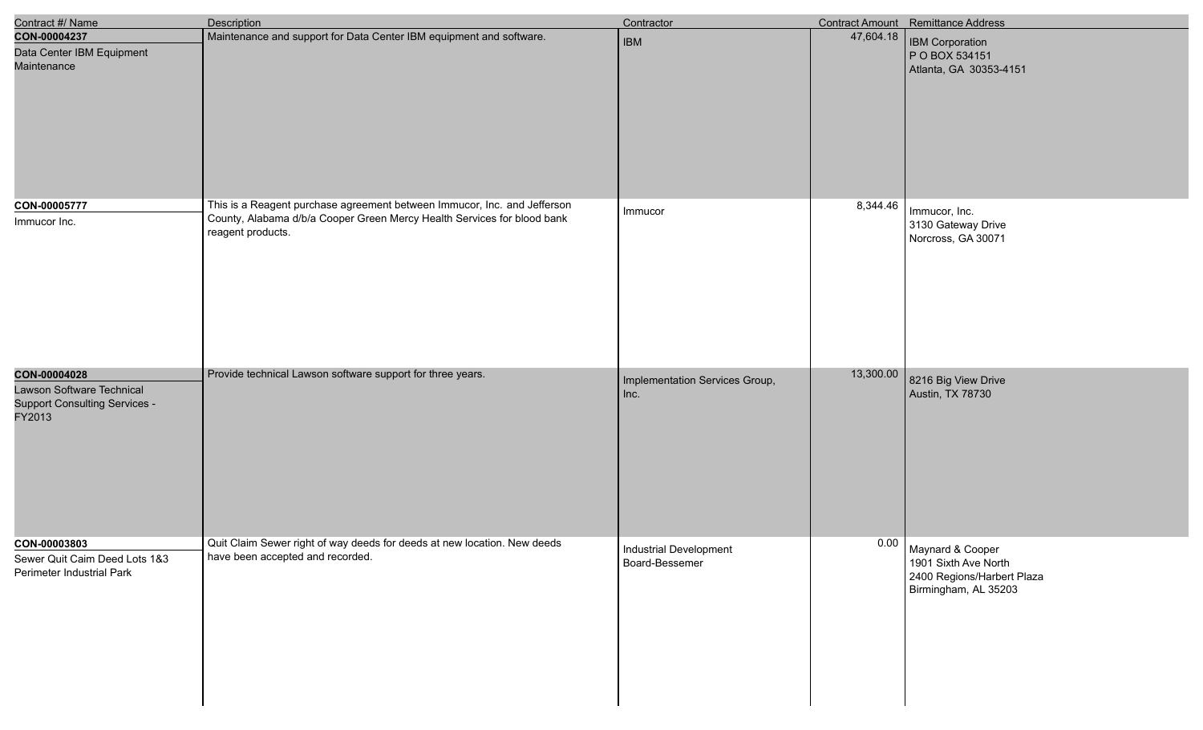| Contract #/ Name | Description | Contractor | Contract Amount | Remittance Address |
|---|---|---|---|---|
| **CON-00004237**<br>Data Center IBM Equipment Maintenance | Maintenance and support for Data Center IBM equipment and software. | IBM | 47,604.18 | IBM Corporation<br>P O BOX 534151<br>Atlanta, GA 30353-4151 |
| **CON-00005777**<br>Immucor Inc. | This is a Reagent purchase agreement between Immucor, Inc. and Jefferson County, Alabama d/b/a Cooper Green Mercy Health Services for blood bank reagent products. | Immucor | 8,344.46 | Immucor, Inc.<br>3130 Gateway Drive<br>Norcross, GA 30071 |
| **CON-00004028**<br>Lawson Software Technical Support Consulting Services - FY2013 | Provide technical Lawson software support for three years. | Implementation Services Group, Inc. | 13,300.00 | 8216 Big View Drive<br>Austin, TX 78730 |
| **CON-00003803**<br>Sewer Quit Caim Deed Lots 1&3 Perimeter Industrial Park | Quit Claim Sewer right of way deeds for deeds at new location. New deeds have been accepted and recorded. | Industrial Development Board-Bessemer | 0.00 | Maynard & Cooper<br>1901 Sixth Ave North<br>2400 Regions/Harbert Plaza<br>Birmingham, AL 35203 |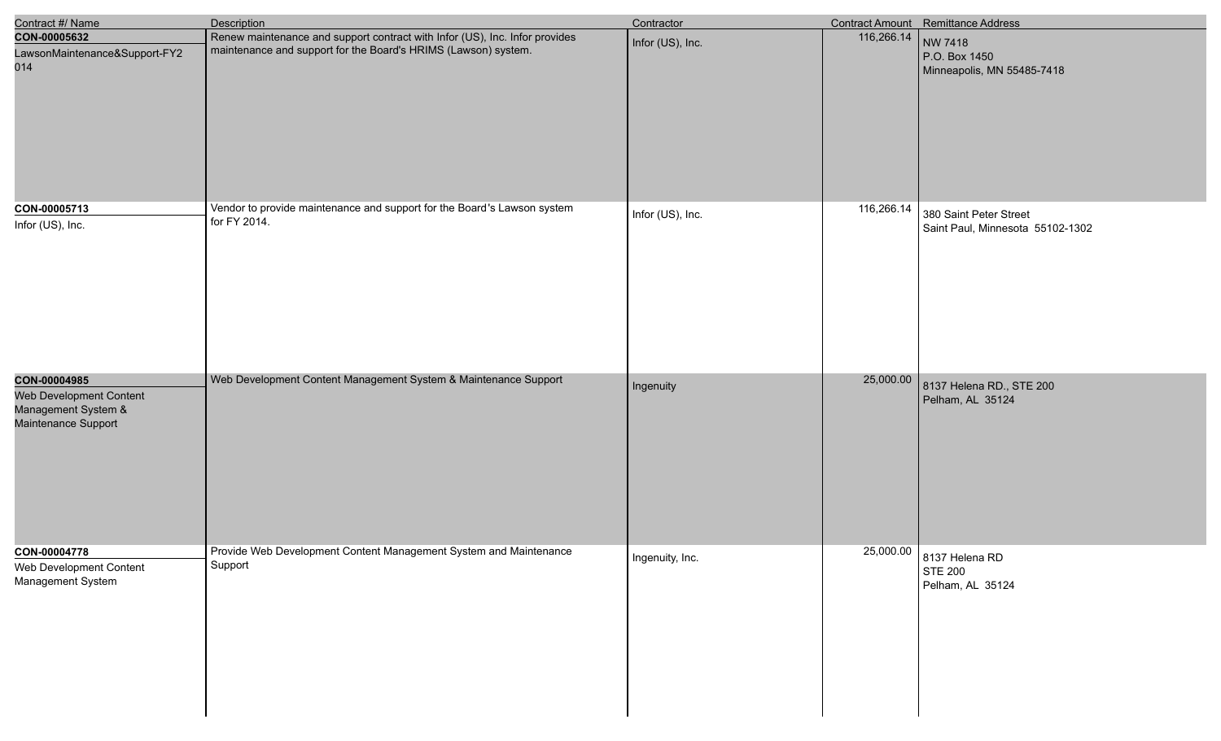| Contract #/ Name | Description | Contractor | Contract Amount | Remittance Address |
|---|---|---|---|---|
| **CON-00005632**<br>LawsonMaintenance&Support-FY2014 | Renew maintenance and support contract with Infor (US), Inc. Infor provides maintenance and support for the Board's HRIMS (Lawson) system. | Infor (US), Inc. | 116,266.14 | NW 7418<br>P.O. Box 1450<br>Minneapolis, MN 55485-7418 |
| **CON-00005713**<br>Infor (US), Inc. | Vendor to provide maintenance and support for the Board's Lawson system for FY 2014. | Infor (US), Inc. | 116,266.14 | 380 Saint Peter Street<br>Saint Paul, Minnesota 55102-1302 |
| **CON-00004985**<br>Web Development Content Management System & Maintenance Support | Web Development Content Management System & Maintenance Support | Ingenuity | 25,000.00 | 8137 Helena RD., STE 200<br>Pelham, AL 35124 |
| **CON-00004778**<br>Web Development Content Management System | Provide Web Development Content Management System and Maintenance Support | Ingenuity, Inc. | 25,000.00 | 8137 Helena RD<br>STE 200<br>Pelham, AL 35124 |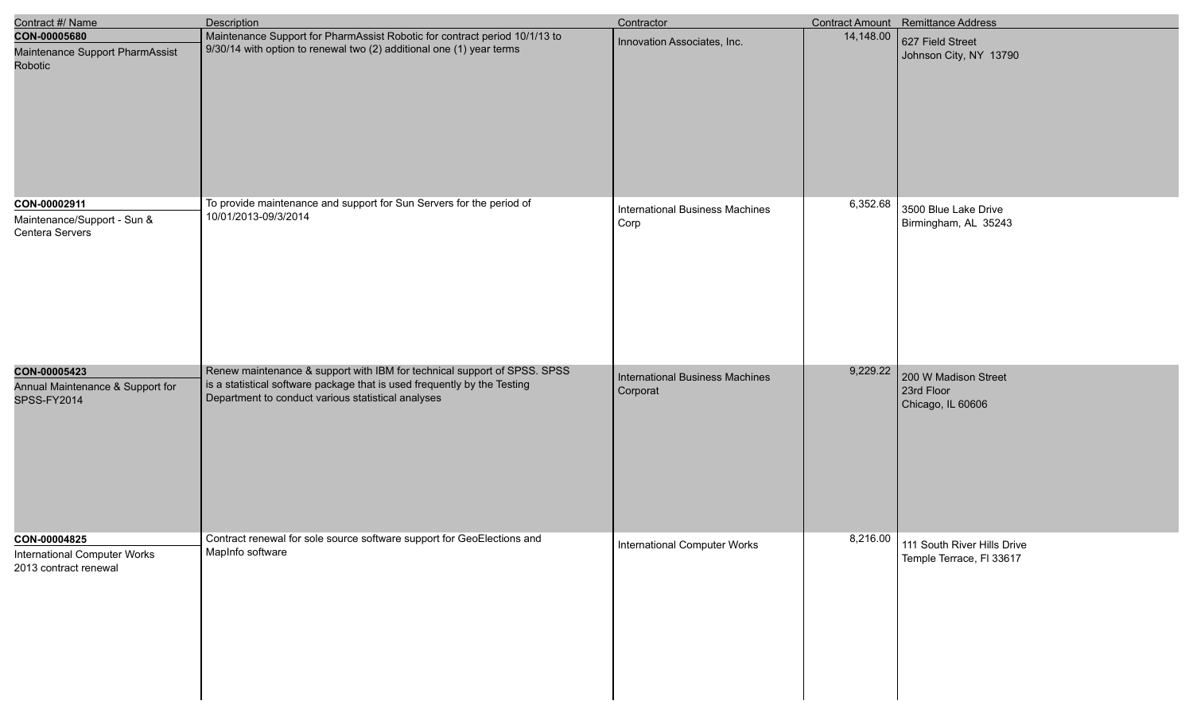| Contract #/ Name | Description | Contractor | Contract Amount | Remittance Address |
|---|---|---|---|---|
| **CON-00005680**<br>Maintenance Support PharmAssist Robotic | Maintenance Support for PharmAssist Robotic for contract period 10/1/13 to 9/30/14 with option to renewal two (2) additional one (1) year terms | Innovation Associates, Inc. | 14,148.00 | 627 Field Street<br>Johnson City, NY 13790 |
| **CON-00002911**<br>Maintenance/Support - Sun & Centera Servers | To provide maintenance and support for Sun Servers for the period of 10/01/2013-09/3/2014 | International Business Machines Corp | 6,352.68 | 3500 Blue Lake Drive<br>Birmingham, AL 35243 |
| **CON-00005423**<br>Annual Maintenance & Support for SPSS-FY2014 | Renew maintenance & support with IBM for technical support of SPSS. SPSS is a statistical software package that is used frequently by the Testing Department to conduct various statistical analyses | International Business Machines Corporat | 9,229.22 | 200 W Madison Street<br>23rd Floor<br>Chicago, IL 60606 |
| **CON-00004825**<br>International Computer Works 2013 contract renewal | Contract renewal for sole source software support for GeoElections and MapInfo software | International Computer Works | 8,216.00 | 111 South River Hills Drive<br>Temple Terrace, Fl 33617 |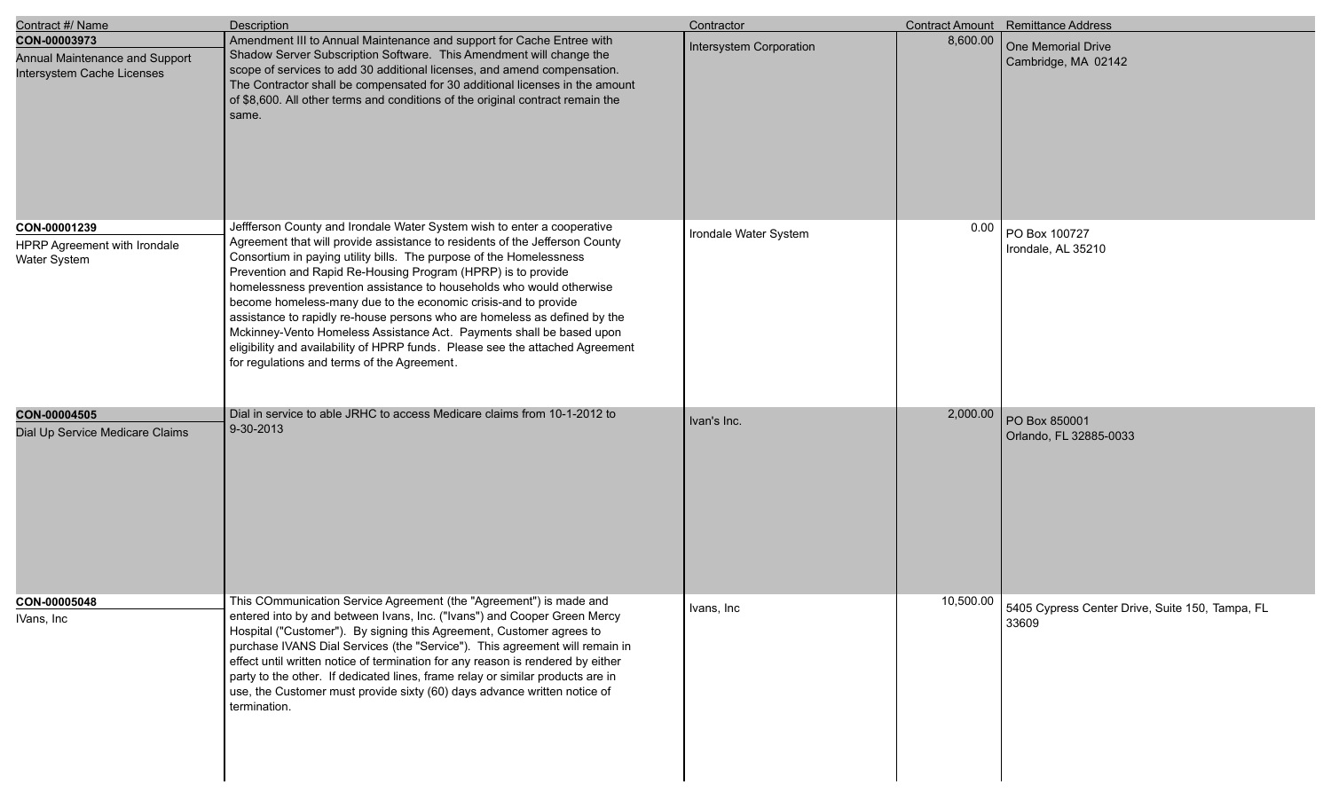| Contract #/ Name | Description | Contractor | Contract Amount | Remittance Address |
| --- | --- | --- | --- | --- |
| **CON-00003973**<br>Annual Maintenance and Support Intersystem Cache Licenses | Amendment III to Annual Maintenance and support for Cache Entree with Shadow Server Subscription Software. This Amendment will change the scope of services to add 30 additional licenses, and amend compensation. The Contractor shall be compensated for 30 additional licenses in the amount of $8,600. All other terms and conditions of the original contract remain the same. | Intersystem Corporation | 8,600.00 | One Memorial Drive<br>Cambridge, MA 02142 |
| **CON-00001239**<br>HPRP Agreement with Irondale Water System | Jeffferson County and Irondale Water System wish to enter a cooperative Agreement that will provide assistance to residents of the Jefferson County Consortium in paying utility bills. The purpose of the Homelessness Prevention and Rapid Re-Housing Program (HPRP) is to provide homelessness prevention assistance to households who would otherwise become homeless-many due to the economic crisis-and to provide assistance to rapidly re-house persons who are homeless as defined by the Mckinney-Vento Homeless Assistance Act. Payments shall be based upon eligibility and availability of HPRP funds. Please see the attached Agreement for regulations and terms of the Agreement. | Irondale Water System | 0.00 | PO Box 100727<br>Irondale, AL 35210 |
| **CON-00004505**<br>Dial Up Service Medicare Claims | Dial in service to able JRHC to access Medicare claims from 10-1-2012 to 9-30-2013 | Ivan's Inc. | 2,000.00 | PO Box 850001<br>Orlando, FL 32885-0033 |
| **CON-00005048**<br>IVans, Inc | This COmmunication Service Agreement (the "Agreement") is made and entered into by and between Ivans, Inc. ("Ivans") and Cooper Green Mercy Hospital ("Customer"). By signing this Agreement, Customer agrees to purchase IVANS Dial Services (the "Service"). This agreement will remain in effect until written notice of termination for any reason is rendered by either party to the other. If dedicated lines, frame relay or similar products are in use, the Customer must provide sixty (60) days advance written notice of termination. | Ivans, Inc | 10,500.00 | 5405 Cypress Center Drive, Suite 150, Tampa, FL 33609 |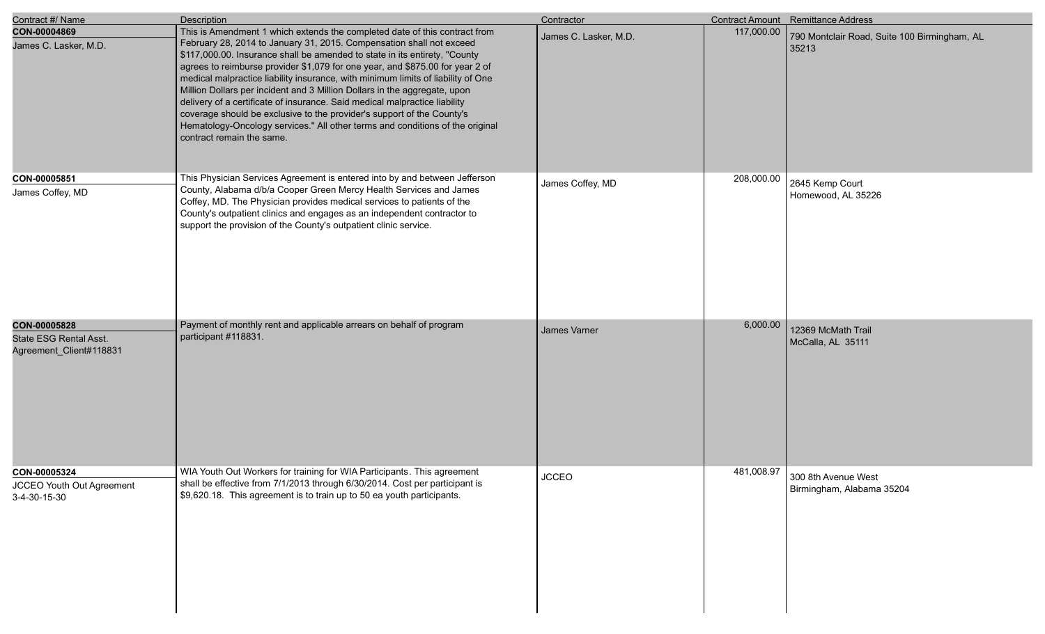| Contract #/ Name | Description | Contractor | Contract Amount | Remittance Address |
|---|---|---|---|---|
| **CON-00004869**<br>James C. Lasker, M.D. | This is Amendment 1 which extends the completed date of this contract from February 28, 2014 to January 31, 2015. Compensation shall not exceed $117,000.00. Insurance shall be amended to state in its entirety, "County agrees to reimburse provider $1,079 for one year, and $875.00 for year 2 of medical malpractice liability insurance, with minimum limits of liability of One Million Dollars per incident and 3 Million Dollars in the aggregate, upon delivery of a certificate of insurance. Said medical malpractice liability coverage should be exclusive to the provider's support of the County's Hematology-Oncology services." All other terms and conditions of the original contract remain the same. | James C. Lasker, M.D. | 117,000.00 | 790 Montclair Road, Suite 100 Birmingham, AL 35213 |
| **CON-00005851**<br>James Coffey, MD | This Physician Services Agreement is entered into by and between Jefferson County, Alabama d/b/a Cooper Green Mercy Health Services and James Coffey, MD. The Physician provides medical services to patients of the County's outpatient clinics and engages as an independent contractor to support the provision of the County's outpatient clinic service. | James Coffey, MD | 208,000.00 | 2645 Kemp Court<br>Homewood, AL 35226 |
| **CON-00005828**<br>State ESG Rental Asst. Agreement_Client#118831 | Payment of monthly rent and applicable arrears on behalf of program participant #118831. | James Varner | 6,000.00 | 12369 McMath Trail<br>McCalla, AL 35111 |
| **CON-00005324**<br>JCCEO Youth Out Agreement 3-4-30-15-30 | WIA Youth Out Workers for training for WIA Participants. This agreement shall be effective from 7/1/2013 through 6/30/2014. Cost per participant is $9,620.18. This agreement is to train up to 50 ea youth participants. | JCCEO | 481,008.97 | 300 8th Avenue West<br>Birmingham, Alabama 35204 |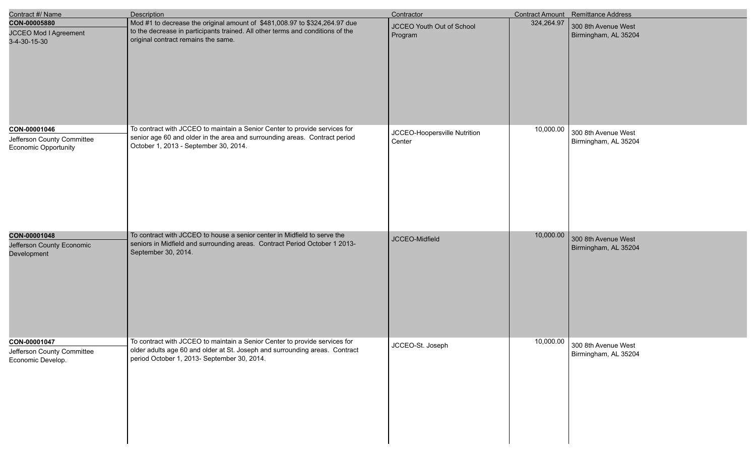| Contract #/ Name | Description | Contractor | Contract Amount | Remittance Address |
|---|---|---|---|---|
| **CON-00005880**<br>JCCEO Mod I Agreement<br>3-4-30-15-30 | Mod #1 to decrease the original amount of $481,008.97 to $324,264.97 due to the decrease in participants trained. All other terms and conditions of the original contract remains the same. | JCCEO Youth Out of School Program | 324,264.97 | 300 8th Avenue West<br>Birmingham, AL 35204 |
| **CON-00001046**<br>Jefferson County Committee Economic Opportunity | To contract with JCCEO to maintain a Senior Center to provide services for senior age 60 and older in the area and surrounding areas. Contract period October 1, 2013 - September 30, 2014. | JCCEO-Hoopersville Nutrition Center | 10,000.00 | 300 8th Avenue West<br>Birmingham, AL 35204 |
| **CON-00001048**<br>Jefferson County Economic Development | To contract with JCCEO to house a senior center in Midfield to serve the seniors in Midfield and surrounding areas. Contract Period October 1 2013-September 30, 2014. | JCCEO-Midfield | 10,000.00 | 300 8th Avenue West<br>Birmingham, AL 35204 |
| **CON-00001047**<br>Jefferson County Committee Economic Develop. | To contract with JCCEO to maintain a Senior Center to provide services for older adults age 60 and older at St. Joseph and surrounding areas. Contract period October 1, 2013- September 30, 2014. | JCCEO-St. Joseph | 10,000.00 | 300 8th Avenue West<br>Birmingham, AL 35204 |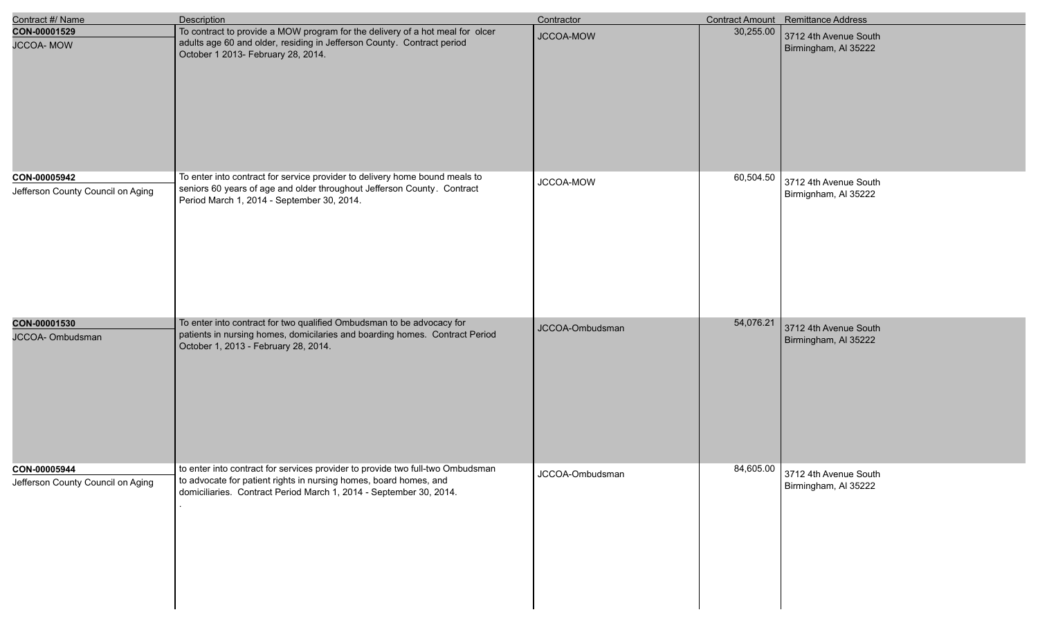| Contract #/ Name | Description | Contractor | Contract Amount | Remittance Address |
| --- | --- | --- | --- | --- |
| **CON-00001529** JCCOA- MOW | To contract to provide a MOW program for the delivery of a hot meal for olcer adults age 60 and older, residing in Jefferson County. Contract period October 1 2013- February 28, 2014. | JCCOA-MOW | 30,255.00 | 3712 4th Avenue South Birmingham, Al 35222 |
| **CON-00005942** Jefferson County Council on Aging | To enter into contract for service provider to delivery home bound meals to seniors 60 years of age and older throughout Jefferson County. Contract Period March 1, 2014 - September 30, 2014. | JCCOA-MOW | 60,504.50 | 3712 4th Avenue South Birmignham, Al 35222 |
| **CON-00001530** JCCOA- Ombudsman | To enter into contract for two qualified Ombudsman to be advocacy for patients in nursing homes, domicilaries and boarding homes. Contract Period October 1, 2013 - February 28, 2014. | JCCOA-Ombudsman | 54,076.21 | 3712 4th Avenue South Birmingham, Al 35222 |
| **CON-00005944** Jefferson County Council on Aging | to enter into contract for services provider to provide two full-two Ombudsman to advocate for patient rights in nursing homes, board homes, and domiciliaries. Contract Period March 1, 2014 - September 30, 2014. . | JCCOA-Ombudsman | 84,605.00 | 3712 4th Avenue South Birmingham, Al 35222 |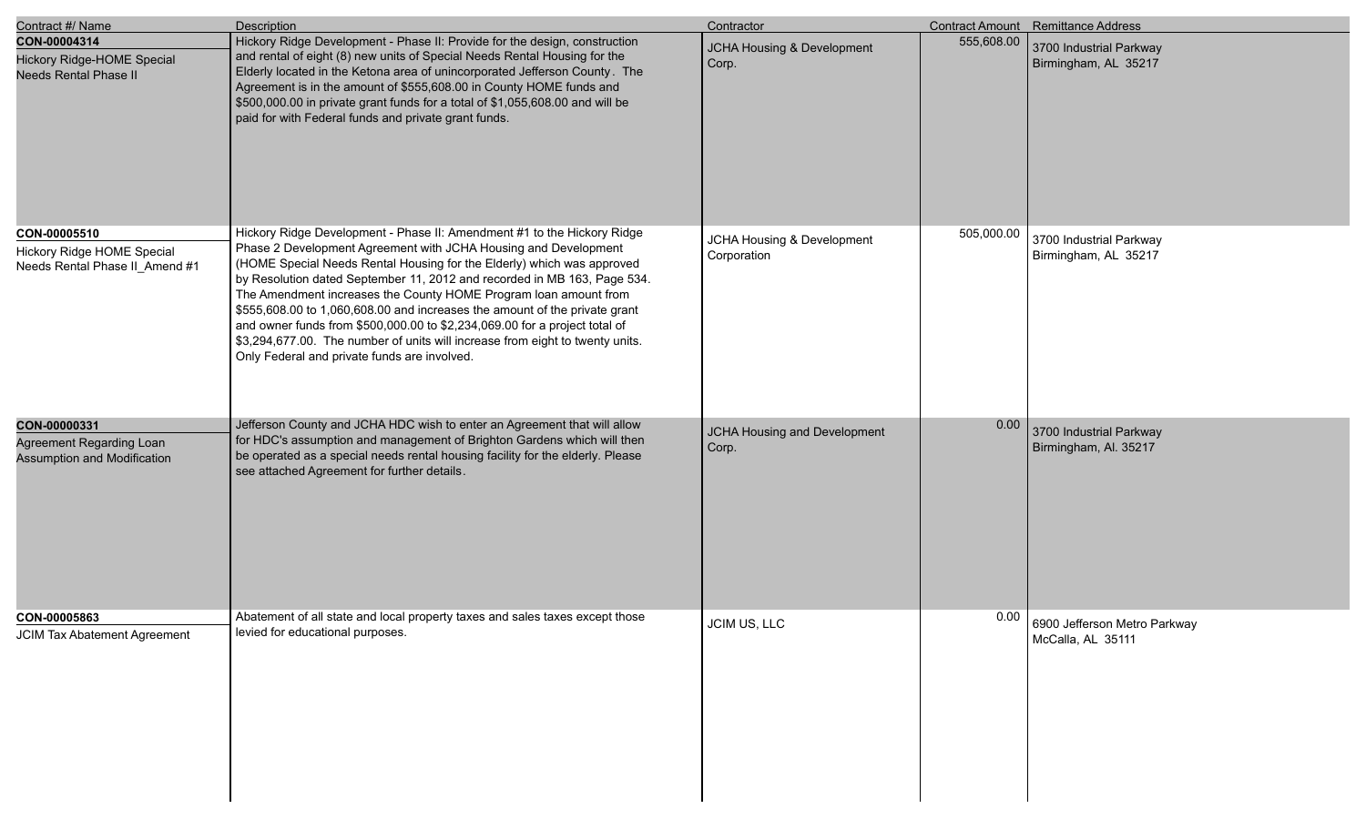| Contract #/ Name | Description | Contractor | Contract Amount | Remittance Address |
|---|---|---|---|---|
| **CON-00004314**<br>Hickory Ridge-HOME Special Needs Rental Phase II | Hickory Ridge Development - Phase II: Provide for the design, construction and rental of eight (8) new units of Special Needs Rental Housing for the Elderly located in the Ketona area of unincorporated Jefferson County. The Agreement is in the amount of $555,608.00 in County HOME funds and $500,000.00 in private grant funds for a total of $1,055,608.00 and will be paid for with Federal funds and private grant funds. | JCHA Housing & Development Corp. | 555,608.00 | 3700 Industrial Parkway<br>Birmingham, AL 35217 |
| **CON-00005510**<br>Hickory Ridge HOME Special Needs Rental Phase II_Amend #1 | Hickory Ridge Development - Phase II: Amendment #1 to the Hickory Ridge Phase 2 Development Agreement with JCHA Housing and Development (HOME Special Needs Rental Housing for the Elderly) which was approved by Resolution dated September 11, 2012 and recorded in MB 163, Page 534. The Amendment increases the County HOME Program loan amount from $555,608.00 to 1,060,608.00 and increases the amount of the private grant and owner funds from $500,000.00 to $2,234,069.00 for a project total of $3,294,677.00. The number of units will increase from eight to twenty units. Only Federal and private funds are involved. | JCHA Housing & Development Corporation | 505,000.00 | 3700 Industrial Parkway<br>Birmingham, AL 35217 |
| **CON-00000331**<br>Agreement Regarding Loan Assumption and Modification | Jefferson County and JCHA HDC wish to enter an Agreement that will allow for HDC's assumption and management of Brighton Gardens which will then be operated as a special needs rental housing facility for the elderly. Please see attached Agreement for further details. | JCHA Housing and Development Corp. | 0.00 | 3700 Industrial Parkway<br>Birmingham, Al. 35217 |
| **CON-00005863**<br>JCIM Tax Abatement Agreement | Abatement of all state and local property taxes and sales taxes except those levied for educational purposes. | JCIM US, LLC | 0.00 | 6900 Jefferson Metro Parkway<br>McCalla, AL 35111 |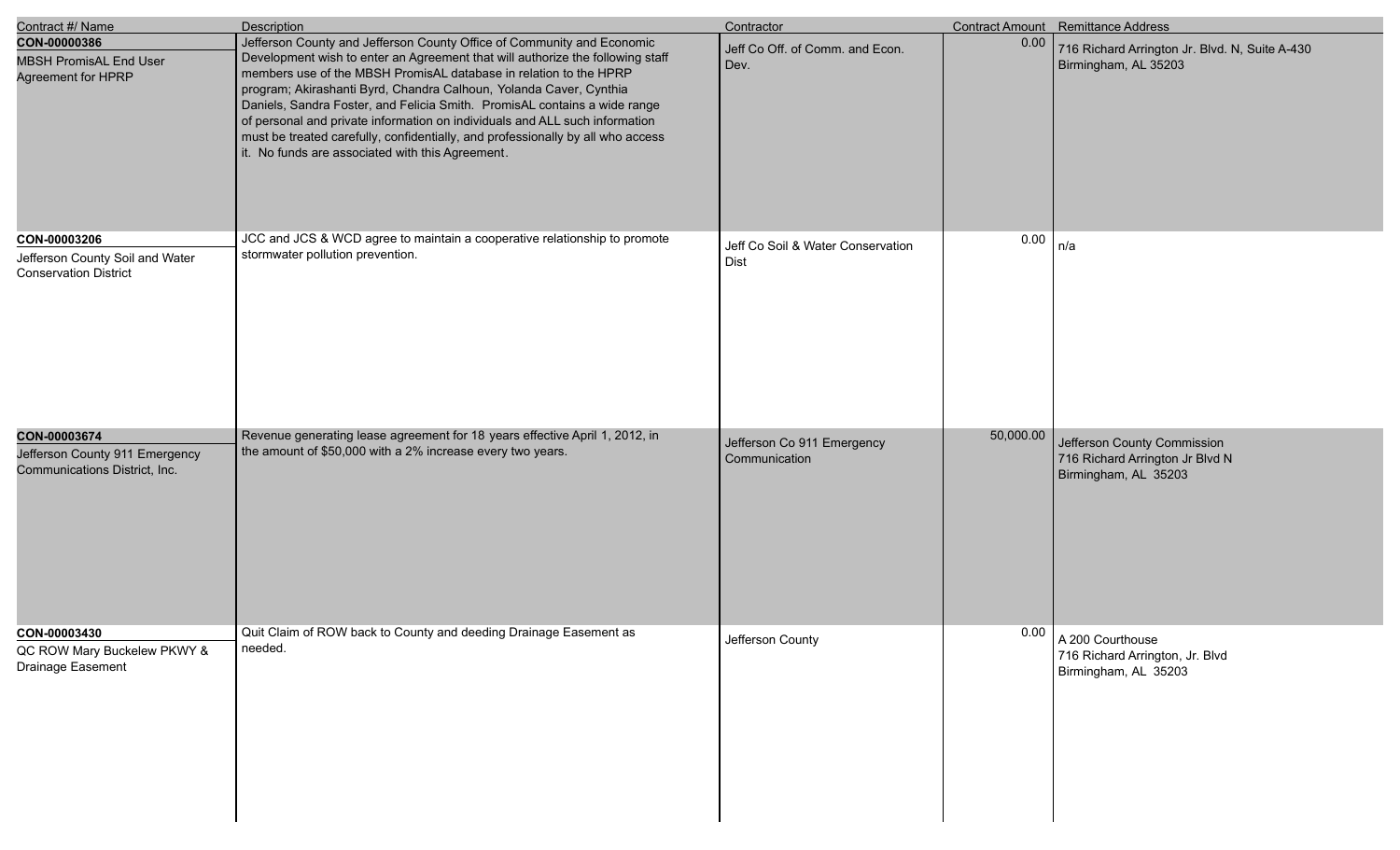| Contract #/ Name | Description | Contractor | Contract Amount | Remittance Address |
|---|---|---|---|---|
| **CON-00000386**<br>MBSH PromisAL End User Agreement for HPRP | Jefferson County and Jefferson County Office of Community and Economic Development wish to enter an Agreement that will authorize the following staff members use of the MBSH PromisAL database in relation to the HPRP program; Akirashanti Byrd, Chandra Calhoun, Yolanda Caver, Cynthia Daniels, Sandra Foster, and Felicia Smith. PromisAL contains a wide range of personal and private information on individuals and ALL such information must be treated carefully, confidentially, and professionally by all who access it. No funds are associated with this Agreement. | Jeff Co Off. of Comm. and Econ. Dev. | 0.00 | 716 Richard Arrington Jr. Blvd. N, Suite A-430<br>Birmingham, AL 35203 |
| **CON-00003206**<br>Jefferson County Soil and Water Conservation District | JCC and JCS & WCD agree to maintain a cooperative relationship to promote stormwater pollution prevention. | Jeff Co Soil & Water Conservation Dist | 0.00 | n/a |
| **CON-00003674**<br>Jefferson County 911 Emergency Communications District, Inc. | Revenue generating lease agreement for 18 years effective April 1, 2012, in the amount of $50,000 with a 2% increase every two years. | Jefferson Co 911 Emergency Communication | 50,000.00 | Jefferson County Commission<br>716 Richard Arrington Jr Blvd N<br>Birmingham, AL 35203 |
| **CON-00003430**<br>QC ROW Mary Buckelew PKWY & Drainage Easement | Quit Claim of ROW back to County and deeding Drainage Easement as needed. | Jefferson County | 0.00 | A 200 Courthouse<br>716 Richard Arrington, Jr. Blvd<br>Birmingham, AL 35203 |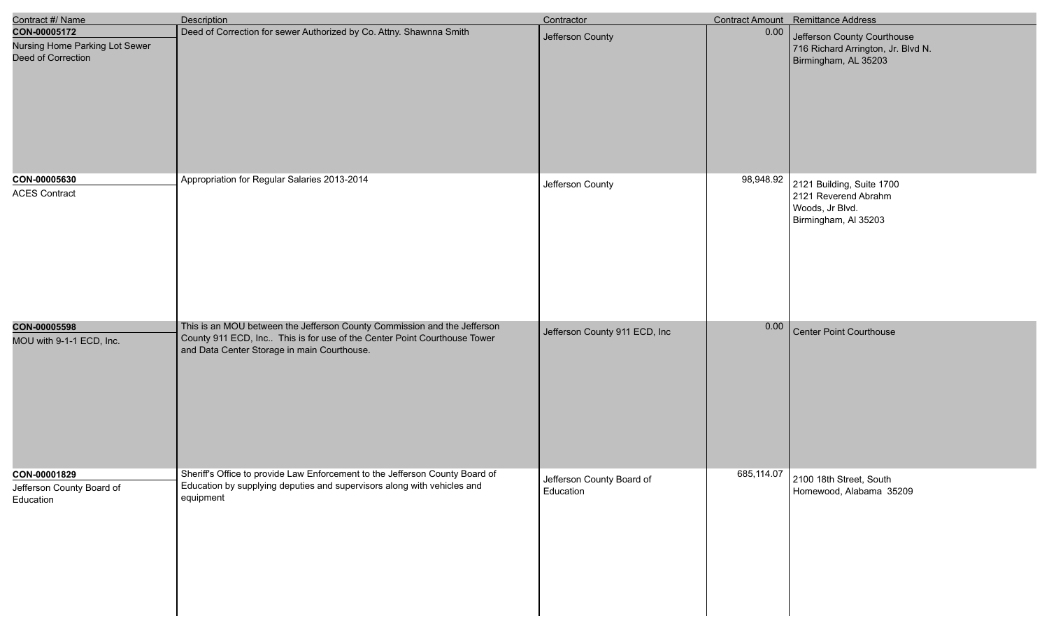| Contract #/ Name | Description | Contractor | Contract Amount | Remittance Address |
|---|---|---|---|---|
| **CON-00005172**<br>Nursing Home Parking Lot Sewer Deed of Correction | Deed of Correction for sewer Authorized by Co. Attny. Shawnna Smith | Jefferson County | 0.00 | Jefferson County Courthouse<br>716 Richard Arrington, Jr. Blvd N.<br>Birmingham, AL 35203 |
| **CON-00005630**<br>ACES Contract | Appropriation for Regular Salaries 2013-2014 | Jefferson County | 98,948.92 | 2121 Building, Suite 1700<br>2121 Reverend Abrahm<br>Woods, Jr Blvd.<br>Birmingham, Al 35203 |
| **CON-00005598**<br>MOU with 9-1-1 ECD, Inc. | This is an MOU between the Jefferson County Commission and the Jefferson County 911 ECD, Inc.. This is for use of the Center Point Courthouse Tower and Data Center Storage in main Courthouse. | Jefferson County 911 ECD, Inc | 0.00 | Center Point Courthouse |
| **CON-00001829**<br>Jefferson County Board of Education | Sheriff's Office to provide Law Enforcement to the Jefferson County Board of Education by supplying deputies and supervisors along with vehicles and equipment | Jefferson County Board of Education | 685,114.07 | 2100 18th Street, South<br>Homewood, Alabama 35209 |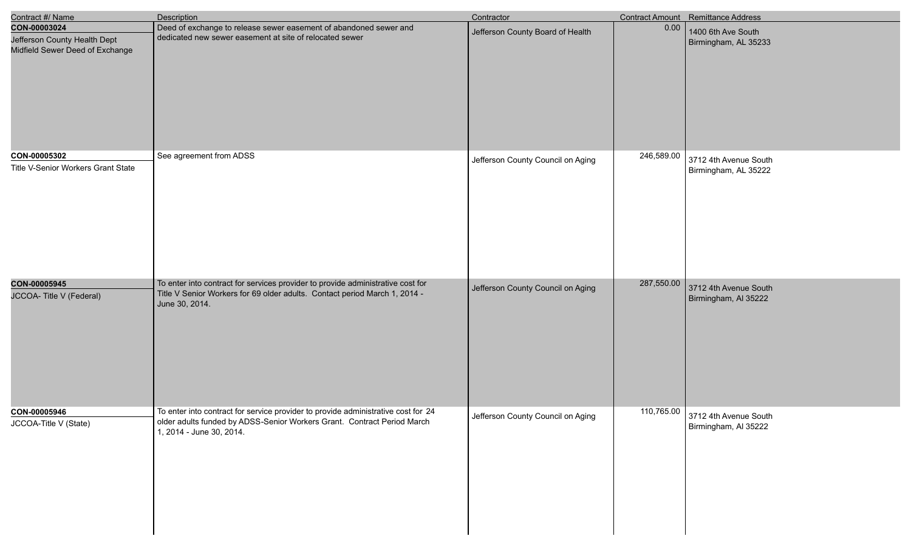| Contract #/ Name | Description | Contractor | Contract Amount | Remittance Address |
|---|---|---|---|---|
| **CON-00003024**<br>Jefferson County Health Dept Midfield Sewer Deed of Exchange | Deed of exchange to release sewer easement of abandoned sewer and dedicated new sewer easement at site of relocated sewer | Jefferson County Board of Health | 0.00 | 1400 6th Ave South<br>Birmingham, AL 35233 |
| **CON-00005302**<br>Title V-Senior Workers Grant State | See agreement from ADSS | Jefferson County Council on Aging | 246,589.00 | 3712 4th Avenue South<br>Birmingham, AL 35222 |
| **CON-00005945**<br>JCCOA- Title V (Federal) | To enter into contract for services provider to provide administrative cost for Title V Senior Workers for 69 older adults. Contact period March 1, 2014 - June 30, 2014. | Jefferson County Council on Aging | 287,550.00 | 3712 4th Avenue South<br>Birmingham, Al 35222 |
| **CON-00005946**<br>JCCOA-Title V (State) | To enter into contract for service provider to provide administrative cost for 24 older adults funded by ADSS-Senior Workers Grant. Contract Period March 1, 2014 - June 30, 2014. | Jefferson County Council on Aging | 110,765.00 | 3712 4th Avenue South<br>Birmingham, Al 35222 |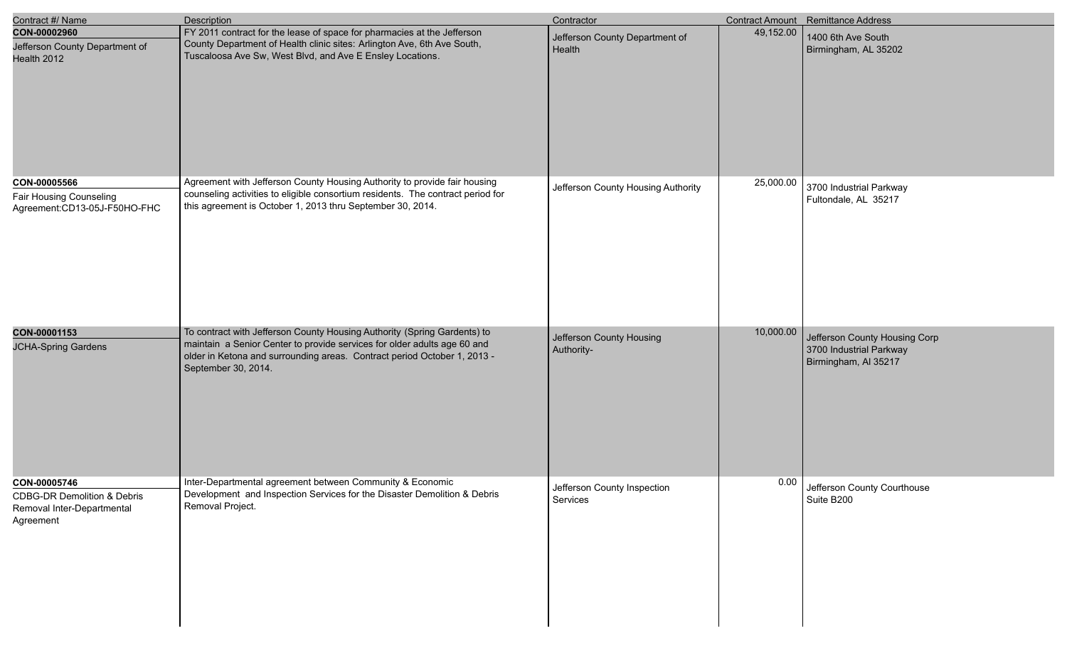| Contract #/ Name | Description | Contractor | Contract Amount | Remittance Address |
|---|---|---|---|---|
| **CON-00002960**<br>Jefferson County Department of Health 2012 | FY 2011 contract for the lease of space for pharmacies at the Jefferson County Department of Health clinic sites: Arlington Ave, 6th Ave South, Tuscaloosa Ave Sw, West Blvd, and Ave E Ensley Locations. | Jefferson County Department of Health | 49,152.00 | 1400 6th Ave South<br>Birmingham, AL 35202 |
| **CON-00005566**<br>Fair Housing Counseling Agreement:CD13-05J-F50HO-FHC | Agreement with Jefferson County Housing Authority to provide fair housing counseling activities to eligible consortium residents. The contract period for this agreement is October 1, 2013 thru September 30, 2014. | Jefferson County Housing Authority | 25,000.00 | 3700 Industrial Parkway<br>Fultondale, AL 35217 |
| **CON-00001153**<br>JCHA-Spring Gardens | To contract with Jefferson County Housing Authority (Spring Gardents) to maintain a Senior Center to provide services for older adults age 60 and older in Ketona and surrounding areas. Contract period October 1, 2013 - September 30, 2014. | Jefferson County Housing Authority- | 10,000.00 | Jefferson County Housing Corp<br>3700 Industrial Parkway<br>Birmingham, Al 35217 |
| **CON-00005746**<br>CDBG-DR Demolition & Debris Removal Inter-Departmental Agreement | Inter-Departmental agreement between Community & Economic Development and Inspection Services for the Disaster Demolition & Debris Removal Project. | Jefferson County Inspection Services | 0.00 | Jefferson County Courthouse<br>Suite B200 |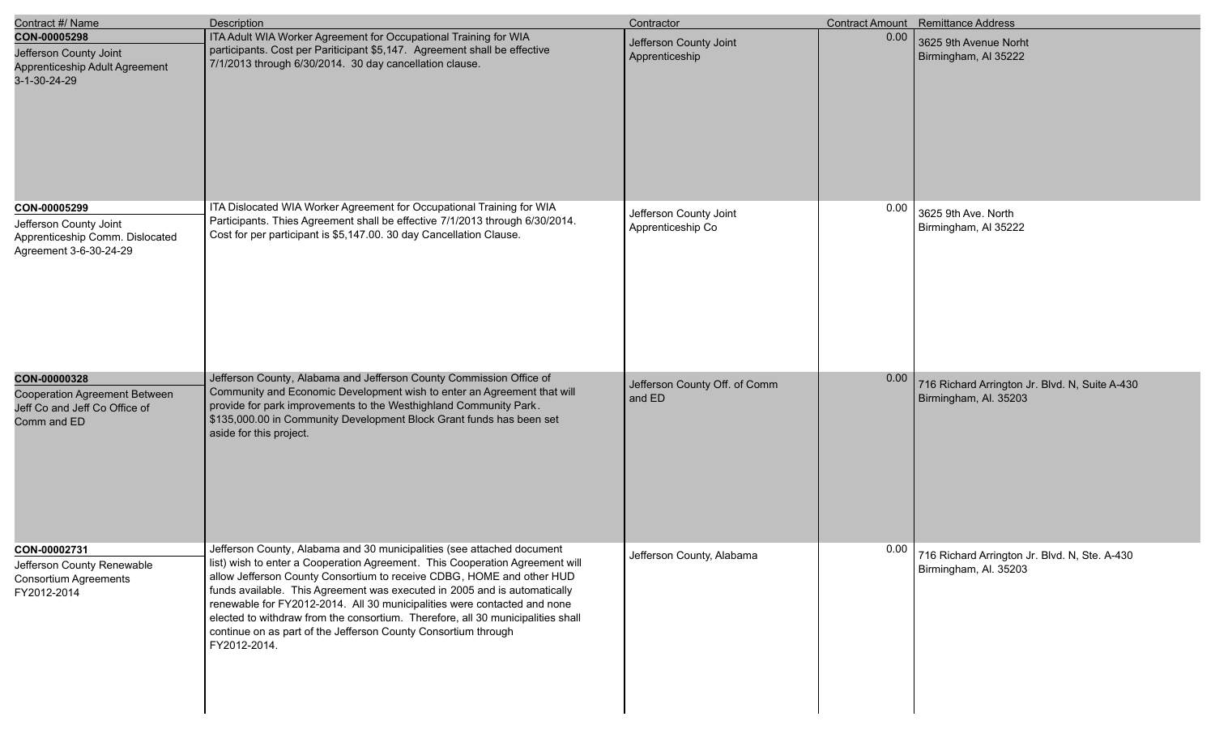| Contract #/ Name | Description | Contractor | Contract Amount | Remittance Address |
|---|---|---|---|---|
| **CON-00005298**<br>Jefferson County Joint Apprenticeship Adult Agreement 3-1-30-24-29 | ITA Adult WIA Worker Agreement for Occupational Training for WIA participants. Cost per Pariticipant $5,147. Agreement shall be effective 7/1/2013 through 6/30/2014. 30 day cancellation clause. | Jefferson County Joint Apprenticeship | 0.00 | 3625 9th Avenue Norht<br>Birmingham, Al 35222 |
| **CON-00005299**<br>Jefferson County Joint Apprenticeship Comm. Dislocated Agreement 3-6-30-24-29 | ITA Dislocated WIA Worker Agreement for Occupational Training for WIA Participants. Thies Agreement shall be effective 7/1/2013 through 6/30/2014. Cost for per participant is $5,147.00. 30 day Cancellation Clause. | Jefferson County Joint Apprenticeship Co | 0.00 | 3625 9th Ave. North<br>Birmingham, Al 35222 |
| **CON-00000328**<br>Cooperation Agreement Between Jeff Co and Jeff Co Office of Comm and ED | Jefferson County, Alabama and Jefferson County Commission Office of Community and Economic Development wish to enter an Agreement that will provide for park improvements to the Westhighland Community Park. $135,000.00 in Community Development Block Grant funds has been set aside for this project. | Jefferson County Off. of Comm and ED | 0.00 | 716 Richard Arrington Jr. Blvd. N, Suite A-430<br>Birmingham, Al. 35203 |
| **CON-00002731**<br>Jefferson County Renewable Consortium Agreements FY2012-2014 | Jefferson County, Alabama and 30 municipalities (see attached document list) wish to enter a Cooperation Agreement. This Cooperation Agreement will allow Jefferson County Consortium to receive CDBG, HOME and other HUD funds available. This Agreement was executed in 2005 and is automatically renewable for FY2012-2014. All 30 municipalities were contacted and none elected to withdraw from the consortium. Therefore, all 30 municipalities shall continue on as part of the Jefferson County Consortium through FY2012-2014. | Jefferson County, Alabama | 0.00 | 716 Richard Arrington Jr. Blvd. N, Ste. A-430<br>Birmingham, Al. 35203 |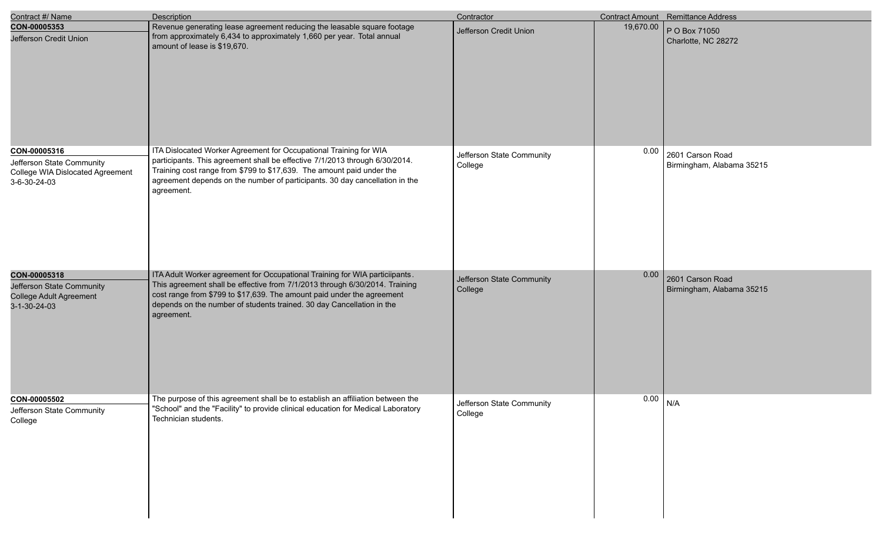| Contract #/ Name | Description | Contractor | Contract Amount | Remittance Address |
|---|---|---|---|---|
| **CON-00005353**<br>Jefferson Credit Union | Revenue generating lease agreement reducing the leasable square footage from approximately 6,434 to approximately 1,660 per year. Total annual amount of lease is $19,670. | Jefferson Credit Union | 19,670.00 | P O Box 71050<br>Charlotte, NC 28272 |
| **CON-00005316**<br>Jefferson State Community College WIA Dislocated Agreement 3-6-30-24-03 | ITA Dislocated Worker Agreement for Occupational Training for WIA participants. This agreement shall be effective 7/1/2013 through 6/30/2014. Training cost range from $799 to $17,639. The amount paid under the agreement depends on the number of participants. 30 day cancellation in the agreement. | Jefferson State Community College | 0.00 | 2601 Carson Road<br>Birmingham, Alabama 35215 |
| **CON-00005318**<br>Jefferson State Community College Adult Agreement 3-1-30-24-03 | ITA Adult Worker agreement for Occupational Training for WIA particiipants. This agreement shall be effective from 7/1/2013 through 6/30/2014. Training cost range from $799 to $17,639. The amount paid under the agreement depends on the number of students trained. 30 day Cancellation in the agreement. | Jefferson State Community College | 0.00 | 2601 Carson Road<br>Birmingham, Alabama 35215 |
| **CON-00005502**<br>Jefferson State Community College | The purpose of this agreement shall be to establish an affiliation between the "School" and the "Facility" to provide clinical education for Medical Laboratory Technician students. | Jefferson State Community College | 0.00 | N/A |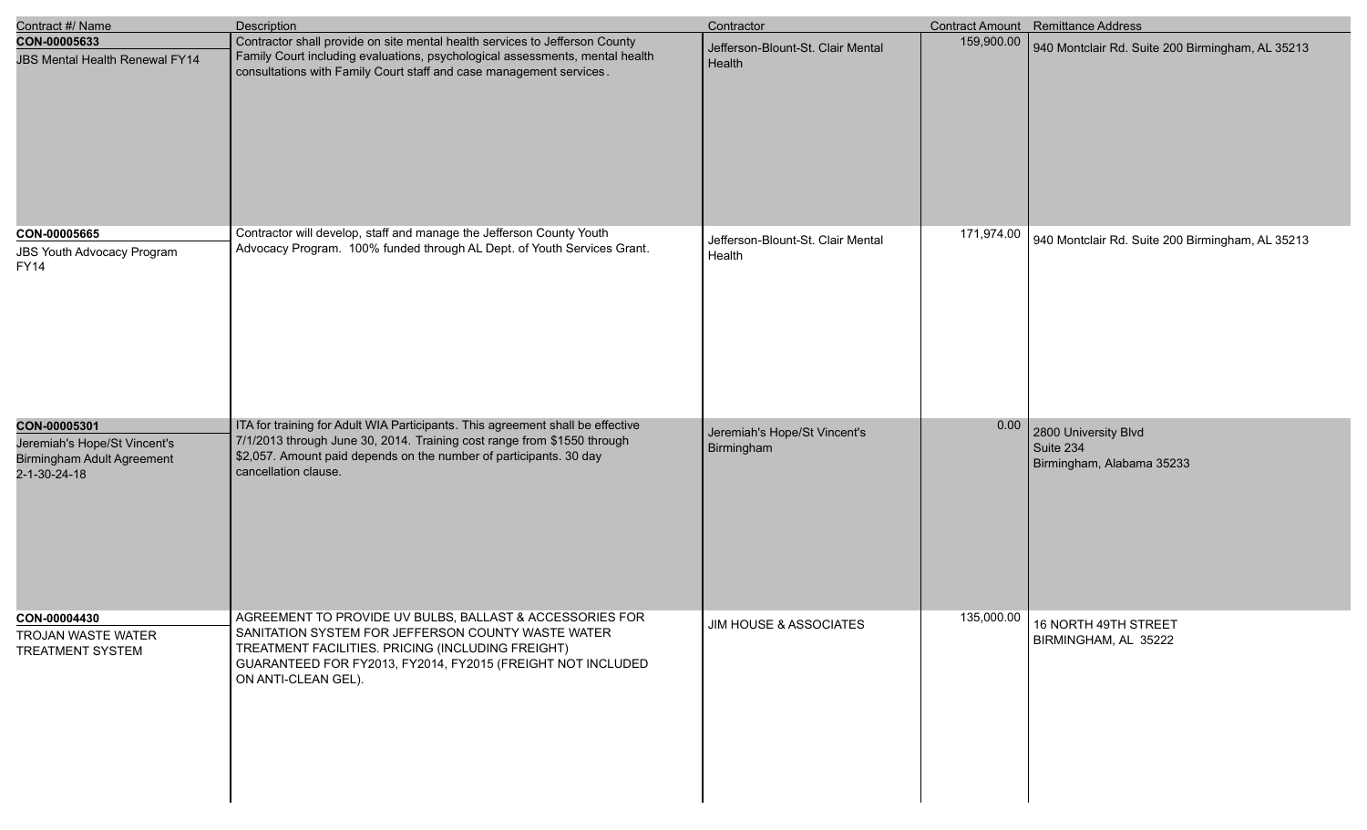| Contract #/ Name | Description | Contractor | Contract Amount | Remittance Address |
| --- | --- | --- | --- | --- |
| **CON-00005633**<br>JBS Mental Health Renewal FY14 | Contractor shall provide on site mental health services to Jefferson County Family Court including evaluations, psychological assessments, mental health consultations with Family Court staff and case management services. | Jefferson-Blount-St. Clair Mental Health | 159,900.00 | 940 Montclair Rd. Suite 200 Birmingham, AL 35213 |
| **CON-00005665**<br>JBS Youth Advocacy Program FY14 | Contractor will develop, staff and manage the Jefferson County Youth Advocacy Program. 100% funded through AL Dept. of Youth Services Grant. | Jefferson-Blount-St. Clair Mental Health | 171,974.00 | 940 Montclair Rd. Suite 200 Birmingham, AL 35213 |
| **CON-00005301**<br>Jeremiah's Hope/St Vincent's Birmingham Adult Agreement 2-1-30-24-18 | ITA for training for Adult WIA Participants. This agreement shall be effective 7/1/2013 through June 30, 2014. Training cost range from $1550 through $2,057. Amount paid depends on the number of participants. 30 day cancellation clause. | Jeremiah's Hope/St Vincent's Birmingham | 0.00 | 2800 University Blvd<br>Suite 234<br>Birmingham, Alabama 35233 |
| **CON-00004430**<br>TROJAN WASTE WATER TREATMENT SYSTEM | AGREEMENT TO PROVIDE UV BULBS, BALLAST & ACCESSORIES FOR SANITATION SYSTEM FOR JEFFERSON COUNTY WASTE WATER TREATMENT FACILITIES. PRICING (INCLUDING FREIGHT) GUARANTEED FOR FY2013, FY2014, FY2015 (FREIGHT NOT INCLUDED ON ANTI-CLEAN GEL). | JIM HOUSE & ASSOCIATES | 135,000.00 | 16 NORTH 49TH STREET<br>BIRMINGHAM, AL 35222 |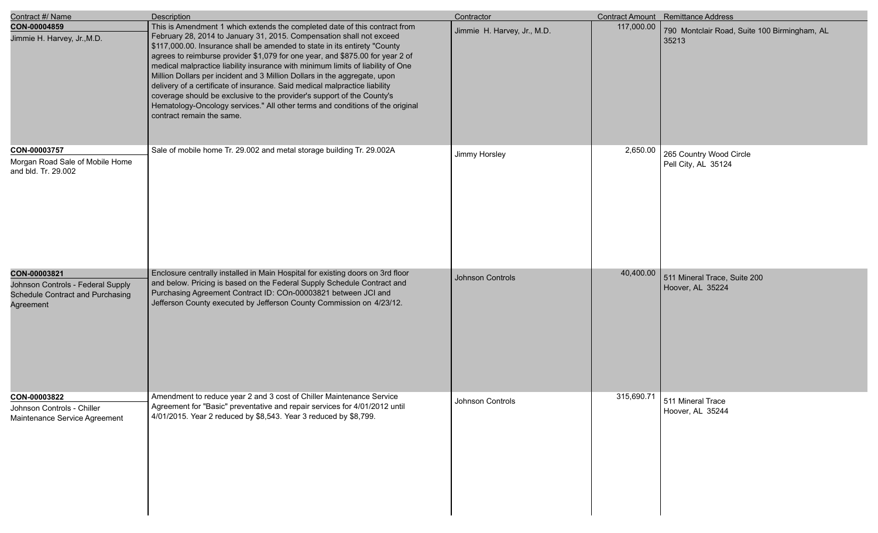| Contract #/ Name | Description | Contractor | Contract Amount | Remittance Address |
|---|---|---|---|---|
| **CON-00004859** Jimmie H. Harvey, Jr.,M.D. | This is Amendment 1 which extends the completed date of this contract from February 28, 2014 to January 31, 2015. Compensation shall not exceed $117,000.00. Insurance shall be amended to state in its entirety "County agrees to reimburse provider $1,079 for one year, and $875.00 for year 2 of medical malpractice liability insurance with minimum limits of liability of One Million Dollars per incident and 3 Million Dollars in the aggregate, upon delivery of a certificate of insurance. Said medical malpractice liability coverage should be exclusive to the provider's support of the County's Hematology-Oncology services." All other terms and conditions of the original contract remain the same. | Jimmie H. Harvey, Jr., M.D. | 117,000.00 | 790 Montclair Road, Suite 100 Birmingham, AL 35213 |
| **CON-00003757** Morgan Road Sale of Mobile Home and bld. Tr. 29.002 | Sale of mobile home Tr. 29.002 and metal storage building Tr. 29.002A | Jimmy Horsley | 2,650.00 | 265 Country Wood Circle Pell City, AL 35124 |
| **CON-00003821** Johnson Controls - Federal Supply Schedule Contract and Purchasing Agreement | Enclosure centrally installed in Main Hospital for existing doors on 3rd floor and below. Pricing is based on the Federal Supply Schedule Contract and Purchasing Agreement Contract ID: COn-00003821 between JCI and Jefferson County executed by Jefferson County Commission on 4/23/12. | Johnson Controls | 40,400.00 | 511 Mineral Trace, Suite 200 Hoover, AL 35224 |
| **CON-00003822** Johnson Controls - Chiller Maintenance Service Agreement | Amendment to reduce year 2 and 3 cost of Chiller Maintenance Service Agreement for "Basic" preventative and repair services for 4/01/2012 until 4/01/2015. Year 2 reduced by $8,543. Year 3 reduced by $8,799. | Johnson Controls | 315,690.71 | 511 Mineral Trace Hoover, AL 35244 |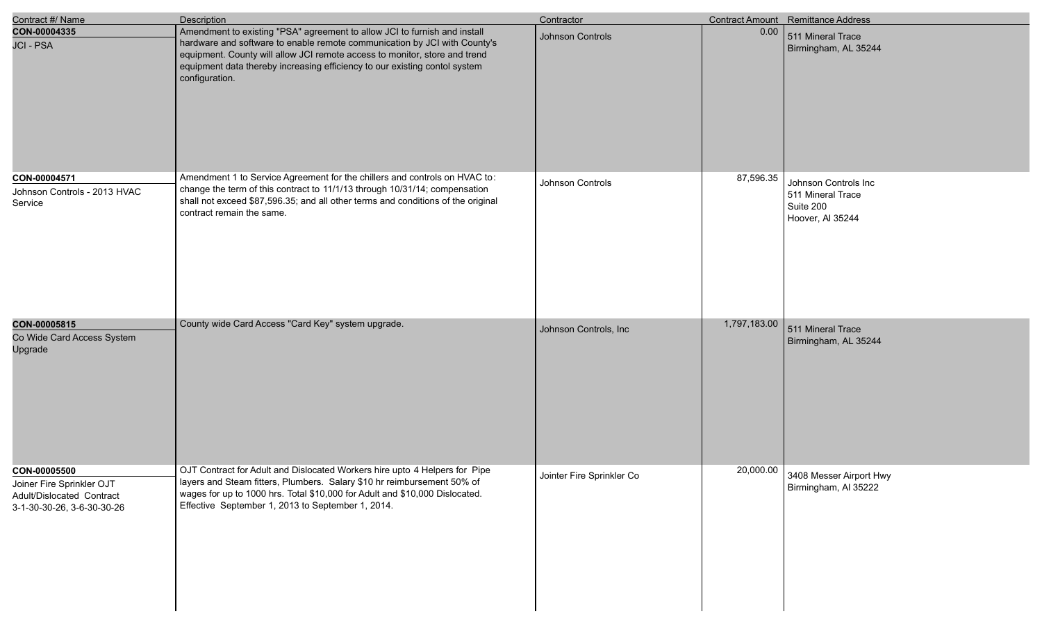| Contract #/ Name | Description | Contractor | Contract Amount | Remittance Address |
|---|---|---|---|---|
| **CON-00004335**<br>JCI - PSA | Amendment to existing "PSA" agreement to allow JCI to furnish and install hardware and software to enable remote communication by JCI with County's equipment. County will allow JCI remote access to monitor, store and trend equipment data thereby increasing efficiency to our existing contol system configuration. | Johnson Controls | 0.00 | 511 Mineral Trace<br>Birmingham, AL 35244 |
| **CON-00004571**<br>Johnson Controls - 2013 HVAC Service | Amendment 1 to Service Agreement for the chillers and controls on HVAC to: change the term of this contract to 11/1/13 through 10/31/14; compensation shall not exceed $87,596.35; and all other terms and conditions of the original contract remain the same. | Johnson Controls | 87,596.35 | Johnson Controls Inc<br>511 Mineral Trace<br>Suite 200<br>Hoover, Al 35244 |
| **CON-00005815**<br>Co Wide Card Access System Upgrade | County wide Card Access "Card Key" system upgrade. | Johnson Controls, Inc | 1,797,183.00 | 511 Mineral Trace<br>Birmingham, AL 35244 |
| **CON-00005500**<br>Joiner Fire Sprinkler OJT Adult/Dislocated Contract 3-1-30-30-26, 3-6-30-30-26 | OJT Contract for Adult and Dislocated Workers hire upto 4 Helpers for Pipe layers and Steam fitters, Plumbers. Salary $10 hr reimbursement 50% of wages for up to 1000 hrs. Total $10,000 for Adult and $10,000 Dislocated. Effective September 1, 2013 to September 1, 2014. | Jointer Fire Sprinkler Co | 20,000.00 | 3408 Messer Airport Hwy<br>Birmingham, Al 35222 |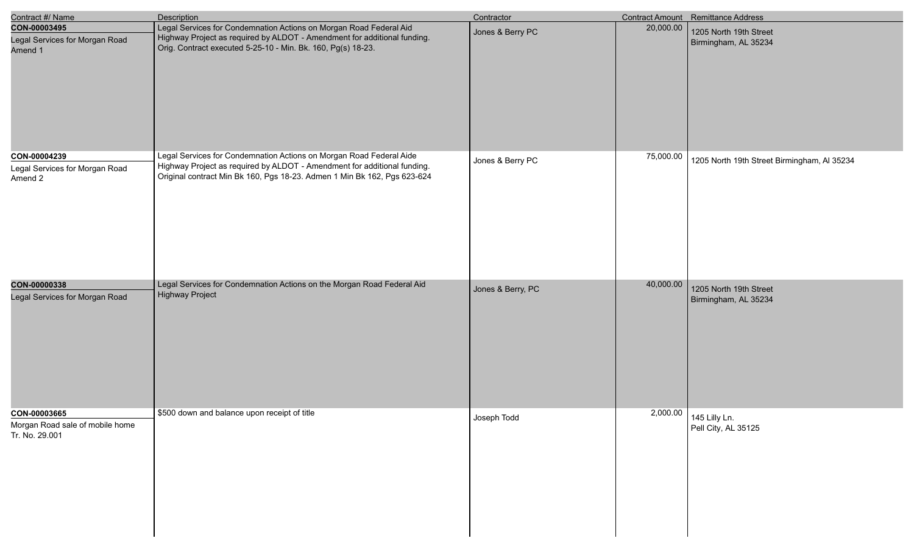| Contract #/ Name | Description | Contractor | Contract Amount | Remittance Address |
|---|---|---|---|---|
| **CON-00003495**<br>Legal Services for Morgan Road Amend 1 | Legal Services for Condemnation Actions on Morgan Road Federal Aid Highway Project as required by ALDOT - Amendment for additional funding. Orig. Contract executed 5-25-10 - Min. Bk. 160, Pg(s) 18-23. | Jones & Berry PC | 20,000.00 | 1205 North 19th Street<br>Birmingham, AL 35234 |
| **CON-00004239**<br>Legal Services for Morgan Road Amend 2 | Legal Services for Condemnation Actions on Morgan Road Federal Aide Highway Project as required by ALDOT - Amendment for additional funding. Original contract Min Bk 160, Pgs 18-23. Admen 1 Min Bk 162, Pgs 623-624 | Jones & Berry PC | 75,000.00 | 1205 North 19th Street Birmingham, Al 35234 |
| **CON-00000338**<br>Legal Services for Morgan Road | Legal Services for Condemnation Actions on the Morgan Road Federal Aid Highway Project | Jones & Berry, PC | 40,000.00 | 1205 North 19th Street<br>Birmingham, AL 35234 |
| **CON-00003665**<br>Morgan Road sale of mobile home Tr. No. 29.001 | $500 down and balance upon receipt of title | Joseph Todd | 2,000.00 | 145 Lilly Ln.<br>Pell City, AL 35125 |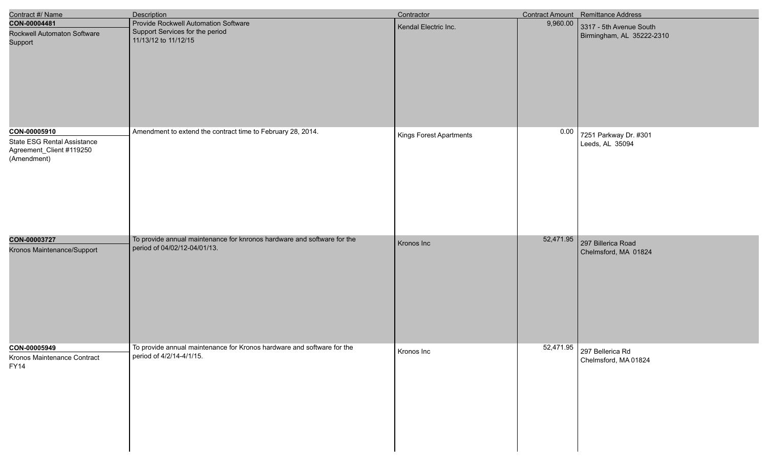| Contract #/ Name | Description | Contractor | Contract Amount | Remittance Address |
|---|---|---|---|---|
| **CON-00004481**<br>Rockwell Automaton Software Support | Provide Rockwell Automation Software Support Services for the period 11/13/12 to 11/12/15 | Kendal Electric Inc. | 9,960.00 | 3317 - 5th Avenue South<br>Birmingham, AL 35222-2310 |
| **CON-00005910**<br>State ESG Rental Assistance Agreement_Client #119250 (Amendment) | Amendment to extend the contract time to February 28, 2014. | Kings Forest Apartments | 0.00 | 7251 Parkway Dr. #301<br>Leeds, AL 35094 |
| **CON-00003727**<br>Kronos Maintenance/Support | To provide annual maintenance for knronos hardware and software for the period of 04/02/12-04/01/13. | Kronos Inc | 52,471.95 | 297 Billerica Road<br>Chelmsford, MA 01824 |
| **CON-00005949**<br>Kronos Maintenance Contract FY14 | To provide annual maintenance for Kronos hardware and software for the period of 4/2/14-4/1/15. | Kronos Inc | 52,471.95 | 297 Bellerica Rd<br>Chelmsford, MA 01824 |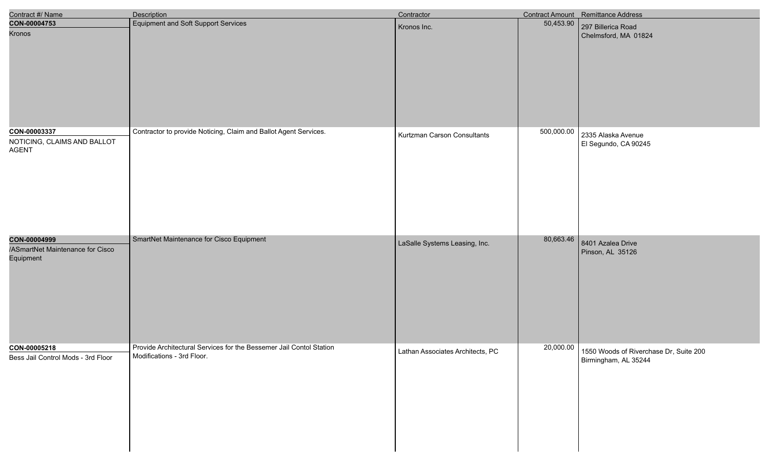| Contract #/ Name | Description | Contractor | Contract Amount | Remittance Address |
|---|---|---|---|---|
| **CON-00004753**<br>Kronos | Equipment and Soft Support Services | Kronos Inc. | 50,453.90 | 297 Billerica Road<br>Chelmsford, MA 01824 |
| **CON-00003337**<br>NOTICING, CLAIMS AND BALLOT AGENT | Contractor to provide Noticing, Claim and Ballot Agent Services. | Kurtzman Carson Consultants | 500,000.00 | 2335 Alaska Avenue<br>El Segundo, CA 90245 |
| **CON-00004999**<br>/ASmartNet Maintenance for Cisco Equipment | SmartNet Maintenance for Cisco Equipment | LaSalle Systems Leasing, Inc. | 80,663.46 | 8401 Azalea Drive<br>Pinson, AL 35126 |
| **CON-00005218**<br>Bess Jail Control Mods - 3rd Floor | Provide Architectural Services for the Bessemer Jail Contol Station Modifications - 3rd Floor. | Lathan Associates Architects, PC | 20,000.00 | 1550 Woods of Riverchase Dr, Suite 200<br>Birmingham, AL 35244 |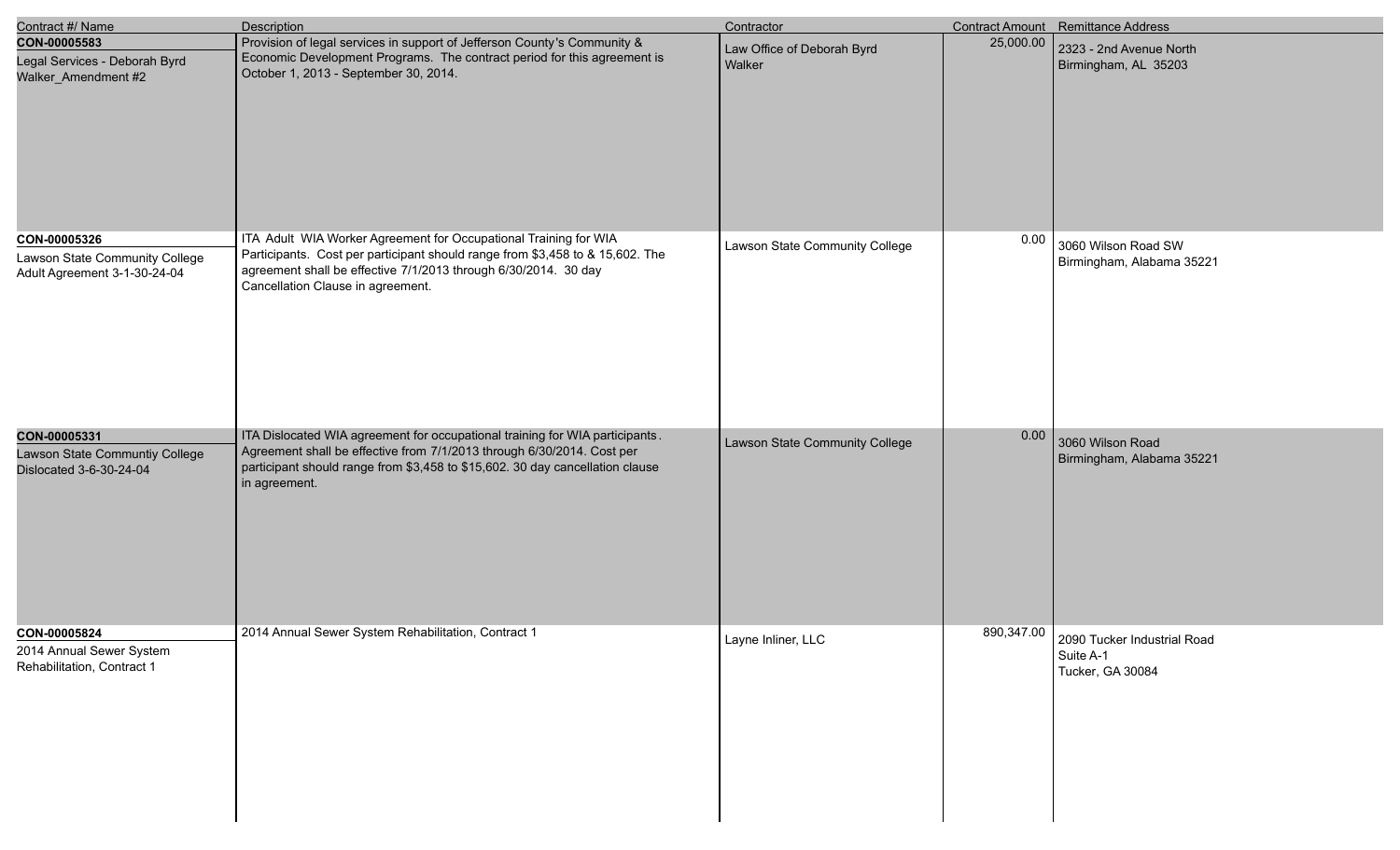| Contract #/ Name | Description | Contractor | Contract Amount | Remittance Address |
| --- | --- | --- | --- | --- |
| **CON-00005583**<br>Legal Services - Deborah Byrd Walker_Amendment #2 | Provision of legal services in support of Jefferson County's Community & Economic Development Programs. The contract period for this agreement is October 1, 2013 - September 30, 2014. | Law Office of Deborah Byrd Walker | 25,000.00 | 2323 - 2nd Avenue North<br>Birmingham, AL 35203 |
| **CON-00005326**<br>Lawson State Community College Adult Agreement 3-1-30-24-04 | ITA Adult WIA Worker Agreement for Occupational Training for WIA Participants. Cost per participant should range from $3,458 to & 15,602. The agreement shall be effective 7/1/2013 through 6/30/2014. 30 day Cancellation Clause in agreement. | Lawson State Community College | 0.00 | 3060 Wilson Road SW<br>Birmingham, Alabama 35221 |
| **CON-00005331**<br>Lawson State Communtiy College Dislocated 3-6-30-24-04 | ITA Dislocated WIA agreement for occupational training for WIA participants. Agreement shall be effective from 7/1/2013 through 6/30/2014. Cost per participant should range from $3,458 to $15,602. 30 day cancellation clause in agreement. | Lawson State Community College | 0.00 | 3060 Wilson Road<br>Birmingham, Alabama 35221 |
| **CON-00005824**<br>2014 Annual Sewer System Rehabilitation, Contract 1 | 2014 Annual Sewer System Rehabilitation, Contract 1 | Layne Inliner, LLC | 890,347.00 | 2090 Tucker Industrial Road<br>Suite A-1<br>Tucker, GA 30084 |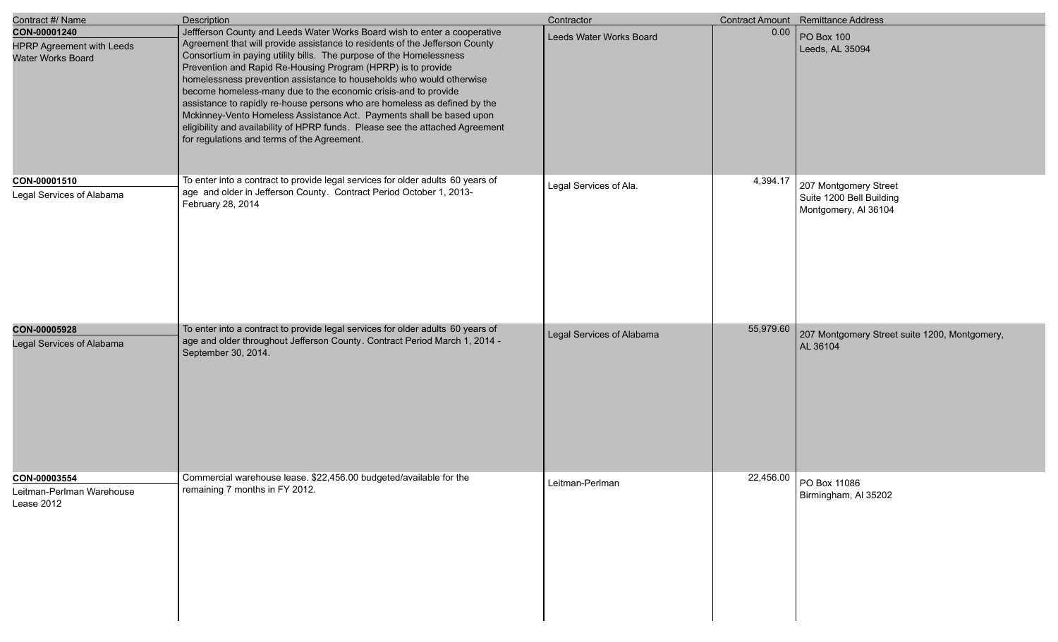| Contract #/ Name | Description | Contractor | Contract Amount | Remittance Address |
| --- | --- | --- | --- | --- |
| **CON-00001240** HPRP Agreement with Leeds Water Works Board | Jeffferson County and Leeds Water Works Board wish to enter a cooperative Agreement that will provide assistance to residents of the Jefferson County Consortium in paying utility bills. The purpose of the Homelessness Prevention and Rapid Re-Housing Program (HPRP) is to provide homelessness prevention assistance to households who would otherwise become homeless-many due to the economic crisis-and to provide assistance to rapidly re-house persons who are homeless as defined by the Mckinney-Vento Homeless Assistance Act. Payments shall be based upon eligibility and availability of HPRP funds. Please see the attached Agreement for regulations and terms of the Agreement. | Leeds Water Works Board | 0.00 | PO Box 100 Leeds, AL 35094 |
| **CON-00001510** Legal Services of Alabama | To enter into a contract to provide legal services for older adults 60 years of age and older in Jefferson County. Contract Period October 1, 2013-February 28, 2014 | Legal Services of Ala. | 4,394.17 | 207 Montgomery Street Suite 1200 Bell Building Montgomery, Al 36104 |
| **CON-00005928** Legal Services of Alabama | To enter into a contract to provide legal services for older adults 60 years of age and older throughout Jefferson County. Contract Period March 1, 2014 - September 30, 2014. | Legal Services of Alabama | 55,979.60 | 207 Montgomery Street suite 1200, Montgomery, AL 36104 |
| **CON-00003554** Leitman-Perlman Warehouse Lease 2012 | Commercial warehouse lease. $22,456.00 budgeted/available for the remaining 7 months in FY 2012. | Leitman-Perlman | 22,456.00 | PO Box 11086 Birmingham, Al 35202 |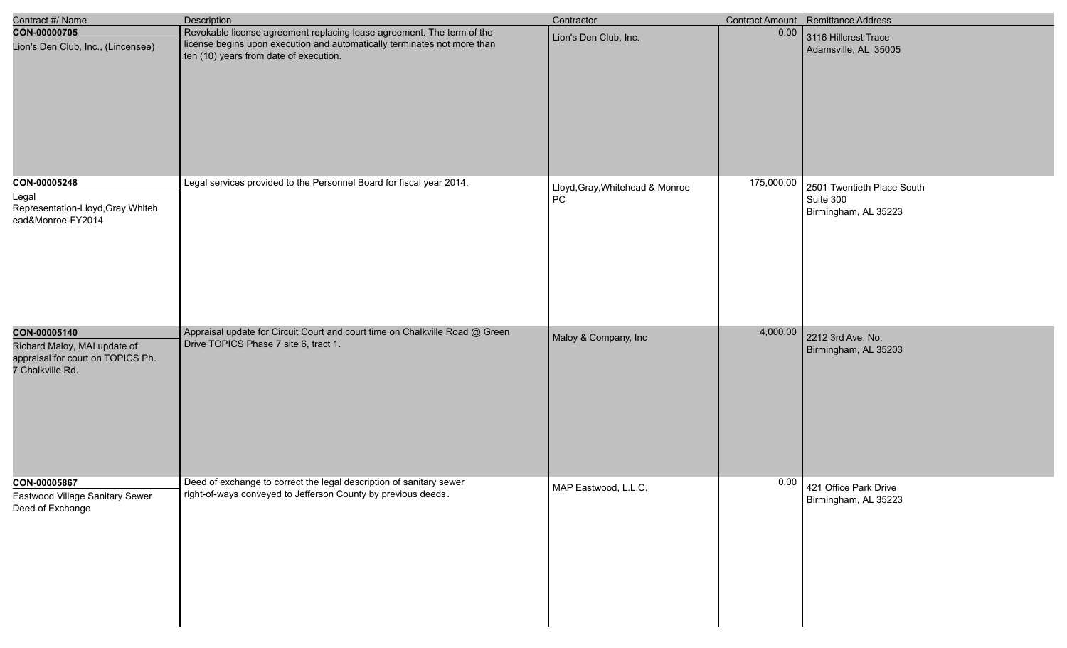| Contract #/ Name | Description | Contractor | Contract Amount | Remittance Address |
|---|---|---|---|---|
| **CON-00000705**<br>Lion's Den Club, Inc., (Lincensee) | Revokable license agreement replacing lease agreement. The term of the license begins upon execution and automatically terminates not more than ten (10) years from date of execution. | Lion's Den Club, Inc. | 0.00 | 3116 Hillcrest Trace<br>Adamsville, AL 35005 |
| **CON-00005248**<br>Legal Representation-Lloyd,Gray,Whitehead&Monroe-FY2014 | Legal services provided to the Personnel Board for fiscal year 2014. | Lloyd,Gray,Whitehead & Monroe PC | 175,000.00 | 2501 Twentieth Place South<br>Suite 300<br>Birmingham, AL 35223 |
| **CON-00005140**<br>Richard Maloy, MAI update of appraisal for court on TOPICS Ph. 7 Chalkville Rd. | Appraisal update for Circuit Court and court time on Chalkville Road @ Green Drive TOPICS Phase 7 site 6, tract 1. | Maloy & Company, Inc | 4,000.00 | 2212 3rd Ave. No.<br>Birmingham, AL 35203 |
| **CON-00005867**<br>Eastwood Village Sanitary Sewer Deed of Exchange | Deed of exchange to correct the legal description of sanitary sewer right-of-ways conveyed to Jefferson County by previous deeds. | MAP Eastwood, L.L.C. | 0.00 | 421 Office Park Drive<br>Birmingham, AL 35223 |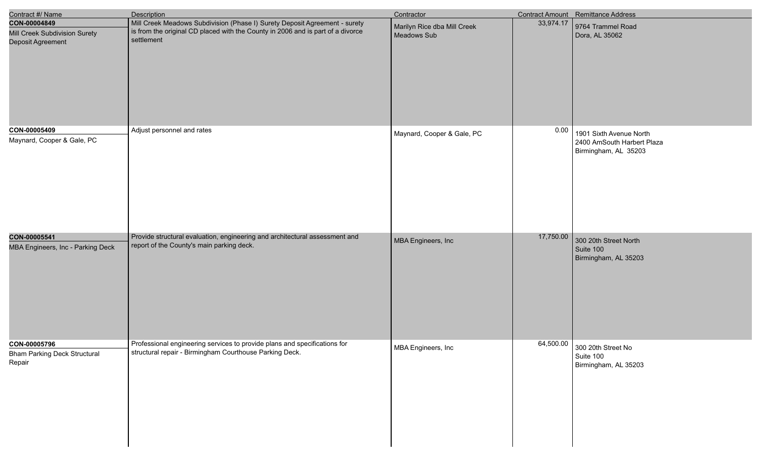| Contract #/ Name | Description | Contractor | Contract Amount | Remittance Address |
|---|---|---|---|---|
| **CON-00004849**<br>Mill Creek Subdivision Surety Deposit Agreement | Mill Creek Meadows Subdivision (Phase I) Surety Deposit Agreement - surety is from the original CD placed with the County in 2006 and is part of a divorce settlement | Marilyn Rice dba Mill Creek Meadows Sub | 33,974.17 | 9764 Trammel Road<br>Dora, AL 35062 |
| **CON-00005409**<br>Maynard, Cooper & Gale, PC | Adjust personnel and rates | Maynard, Cooper & Gale, PC | 0.00 | 1901 Sixth Avenue North<br>2400 AmSouth Harbert Plaza<br>Birmingham, AL 35203 |
| **CON-00005541**<br>MBA Engineers, Inc - Parking Deck | Provide structural evaluation, engineering and architectural assessment and report of the County's main parking deck. | MBA Engineers, Inc | 17,750.00 | 300 20th Street North<br>Suite 100<br>Birmingham, AL 35203 |
| **CON-00005796**<br>Bham Parking Deck Structural Repair | Professional engineering services to provide plans and specifications for structural repair - Birmingham Courthouse Parking Deck. | MBA Engineers, Inc | 64,500.00 | 300 20th Street No<br>Suite 100<br>Birmingham, AL 35203 |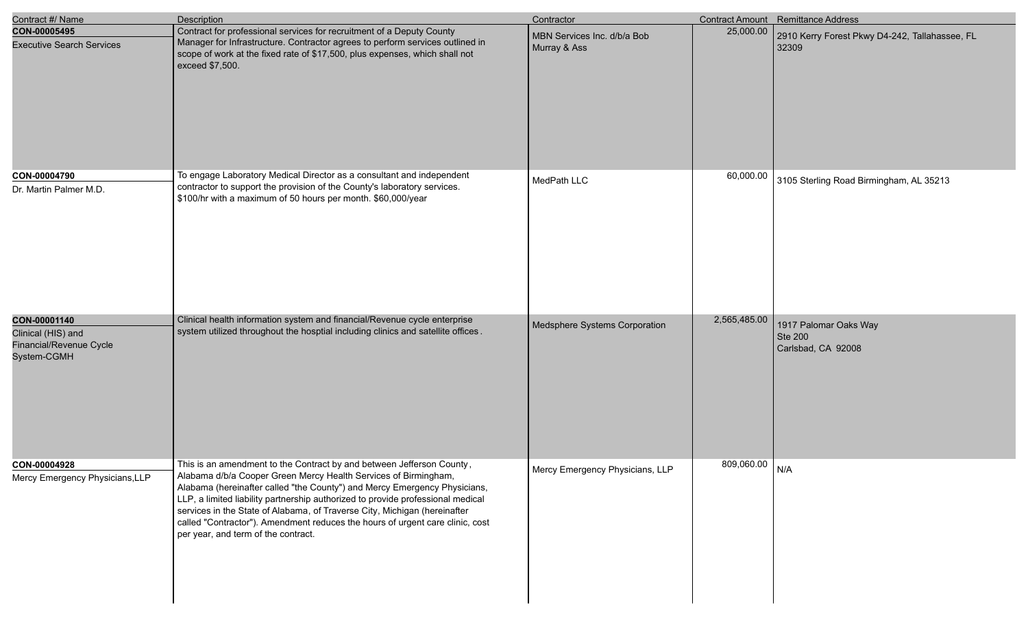| Contract #/ Name | Description | Contractor | Contract Amount | Remittance Address |
|---|---|---|---|---|
| **CON-00005495**<br>Executive Search Services | Contract for professional services for recruitment of a Deputy County Manager for Infrastructure. Contractor agrees to perform services outlined in scope of work at the fixed rate of $17,500, plus expenses, which shall not exceed $7,500. | MBN Services Inc. d/b/a Bob Murray & Ass | 25,000.00 | 2910 Kerry Forest Pkwy D4-242, Tallahassee, FL 32309 |
| **CON-00004790**<br>Dr. Martin Palmer M.D. | To engage Laboratory Medical Director as a consultant and independent contractor to support the provision of the County's laboratory services. $100/hr with a maximum of 50 hours per month. $60,000/year | MedPath LLC | 60,000.00 | 3105 Sterling Road Birmingham, AL 35213 |
| **CON-00001140**<br>Clinical (HIS) and Financial/Revenue Cycle System-CGMH | Clinical health information system and financial/Revenue cycle enterprise system utilized throughout the hosptial including clinics and satellite offices. | Medsphere Systems Corporation | 2,565,485.00 | 1917 Palomar Oaks Way<br>Ste 200<br>Carlsbad, CA 92008 |
| **CON-00004928**<br>Mercy Emergency Physicians,LLP | This is an amendment to the Contract by and between Jefferson County, Alabama d/b/a Cooper Green Mercy Health Services of Birmingham, Alabama (hereinafter called "the County") and Mercy Emergency Physicians, LLP, a limited liability partnership authorized to provide professional medical services in the State of Alabama, of Traverse City, Michigan (hereinafter called "Contractor"). Amendment reduces the hours of urgent care clinic, cost per year, and term of the contract. | Mercy Emergency Physicians, LLP | 809,060.00 | N/A |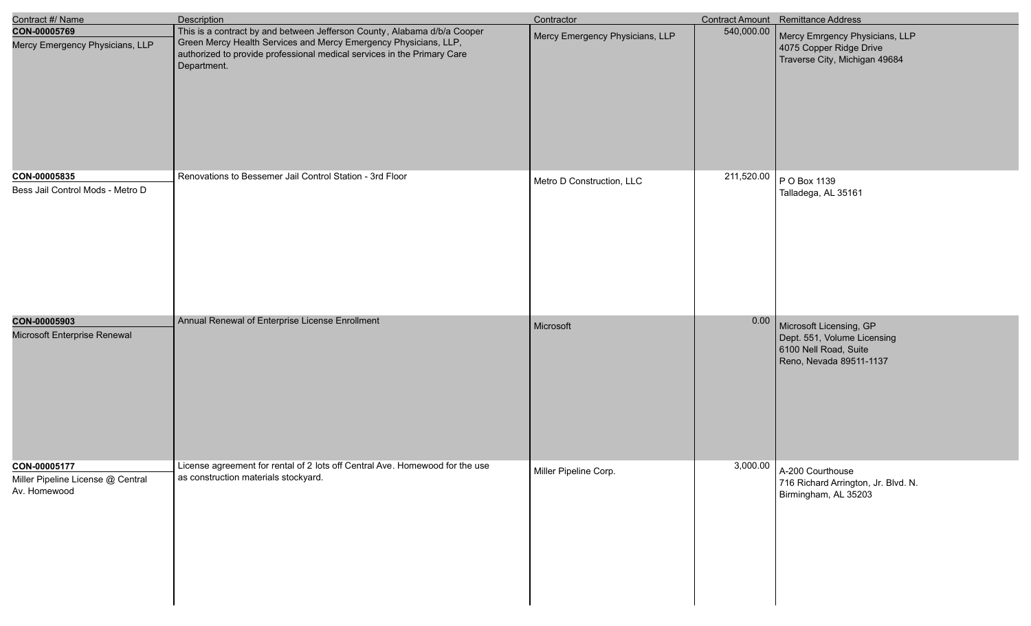| Contract #/ Name | Description | Contractor | Contract Amount | Remittance Address |
|---|---|---|---|---|
| **CON-00005769**<br>Mercy Emergency Physicians, LLP | This is a contract by and between Jefferson County, Alabama d/b/a Cooper Green Mercy Health Services and Mercy Emergency Physicians, LLP, authorized to provide professional medical services in the Primary Care Department. | Mercy Emergency Physicians, LLP | 540,000.00 | Mercy Emrgency Physicians, LLP<br>4075 Copper Ridge Drive<br>Traverse City, Michigan 49684 |
| **CON-00005835**<br>Bess Jail Control Mods - Metro D | Renovations to Bessemer Jail Control Station - 3rd Floor | Metro D Construction, LLC | 211,520.00 | P O Box 1139<br>Talladega, AL 35161 |
| **CON-00005903**<br>Microsoft Enterprise Renewal | Annual Renewal of Enterprise License Enrollment | Microsoft | 0.00 | Microsoft Licensing, GP<br>Dept. 551, Volume Licensing<br>6100 Nell Road, Suite<br>Reno, Nevada 89511-1137 |
| **CON-00005177**<br>Miller Pipeline License @ Central Av. Homewood | License agreement for rental of 2 lots off Central Ave. Homewood for the use as construction materials stockyard. | Miller Pipeline Corp. | 3,000.00 | A-200 Courthouse<br>716 Richard Arrington, Jr. Blvd. N.<br>Birmingham, AL 35203 |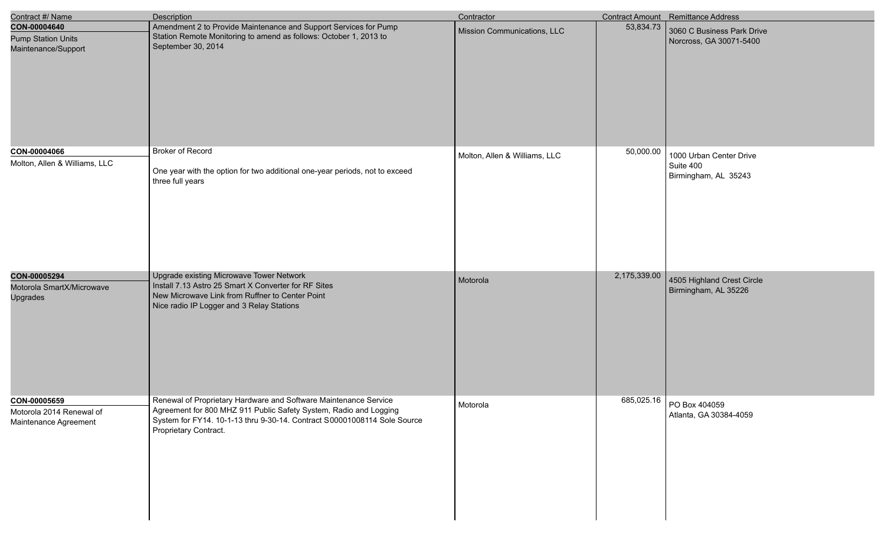| Contract #/ Name | Description | Contractor | Contract Amount | Remittance Address |
|---|---|---|---|---|
| **CON-00004640**<br>Pump Station Units Maintenance/Support | Amendment 2 to Provide Maintenance and Support Services for Pump Station Remote Monitoring to amend as follows: October 1, 2013 to September 30, 2014 | Mission Communications, LLC | 53,834.73 | 3060 C Business Park Drive<br>Norcross, GA 30071-5400 |
| **CON-00004066**<br>Molton, Allen & Williams, LLC | Broker of Record<br><br>One year with the option for two additional one-year periods, not to exceed three full years | Molton, Allen & Williams, LLC | 50,000.00 | 1000 Urban Center Drive<br>Suite 400<br>Birmingham, AL 35243 |
| **CON-00005294**<br>Motorola SmartX/Microwave Upgrades | Upgrade existing Microwave Tower Network<br>Install 7.13 Astro 25 Smart X Converter for RF Sites<br>New Microwave Link from Ruffner to Center Point<br>Nice radio IP Logger and 3 Relay Stations | Motorola | 2,175,339.00 | 4505 Highland Crest Circle<br>Birmingham, AL 35226 |
| **CON-00005659**<br>Motorola 2014 Renewal of Maintenance Agreement | Renewal of Proprietary Hardware and Software Maintenance Service Agreement for 800 MHZ 911 Public Safety System, Radio and Logging System for FY14. 10-1-13 thru 9-30-14. Contract S00001008114 Sole Source Proprietary Contract. | Motorola | 685,025.16 | PO Box 404059<br>Atlanta, GA 30384-4059 |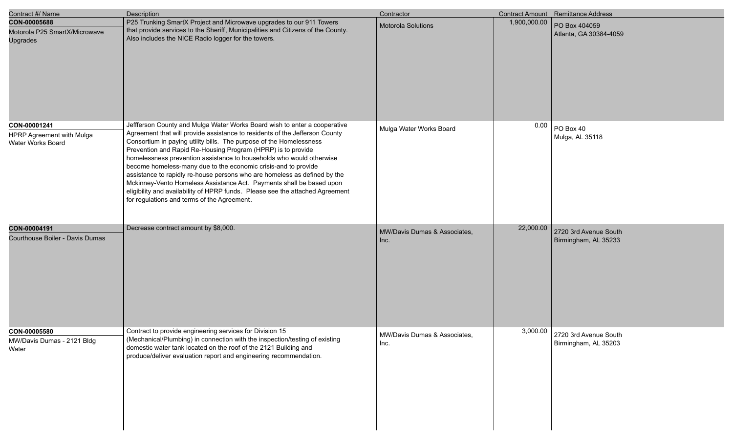| Contract #/ Name | Description | Contractor | Contract Amount | Remittance Address |
| --- | --- | --- | --- | --- |
| **CON-00005688**<br>Motorola P25 SmartX/Microwave Upgrades | P25 Trunking SmartX Project and Microwave upgrades to our 911 Towers that provide services to the Sheriff, Municipalities and Citizens of the County. Also includes the NICE Radio logger for the towers. | Motorola Solutions | 1,900,000.00 | PO Box 404059<br>Atlanta, GA 30384-4059 |
| **CON-00001241**<br>HPRP Agreement with Mulga Water Works Board | Jeffferson County and Mulga Water Works Board wish to enter a cooperative Agreement that will provide assistance to residents of the Jefferson County Consortium in paying utility bills. The purpose of the Homelessness Prevention and Rapid Re-Housing Program (HPRP) is to provide homelessness prevention assistance to households who would otherwise become homeless-many due to the economic crisis-and to provide assistance to rapidly re-house persons who are homeless as defined by the Mckinney-Vento Homeless Assistance Act. Payments shall be based upon eligibility and availability of HPRP funds. Please see the attached Agreement for regulations and terms of the Agreement. | Mulga Water Works Board | 0.00 | PO Box 40<br>Mulga, AL 35118 |
| **CON-00004191**<br>Courthouse Boiler - Davis Dumas | Decrease contract amount by $8,000. | MW/Davis Dumas & Associates, Inc. | 22,000.00 | 2720 3rd Avenue South<br>Birmingham, AL 35233 |
| **CON-00005580**<br>MW/Davis Dumas - 2121 Bldg Water | Contract to provide engineering services for Division 15 (Mechanical/Plumbing) in connection with the inspection/testing of existing domestic water tank located on the roof of the 2121 Building and produce/deliver evaluation report and engineering recommendation. | MW/Davis Dumas & Associates, Inc. | 3,000.00 | 2720 3rd Avenue South<br>Birmingham, AL 35203 |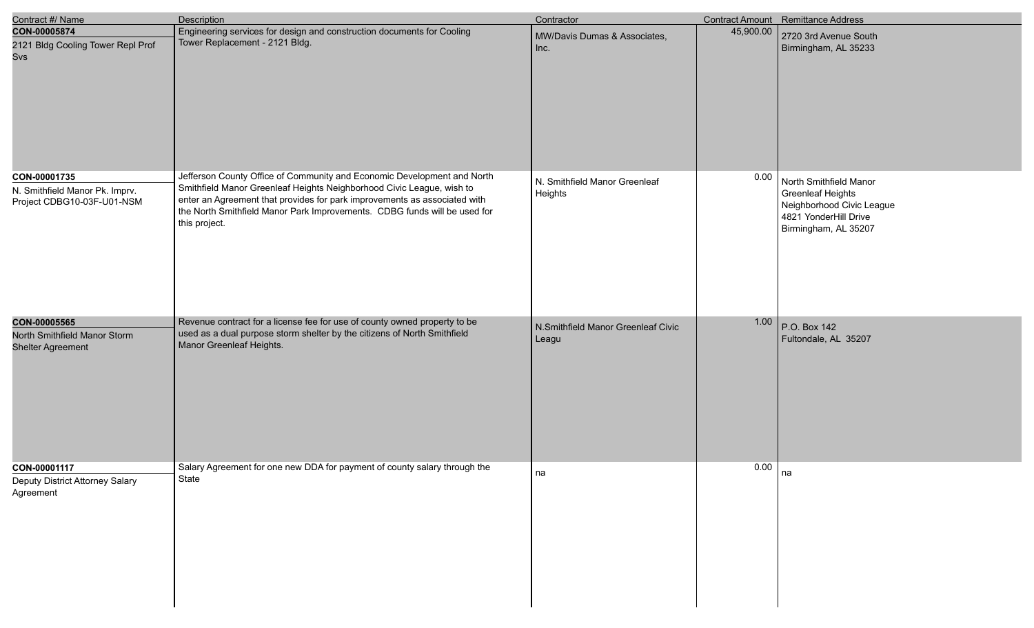| Contract #/ Name | Description | Contractor | Contract Amount | Remittance Address |
|---|---|---|---|---|
| **CON-00005874**<br>2121 Bldg Cooling Tower Repl Prof Svs | Engineering services for design and construction documents for Cooling Tower Replacement - 2121 Bldg. | MW/Davis Dumas & Associates, Inc. | 45,900.00 | 2720 3rd Avenue South<br>Birmingham, AL 35233 |
| **CON-00001735**<br>N. Smithfield Manor Pk. Imprv. Project CDBG10-03F-U01-NSM | Jefferson County Office of Community and Economic Development and North Smithfield Manor Greenleaf Heights Neighborhood Civic League, wish to enter an Agreement that provides for park improvements as associated with the North Smithfield Manor Park Improvements. CDBG funds will be used for this project. | N. Smithfield Manor Greenleaf Heights | 0.00 | North Smithfield Manor Greenleaf Heights Neighborhood Civic League<br>4821 YonderHill Drive<br>Birmingham, AL 35207 |
| **CON-00005565**<br>North Smithfield Manor Storm Shelter Agreement | Revenue contract for a license fee for use of county owned property to be used as a dual purpose storm shelter by the citizens of North Smithfield Manor Greenleaf Heights. | N.Smithfield Manor Greenleaf Civic Leagu | 1.00 | P.O. Box 142<br>Fultondale, AL 35207 |
| **CON-00001117**<br>Deputy District Attorney Salary Agreement | Salary Agreement for one new DDA for payment of county salary through the State | na | 0.00 | na |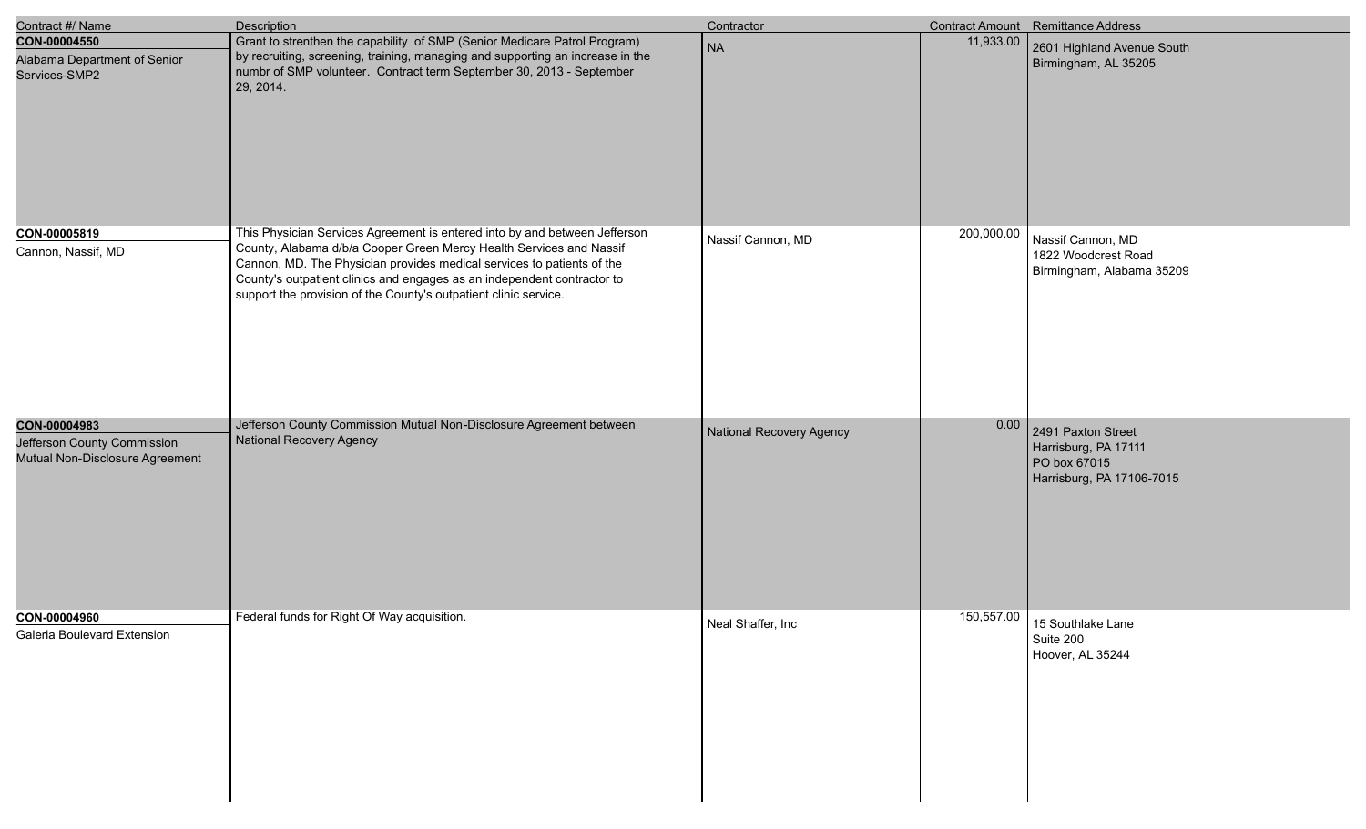| Contract #/ Name | Description | Contractor | Contract Amount | Remittance Address |
|---|---|---|---|---|
| **CON-00004550**<br>Alabama Department of Senior Services-SMP2 | Grant to strenthen the capability of SMP (Senior Medicare Patrol Program) by recruiting, screening, training, managing and supporting an increase in the numbr of SMP volunteer. Contract term September 30, 2013 - September 29, 2014. | NA | 11,933.00 | 2601 Highland Avenue South<br>Birmingham, AL 35205 |
| **CON-00005819**<br>Cannon, Nassif, MD | This Physician Services Agreement is entered into by and between Jefferson County, Alabama d/b/a Cooper Green Mercy Health Services and Nassif Cannon, MD. The Physician provides medical services to patients of the County's outpatient clinics and engages as an independent contractor to support the provision of the County's outpatient clinic service. | Nassif Cannon, MD | 200,000.00 | Nassif Cannon, MD<br>1822 Woodcrest Road<br>Birmingham, Alabama 35209 |
| **CON-00004983**<br>Jefferson County Commission Mutual Non-Disclosure Agreement | Jefferson County Commission Mutual Non-Disclosure Agreement between National Recovery Agency | National Recovery Agency | 0.00 | 2491 Paxton Street<br>Harrisburg, PA 17111<br>PO box 67015<br>Harrisburg, PA 17106-7015 |
| **CON-00004960**<br>Galeria Boulevard Extension | Federal funds for Right Of Way acquisition. | Neal Shaffer, Inc | 150,557.00 | 15 Southlake Lane<br>Suite 200<br>Hoover, AL 35244 |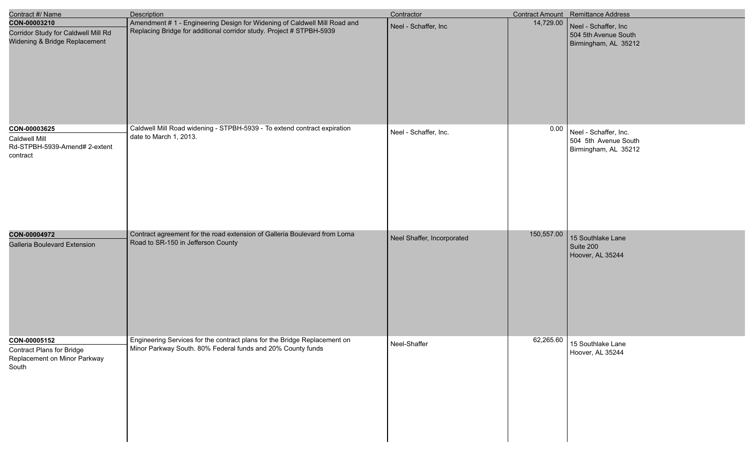| Contract #/ Name | Description | Contractor | Contract Amount | Remittance Address |
|---|---|---|---|---|
| **CON-00003210**<br>Corridor Study for Caldwell Mill Rd Widening & Bridge Replacement | Amendment # 1 - Engineering Design for Widening of Caldwell Mill Road and Replacing Bridge for additional corridor study. Project # STPBH-5939 | Neel - Schaffer, Inc | 14,729.00 | Neel - Schaffer, Inc<br>504 5th Avenue South<br>Birmingham, AL 35212 |
| **CON-00003625**<br>Caldwell Mill Rd-STPBH-5939-Amend# 2-extent contract | Caldwell Mill Road widening - STPBH-5939 - To extend contract expiration date to March 1, 2013. | Neel - Schaffer, Inc. | 0.00 | Neel - Schaffer, Inc.<br>504 5th Avenue South<br>Birmingham, AL 35212 |
| **CON-00004972**<br>Galleria Boulevard Extension | Contract agreement for the road extension of Galleria Boulevard from Lorna Road to SR-150 in Jefferson County | Neel Shaffer, Incorporated | 150,557.00 | 15 Southlake Lane<br>Suite 200<br>Hoover, AL 35244 |
| **CON-00005152**<br>Contract Plans for Bridge Replacement on Minor Parkway South | Engineering Services for the contract plans for the Bridge Replacement on Minor Parkway South. 80% Federal funds and 20% County funds | Neel-Shaffer | 62,265.60 | 15 Southlake Lane<br>Hoover, AL 35244 |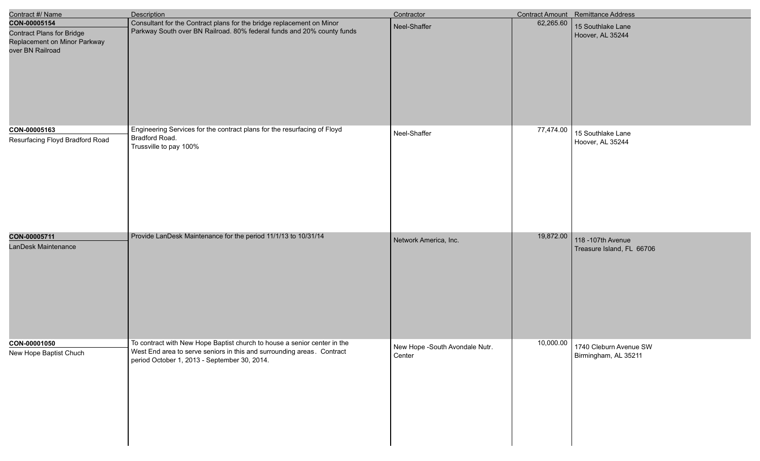| Contract #/ Name | Description | Contractor | Contract Amount | Remittance Address |
|---|---|---|---|---|
| **CON-00005154**<br>Contract Plans for Bridge Replacement on Minor Parkway over BN Railroad | Consultant for the Contract plans for the bridge replacement on Minor Parkway South over BN Railroad. 80% federal funds and 20% county funds | Neel-Shaffer | 62,265.60 | 15 Southlake Lane<br>Hoover, AL 35244 |
| **CON-00005163**<br>Resurfacing Floyd Bradford Road | Engineering Services for the contract plans for the resurfacing of Floyd Bradford Road.<br>Trussville to pay 100% | Neel-Shaffer | 77,474.00 | 15 Southlake Lane<br>Hoover, AL 35244 |
| **CON-00005711**<br>LanDesk Maintenance | Provide LanDesk Maintenance for the period 11/1/13 to 10/31/14 | Network America, Inc. | 19,872.00 | 118 -107th Avenue<br>Treasure Island, FL 66706 |
| **CON-00001050**<br>New Hope Baptist Chuch | To contract with New Hope Baptist church to house a senior center in the West End area to serve seniors in this and surrounding areas. Contract period October 1, 2013 - September 30, 2014. | New Hope -South Avondale Nutr. Center | 10,000.00 | 1740 Cleburn Avenue SW<br>Birmingham, AL 35211 |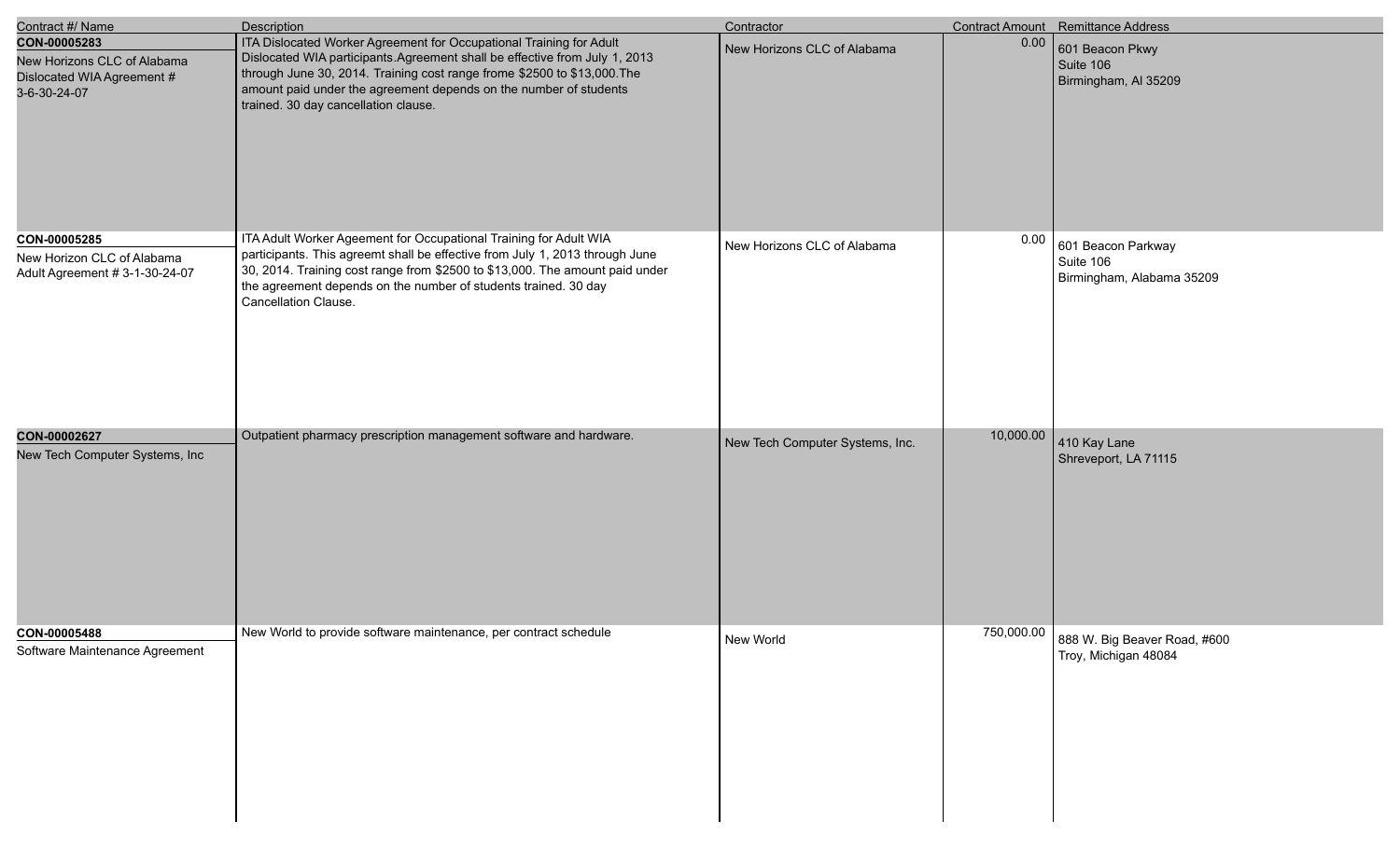| Contract #/ Name | Description | Contractor | Contract Amount | Remittance Address |
|---|---|---|---|---|
| **CON-00005283**<br>New Horizons CLC of Alabama Dislocated WIA Agreement # 3-6-30-24-07 | ITA Dislocated Worker Agreement for Occupational Training for Adult Dislocated WIA participants.Agreement shall be effective from July 1, 2013 through June 30, 2014. Training cost range frome $2500 to $13,000.The amount paid under the agreement depends on the number of students trained. 30 day cancellation clause. | New Horizons CLC of Alabama | 0.00 | 601 Beacon Pkwy<br>Suite 106<br>Birmingham, Al 35209 |
| **CON-00005285**<br>New Horizon CLC of Alabama Adult Agreement # 3-1-30-24-07 | ITA Adult Worker Ageement for Occupational Training for Adult WIA participants. This agreemt shall be effective from July 1, 2013 through June 30, 2014. Training cost range from $2500 to $13,000. The amount paid under the agreement depends on the number of students trained. 30 day Cancellation Clause. | New Horizons CLC of Alabama | 0.00 | 601 Beacon Parkway<br>Suite 106<br>Birmingham, Alabama 35209 |
| **CON-00002627**<br>New Tech Computer Systems, Inc | Outpatient pharmacy prescription management software and hardware. | New Tech Computer Systems, Inc. | 10,000.00 | 410 Kay Lane<br>Shreveport, LA 71115 |
| **CON-00005488**<br>Software Maintenance Agreement | New World to provide software maintenance, per contract schedule | New World | 750,000.00 | 888 W. Big Beaver Road, #600<br>Troy, Michigan 48084 |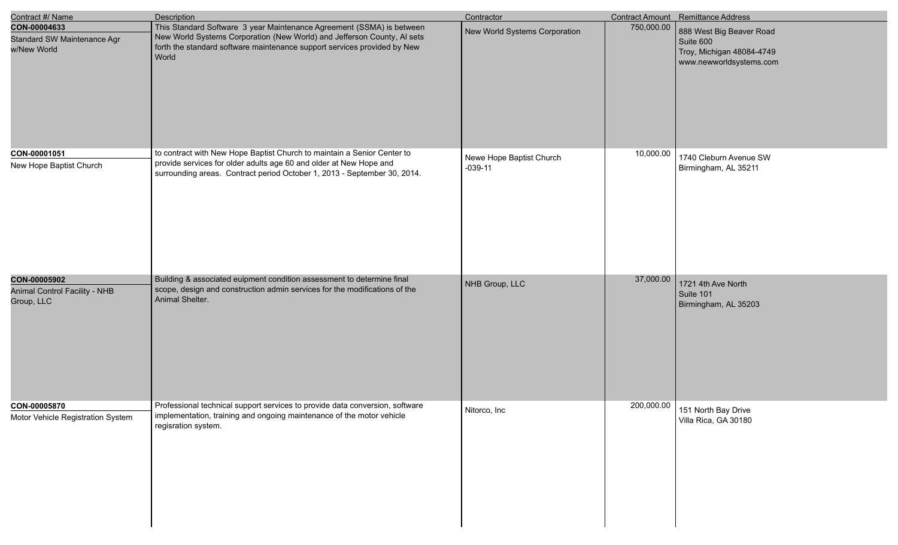| Contract #/ Name | Description | Contractor | Contract Amount | Remittance Address |
|---|---|---|---|---|
| **CON-00004633**<br>Standard SW Maintenance Agr w/New World | This Standard Software 3 year Maintenance Agreement (SSMA) is between New World Systems Corporation (New World) and Jefferson County, Al sets forth the standard software maintenance support services provided by New World | New World Systems Corporation | 750,000.00 | 888 West Big Beaver Road<br>Suite 600<br>Troy, Michigan 48084-4749<br>www.newworldsystems.com |
| **CON-00001051**<br>New Hope Baptist Church | to contract with New Hope Baptist Church to maintain a Senior Center to provide services for older adults age 60 and older at New Hope and surrounding areas. Contract period October 1, 2013 - September 30, 2014. | Newe Hope Baptist Church -039-11 | 10,000.00 | 1740 Cleburn Avenue SW<br>Birmingham, AL 35211 |
| **CON-00005902**<br>Animal Control Facility - NHB Group, LLC | Building & associated euipment condition assessment to determine final scope, design and construction admin services for the modifications of the Animal Shelter. | NHB Group, LLC | 37,000.00 | 1721 4th Ave North<br>Suite 101<br>Birmingham, AL 35203 |
| **CON-00005870**<br>Motor Vehicle Registration System | Professional technical support services to provide data conversion, software implementation, training and ongoing maintenance of the motor vehicle regisration system. | Nitorco, Inc | 200,000.00 | 151 North Bay Drive<br>Villa Rica, GA 30180 |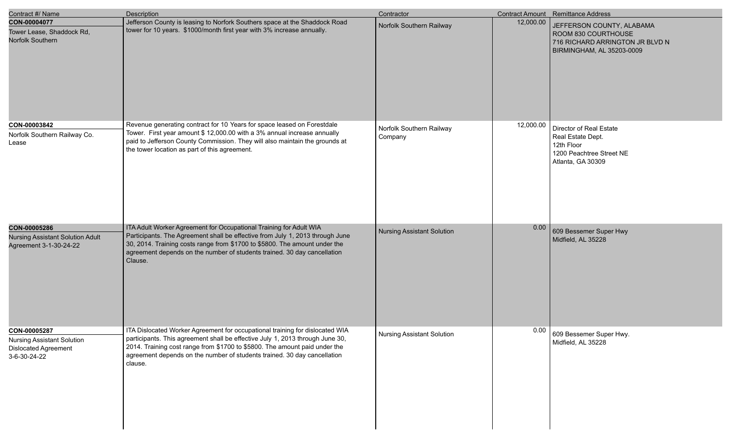| Contract #/ Name | Description | Contractor | Contract Amount | Remittance Address |
|---|---|---|---|---|
| **CON-00004077**<br>Tower Lease, Shaddock Rd, Norfolk Southern | Jefferson County is leasing to Norfork Southers space at the Shaddock Road tower for 10 years. $1000/month first year with 3% increase annually. | Norfolk Southern Railway | 12,000.00 | JEFFERSON COUNTY, ALABAMA<br>ROOM 830 COURTHOUSE<br>716 RICHARD ARRINGTON JR BLVD N<br>BIRMINGHAM, AL 35203-0009 |
| **CON-00003842**<br>Norfolk Southern Railway Co. Lease | Revenue generating contract for 10 Years for space leased on Forestdale Tower. First year amount $ 12,000.00 with a 3% annual increase annually paid to Jefferson County Commission. They will also maintain the grounds at the tower location as part of this agreement. | Norfolk Southern Railway Company | 12,000.00 | Director of Real Estate<br>Real Estate Dept.<br>12th Floor<br>1200 Peachtree Street NE<br>Atlanta, GA 30309 |
| **CON-00005286**<br>Nursing Assistant Solution Adult Agreement 3-1-30-24-22 | ITA Adult Worker Agreement for Occupational Training for Adult WIA Participants. The Agreement shall be effective from July 1, 2013 through June 30, 2014. Training costs range from $1700 to $5800. The amount under the agreement depends on the number of students trained. 30 day cancellation Clause. | Nursing Assistant Solution | 0.00 | 609 Bessemer Super Hwy<br>Midfield, AL 35228 |
| **CON-00005287**<br>Nursing Assistant Solution Dislocated Agreement 3-6-30-24-22 | ITA Dislocated Worker Agreement for occupational training for dislocated WIA participants. This agreement shall be effective July 1, 2013 through June 30, 2014. Training cost range from $1700 to $5800. The amount paid under the agreement depends on the number of students trained. 30 day cancellation clause. | Nursing Assistant Solution | 0.00 | 609 Bessemer Super Hwy.<br>Midfield, AL 35228 |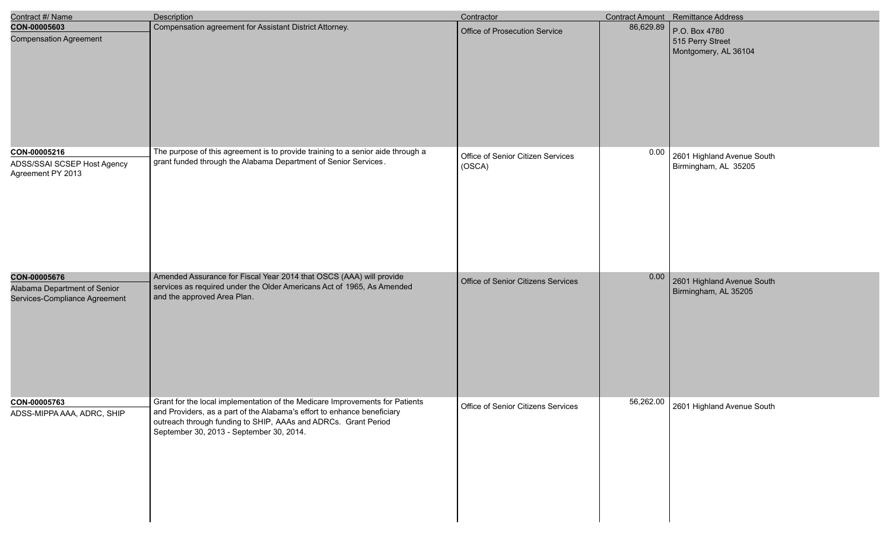| Contract #/ Name | Description | Contractor | Contract Amount | Remittance Address |
|---|---|---|---|---|
| **CON-00005603**<br>Compensation Agreement | Compensation agreement for Assistant District Attorney. | Office of Prosecution Service | 86,629.89 | P.O. Box 4780<br>515 Perry Street<br>Montgomery, AL 36104 |
| **CON-00005216**<br>ADSS/SSAI SCSEP Host Agency Agreement PY 2013 | The purpose of this agreement is to provide training to a senior aide through a grant funded through the Alabama Department of Senior Services. | Office of Senior Citizen Services (OSCA) | 0.00 | 2601 Highland Avenue South<br>Birmingham, AL 35205 |
| **CON-00005676**<br>Alabama Department of Senior Services-Compliance Agreement | Amended Assurance for Fiscal Year 2014 that OSCS (AAA) will provide services as required under the Older Americans Act of 1965, As Amended and the approved Area Plan. | Office of Senior Citizens Services | 0.00 | 2601 Highland Avenue South<br>Birmingham, AL 35205 |
| **CON-00005763**<br>ADSS-MIPPA AAA, ADRC, SHIP | Grant for the local implementation of the Medicare Improvements for Patients and Providers, as a part of the Alabama's effort to enhance beneficiary outreach through funding to SHIP, AAAs and ADRCs. Grant Period September 30, 2013 - September 30, 2014. | Office of Senior Citizens Services | 56,262.00 | 2601 Highland Avenue South |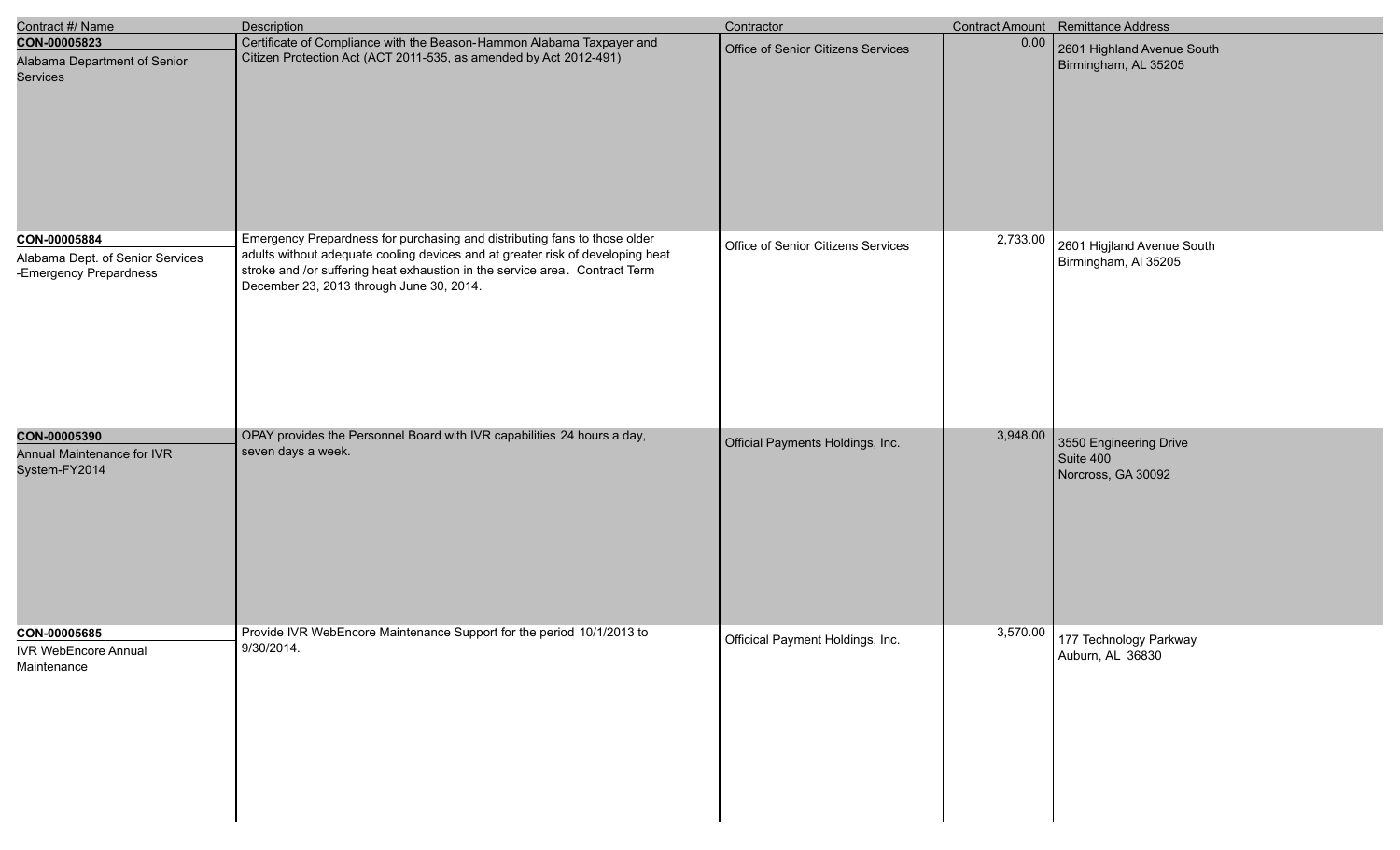| Contract #/ Name | Description | Contractor | Contract Amount | Remittance Address |
|---|---|---|---|---|
| **CON-00005823**<br>Alabama Department of Senior Services | Certificate of Compliance with the Beason-Hammon Alabama Taxpayer and Citizen Protection Act (ACT 2011-535, as amended by Act 2012-491) | Office of Senior Citizens Services | 0.00 | 2601 Highland Avenue South<br>Birmingham, AL 35205 |
| **CON-00005884**<br>Alabama Dept. of Senior Services -Emergency Prepardness | Emergency Prepardness for purchasing and distributing fans to those older adults without adequate cooling devices and at greater risk of developing heat stroke and /or suffering heat exhaustion in the service area. Contract Term December 23, 2013 through June 30, 2014. | Office of Senior Citizens Services | 2,733.00 | 2601 Higjland Avenue South<br>Birmingham, Al 35205 |
| **CON-00005390**<br>Annual Maintenance for IVR System-FY2014 | OPAY provides the Personnel Board with IVR capabilities 24 hours a day, seven days a week. | Official Payments Holdings, Inc. | 3,948.00 | 3550 Engineering Drive<br>Suite 400<br>Norcross, GA 30092 |
| **CON-00005685**<br>IVR WebEncore Annual Maintenance | Provide IVR WebEncore Maintenance Support for the period 10/1/2013 to 9/30/2014. | Officical Payment Holdings, Inc. | 3,570.00 | 177 Technology Parkway<br>Auburn, AL 36830 |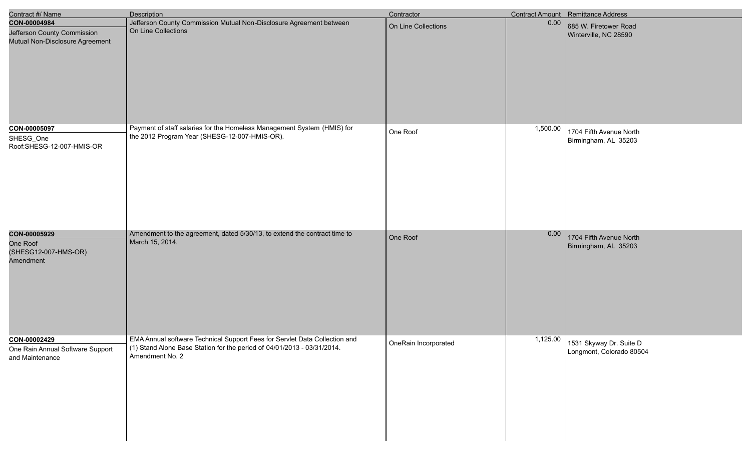| Contract #/ Name | Description | Contractor | Contract Amount | Remittance Address |
|---|---|---|---|---|
| **CON-00004984**<br>Jefferson County Commission Mutual Non-Disclosure Agreement | Jefferson County Commission Mutual Non-Disclosure Agreement between On Line Collections | On Line Collections | 0.00 | 685 W. Firetower Road<br>Winterville, NC 28590 |
| **CON-00005097**<br>SHESG_One Roof:SHESG-12-007-HMIS-OR | Payment of staff salaries for the Homeless Management System (HMIS) for the 2012 Program Year (SHESG-12-007-HMIS-OR). | One Roof | 1,500.00 | 1704 Fifth Avenue North<br>Birmingham, AL 35203 |
| **CON-00005929**<br>One Roof (SHESG12-007-HMS-OR) Amendment | Amendment to the agreement, dated 5/30/13, to extend the contract time to March 15, 2014. | One Roof | 0.00 | 1704 Fifth Avenue North<br>Birmingham, AL 35203 |
| **CON-00002429**<br>One Rain Annual Software Support and Maintenance | EMA Annual software Technical Support Fees for Servlet Data Collection and (1) Stand Alone Base Station for the period of 04/01/2013 - 03/31/2014. Amendment No. 2 | OneRain Incorporated | 1,125.00 | 1531 Skyway Dr. Suite D<br>Longmont, Colorado 80504 |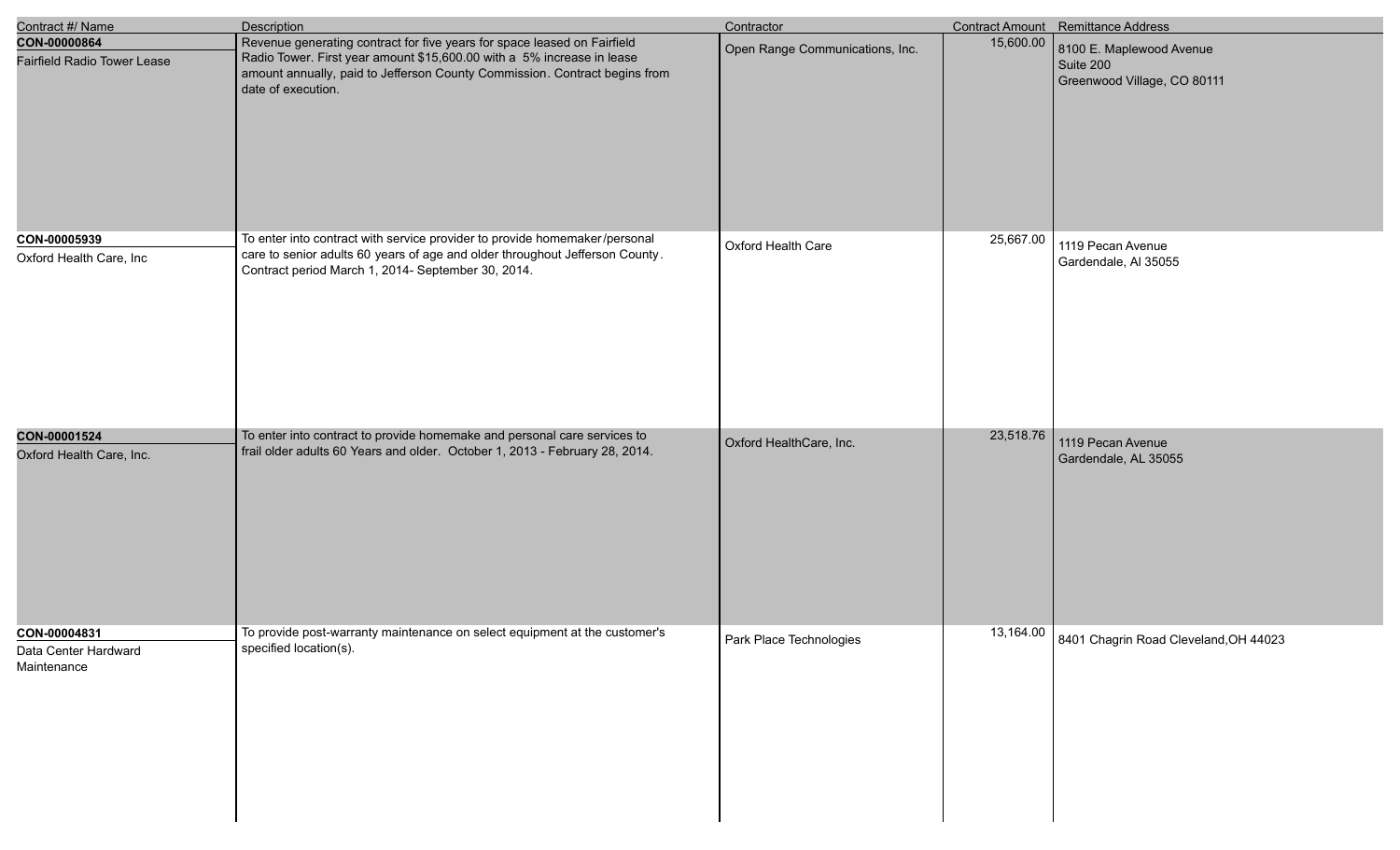| Contract #/ Name | Description | Contractor | Contract Amount | Remittance Address |
|---|---|---|---|---|
| **CON-00000864**<br>Fairfield Radio Tower Lease | Revenue generating contract for five years for space leased on Fairfield Radio Tower. First year amount $15,600.00 with a 5% increase in lease amount annually, paid to Jefferson County Commission. Contract begins from date of execution. | Open Range Communications, Inc. | 15,600.00 | 8100 E. Maplewood Avenue<br>Suite 200<br>Greenwood Village, CO 80111 |
| **CON-00005939**<br>Oxford Health Care, Inc | To enter into contract with service provider to provide homemaker/personal care to senior adults 60 years of age and older throughout Jefferson County. Contract period March 1, 2014- September 30, 2014. | Oxford Health Care | 25,667.00 | 1119 Pecan Avenue<br>Gardendale, Al 35055 |
| **CON-00001524**<br>Oxford Health Care, Inc. | To enter into contract to provide homemake and personal care services to frail older adults 60 Years and older. October 1, 2013 - February 28, 2014. | Oxford HealthCare, Inc. | 23,518.76 | 1119 Pecan Avenue<br>Gardendale, AL 35055 |
| **CON-00004831**<br>Data Center Hardward Maintenance | To provide post-warranty maintenance on select equipment at the customer's specified location(s). | Park Place Technologies | 13,164.00 | 8401 Chagrin Road Cleveland,OH 44023 |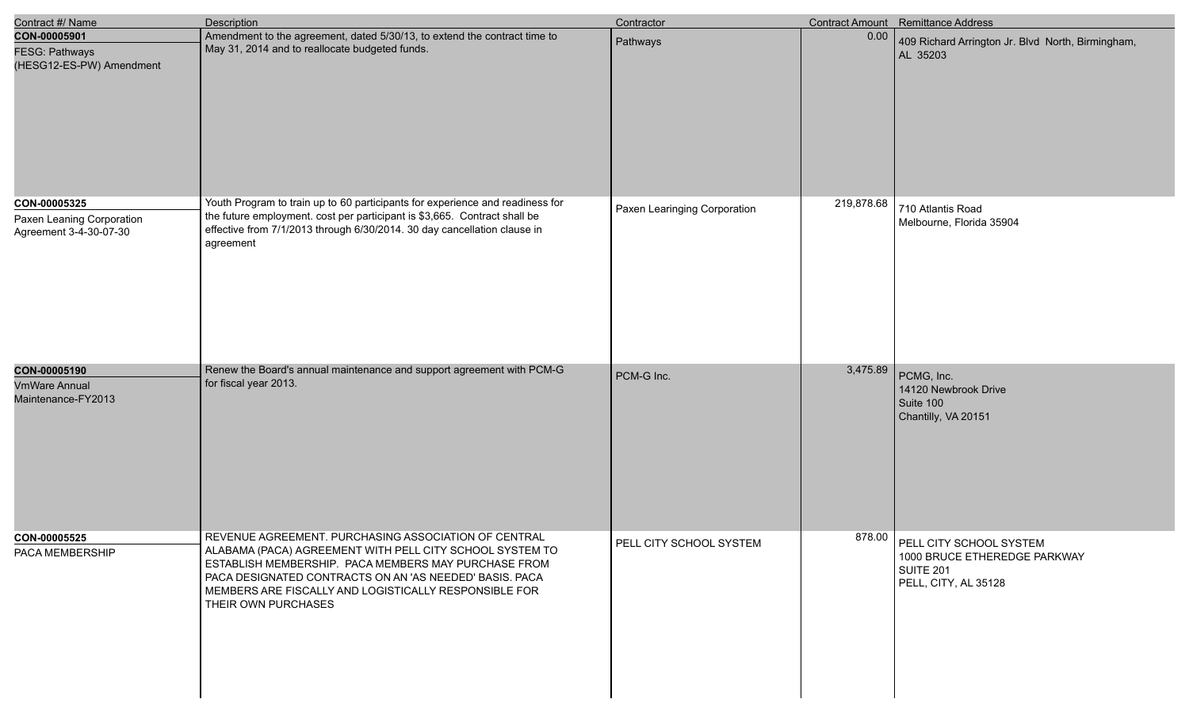| Contract #/ Name | Description | Contractor | Contract Amount | Remittance Address |
| --- | --- | --- | --- | --- |
| **CON-00005901**<br>FESG: Pathways (HESG12-ES-PW) Amendment | Amendment to the agreement, dated 5/30/13, to extend the contract time to May 31, 2014 and to reallocate budgeted funds. | Pathways | 0.00 | 409 Richard Arrington Jr. Blvd North, Birmingham, AL 35203 |
| **CON-00005325**<br>Paxen Leaning Corporation Agreement 3-4-30-07-30 | Youth Program to train up to 60 participants for experience and readiness for the future employment. cost per participant is $3,665. Contract shall be effective from 7/1/2013 through 6/30/2014. 30 day cancellation clause in agreement | Paxen Learinging Corporation | 219,878.68 | 710 Atlantis Road<br>Melbourne, Florida 35904 |
| **CON-00005190**<br>VmWare Annual Maintenance-FY2013 | Renew the Board's annual maintenance and support agreement with PCM-G for fiscal year 2013. | PCM-G Inc. | 3,475.89 | PCMG, Inc.<br>14120 Newbrook Drive<br>Suite 100<br>Chantilly, VA 20151 |
| **CON-00005525**<br>PACA MEMBERSHIP | REVENUE AGREEMENT. PURCHASING ASSOCIATION OF CENTRAL ALABAMA (PACA) AGREEMENT WITH PELL CITY SCHOOL SYSTEM TO ESTABLISH MEMBERSHIP. PACA MEMBERS MAY PURCHASE FROM PACA DESIGNATED CONTRACTS ON AN 'AS NEEDED' BASIS. PACA MEMBERS ARE FISCALLY AND LOGISTICALLY RESPONSIBLE FOR THEIR OWN PURCHASES | PELL CITY SCHOOL SYSTEM | 878.00 | PELL CITY SCHOOL SYSTEM<br>1000 BRUCE ETHEREDGE PARKWAY<br>SUITE 201<br>PELL, CITY, AL 35128 |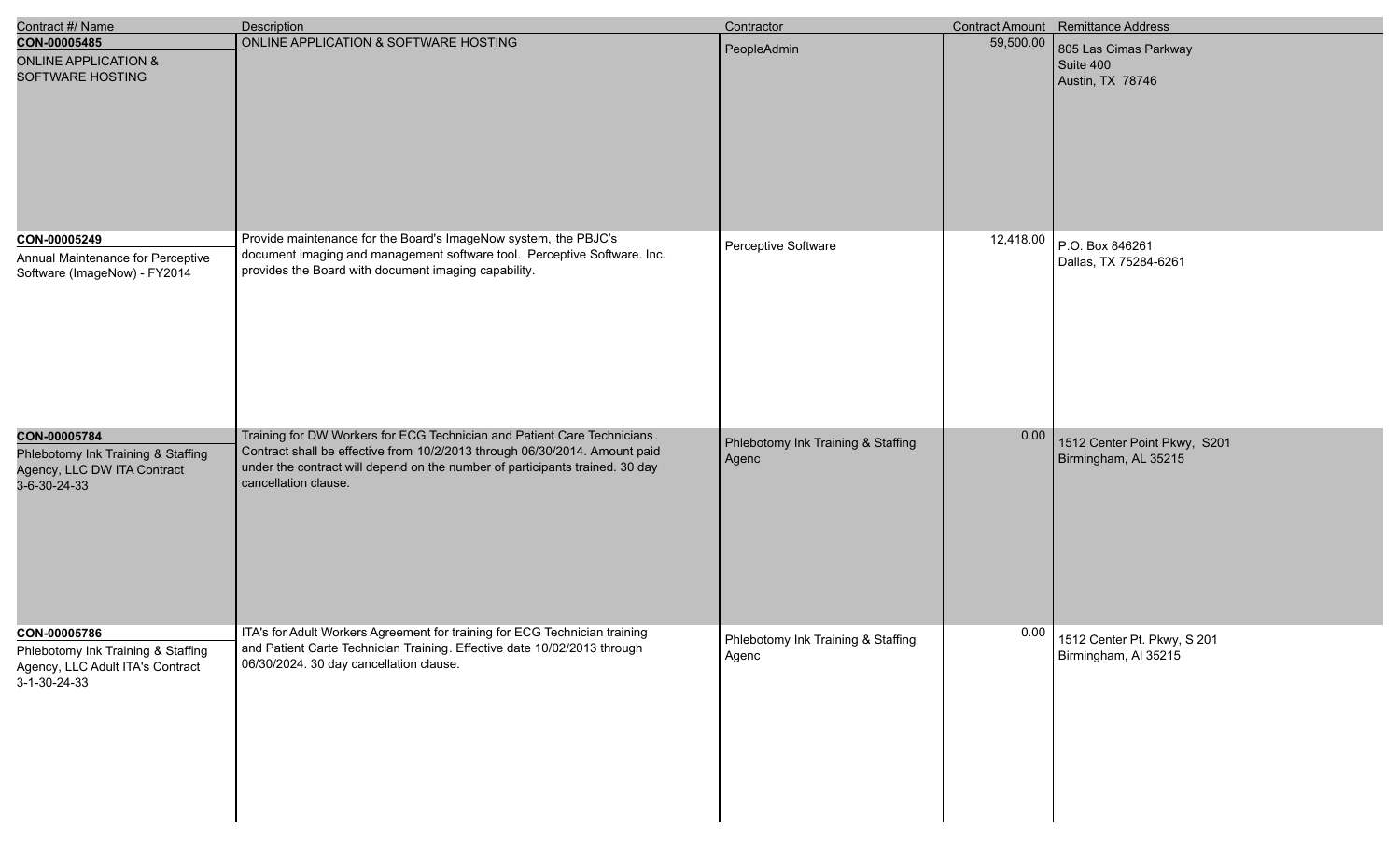| Contract #/ Name | Description | Contractor | Contract Amount | Remittance Address |
|---|---|---|---|---|
| **CON-00005485**<br>ONLINE APPLICATION & SOFTWARE HOSTING | ONLINE APPLICATION & SOFTWARE HOSTING | PeopleAdmin | 59,500.00 | 805 Las Cimas Parkway<br>Suite 400<br>Austin, TX 78746 |
| **CON-00005249**<br>Annual Maintenance for Perceptive Software (ImageNow) - FY2014 | Provide maintenance for the Board's ImageNow system, the PBJC's document imaging and management software tool. Perceptive Software. Inc. provides the Board with document imaging capability. | Perceptive Software | 12,418.00 | P.O. Box 846261<br>Dallas, TX 75284-6261 |
| **CON-00005784**<br>Phlebotomy Ink Training & Staffing Agency, LLC DW ITA Contract 3-6-30-24-33 | Training for DW Workers for ECG Technician and Patient Care Technicians. Contract shall be effective from 10/2/2013 through 06/30/2014. Amount paid under the contract will depend on the number of participants trained. 30 day cancellation clause. | Phlebotomy Ink Training & Staffing Agenc | 0.00 | 1512 Center Point Pkwy, S201<br>Birmingham, AL 35215 |
| **CON-00005786**<br>Phlebotomy Ink Training & Staffing Agency, LLC Adult ITA's Contract 3-1-30-24-33 | ITA's for Adult Workers Agreement for training for ECG Technician training and Patient Carte Technician Training. Effective date 10/02/2013 through 06/30/2024. 30 day cancellation clause. | Phlebotomy Ink Training & Staffing Agenc | 0.00 | 1512 Center Pt. Pkwy, S 201<br>Birmingham, Al 35215 |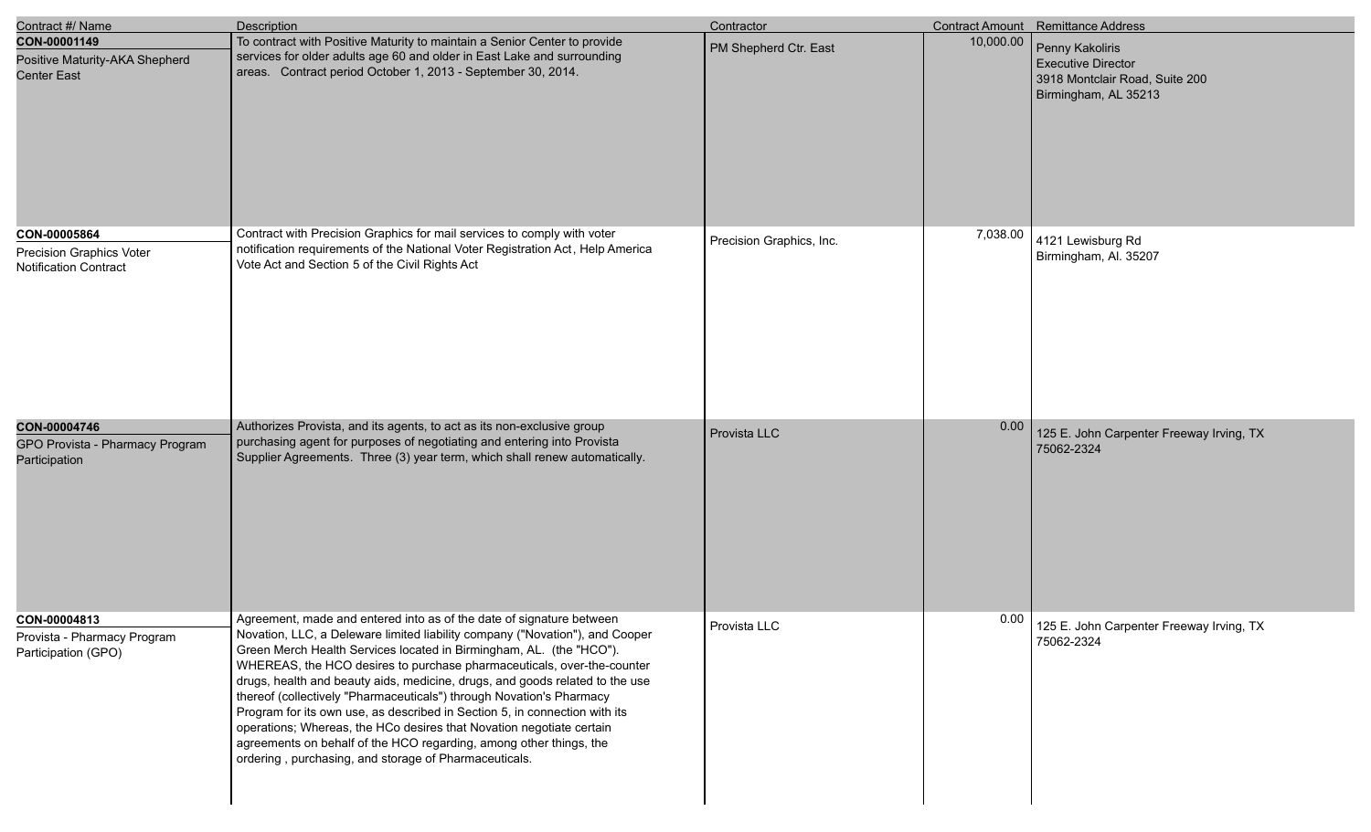| Contract #/ Name | Description | Contractor | Contract Amount | Remittance Address |
| --- | --- | --- | --- | --- |
| **CON-00001149**<br>Positive Maturity-AKA Shepherd Center East | To contract with Positive Maturity to maintain a Senior Center to provide services for older adults age 60 and older in East Lake and surrounding areas. Contract period October 1, 2013 - September 30, 2014. | PM Shepherd Ctr. East | 10,000.00 | Penny Kakoliris<br>Executive Director<br>3918 Montclair Road, Suite 200<br>Birmingham, AL 35213 |
| **CON-00005864**<br>Precision Graphics Voter Notification Contract | Contract with Precision Graphics for mail services to comply with voter notification requirements of the National Voter Registration Act, Help America Vote Act and Section 5 of the Civil Rights Act | Precision Graphics, Inc. | 7,038.00 | 4121 Lewisburg Rd<br>Birmingham, Al. 35207 |
| **CON-00004746**<br>GPO Provista - Pharmacy Program Participation | Authorizes Provista, and its agents, to act as its non-exclusive group purchasing agent for purposes of negotiating and entering into Provista Supplier Agreements. Three (3) year term, which shall renew automatically. | Provista LLC | 0.00 | 125 E. John Carpenter Freeway Irving, TX 75062-2324 |
| **CON-00004813**<br>Provista - Pharmacy Program Participation (GPO) | Agreement, made and entered into as of the date of signature between Novation, LLC, a Deleware limited liability company ("Novation"), and Cooper Green Merch Health Services located in Birmingham, AL. (the "HCO"). WHEREAS, the HCO desires to purchase pharmaceuticals, over-the-counter drugs, health and beauty aids, medicine, drugs, and goods related to the use thereof (collectively "Pharmaceuticals") through Novation's Pharmacy Program for its own use, as described in Section 5, in connection with its operations; Whereas, the HCo desires that Novation negotiate certain agreements on behalf of the HCO regarding, among other things, the ordering , purchasing, and storage of Pharmaceuticals. | Provista LLC | 0.00 | 125 E. John Carpenter Freeway Irving, TX 75062-2324 |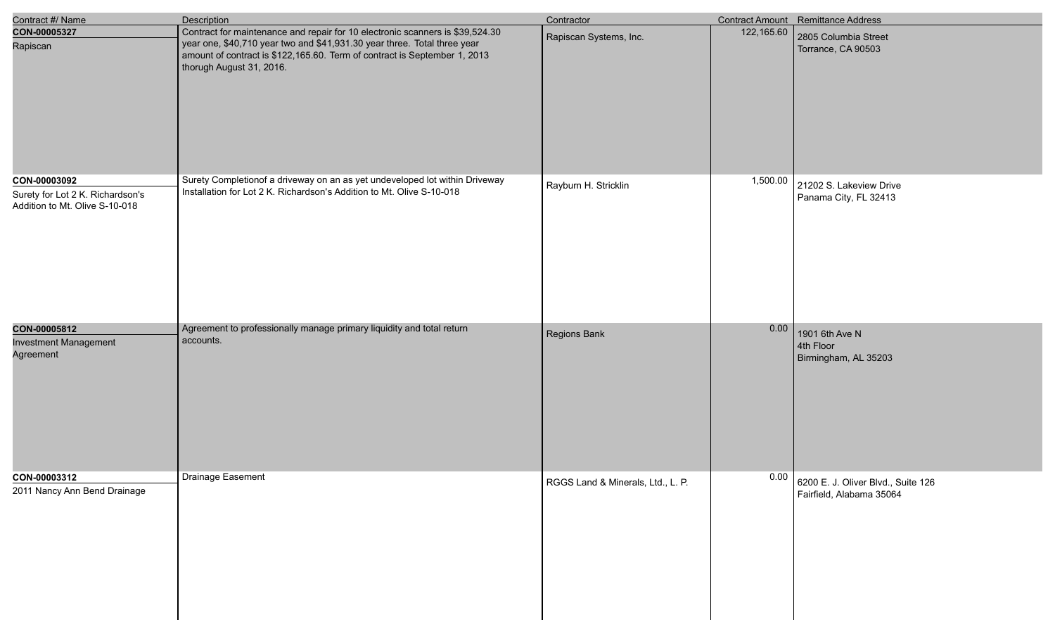| Contract #/ Name | Description | Contractor | Contract Amount | Remittance Address |
| --- | --- | --- | --- | --- |
| **CON-00005327**<br>Rapiscan | Contract for maintenance and repair for 10 electronic scanners is $39,524.30 year one, $40,710 year two and $41,931.30 year three. Total three year amount of contract is $122,165.60. Term of contract is September 1, 2013 thorugh August 31, 2016. | Rapiscan Systems, Inc. | 122,165.60 | 2805 Columbia Street<br>Torrance, CA 90503 |
| **CON-00003092**<br>Surety for Lot 2 K. Richardson's Addition to Mt. Olive S-10-018 | Surety Completionof a driveway on an as yet undeveloped lot within Driveway Installation for Lot 2 K. Richardson's Addition to Mt. Olive S-10-018 | Rayburn H. Stricklin | 1,500.00 | 21202 S. Lakeview Drive<br>Panama City, FL 32413 |
| **CON-00005812**<br>Investment Management Agreement | Agreement to professionally manage primary liquidity and total return accounts. | Regions Bank | 0.00 | 1901 6th Ave N<br>4th Floor<br>Birmingham, AL 35203 |
| **CON-00003312**<br>2011 Nancy Ann Bend Drainage | Drainage Easement | RGGS Land & Minerals, Ltd., L. P. | 0.00 | 6200 E. J. Oliver Blvd., Suite 126<br>Fairfield, Alabama 35064 |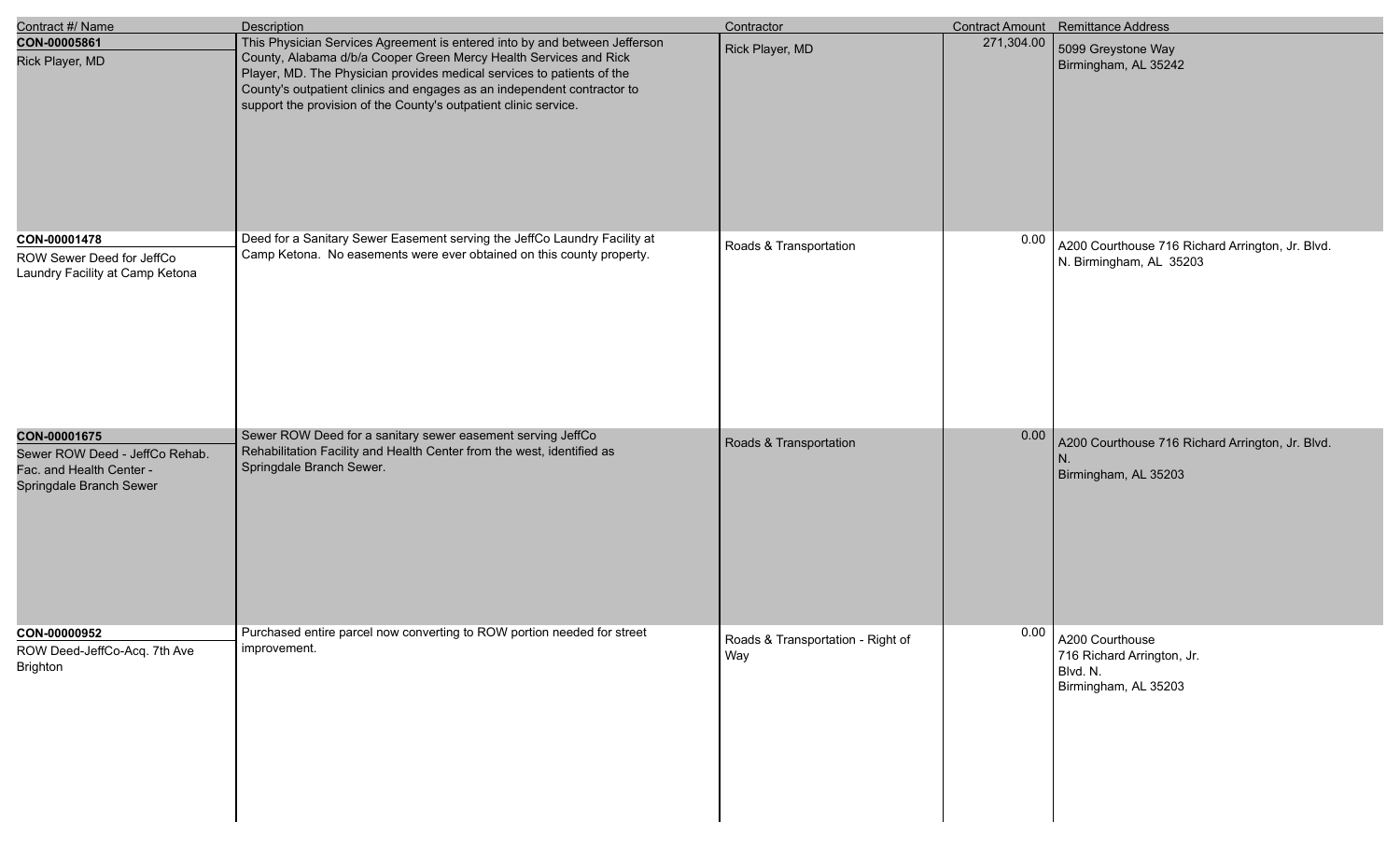| Contract #/ Name | Description | Contractor | Contract Amount | Remittance Address |
|---|---|---|---|---|
| **CON-00005861**<br>Rick Player, MD | This Physician Services Agreement is entered into by and between Jefferson County, Alabama d/b/a Cooper Green Mercy Health Services and Rick Player, MD. The Physician provides medical services to patients of the County's outpatient clinics and engages as an independent contractor to support the provision of the County's outpatient clinic service. | Rick Player, MD | 271,304.00 | 5099 Greystone Way<br>Birmingham, AL 35242 |
| **CON-00001478**<br>ROW Sewer Deed for JeffCo Laundry Facility at Camp Ketona | Deed for a Sanitary Sewer Easement serving the JeffCo Laundry Facility at Camp Ketona. No easements were ever obtained on this county property. | Roads & Transportation | 0.00 | A200 Courthouse 716 Richard Arrington, Jr. Blvd. N. Birmingham, AL 35203 |
| **CON-00001675**<br>Sewer ROW Deed - JeffCo Rehab. Fac. and Health Center - Springdale Branch Sewer | Sewer ROW Deed for a sanitary sewer easement serving JeffCo Rehabilitation Facility and Health Center from the west, identified as Springdale Branch Sewer. | Roads & Transportation | 0.00 | A200 Courthouse 716 Richard Arrington, Jr. Blvd. N.<br>Birmingham, AL 35203 |
| **CON-00000952**<br>ROW Deed-JeffCo-Acq. 7th Ave Brighton | Purchased entire parcel now converting to ROW portion needed for street improvement. | Roads & Transportation - Right of Way | 0.00 | A200 Courthouse<br>716 Richard Arrington, Jr. Blvd. N.<br>Birmingham, AL 35203 |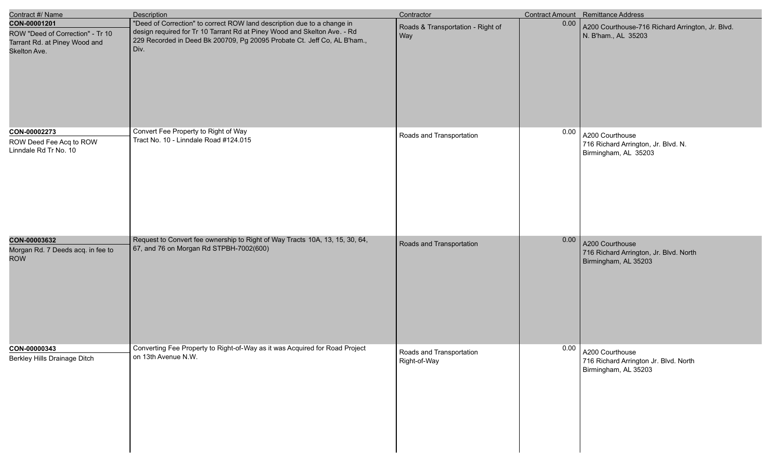| Contract #/ Name | Description | Contractor | Contract Amount | Remittance Address |
|---|---|---|---|---|
| **CON-00001201**<br>ROW "Deed of Correction" - Tr 10 Tarrant Rd. at Piney Wood and Skelton Ave. | "Deed of Correction" to correct ROW land description due to a change in design required for Tr 10 Tarrant Rd at Piney Wood and Skelton Ave. - Rd 229 Recorded in Deed Bk 200709, Pg 20095 Probate Ct. Jeff Co, AL B'ham., Div. | Roads & Transportation - Right of Way | 0.00 | A200 Courthouse-716 Richard Arrington, Jr. Blvd. N. B'ham., AL 35203 |
| **CON-00002273**<br>ROW Deed Fee Acq to ROW Linndale Rd Tr No. 10 | Convert Fee Property to Right of Way<br>Tract No. 10 - Linndale Road #124.015 | Roads and Transportation | 0.00 | A200 Courthouse<br>716 Richard Arrington, Jr. Blvd. N.<br>Birmingham, AL 35203 |
| **CON-00003632**<br>Morgan Rd. 7 Deeds acq. in fee to ROW | Request to Convert fee ownership to Right of Way Tracts 10A, 13, 15, 30, 64, 67, and 76 on Morgan Rd STPBH-7002(600) | Roads and Transportation | 0.00 | A200 Courthouse<br>716 Richard Arrington, Jr. Blvd. North<br>Birmingham, AL 35203 |
| **CON-00000343**<br>Berkley Hills Drainage Ditch | Converting Fee Property to Right-of-Way as it was Acquired for Road Project on 13th Avenue N.W. | Roads and Transportation<br>Right-of-Way | 0.00 | A200 Courthouse<br>716 Richard Arrington Jr. Blvd. North<br>Birmingham, AL 35203 |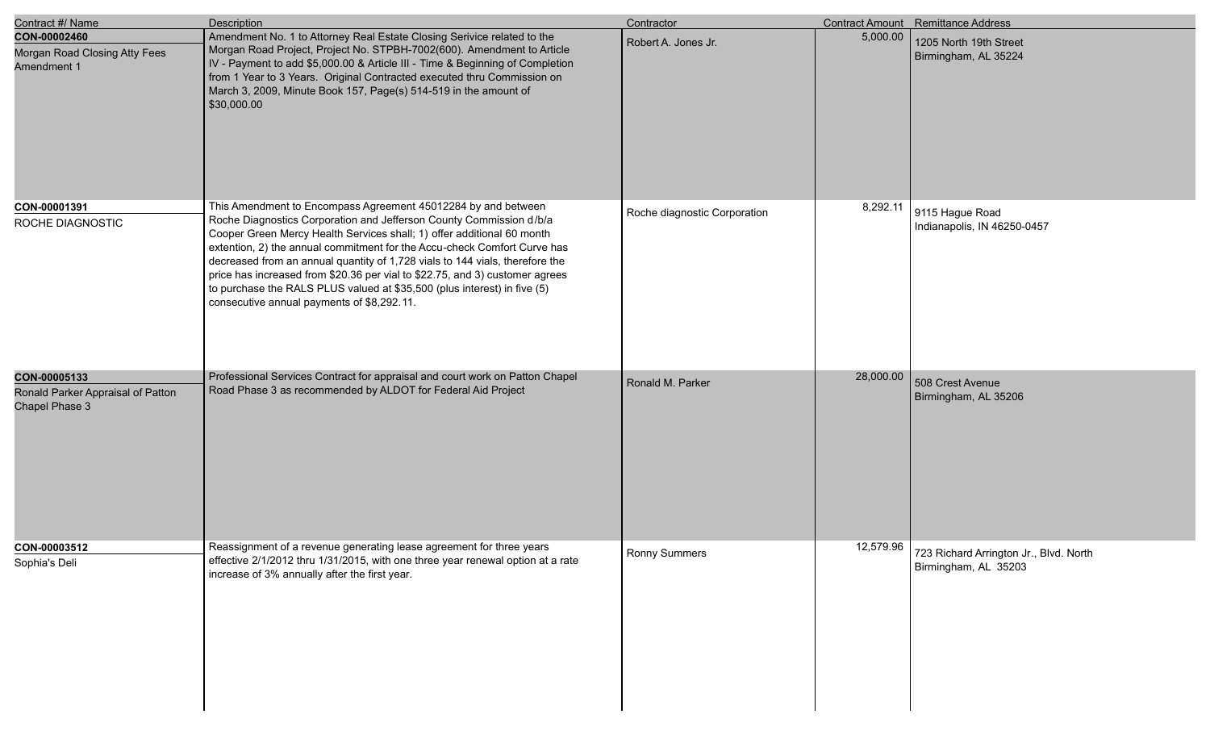| Contract #/ Name | Description | Contractor | Contract Amount | Remittance Address |
|---|---|---|---|---|
| **CON-00002460**<br>Morgan Road Closing Atty Fees Amendment 1 | Amendment No. 1 to Attorney Real Estate Closing Serivice related to the Morgan Road Project, Project No. STPBH-7002(600). Amendment to Article IV - Payment to add $5,000.00 & Article III - Time & Beginning of Completion from 1 Year to 3 Years. Original Contracted executed thru Commission on March 3, 2009, Minute Book 157, Page(s) 514-519 in the amount of $30,000.00 | Robert A. Jones Jr. | 5,000.00 | 1205 North 19th Street<br>Birmingham, AL 35224 |
| **CON-00001391**<br>ROCHE DIAGNOSTIC | This Amendment to Encompass Agreement 45012284 by and between Roche Diagnostics Corporation and Jefferson County Commission d/b/a Cooper Green Mercy Health Services shall; 1) offer additional 60 month extention, 2) the annual commitment for the Accu-check Comfort Curve has decreased from an annual quantity of 1,728 vials to 144 vials, therefore the price has increased from $20.36 per vial to $22.75, and 3) customer agrees to purchase the RALS PLUS valued at $35,500 (plus interest) in five (5) consecutive annual payments of $8,292.11. | Roche diagnostic Corporation | 8,292.11 | 9115 Hague Road<br>Indianapolis, IN 46250-0457 |
| **CON-00005133**<br>Ronald Parker Appraisal of Patton Chapel Phase 3 | Professional Services Contract for appraisal and court work on Patton Chapel Road Phase 3 as recommended by ALDOT for Federal Aid Project | Ronald M. Parker | 28,000.00 | 508 Crest Avenue<br>Birmingham, AL 35206 |
| **CON-00003512**<br>Sophia's Deli | Reassignment of a revenue generating lease agreement for three years effective 2/1/2012 thru 1/31/2015, with one three year renewal option at a rate increase of 3% annually after the first year. | Ronny Summers | 12,579.96 | 723 Richard Arrington Jr., Blvd. North<br>Birmingham, AL 35203 |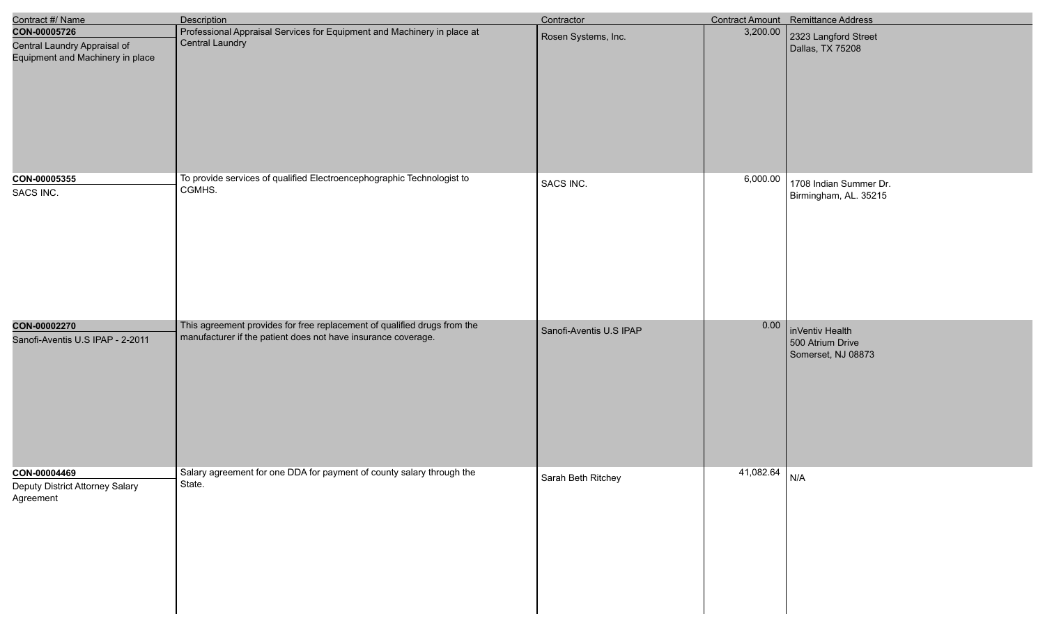| Contract #/ Name | Description | Contractor | Contract Amount | Remittance Address |
|---|---|---|---|---|
| **CON-00005726**<br>Central Laundry Appraisal of Equipment and Machinery in place | Professional Appraisal Services for Equipment and Machinery in place at Central Laundry | Rosen Systems, Inc. | 3,200.00 | 2323 Langford Street<br>Dallas, TX 75208 |
| **CON-00005355**<br>SACS INC. | To provide services of qualified Electroencephographic Technologist to CGMHS. | SACS INC. | 6,000.00 | 1708 Indian Summer Dr.<br>Birmingham, AL. 35215 |
| **CON-00002270**<br>Sanofi-Aventis U.S IPAP - 2-2011 | This agreement provides for free replacement of qualified drugs from the manufacturer if the patient does not have insurance coverage. | Sanofi-Aventis U.S IPAP | 0.00 | inVentiv Health<br>500 Atrium Drive<br>Somerset, NJ 08873 |
| **CON-00004469**<br>Deputy District Attorney Salary Agreement | Salary agreement for one DDA for payment of county salary through the State. | Sarah Beth Ritchey | 41,082.64 | N/A |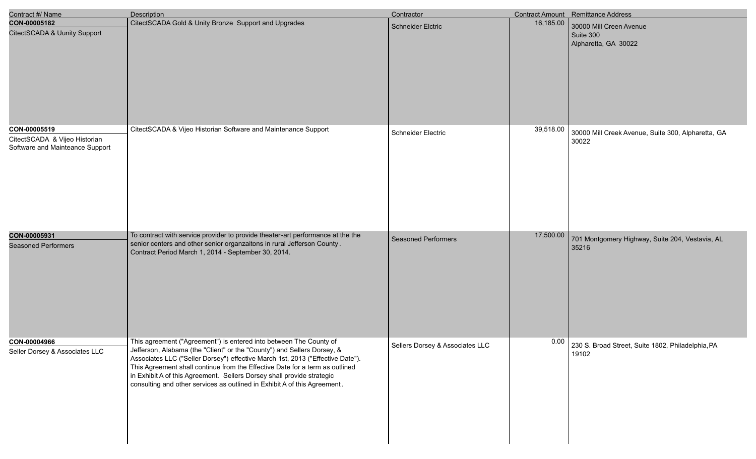| Contract #/ Name | Description | Contractor | Contract Amount | Remittance Address |
| --- | --- | --- | --- | --- |
| **CON-00005182**<br>CitectSCADA & Uunity Support | CitectSCADA Gold & Unity Bronze Support and Upgrades | Schneider Elctric | 16,185.00 | 30000 Mill Creen Avenue<br>Suite 300<br>Alpharetta, GA 30022 |
| **CON-00005519**<br>CitectSCADA & Vijeo Historian Software and Mainteance Support | CitectSCADA & Vijeo Historian Software and Maintenance Support | Schneider Electric | 39,518.00 | 30000 Mill Creek Avenue, Suite 300, Alpharetta, GA 30022 |
| **CON-00005931**<br>Seasoned Performers | To contract with service provider to provide theater-art performance at the the senior centers and other senior organzaitons in rural Jefferson County. Contract Period March 1, 2014 - September 30, 2014. | Seasoned Performers | 17,500.00 | 701 Montgomery Highway, Suite 204, Vestavia, AL 35216 |
| **CON-00004966**<br>Seller Dorsey & Associates LLC | This agreement ("Agreement") is entered into between The County of Jefferson, Alabama (the "Client" or the "County") and Sellers Dorsey, & Associates LLC ("Seller Dorsey") effective March 1st, 2013 ("Effective Date"). This Agreement shall continue from the Effective Date for a term as outlined in Exhibit A of this Agreement. Sellers Dorsey shall provide strategic consulting and other services as outlined in Exhibit A of this Agreement. | Sellers Dorsey & Associates LLC | 0.00 | 230 S. Broad Street, Suite 1802, Philadelphia,PA 19102 |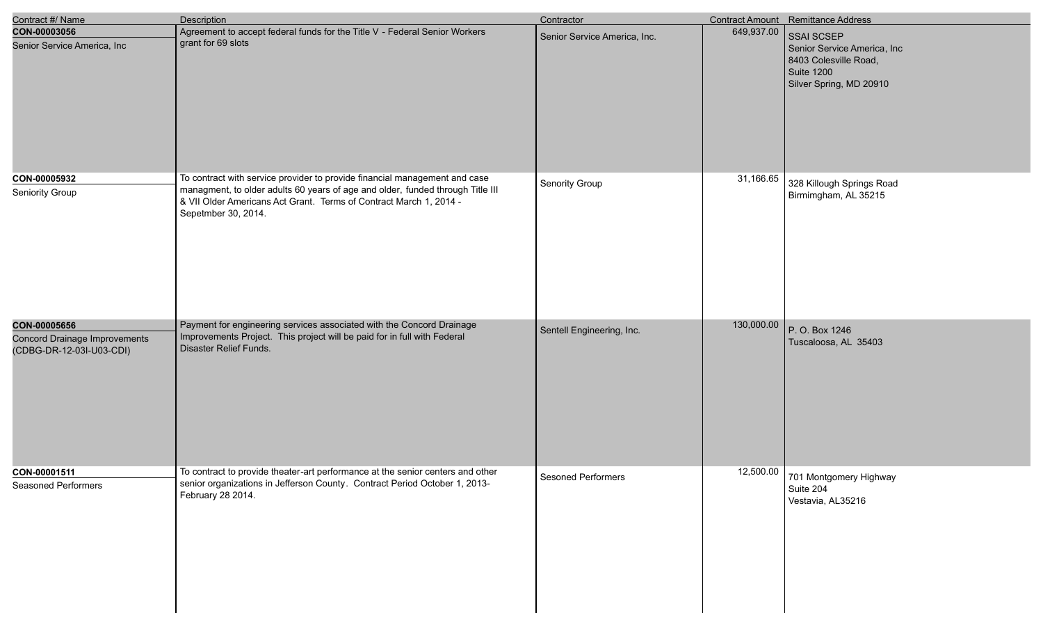| Contract #/ Name | Description | Contractor | Contract Amount | Remittance Address |
|---|---|---|---|---|
| **CON-00003056**<br>Senior Service America, Inc | Agreement to accept federal funds for the Title V - Federal Senior Workers grant for 69 slots | Senior Service America, Inc. | 649,937.00 | SSAI SCSEP<br>Senior Service America, Inc<br>8403 Colesville Road,<br>Suite 1200<br>Silver Spring, MD 20910 |
| **CON-00005932**<br>Seniority Group | To contract with service provider to provide financial management and case managment, to older adults 60 years of age and older, funded through Title III & VII Older Americans Act Grant. Terms of Contract March 1, 2014 - Sepetmber 30, 2014. | Senority Group | 31,166.65 | 328 Killough Springs Road<br>Birmimgham, AL 35215 |
| **CON-00005656**<br>Concord Drainage Improvements (CDBG-DR-12-03I-U03-CDI) | Payment for engineering services associated with the Concord Drainage Improvements Project. This project will be paid for in full with Federal Disaster Relief Funds. | Sentell Engineering, Inc. | 130,000.00 | P. O. Box 1246<br>Tuscaloosa, AL 35403 |
| **CON-00001511**<br>Seasoned Performers | To contract to provide theater-art performance at the senior centers and other senior organizations in Jefferson County. Contract Period October 1, 2013- February 28 2014. | Sesoned Performers | 12,500.00 | 701 Montgomery Highway<br>Suite 204<br>Vestavia, AL35216 |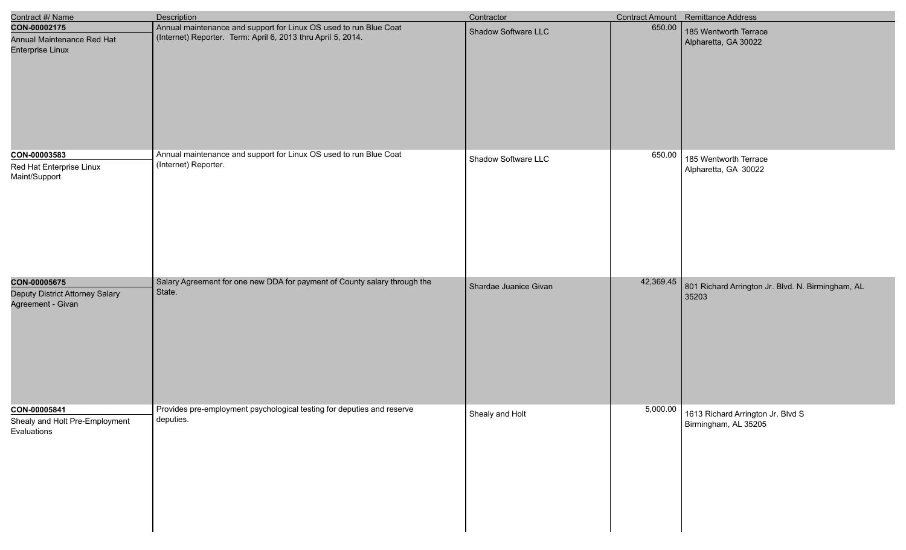| Contract #/ Name | Description | Contractor | Contract Amount | Remittance Address |
| --- | --- | --- | --- | --- |
| **CON-00002175**<br>Annual Maintenance Red Hat Enterprise Linux | Annual maintenance and support for Linux OS used to run Blue Coat (Internet) Reporter. Term: April 6, 2013 thru April 5, 2014. | Shadow Software LLC | 650.00 | 185 Wentworth Terrace<br>Alpharetta, GA 30022 |
| **CON-00003583**<br>Red Hat Enterprise Linux Maint/Support | Annual maintenance and support for Linux OS used to run Blue Coat (Internet) Reporter. | Shadow Software LLC | 650.00 | 185 Wentworth Terrace<br>Alpharetta, GA 30022 |
| **CON-00005675**<br>Deputy District Attorney Salary Agreement - Givan | Salary Agreement for one new DDA for payment of County salary through the State. | Shardae Juanice Givan | 42,369.45 | 801 Richard Arrington Jr. Blvd. N. Birmingham, AL 35203 |
| **CON-00005841**<br>Shealy and Holt Pre-Employment Evaluations | Provides pre-employment psychological testing for deputies and reserve deputies. | Shealy and Holt | 5,000.00 | 1613 Richard Arrington Jr. Blvd S<br>Birmingham, AL 35205 |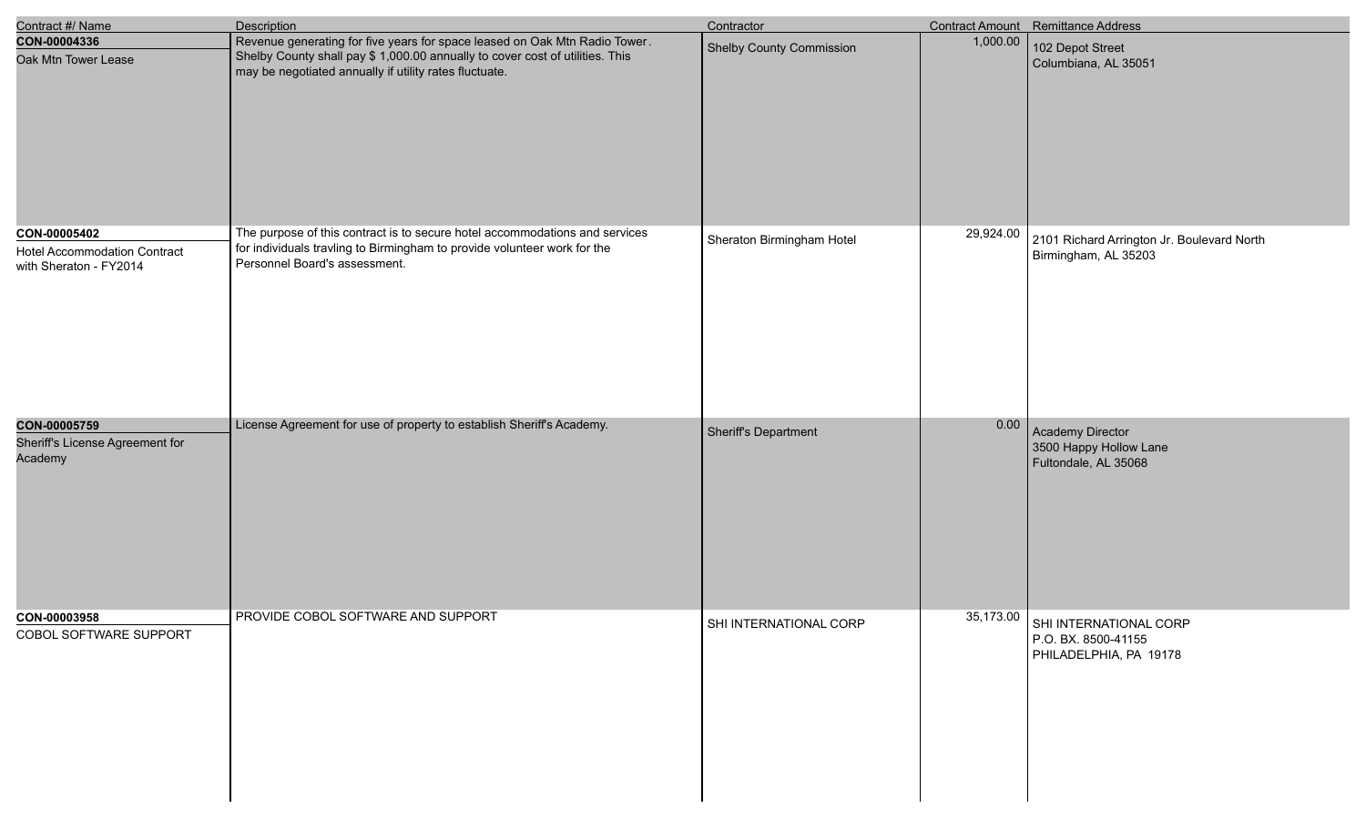| Contract #/ Name | Description | Contractor | Contract Amount | Remittance Address |
|---|---|---|---|---|
| **CON-00004336**<br>Oak Mtn Tower Lease | Revenue generating for five years for space leased on Oak Mtn Radio Tower. Shelby County shall pay $ 1,000.00 annually to cover cost of utilities. This may be negotiated annually if utility rates fluctuate. | Shelby County Commission | 1,000.00 | 102 Depot Street<br>Columbiana, AL 35051 |
| **CON-00005402**<br>Hotel Accommodation Contract with Sheraton - FY2014 | The purpose of this contract is to secure hotel accommodations and services for individuals travling to Birmingham to provide volunteer work for the Personnel Board's assessment. | Sheraton Birmingham Hotel | 29,924.00 | 2101 Richard Arrington Jr. Boulevard North<br>Birmingham, AL 35203 |
| **CON-00005759**<br>Sheriff's License Agreement for Academy | License Agreement for use of property to establish Sheriff's Academy. | Sheriff's Department | 0.00 | Academy Director<br>3500 Happy Hollow Lane<br>Fultondale, AL 35068 |
| **CON-00003958**<br>COBOL SOFTWARE SUPPORT | PROVIDE COBOL SOFTWARE AND SUPPORT | SHI INTERNATIONAL CORP | 35,173.00 | SHI INTERNATIONAL CORP<br>P.O. BX. 8500-41155<br>PHILADELPHIA, PA 19178 |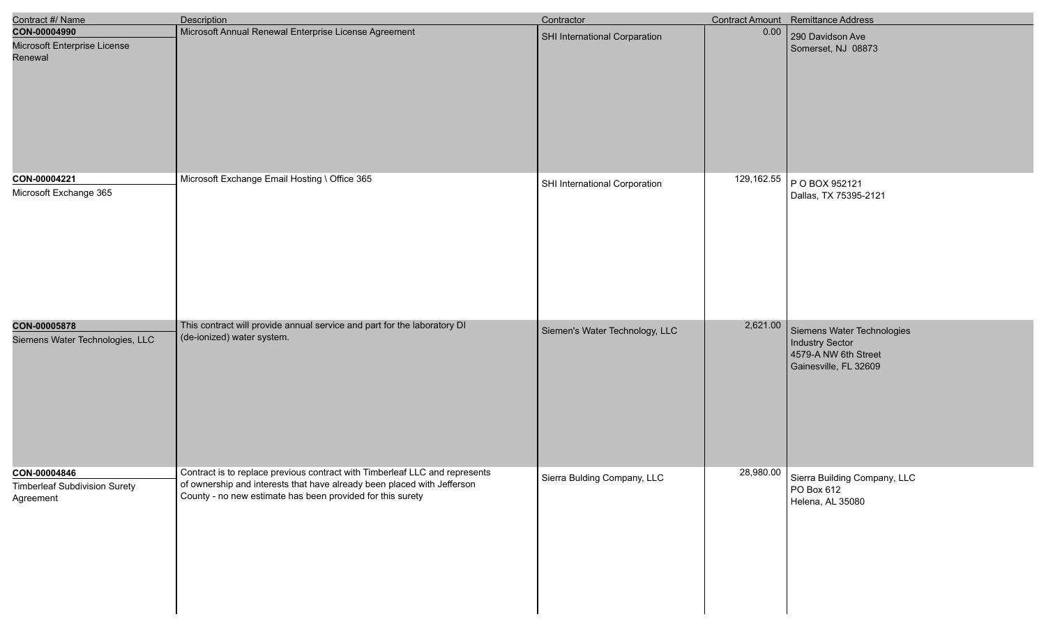| Contract #/ Name | Description | Contractor | Contract Amount | Remittance Address |
|---|---|---|---|---|
| **CON-00004990**<br>Microsoft Enterprise License Renewal | Microsoft Annual Renewal Enterprise License Agreement | SHI International Corparation | 0.00 | 290 Davidson Ave<br>Somerset, NJ 08873 |
| **CON-00004221**<br>Microsoft Exchange 365 | Microsoft Exchange Email Hosting \ Office 365 | SHI International Corporation | 129,162.55 | P O BOX 952121<br>Dallas, TX 75395-2121 |
| **CON-00005878**<br>Siemens Water Technologies, LLC | This contract will provide annual service and part for the laboratory DI (de-ionized) water system. | Siemen's Water Technology, LLC | 2,621.00 | Siemens Water Technologies<br>Industry Sector<br>4579-A NW 6th Street<br>Gainesville, FL 32609 |
| **CON-00004846**<br>Timberleaf Subdivision Surety Agreement | Contract is to replace previous contract with Timberleaf LLC and represents of ownership and interests that have already been placed with Jefferson County - no new estimate has been provided for this surety | Sierra Bulding Company, LLC | 28,980.00 | Sierra Building Company, LLC<br>PO Box 612<br>Helena, AL 35080 |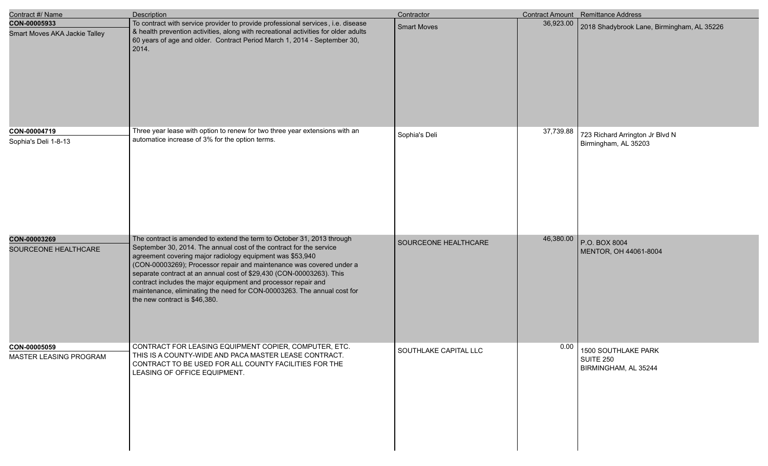| Contract #/ Name | Description | Contractor | Contract Amount | Remittance Address |
|---|---|---|---|---|
| **CON-00005933**<br>Smart Moves AKA Jackie Talley | To contract with service provider to provide professional services , i.e. disease & health prevention activities, along with recreational activities for older adults 60 years of age and older. Contract Period March 1, 2014 - September 30, 2014. | Smart Moves | 36,923.00 | 2018 Shadybrook Lane, Birmingham, AL 35226 |
| **CON-00004719**<br>Sophia's Deli 1-8-13 | Three year lease with option to renew for two three year extensions with an automatice increase of 3% for the option terms. | Sophia's Deli | 37,739.88 | 723 Richard Arrington Jr Blvd N<br>Birmingham, AL 35203 |
| **CON-00003269**<br>SOURCEONE HEALTHCARE | The contract is amended to extend the term to October 31, 2013 through September 30, 2014. The annual cost of the contract for the service agreement covering major radiology equipment was $53,940 (CON-00003269); Processor repair and maintenance was covered under a separate contract at an annual cost of $29,430 (CON-00003263). This contract includes the major equipment and processor repair and maintenance, eliminating the need for CON-00003263. The annual cost for the new contract is $46,380. | SOURCEONE HEALTHCARE | 46,380.00 | P.O. BOX 8004<br>MENTOR, OH 44061-8004 |
| **CON-00005059**<br>MASTER LEASING PROGRAM | CONTRACT FOR LEASING EQUIPMENT COPIER, COMPUTER, ETC. THIS IS A COUNTY-WIDE AND PACA MASTER LEASE CONTRACT. CONTRACT TO BE USED FOR ALL COUNTY FACILITIES FOR THE LEASING OF OFFICE EQUIPMENT. | SOUTHLAKE CAPITAL LLC | 0.00 | 1500 SOUTHLAKE PARK<br>SUITE 250<br>BIRMINGHAM, AL 35244 |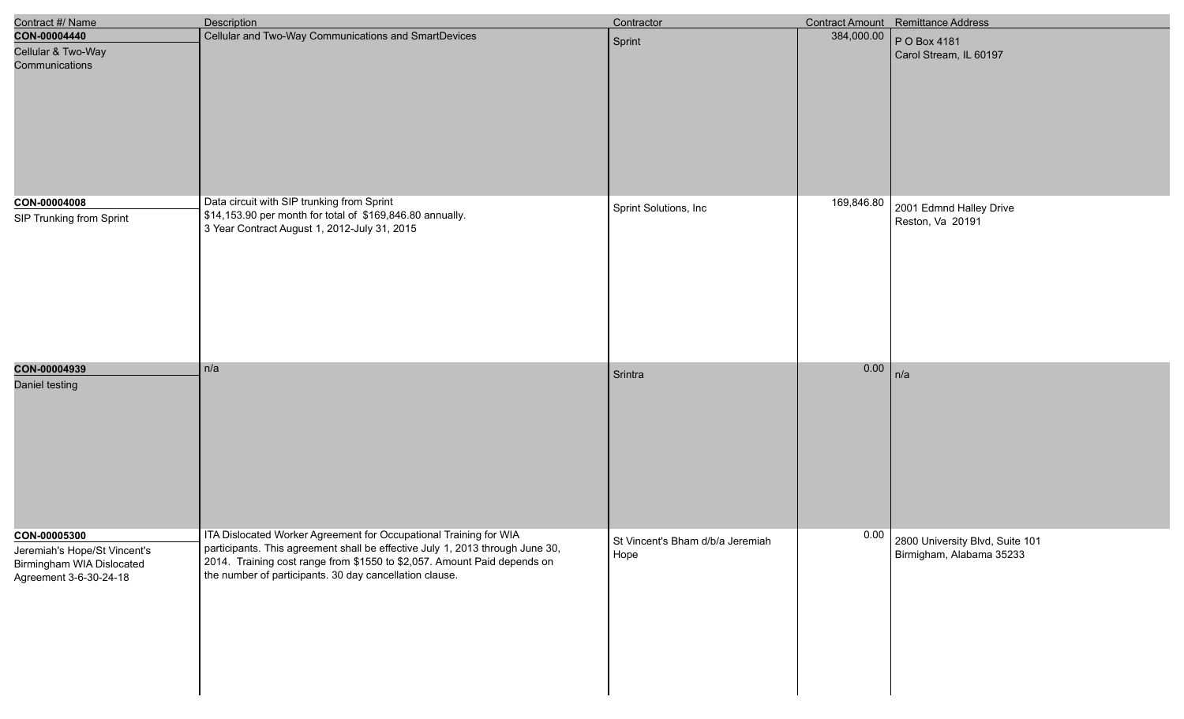| Contract #/ Name | Description | Contractor | Contract Amount | Remittance Address |
|---|---|---|---|---|
| **CON-00004440**<br>Cellular & Two-Way Communications | Cellular and Two-Way Communications and SmartDevices | Sprint | 384,000.00 | P O Box 4181<br>Carol Stream, IL 60197 |
| **CON-00004008**<br>SIP Trunking from Sprint | Data circuit with SIP trunking from Sprint<br>$14,153.90 per month for total of $169,846.80 annually.<br>3 Year Contract August 1, 2012-July 31, 2015 | Sprint Solutions, Inc | 169,846.80 | 2001 Edmnd Halley Drive<br>Reston, Va 20191 |
| **CON-00004939**<br>Daniel testing | n/a | Srintra | 0.00 | n/a |
| **CON-00005300**<br>Jeremiah's Hope/St Vincent's Birmingham WIA Dislocated Agreement 3-6-30-24-18 | ITA Dislocated Worker Agreement for Occupational Training for WIA participants. This agreement shall be effective July 1, 2013 through June 30, 2014. Training cost range from $1550 to $2,057. Amount Paid depends on the number of participants. 30 day cancellation clause. | St Vincent's Bham d/b/a Jeremiah Hope | 0.00 | 2800 University Blvd, Suite 101<br>Birmigham, Alabama 35233 |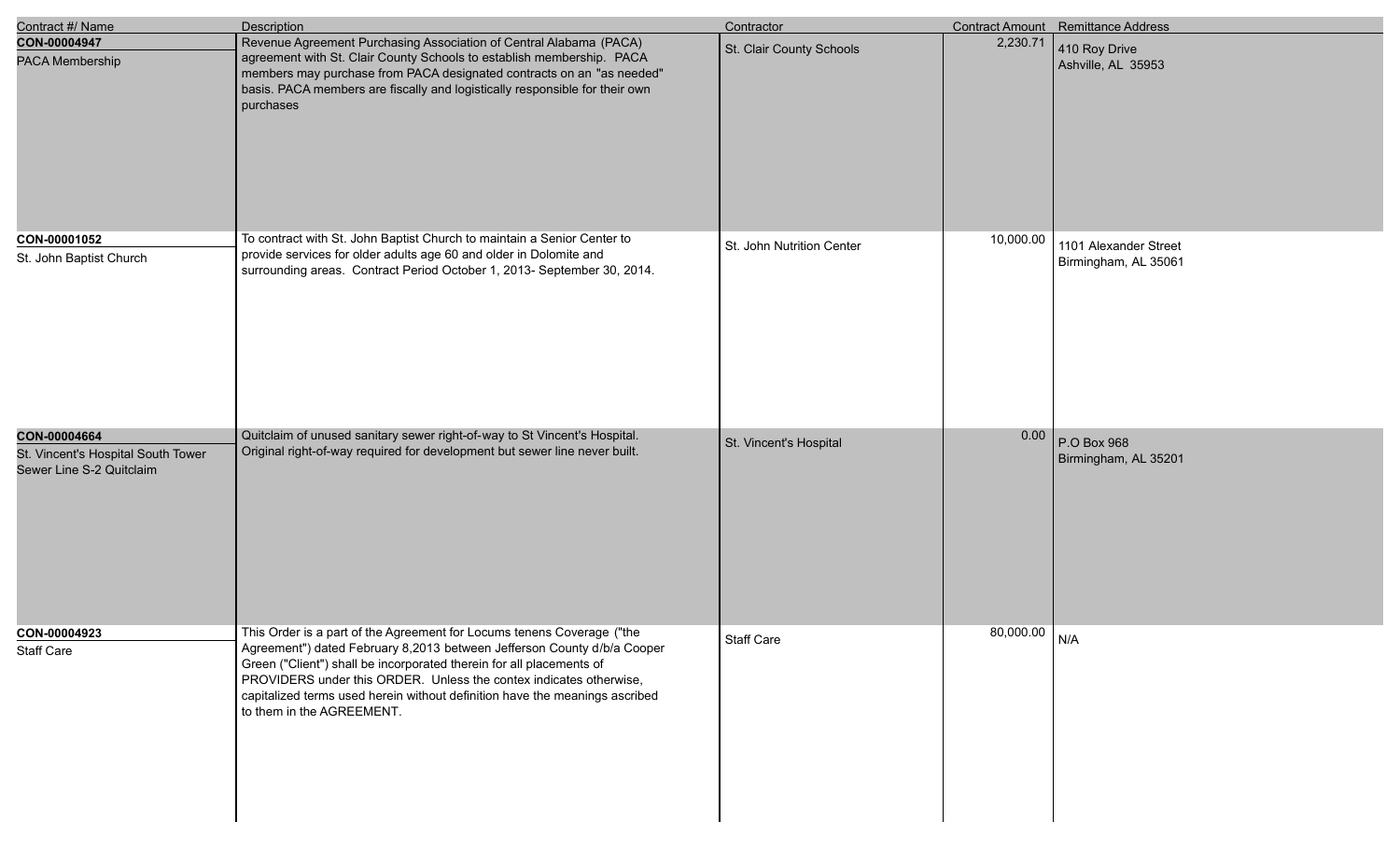| Contract #/ Name | Description | Contractor | Contract Amount | Remittance Address |
|---|---|---|---|---|
| **CON-00004947**<br>PACA Membership | Revenue Agreement Purchasing Association of Central Alabama (PACA) agreement with St. Clair County Schools to establish membership. PACA members may purchase from PACA designated contracts on an "as needed" basis. PACA members are fiscally and logistically responsible for their own purchases | St. Clair County Schools | 2,230.71 | 410 Roy Drive<br>Ashville, AL 35953 |
| **CON-00001052**<br>St. John Baptist Church | To contract with St. John Baptist Church to maintain a Senior Center to provide services for older adults age 60 and older in Dolomite and surrounding areas. Contract Period October 1, 2013- September 30, 2014. | St. John Nutrition Center | 10,000.00 | 1101 Alexander Street<br>Birmingham, AL 35061 |
| **CON-00004664**<br>St. Vincent's Hospital South Tower Sewer Line S-2 Quitclaim | Quitclaim of unused sanitary sewer right-of-way to St Vincent's Hospital. Original right-of-way required for development but sewer line never built. | St. Vincent's Hospital | 0.00 | P.O Box 968<br>Birmingham, AL 35201 |
| **CON-00004923**<br>Staff Care | This Order is a part of the Agreement for Locums tenens Coverage ("the Agreement") dated February 8,2013 between Jefferson County d/b/a Cooper Green ("Client") shall be incorporated therein for all placements of PROVIDERS under this ORDER. Unless the contex indicates otherwise, capitalized terms used herein without definition have the meanings ascribed to them in the AGREEMENT. | Staff Care | 80,000.00 | N/A |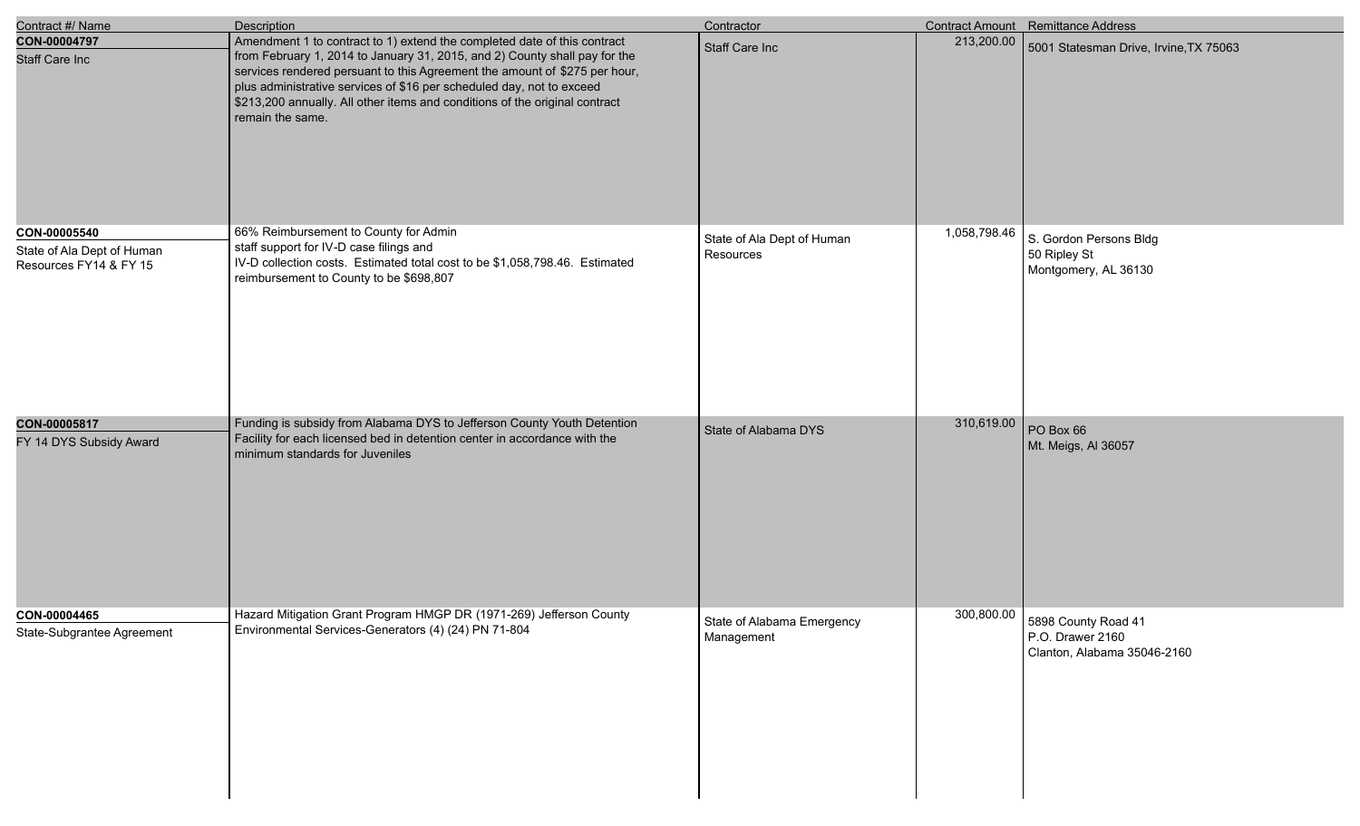| Contract #/ Name | Description | Contractor | Contract Amount | Remittance Address |
| --- | --- | --- | --- | --- |
| **CON-00004797**<br>Staff Care Inc | Amendment 1 to contract to 1) extend the completed date of this contract from February 1, 2014 to January 31, 2015, and 2) County shall pay for the services rendered persuant to this Agreement the amount of $275 per hour, plus administrative services of $16 per scheduled day, not to exceed $213,200 annually. All other items and conditions of the original contract remain the same. | Staff Care Inc | 213,200.00 | 5001 Statesman Drive, Irvine,TX 75063 |
| **CON-00005540**<br>State of Ala Dept of Human Resources FY14 & FY 15 | 66% Reimbursement to County for Admin staff support for IV-D case filings and IV-D collection costs. Estimated total cost to be $1,058,798.46. Estimated reimbursement to County to be $698,807 | State of Ala Dept of Human Resources | 1,058,798.46 | S. Gordon Persons Bldg<br>50 Ripley St<br>Montgomery, AL 36130 |
| **CON-00005817**<br>FY 14 DYS Subsidy Award | Funding is subsidy from Alabama DYS to Jefferson County Youth Detention Facility for each licensed bed in detention center in accordance with the minimum standards for Juveniles | State of Alabama DYS | 310,619.00 | PO Box 66<br>Mt. Meigs, Al 36057 |
| **CON-00004465**<br>State-Subgrantee Agreement | Hazard Mitigation Grant Program HMGP DR (1971-269) Jefferson County Environmental Services-Generators (4) (24) PN 71-804 | State of Alabama Emergency Management | 300,800.00 | 5898 County Road 41<br>P.O. Drawer 2160<br>Clanton, Alabama 35046-2160 |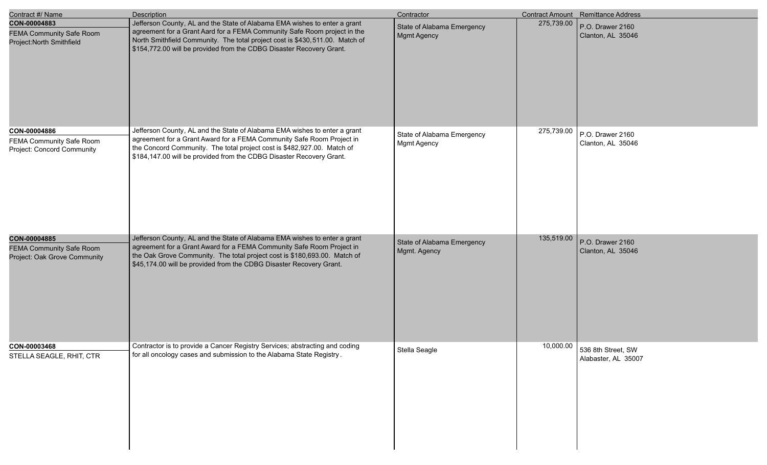| Contract #/ Name | Description | Contractor | Contract Amount | Remittance Address |
| --- | --- | --- | --- | --- |
| **CON-00004883**<br>FEMA Community Safe Room Project:North Smithfield | Jefferson County, AL and the State of Alabama EMA wishes to enter a grant agreement for a Grant Aard for a FEMA Community Safe Room project in the North Smithfield Community. The total project cost is $430,511.00. Match of $154,772.00 will be provided from the CDBG Disaster Recovery Grant. | State of Alabama Emergency Mgmt Agency | 275,739.00 | P.O. Drawer 2160<br>Clanton, AL 35046 |
| **CON-00004886**<br>FEMA Community Safe Room Project: Concord Community | Jefferson County, AL and the State of Alabama EMA wishes to enter a grant agreement for a Grant Award for a FEMA Community Safe Room Project in the Concord Community. The total project cost is $482,927.00. Match of $184,147.00 will be provided from the CDBG Disaster Recovery Grant. | State of Alabama Emergency Mgmt Agency | 275,739.00 | P.O. Drawer 2160<br>Clanton, AL 35046 |
| **CON-00004885**<br>FEMA Community Safe Room Project: Oak Grove Community | Jefferson County, AL and the State of Alabama EMA wishes to enter a grant agreement for a Grant Award for a FEMA Community Safe Room Project in the Oak Grove Community. The total project cost is $180,693.00. Match of $45,174.00 will be provided from the CDBG Disaster Recovery Grant. | State of Alabama Emergency Mgmt. Agency | 135,519.00 | P.O. Drawer 2160<br>Clanton, AL 35046 |
| **CON-00003468**<br>STELLA SEAGLE, RHIT, CTR | Contractor is to provide a Cancer Registry Services; abstracting and coding for all oncology cases and submission to the Alabama State Registry. | Stella Seagle | 10,000.00 | 536 8th Street, SW<br>Alabaster, AL 35007 |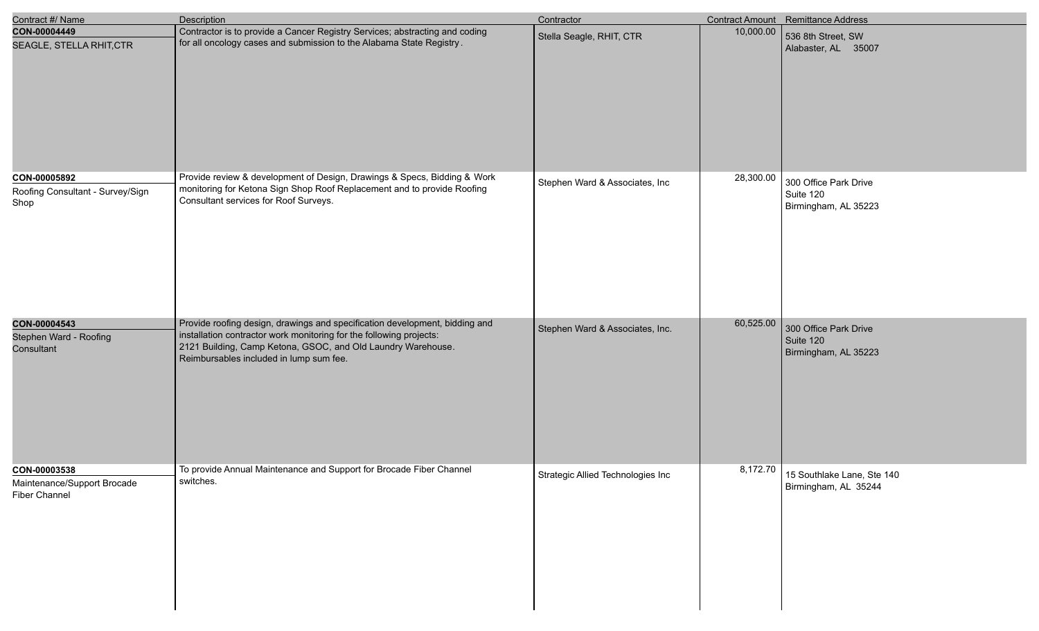| Contract #/ Name | Description | Contractor | Contract Amount | Remittance Address |
|---|---|---|---|---|
| **CON-00004449**<br>SEAGLE, STELLA RHIT,CTR | Contractor is to provide a Cancer Registry Services; abstracting and coding for all oncology cases and submission to the Alabama State Registry. | Stella Seagle, RHIT, CTR | 10,000.00 | 536 8th Street, SW<br>Alabaster, AL 35007 |
| **CON-00005892**<br>Roofing Consultant - Survey/Sign Shop | Provide review & development of Design, Drawings & Specs, Bidding & Work monitoring for Ketona Sign Shop Roof Replacement and to provide Roofing Consultant services for Roof Surveys. | Stephen Ward & Associates, Inc | 28,300.00 | 300 Office Park Drive<br>Suite 120<br>Birmingham, AL 35223 |
| **CON-00004543**<br>Stephen Ward - Roofing Consultant | Provide roofing design, drawings and specification development, bidding and installation contractor work monitoring for the following projects:<br>2121 Building, Camp Ketona, GSOC, and Old Laundry Warehouse.<br>Reimbursables included in lump sum fee. | Stephen Ward & Associates, Inc. | 60,525.00 | 300 Office Park Drive<br>Suite 120<br>Birmingham, AL 35223 |
| **CON-00003538**<br>Maintenance/Support Brocade Fiber Channel | To provide Annual Maintenance and Support for Brocade Fiber Channel switches. | Strategic Allied Technologies Inc | 8,172.70 | 15 Southlake Lane, Ste 140<br>Birmingham, AL 35244 |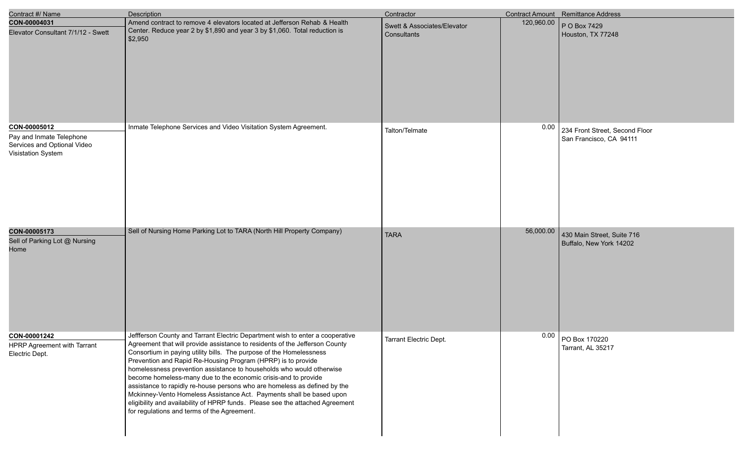| Contract #/ Name | Description | Contractor | Contract Amount | Remittance Address |
|---|---|---|---|---|
| **CON-00004031**<br>Elevator Consultant 7/1/12 - Swett | Amend contract to remove 4 elevators located at Jefferson Rehab & Health Center. Reduce year 2 by $1,890 and year 3 by $1,060. Total reduction is $2,950 | Swett & Associates/Elevator Consultants | 120,960.00 | P O Box 7429<br>Houston, TX 77248 |
| **CON-00005012**<br>Pay and Inmate Telephone Services and Optional Video Visistation System | Inmate Telephone Services and Video Visitation System Agreement. | Talton/Telmate | 0.00 | 234 Front Street, Second Floor<br>San Francisco, CA 94111 |
| **CON-00005173**<br>Sell of Parking Lot @ Nursing Home | Sell of Nursing Home Parking Lot to TARA (North Hill Property Company) | TARA | 56,000.00 | 430 Main Street, Suite 716<br>Buffalo, New York 14202 |
| **CON-00001242**<br>HPRP Agreement with Tarrant Electric Dept. | Jeffferson County and Tarrant Electric Department wish to enter a cooperative Agreement that will provide assistance to residents of the Jefferson County Consortium in paying utility bills. The purpose of the Homelessness Prevention and Rapid Re-Housing Program (HPRP) is to provide homelessness prevention assistance to households who would otherwise become homeless-many due to the economic crisis-and to provide assistance to rapidly re-house persons who are homeless as defined by the Mckinney-Vento Homeless Assistance Act. Payments shall be based upon eligibility and availability of HPRP funds. Please see the attached Agreement for regulations and terms of the Agreement. | Tarrant Electric Dept. | 0.00 | PO Box 170220<br>Tarrant, AL 35217 |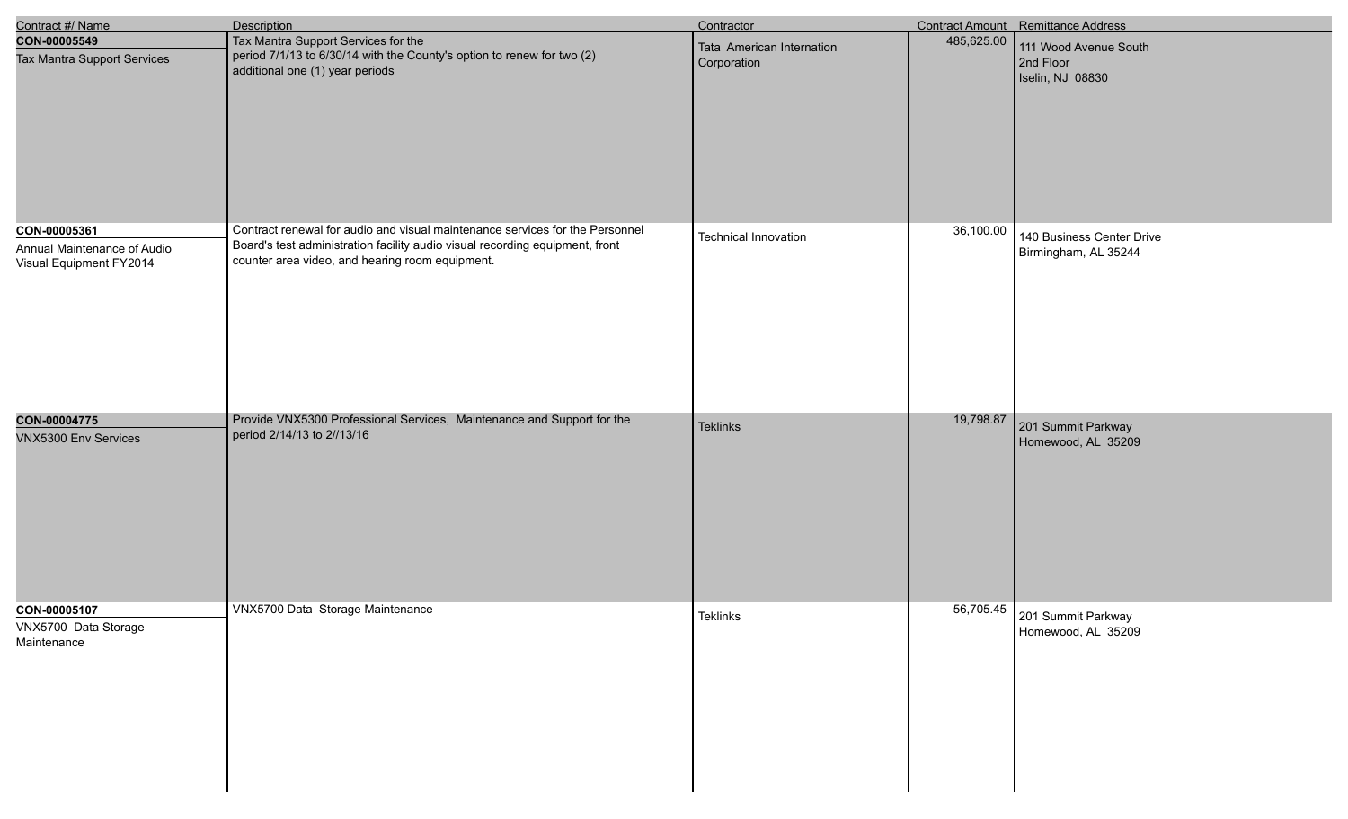| Contract #/ Name | Description | Contractor | Contract Amount | Remittance Address |
| --- | --- | --- | --- | --- |
| **CON-00005549**<br>Tax Mantra Support Services | Tax Mantra Support Services for the period 7/1/13 to 6/30/14 with the County's option to renew for two (2) additional one (1) year periods | Tata American Internation Corporation | 485,625.00 | 111 Wood Avenue South<br>2nd Floor<br>Iselin, NJ 08830 |
| **CON-00005361**<br>Annual Maintenance of Audio Visual Equipment FY2014 | Contract renewal for audio and visual maintenance services for the Personnel Board's test administration facility audio visual recording equipment, front counter area video, and hearing room equipment. | Technical Innovation | 36,100.00 | 140 Business Center Drive<br>Birmingham, AL 35244 |
| **CON-00004775**<br>VNX5300 Env Services | Provide VNX5300 Professional Services, Maintenance and Support for the period 2/14/13 to 2//13/16 | Teklinks | 19,798.87 | 201 Summit Parkway<br>Homewood, AL 35209 |
| **CON-00005107**<br>VNX5700 Data Storage Maintenance | VNX5700 Data Storage Maintenance | Teklinks | 56,705.45 | 201 Summit Parkway<br>Homewood, AL 35209 |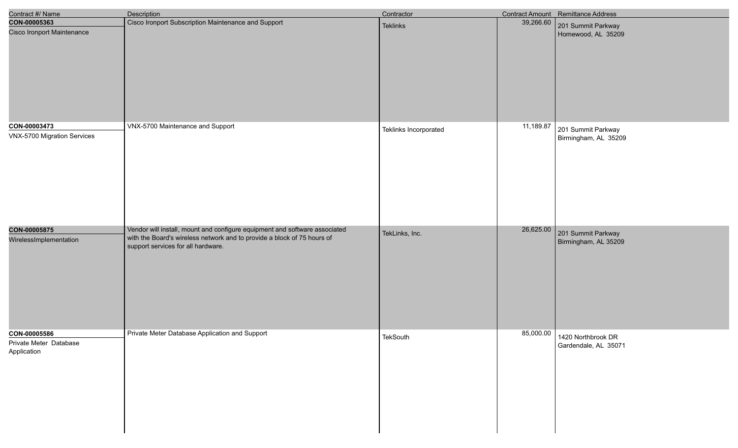| Contract #/ Name | Description | Contractor | Contract Amount | Remittance Address |
|---|---|---|---|---|
| **CON-00005363**<br>Cisco Ironport Maintenance | Cisco Ironport Subscription Maintenance and Support | Teklinks | 39,266.60 | 201 Summit Parkway<br>Homewood, AL 35209 |
| **CON-00003473**<br>VNX-5700 Migration Services | VNX-5700 Maintenance and Support | Teklinks Incorporated | 11,189.87 | 201 Summit Parkway<br>Birmingham, AL 35209 |
| **CON-00005875**<br>WirelessImplementation | Vendor will install, mount and configure equipment and software associated with the Board's wireless network and to provide a block of 75 hours of support services for all hardware. | TekLinks, Inc. | 26,625.00 | 201 Summit Parkway<br>Birmingham, AL 35209 |
| **CON-00005586**<br>Private Meter Database Application | Private Meter Database Application and Support | TekSouth | 85,000.00 | 1420 Northbrook DR<br>Gardendale, AL 35071 |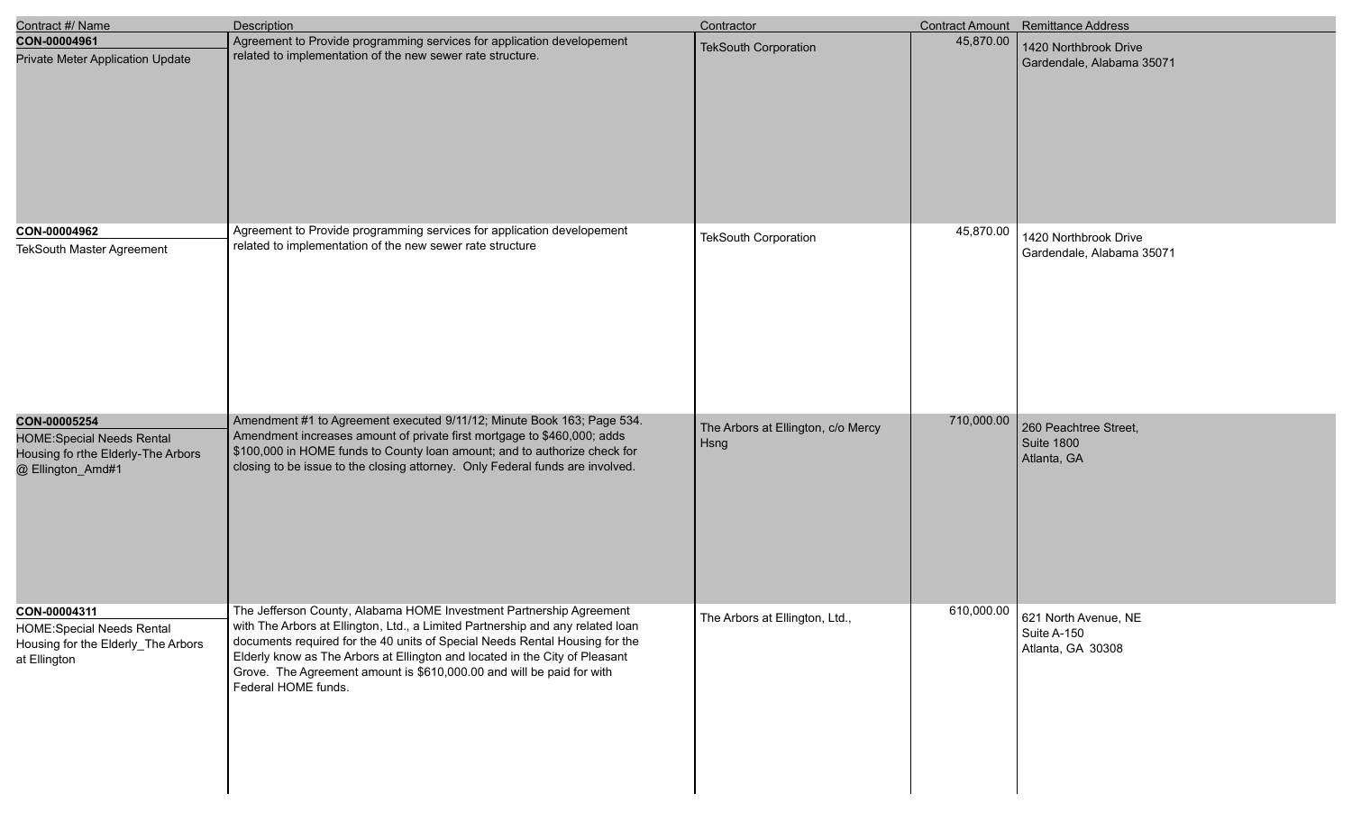| Contract #/ Name | Description | Contractor | Contract Amount | Remittance Address |
| --- | --- | --- | --- | --- |
| **CON-00004961**<br>Private Meter Application Update | Agreement to Provide programming services for application developement related to implementation of the new sewer rate structure. | TekSouth Corporation | 45,870.00 | 1420 Northbrook Drive<br>Gardendale, Alabama 35071 |
| **CON-00004962**<br>TekSouth Master Agreement | Agreement to Provide programming services for application developement related to implementation of the new sewer rate structure | TekSouth Corporation | 45,870.00 | 1420 Northbrook Drive<br>Gardendale, Alabama 35071 |
| **CON-00005254**<br>HOME:Special Needs Rental Housing fo rthe Elderly-The Arbors @ Ellington_Amd#1 | Amendment #1 to Agreement executed 9/11/12; Minute Book 163; Page 534. Amendment increases amount of private first mortgage to $460,000; adds $100,000 in HOME funds to County loan amount; and to authorize check for closing to be issue to the closing attorney. Only Federal funds are involved. | The Arbors at Ellington, c/o Mercy Hsng | 710,000.00 | 260 Peachtree Street,<br>Suite 1800<br>Atlanta, GA |
| **CON-00004311**<br>HOME:Special Needs Rental Housing for the Elderly_The Arbors at Ellington | The Jefferson County, Alabama HOME Investment Partnership Agreement with The Arbors at Ellington, Ltd., a Limited Partnership and any related loan documents required for the 40 units of Special Needs Rental Housing for the Elderly know as The Arbors at Ellington and located in the City of Pleasant Grove. The Agreement amount is $610,000.00 and will be paid for with Federal HOME funds. | The Arbors at Ellington, Ltd., | 610,000.00 | 621 North Avenue, NE<br>Suite A-150<br>Atlanta, GA 30308 |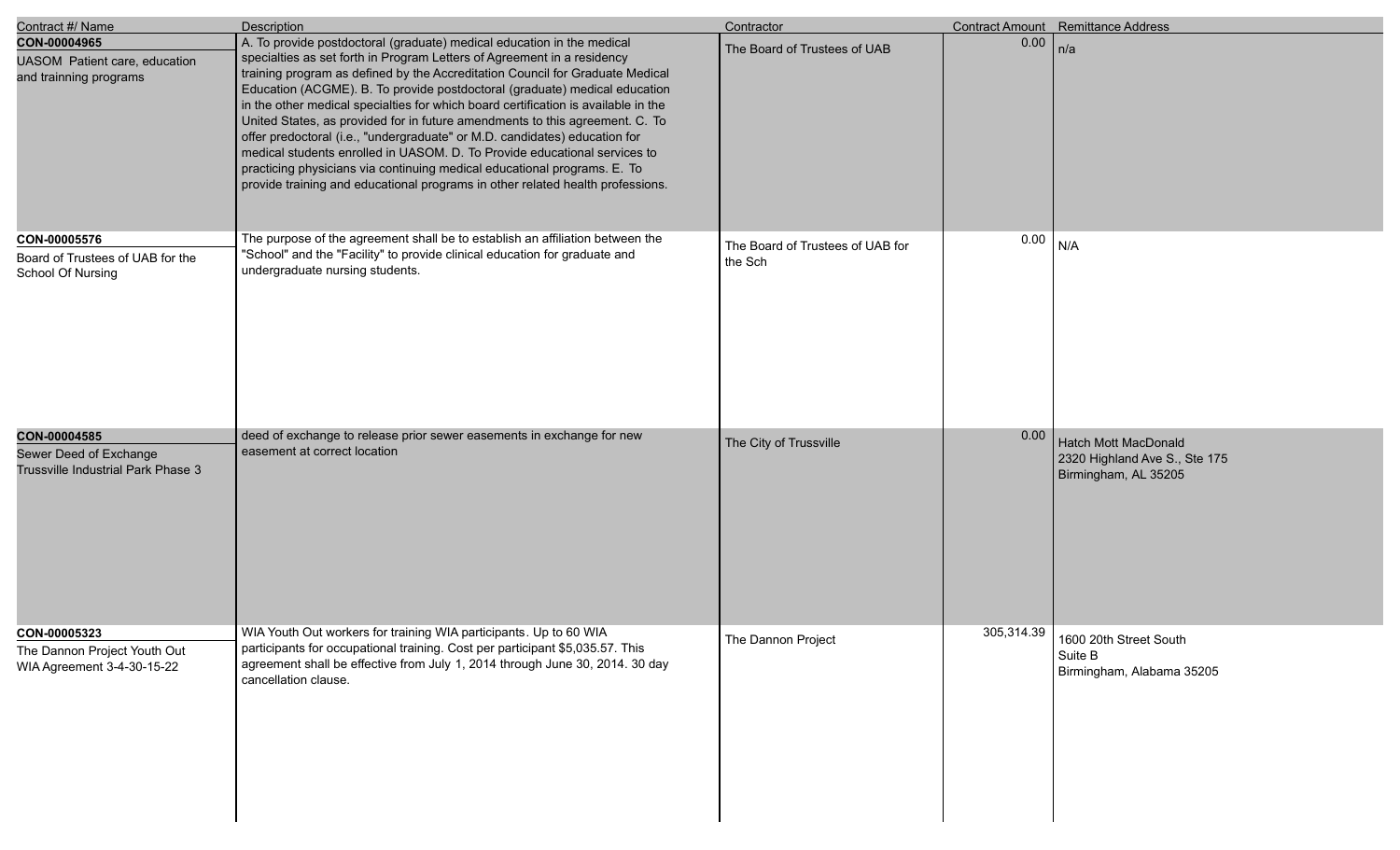| Contract #/ Name | Description | Contractor | Contract Amount | Remittance Address |
|---|---|---|---|---|
| **CON-00004965**<br>UASOM Patient care, education and trainning programs | A. To provide postdoctoral (graduate) medical education in the medical specialties as set forth in Program Letters of Agreement in a residency training program as defined by the Accreditation Council for Graduate Medical Education (ACGME). B. To provide postdoctoral (graduate) medical education in the other medical specialties for which board certification is available in the United States, as provided for in future amendments to this agreement. C. To offer predoctoral (i.e., "undergraduate" or M.D. candidates) education for medical students enrolled in UASOM. D. To Provide educational services to practicing physicians via continuing medical educational programs. E. To provide training and educational programs in other related health professions. | The Board of Trustees of UAB | 0.00 | n/a |
| **CON-00005576**<br>Board of Trustees of UAB for the School Of Nursing | The purpose of the agreement shall be to establish an affiliation between the "School" and the "Facility" to provide clinical education for graduate and undergraduate nursing students. | The Board of Trustees of UAB for the Sch | 0.00 | N/A |
| **CON-00004585**<br>Sewer Deed of Exchange Trussville Industrial Park Phase 3 | deed of exchange to release prior sewer easements in exchange for new easement at correct location | The City of Trussville | 0.00 | Hatch Mott MacDonald<br>2320 Highland Ave S., Ste 175<br>Birmingham, AL 35205 |
| **CON-00005323**<br>The Dannon Project Youth Out WIA Agreement 3-4-30-15-22 | WIA Youth Out workers for training WIA participants. Up to 60 WIA participants for occupational training. Cost per participant $5,035.57. This agreement shall be effective from July 1, 2014 through June 30, 2014. 30 day cancellation clause. | The Dannon Project | 305,314.39 | 1600 20th Street South<br>Suite B<br>Birmingham, Alabama 35205 |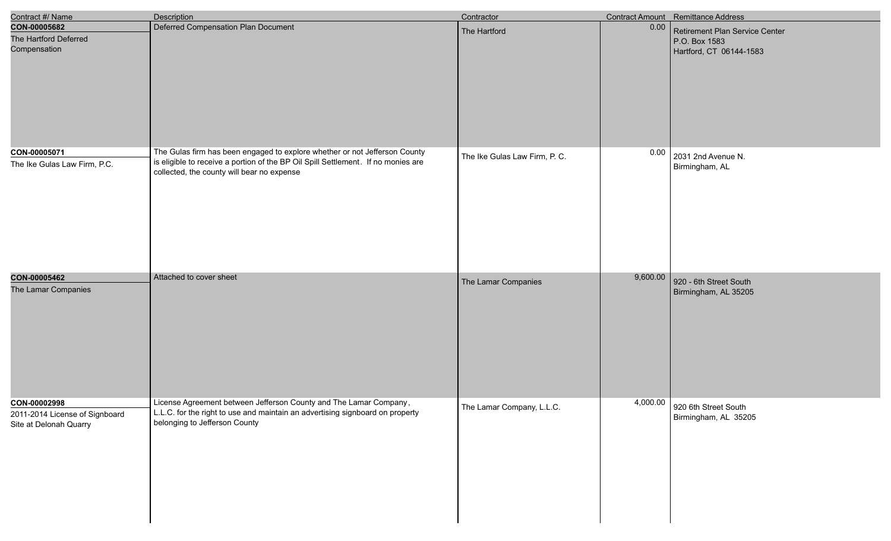| Contract #/ Name | Description | Contractor | Contract Amount | Remittance Address |
|---|---|---|---|---|
| **CON-00005682**<br>The Hartford Deferred Compensation | Deferred Compensation Plan Document | The Hartford | 0.00 | Retirement Plan Service Center<br>P.O. Box 1583<br>Hartford, CT 06144-1583 |
| **CON-00005071**<br>The Ike Gulas Law Firm, P.C. | The Gulas firm has been engaged to explore whether or not Jefferson County is eligible to receive a portion of the BP Oil Spill Settlement. If no monies are collected, the county will bear no expense | The Ike Gulas Law Firm, P. C. | 0.00 | 2031 2nd Avenue N.<br>Birmingham, AL |
| **CON-00005462**<br>The Lamar Companies | Attached to cover sheet | The Lamar Companies | 9,600.00 | 920 - 6th Street South<br>Birmingham, AL 35205 |
| **CON-00002998**<br>2011-2014 License of Signboard Site at Delonah Quarry | License Agreement between Jefferson County and The Lamar Company, L.L.C. for the right to use and maintain an advertising signboard on property belonging to Jefferson County | The Lamar Company, L.L.C. | 4,000.00 | 920 6th Street South<br>Birmingham, AL 35205 |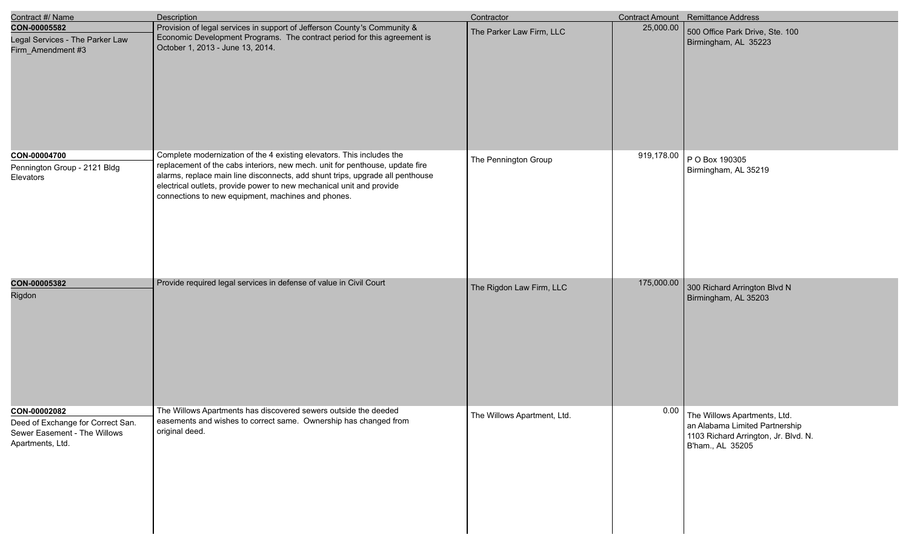| Contract #/ Name | Description | Contractor | Contract Amount | Remittance Address |
|---|---|---|---|---|
| **CON-00005582**<br>Legal Services - The Parker Law Firm_Amendment #3 | Provision of legal services in support of Jefferson County's Community & Economic Development Programs. The contract period for this agreement is October 1, 2013 - June 13, 2014. | The Parker Law Firm, LLC | 25,000.00 | 500 Office Park Drive, Ste. 100<br>Birmingham, AL 35223 |
| **CON-00004700**<br>Pennington Group - 2121 Bldg Elevators | Complete modernization of the 4 existing elevators. This includes the replacement of the cabs interiors, new mech. unit for penthouse, update fire alarms, replace main line disconnects, add shunt trips, upgrade all penthouse electrical outlets, provide power to new mechanical unit and provide connections to new equipment, machines and phones. | The Pennington Group | 919,178.00 | P O Box 190305<br>Birmingham, AL 35219 |
| **CON-00005382**<br>Rigdon | Provide required legal services in defense of value in Civil Court | The Rigdon Law Firm, LLC | 175,000.00 | 300 Richard Arrington Blvd N<br>Birmingham, AL 35203 |
| **CON-00002082**<br>Deed of Exchange for Correct San. Sewer Easement - The Willows Apartments, Ltd. | The Willows Apartments has discovered sewers outside the deeded easements and wishes to correct same. Ownership has changed from original deed. | The Willows Apartment, Ltd. | 0.00 | The Willows Apartments, Ltd.<br>an Alabama Limited Partnership<br>1103 Richard Arrington, Jr. Blvd. N.<br>B'ham., AL 35205 |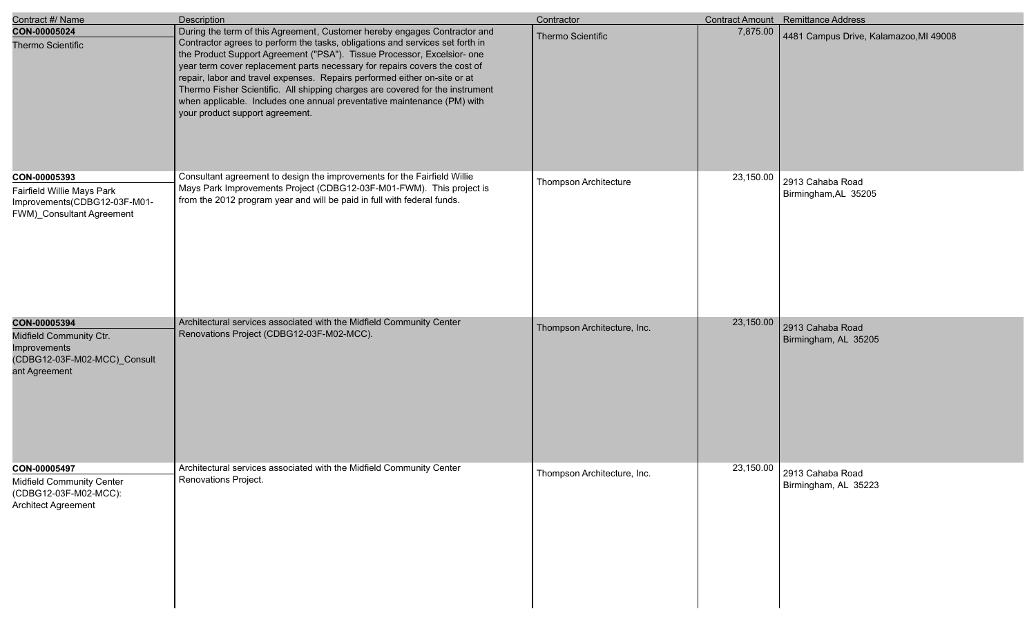| Contract #/ Name | Description | Contractor | Contract Amount | Remittance Address |
|---|---|---|---|---|
| **CON-00005024**<br>Thermo Scientific | During the term of this Agreement, Customer hereby engages Contractor and Contractor agrees to perform the tasks, obligations and services set forth in the Product Support Agreement ("PSA"). Tissue Processor, Excelsior- one year term cover replacement parts necessary for repairs covers the cost of repair, labor and travel expenses. Repairs performed either on-site or at Thermo Fisher Scientific. All shipping charges are covered for the instrument when applicable. Includes one annual preventative maintenance (PM) with your product support agreement. | Thermo Scientific | 7,875.00 | 4481 Campus Drive, Kalamazoo,MI 49008 |
| **CON-00005393**<br>Fairfield Willie Mays Park Improvements(CDBG12-03F-M01-FWM)_Consultant Agreement | Consultant agreement to design the improvements for the Fairfield Willie Mays Park Improvements Project (CDBG12-03F-M01-FWM). This project is from the 2012 program year and will be paid in full with federal funds. | Thompson Architecture | 23,150.00 | 2913 Cahaba Road<br>Birmingham,AL 35205 |
| **CON-00005394**<br>Midfield Community Ctr. Improvements (CDBG12-03F-M02-MCC)_Consultant Agreement | Architectural services associated with the Midfield Community Center Renovations Project (CDBG12-03F-M02-MCC). | Thompson Architecture, Inc. | 23,150.00 | 2913 Cahaba Road<br>Birmingham, AL 35205 |
| **CON-00005497**<br>Midfield Community Center (CDBG12-03F-M02-MCC): Architect Agreement | Architectural services associated with the Midfield Community Center Renovations Project. | Thompson Architecture, Inc. | 23,150.00 | 2913 Cahaba Road<br>Birmingham, AL 35223 |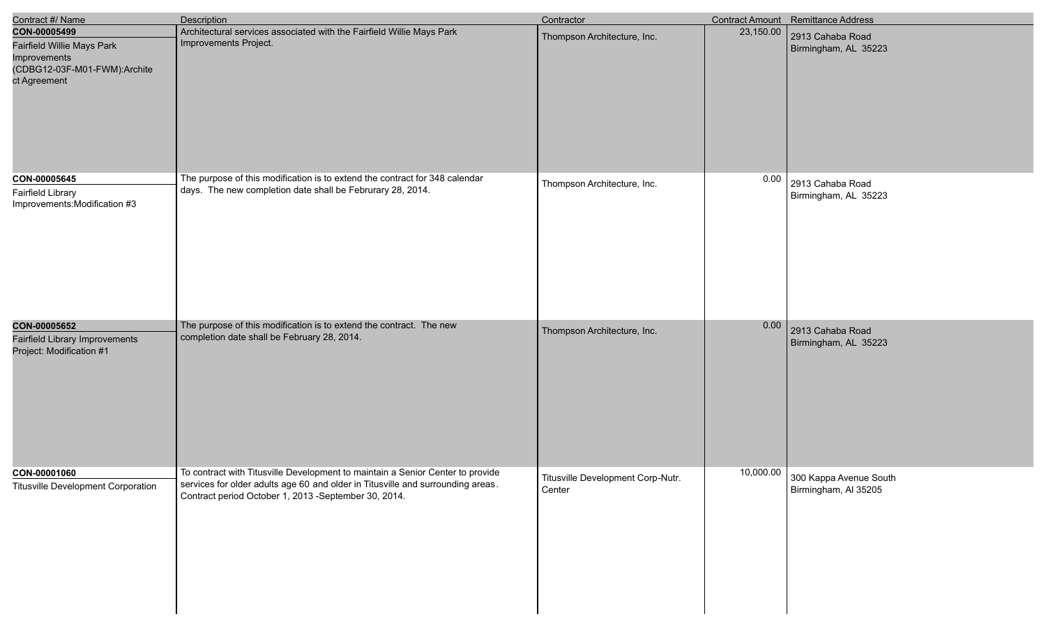| Contract #/ Name | Description | Contractor | Contract Amount | Remittance Address |
|---|---|---|---|---|
| **CON-00005499**<br>Fairfield Willie Mays Park Improvements (CDBG12-03F-M01-FWM):Architect Agreement | Architectural services associated with the Fairfield Willie Mays Park Improvements Project. | Thompson Architecture, Inc. | 23,150.00 | 2913 Cahaba Road<br>Birmingham, AL 35223 |
| **CON-00005645**<br>Fairfield Library Improvements:Modification #3 | The purpose of this modification is to extend the contract for 348 calendar days. The new completion date shall be Februrary 28, 2014. | Thompson Architecture, Inc. | 0.00 | 2913 Cahaba Road<br>Birmingham, AL 35223 |
| **CON-00005652**<br>Fairfield Library Improvements Project: Modification #1 | The purpose of this modification is to extend the contract. The new completion date shall be February 28, 2014. | Thompson Architecture, Inc. | 0.00 | 2913 Cahaba Road<br>Birmingham, AL 35223 |
| **CON-00001060**<br>Titusville Development Corporation | To contract with Titusville Development to maintain a Senior Center to provide services for older adults age 60 and older in Titusville and surrounding areas. Contract period October 1, 2013 -September 30, 2014. | Titusville Development Corp-Nutr. Center | 10,000.00 | 300 Kappa Avenue South<br>Birmingham, Al 35205 |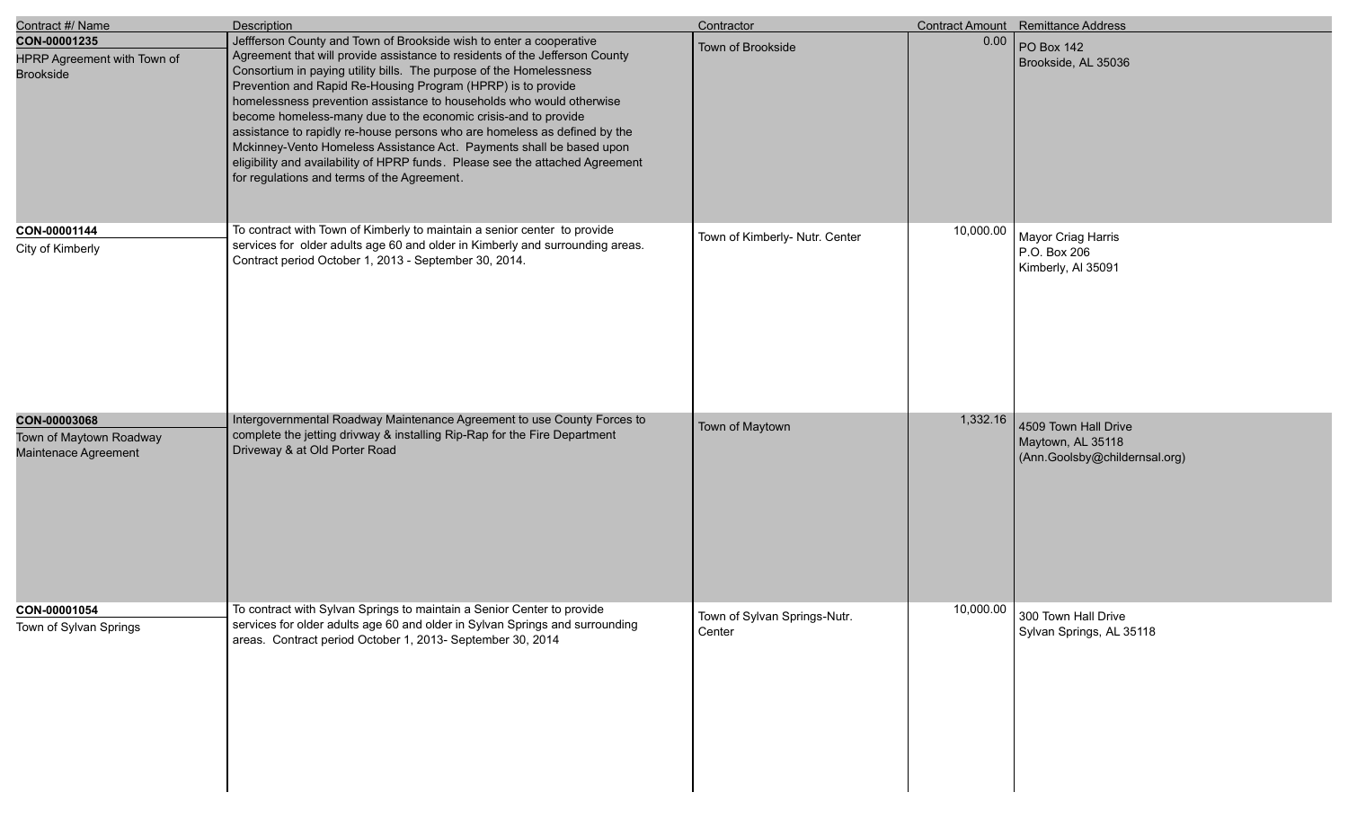| Contract #/ Name | Description | Contractor | Contract Amount | Remittance Address |
|---|---|---|---|---|
| **CON-00001235**<br>HPRP Agreement with Town of Brookside | Jeffferson County and Town of Brookside wish to enter a cooperative Agreement that will provide assistance to residents of the Jefferson County Consortium in paying utility bills. The purpose of the Homelessness Prevention and Rapid Re-Housing Program (HPRP) is to provide homelessness prevention assistance to households who would otherwise become homeless-many due to the economic crisis-and to provide assistance to rapidly re-house persons who are homeless as defined by the Mckinney-Vento Homeless Assistance Act. Payments shall be based upon eligibility and availability of HPRP funds. Please see the attached Agreement for regulations and terms of the Agreement. | Town of Brookside | 0.00 | PO Box 142<br>Brookside, AL 35036 |
| **CON-00001144**<br>City of Kimberly | To contract with Town of Kimberly to maintain a senior center to provide services for older adults age 60 and older in Kimberly and surrounding areas. Contract period October 1, 2013 - September 30, 2014. | Town of Kimberly- Nutr. Center | 10,000.00 | Mayor Criag Harris<br>P.O. Box 206<br>Kimberly, Al 35091 |
| **CON-00003068**<br>Town of Maytown Roadway Maintenace Agreement | Intergovernmental Roadway Maintenance Agreement to use County Forces to complete the jetting drivway & installing Rip-Rap for the Fire Department Driveway & at Old Porter Road | Town of Maytown | 1,332.16 | 4509 Town Hall Drive<br>Maytown, AL 35118<br>(Ann.Goolsby@childernsal.org) |
| **CON-00001054**<br>Town of Sylvan Springs | To contract with Sylvan Springs to maintain a Senior Center to provide services for older adults age 60 and older in Sylvan Springs and surrounding areas. Contract period October 1, 2013- September 30, 2014 | Town of Sylvan Springs-Nutr. Center | 10,000.00 | 300 Town Hall Drive<br>Sylvan Springs, AL 35118 |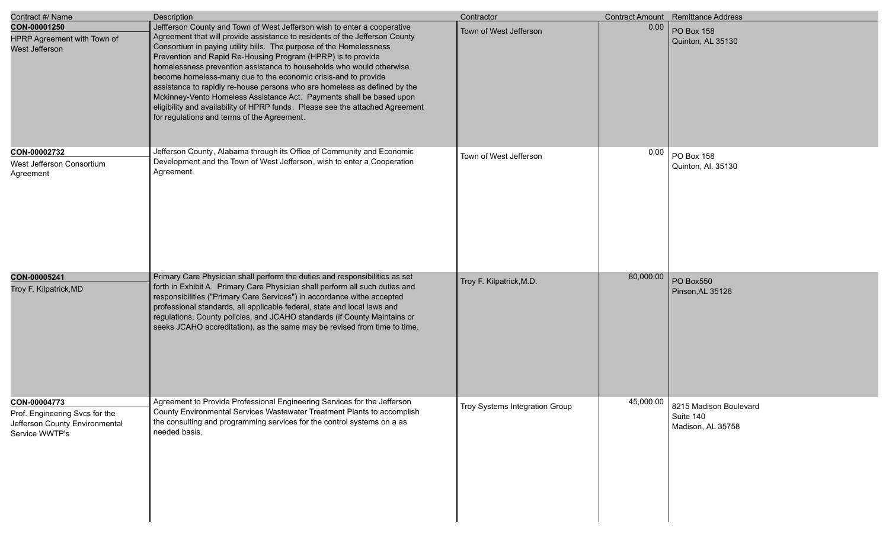| Contract #/ Name | Description | Contractor | Contract Amount | Remittance Address |
|---|---|---|---|---|
| **CON-00001250**<br>HPRP Agreement with Town of West Jefferson | Jeffferson County and Town of West Jefferson wish to enter a cooperative Agreement that will provide assistance to residents of the Jefferson County Consortium in paying utility bills. The purpose of the Homelessness Prevention and Rapid Re-Housing Program (HPRP) is to provide homelessness prevention assistance to households who would otherwise become homeless-many due to the economic crisis-and to provide assistance to rapidly re-house persons who are homeless as defined by the Mckinney-Vento Homeless Assistance Act. Payments shall be based upon eligibility and availability of HPRP funds. Please see the attached Agreement for regulations and terms of the Agreement. | Town of West Jefferson | 0.00 | PO Box 158<br>Quinton, AL 35130 |
| **CON-00002732**<br>West Jefferson Consortium Agreement | Jefferson County, Alabama through its Office of Community and Economic Development and the Town of West Jefferson, wish to enter a Cooperation Agreement. | Town of West Jefferson | 0.00 | PO Box 158<br>Quinton, Al. 35130 |
| **CON-00005241**<br>Troy F. Kilpatrick,MD | Primary Care Physician shall perform the duties and responsibilities as set forth in Exhibit A. Primary Care Physician shall perform all such duties and responsibilities ("Primary Care Services") in accordance withe accepted professional standards, all applicable federal, state and local laws and regulations, County policies, and JCAHO standards (if County Maintains or seeks JCAHO accreditation), as the same may be revised from time to time. | Troy F. Kilpatrick,M.D. | 80,000.00 | PO Box550<br>Pinson,AL 35126 |
| **CON-00004773**<br>Prof. Engineering Svcs for the Jefferson County Environmental Service WWTP's | Agreement to Provide Professional Engineering Services for the Jefferson County Environmental Services Wastewater Treatment Plants to accomplish the consulting and programming services for the control systems on a as needed basis. | Troy Systems Integration Group | 45,000.00 | 8215 Madison Boulevard<br>Suite 140<br>Madison, AL 35758 |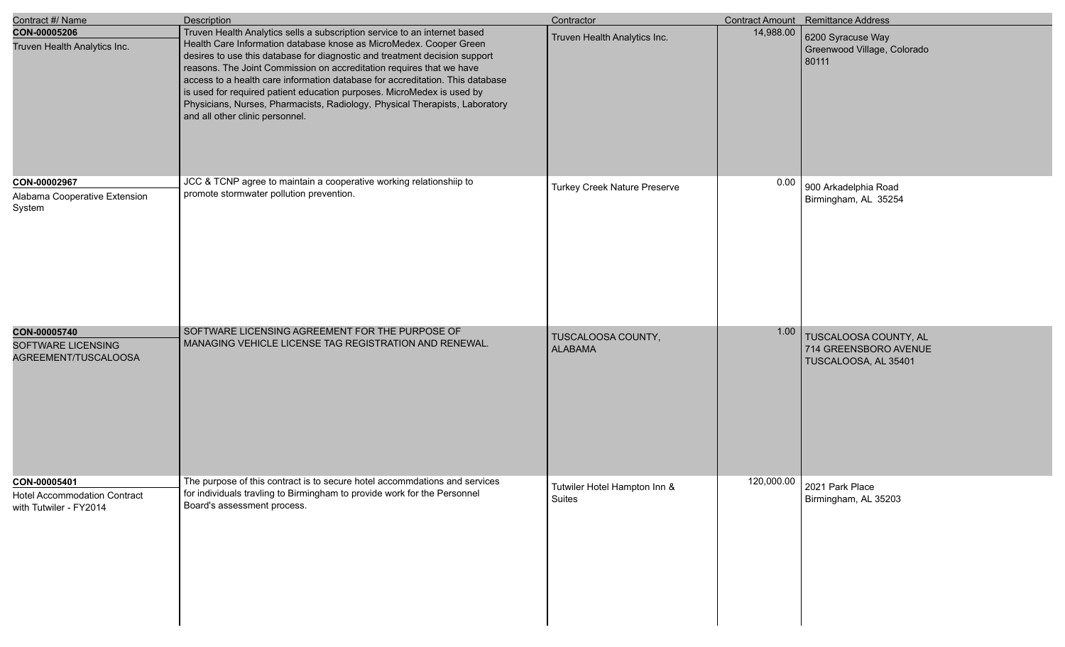| Contract #/ Name | Description | Contractor | Contract Amount | Remittance Address |
|---|---|---|---|---|
| **CON-00005206**<br>Truven Health Analytics Inc. | Truven Health Analytics sells a subscription service to an internet based Health Care Information database knose as MicroMedex. Cooper Green desires to use this database for diagnostic and treatment decision support reasons. The Joint Commission on accreditation requires that we have access to a health care information database for accreditation. This database is used for required patient education purposes. MicroMedex is used by Physicians, Nurses, Pharmacists, Radiology, Physical Therapists, Laboratory and all other clinic personnel. | Truven Health Analytics Inc. | 14,988.00 | 6200 Syracuse Way<br>Greenwood Village, Colorado<br>80111 |
| **CON-00002967**<br>Alabama Cooperative Extension System | JCC & TCNP agree to maintain a cooperative working relationshiip to promote stormwater pollution prevention. | Turkey Creek Nature Preserve | 0.00 | 900 Arkadelphia Road<br>Birmingham, AL 35254 |
| **CON-00005740**<br>SOFTWARE LICENSING AGREEMENT/TUSCALOOSA | SOFTWARE LICENSING AGREEMENT FOR THE PURPOSE OF MANAGING VEHICLE LICENSE TAG REGISTRATION AND RENEWAL. | TUSCALOOSA COUNTY, ALABAMA | 1.00 | TUSCALOOSA COUNTY, AL<br>714 GREENSBORO AVENUE<br>TUSCALOOSA, AL 35401 |
| **CON-00005401**<br>Hotel Accommodation Contract with Tutwiler - FY2014 | The purpose of this contract is to secure hotel accommdations and services for individuals travling to Birmingham to provide work for the Personnel Board's assessment process. | Tutwiler Hotel Hampton Inn & Suites | 120,000.00 | 2021 Park Place<br>Birmingham, AL 35203 |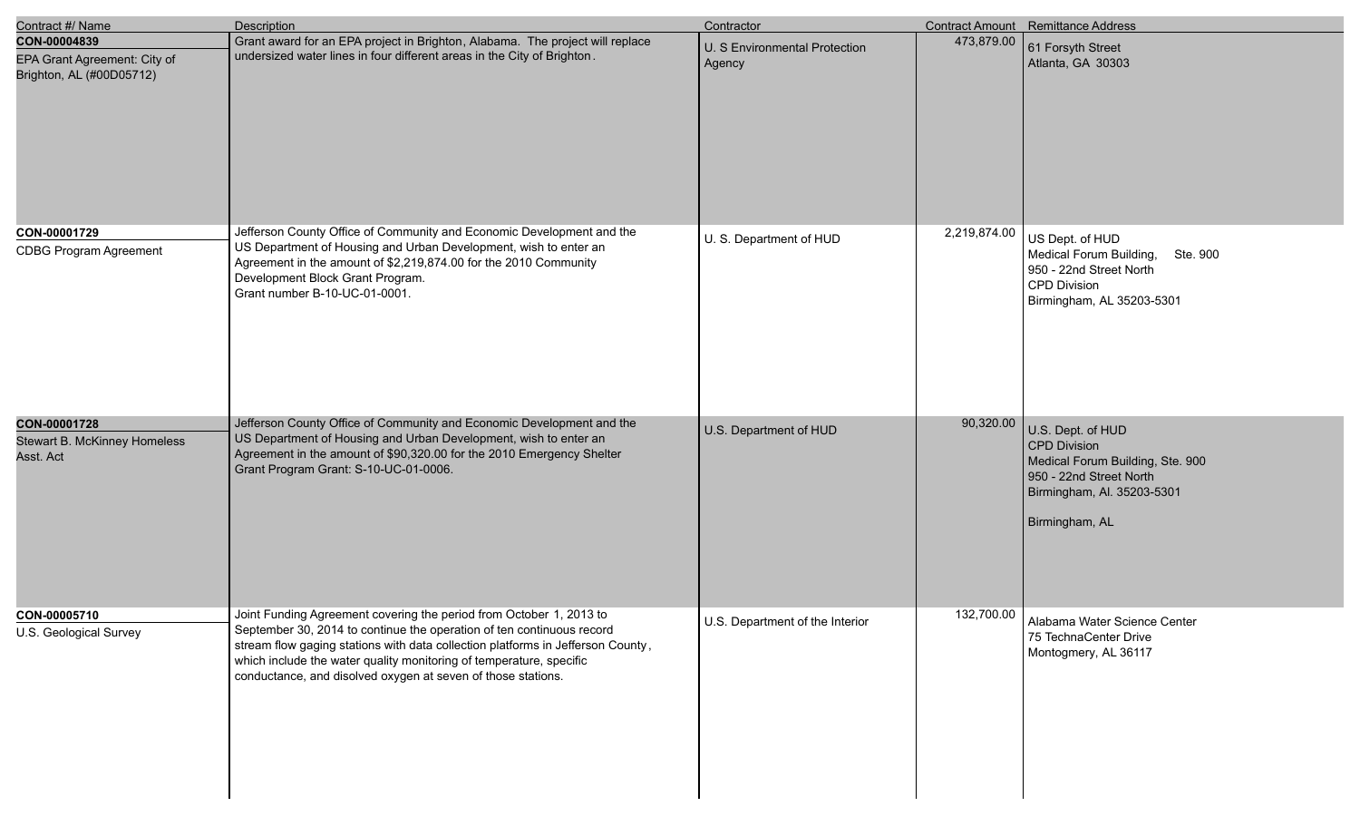| Contract #/ Name | Description | Contractor | Contract Amount | Remittance Address |
|---|---|---|---|---|
| **CON-00004839**<br>EPA Grant Agreement: City of Brighton, AL (#00D05712) | Grant award for an EPA project in Brighton, Alabama. The project will replace undersized water lines in four different areas in the City of Brighton. | U. S Environmental Protection Agency | 473,879.00 | 61 Forsyth Street<br>Atlanta, GA 30303 |
| **CON-00001729**<br>CDBG Program Agreement | Jefferson County Office of Community and Economic Development and the US Department of Housing and Urban Development, wish to enter an Agreement in the amount of $2,219,874.00 for the 2010 Community Development Block Grant Program.<br>Grant number B-10-UC-01-0001. | U. S. Department of HUD | 2,219,874.00 | US Dept. of HUD<br>Medical Forum Building, Ste. 900<br>950 - 22nd Street North<br>CPD Division<br>Birmingham, AL 35203-5301 |
| **CON-00001728**<br>Stewart B. McKinney Homeless Asst. Act | Jefferson County Office of Community and Economic Development and the US Department of Housing and Urban Development, wish to enter an Agreement in the amount of $90,320.00 for the 2010 Emergency Shelter Grant Program Grant: S-10-UC-01-0006. | U.S. Department of HUD | 90,320.00 | U.S. Dept. of HUD<br>CPD Division<br>Medical Forum Building, Ste. 900<br>950 - 22nd Street North<br>Birmingham, Al. 35203-5301<br><br>Birmingham, AL |
| **CON-00005710**<br>U.S. Geological Survey | Joint Funding Agreement covering the period from October 1, 2013 to September 30, 2014 to continue the operation of ten continuous record stream flow gaging stations with data collection platforms in Jefferson County, which include the water quality monitoring of temperature, specific conductance, and disolved oxygen at seven of those stations. | U.S. Department of the Interior | 132,700.00 | Alabama Water Science Center<br>75 TechnaCenter Drive<br>Montogmery, AL 36117 |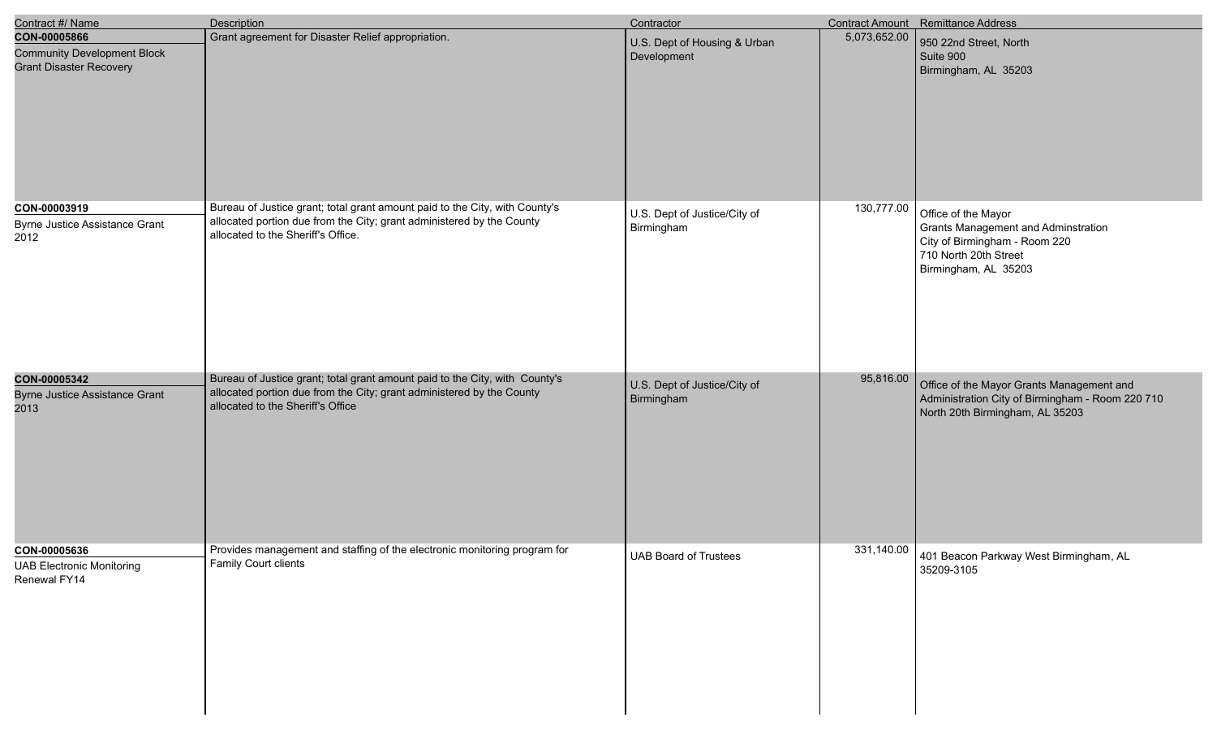| Contract #/ Name | Description | Contractor | Contract Amount | Remittance Address |
| --- | --- | --- | --- | --- |
| **CON-00005866**<br>Community Development Block Grant Disaster Recovery | Grant agreement for Disaster Relief appropriation. | U.S. Dept of Housing & Urban Development | 5,073,652.00 | 950 22nd Street, North<br>Suite 900<br>Birmingham, AL 35203 |
| **CON-00003919**<br>Byrne Justice Assistance Grant 2012 | Bureau of Justice grant; total grant amount paid to the City, with County's allocated portion due from the City; grant administered by the County allocated to the Sheriff's Office. | U.S. Dept of Justice/City of Birmingham | 130,777.00 | Office of the Mayor<br>Grants Management and Adminstration<br>City of Birmingham - Room 220<br>710 North 20th Street<br>Birmingham, AL 35203 |
| **CON-00005342**<br>Byrne Justice Assistance Grant 2013 | Bureau of Justice grant; total grant amount paid to the City, with County's allocated portion due from the City; grant administered by the County allocated to the Sheriff's Office | U.S. Dept of Justice/City of Birmingham | 95,816.00 | Office of the Mayor Grants Management and Administration City of Birmingham - Room 220 710 North 20th Birmingham, AL 35203 |
| **CON-00005636**<br>UAB Electronic Monitoring Renewal FY14 | Provides management and staffing of the electronic monitoring program for Family Court clients | UAB Board of Trustees | 331,140.00 | 401 Beacon Parkway West Birmingham, AL 35209-3105 |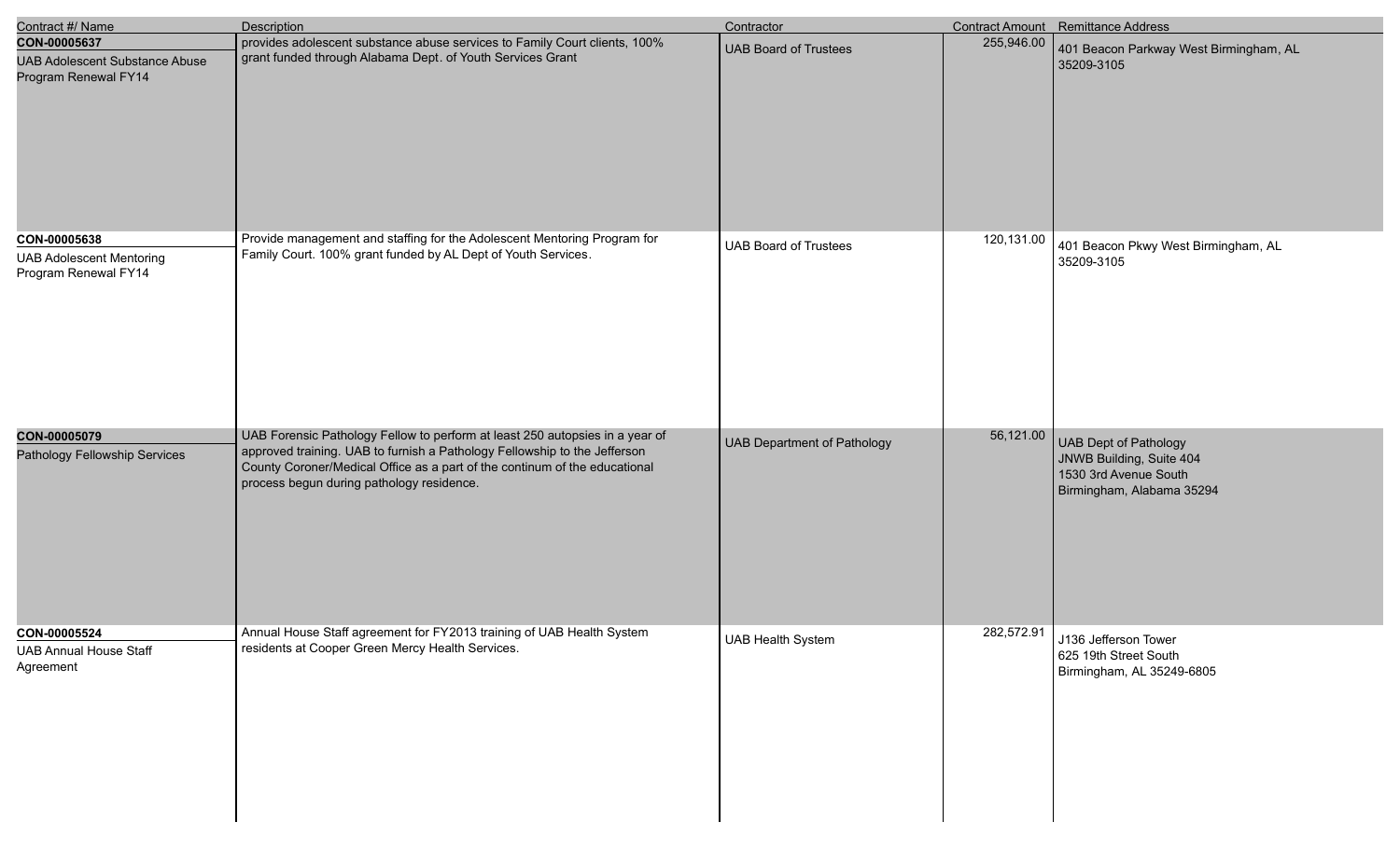| Contract #/ Name | Description | Contractor | Contract Amount | Remittance Address |
|---|---|---|---|---|
| **CON-00005637**<br>UAB Adolescent Substance Abuse Program Renewal FY14 | provides adolescent substance abuse services to Family Court clients, 100% grant funded through Alabama Dept. of Youth Services Grant | UAB Board of Trustees | 255,946.00 | 401 Beacon Parkway West Birmingham, AL 35209-3105 |
| **CON-00005638**<br>UAB Adolescent Mentoring Program Renewal FY14 | Provide management and staffing for the Adolescent Mentoring Program for Family Court. 100% grant funded by AL Dept of Youth Services. | UAB Board of Trustees | 120,131.00 | 401 Beacon Pkwy West Birmingham, AL 35209-3105 |
| **CON-00005079**<br>Pathology Fellowship Services | UAB Forensic Pathology Fellow to perform at least 250 autopsies in a year of approved training. UAB to furnish a Pathology Fellowship to the Jefferson County Coroner/Medical Office as a part of the continum of the educational process begun during pathology residence. | UAB Department of Pathology | 56,121.00 | UAB Dept of Pathology<br>JNWB Building, Suite 404<br>1530 3rd Avenue South<br>Birmingham, Alabama 35294 |
| **CON-00005524**<br>UAB Annual House Staff Agreement | Annual House Staff agreement for FY2013 training of UAB Health System residents at Cooper Green Mercy Health Services. | UAB Health System | 282,572.91 | J136 Jefferson Tower<br>625 19th Street South<br>Birmingham, AL 35249-6805 |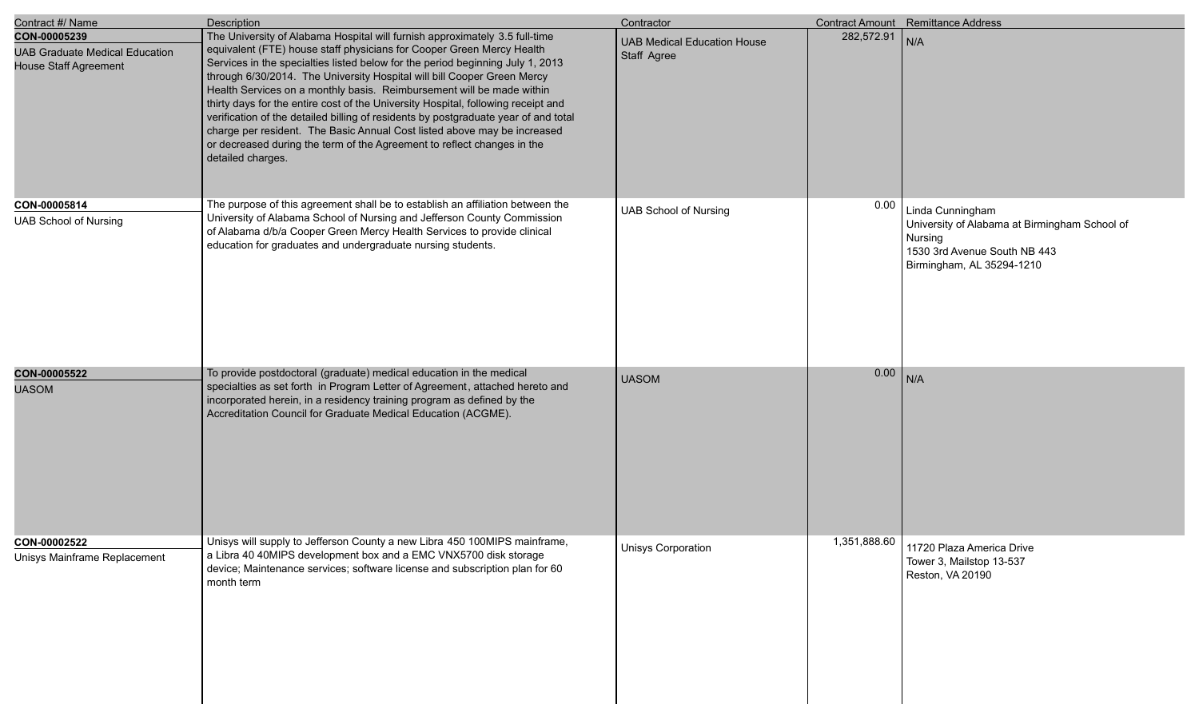| Contract #/ Name | Description | Contractor | Contract Amount | Remittance Address |
| --- | --- | --- | --- | --- |
| **CON-00005239**<br>UAB Graduate Medical Education House Staff Agreement | The University of Alabama Hospital will furnish approximately 3.5 full-time equivalent (FTE) house staff physicians for Cooper Green Mercy Health Services in the specialties listed below for the period beginning July 1, 2013 through 6/30/2014. The University Hospital will bill Cooper Green Mercy Health Services on a monthly basis. Reimbursement will be made within thirty days for the entire cost of the University Hospital, following receipt and verification of the detailed billing of residents by postgraduate year of and total charge per resident. The Basic Annual Cost listed above may be increased or decreased during the term of the Agreement to reflect changes in the detailed charges. | UAB Medical Education House Staff Agree | 282,572.91 | N/A |
| **CON-00005814**<br>UAB School of Nursing | The purpose of this agreement shall be to establish an affiliation between the University of Alabama School of Nursing and Jefferson County Commission of Alabama d/b/a Cooper Green Mercy Health Services to provide clinical education for graduates and undergraduate nursing students. | UAB School of Nursing | 0.00 | Linda Cunningham<br>University of Alabama at Birmingham School of Nursing<br>1530 3rd Avenue South NB 443<br>Birmingham, AL 35294-1210 |
| **CON-00005522**<br>UASOM | To provide postdoctoral (graduate) medical education in the medical specialties as set forth in Program Letter of Agreement, attached hereto and incorporated herein, in a residency training program as defined by the Accreditation Council for Graduate Medical Education (ACGME). | UASOM | 0.00 | N/A |
| **CON-00002522**<br>Unisys Mainframe Replacement | Unisys will supply to Jefferson County a new Libra 450 100MIPS mainframe, a Libra 40 40MIPS development box and a EMC VNX5700 disk storage device; Maintenance services; software license and subscription plan for 60 month term | Unisys Corporation | 1,351,888.60 | 11720 Plaza America Drive<br>Tower 3, Mailstop 13-537<br>Reston, VA 20190 |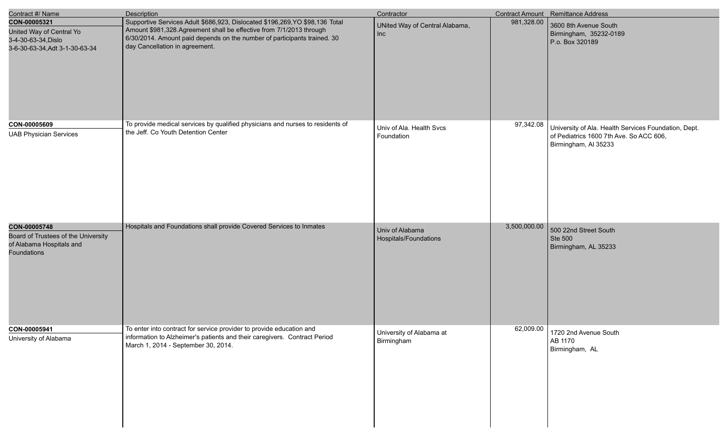| Contract #/ Name | Description | Contractor | Contract Amount | Remittance Address |
|---|---|---|---|---|
| **CON-00005321**<br>United Way of Central Yo 3-4-30-63-34,Dislo 3-6-30-63-34,Adt 3-1-30-63-34 | Supportive Services Adult $686,923, Dislocated $196,269,YO $98,136 Total Amount $981,328.Agreement shall be effective from 7/1/2013 through 6/30/2014. Amount paid depends on the number of participants trained. 30 day Cancellation in agreement. | UNited Way of Central Alabama, Inc | 981,328.00 | 3600 8th Avenue South<br>Birmingham, 35232-0189<br>P.o. Box 320189 |
| **CON-00005609**<br>UAB Physician Services | To provide medical services by qualified physicians and nurses to residents of the Jeff. Co Youth Detention Center | Univ of Ala. Health Svcs Foundation | 97,342.08 | University of Ala. Health Services Foundation, Dept. of Pediatrics 1600 7th Ave. So ACC 606, Birmingham, Al 35233 |
| **CON-00005748**<br>Board of Trustees of the University of Alabama Hospitals and Foundations | Hospitals and Foundations shall provide Covered Services to Inmates | Univ of Alabama Hospitals/Foundations | 3,500,000.00 | 500 22nd Street South<br>Ste 500<br>Birmingham, AL 35233 |
| **CON-00005941**<br>University of Alabama | To enter into contract for service provider to provide education and information to Alzheimer's patients and their caregivers. Contract Period March 1, 2014 - September 30, 2014. | University of Alabama at Birmingham | 62,009.00 | 1720 2nd Avenue South<br>AB 1170<br>Birmingham, AL |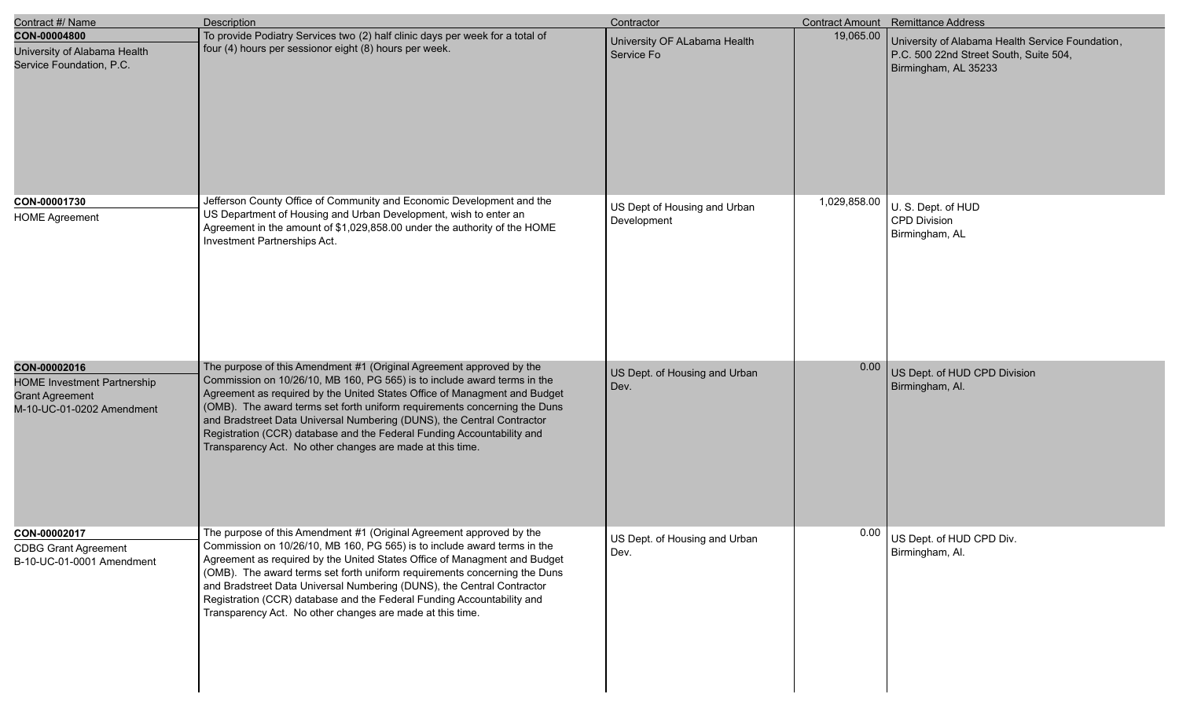| Contract #/ Name | Description | Contractor | Contract Amount | Remittance Address |
|---|---|---|---|---|
| **CON-00004800**<br>University of Alabama Health Service Foundation, P.C. | To provide Podiatry Services two (2) half clinic days per week for a total of four (4) hours per sessionor eight (8) hours per week. | University OF ALabama Health Service Fo | 19,065.00 | University of Alabama Health Service Foundation, P.C. 500 22nd Street South, Suite 504, Birmingham, AL 35233 |
| **CON-00001730**<br>HOME Agreement | Jefferson County Office of Community and Economic Development and the US Department of Housing and Urban Development, wish to enter an Agreement in the amount of $1,029,858.00 under the authority of the HOME Investment Partnerships Act. | US Dept of Housing and Urban Development | 1,029,858.00 | U. S. Dept. of HUD<br>CPD Division<br>Birmingham, AL |
| **CON-00002016**<br>HOME Investment Partnership Grant Agreement M-10-UC-01-0202 Amendment | The purpose of this Amendment #1 (Original Agreement approved by the Commission on 10/26/10, MB 160, PG 565) is to include award terms in the Agreement as required by the United States Office of Managment and Budget (OMB). The award terms set forth uniform requirements concerning the Duns and Bradstreet Data Universal Numbering (DUNS), the Central Contractor Registration (CCR) database and the Federal Funding Accountability and Transparency Act. No other changes are made at this time. | US Dept. of Housing and Urban Dev. | 0.00 | US Dept. of HUD CPD Division<br>Birmingham, Al. |
| **CON-00002017**<br>CDBG Grant Agreement B-10-UC-01-0001 Amendment | The purpose of this Amendment #1 (Original Agreement approved by the Commission on 10/26/10, MB 160, PG 565) is to include award terms in the Agreement as required by the United States Office of Managment and Budget (OMB). The award terms set forth uniform requirements concerning the Duns and Bradstreet Data Universal Numbering (DUNS), the Central Contractor Registration (CCR) database and the Federal Funding Accountability and Transparency Act. No other changes are made at this time. | US Dept. of Housing and Urban Dev. | 0.00 | US Dept. of HUD CPD Div.<br>Birmingham, Al. |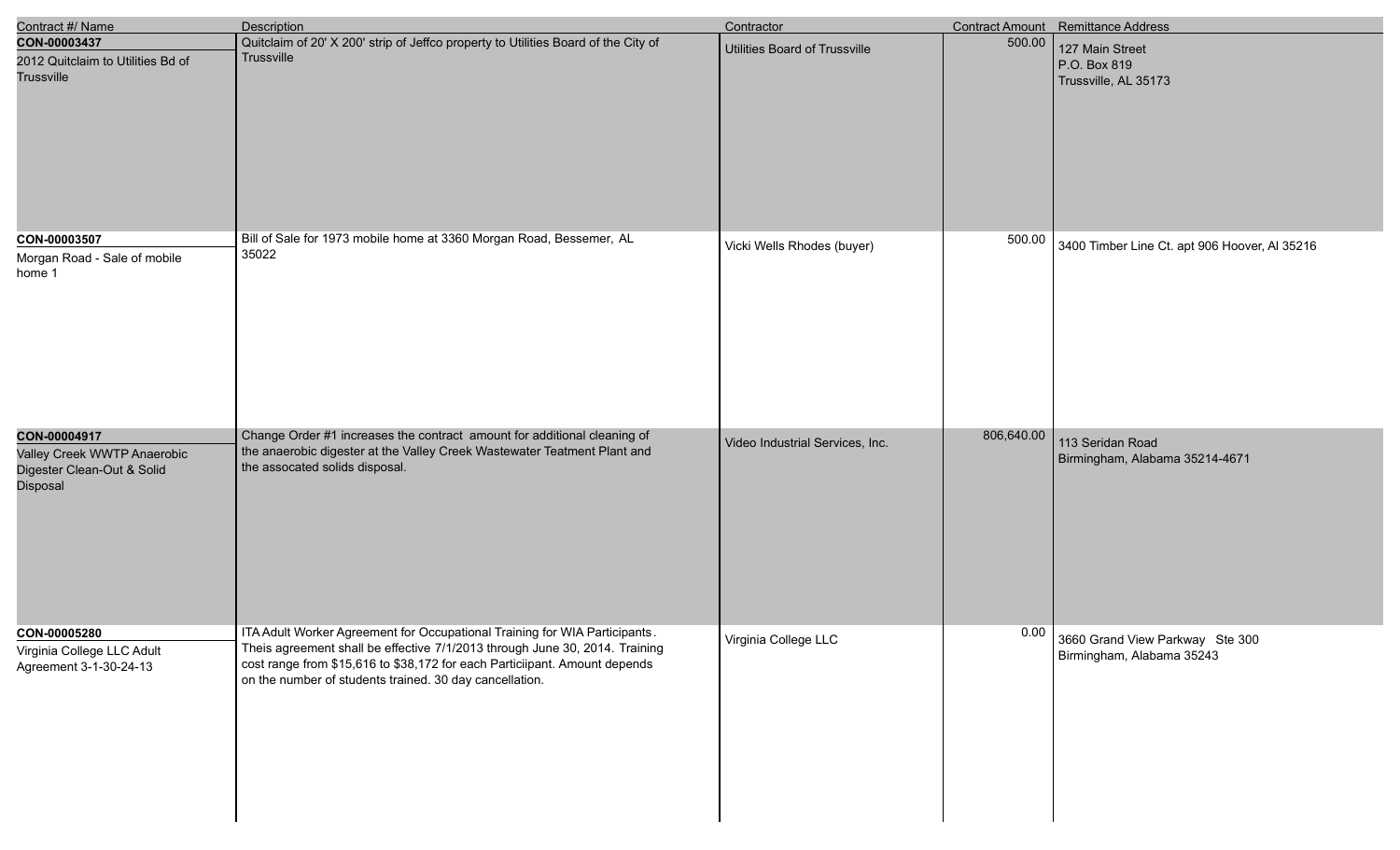| Contract #/ Name | Description | Contractor | Contract Amount | Remittance Address |
|---|---|---|---|---|
| **CON-00003437**<br>2012 Quitclaim to Utilities Bd of Trussville | Quitclaim of 20' X 200' strip of Jeffco property to Utilities Board of the City of Trussville | Utilities Board of Trussville | 500.00 | 127 Main Street<br>P.O. Box 819<br>Trussville, AL 35173 |
| **CON-00003507**<br>Morgan Road - Sale of mobile home 1 | Bill of Sale for 1973 mobile home at 3360 Morgan Road, Bessemer, AL 35022 | Vicki Wells Rhodes (buyer) | 500.00 | 3400 Timber Line Ct. apt 906 Hoover, Al 35216 |
| **CON-00004917**<br>Valley Creek WWTP Anaerobic Digester Clean-Out & Solid Disposal | Change Order #1 increases the contract amount for additional cleaning of the anaerobic digester at the Valley Creek Wastewater Teatment Plant and the assocated solids disposal. | Video Industrial Services, Inc. | 806,640.00 | 113 Seridan Road<br>Birmingham, Alabama 35214-4671 |
| **CON-00005280**<br>Virginia College LLC Adult Agreement 3-1-30-24-13 | ITA Adult Worker Agreement for Occupational Training for WIA Participants. Theis agreement shall be effective 7/1/2013 through June 30, 2014. Training cost range from $15,616 to $38,172 for each Particiipant. Amount depends on the number of students trained. 30 day cancellation. | Virginia College LLC | 0.00 | 3660 Grand View Parkway Ste 300<br>Birmingham, Alabama 35243 |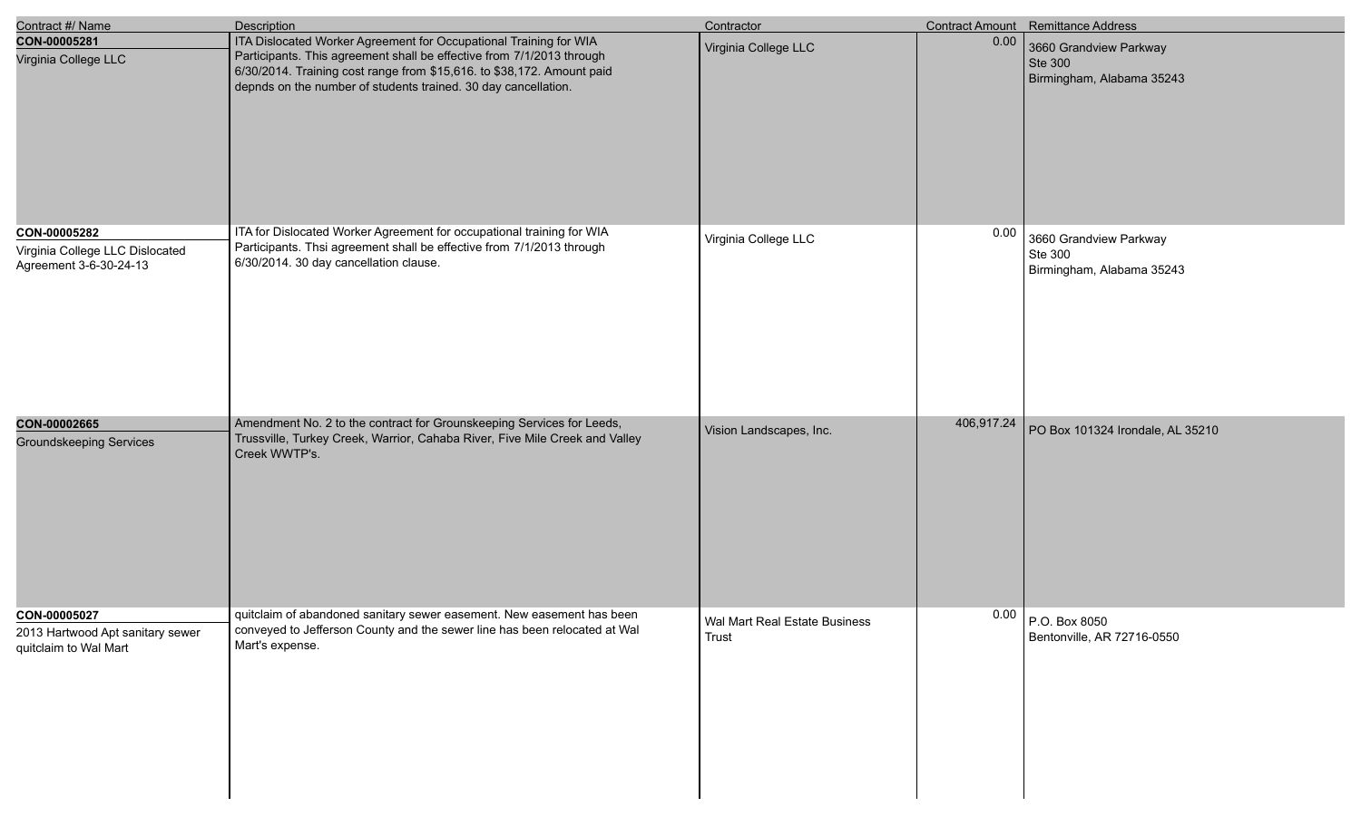| Contract #/ Name | Description | Contractor | Contract Amount | Remittance Address |
| --- | --- | --- | --- | --- |
| **CON-00005281**<br>Virginia College LLC | ITA Dislocated Worker Agreement for Occupational Training for WIA Participants. This agreement shall be effective from 7/1/2013 through 6/30/2014. Training cost range from $15,616. to $38,172. Amount paid depnds on the number of students trained. 30 day cancellation. | Virginia College LLC | 0.00 | 3660 Grandview Parkway<br>Ste 300<br>Birmingham, Alabama 35243 |
| **CON-00005282**<br>Virginia College LLC Dislocated Agreement 3-6-30-24-13 | ITA for Dislocated Worker Agreement for occupational training for WIA Participants. Thsi agreement shall be effective from 7/1/2013 through 6/30/2014. 30 day cancellation clause. | Virginia College LLC | 0.00 | 3660 Grandview Parkway<br>Ste 300<br>Birmingham, Alabama 35243 |
| **CON-00002665**<br>Groundskeeping Services | Amendment No. 2 to the contract for Grounskeeping Services for Leeds, Trussville, Turkey Creek, Warrior, Cahaba River, Five Mile Creek and Valley Creek WWTP's. | Vision Landscapes, Inc. | 406,917.24 | PO Box 101324 Irondale, AL 35210 |
| **CON-00005027**<br>2013 Hartwood Apt sanitary sewer quitclaim to Wal Mart | quitclaim of abandoned sanitary sewer easement. New easement has been conveyed to Jefferson County and the sewer line has been relocated at Wal Mart's expense. | Wal Mart Real Estate Business Trust | 0.00 | P.O. Box 8050<br>Bentonville, AR 72716-0550 |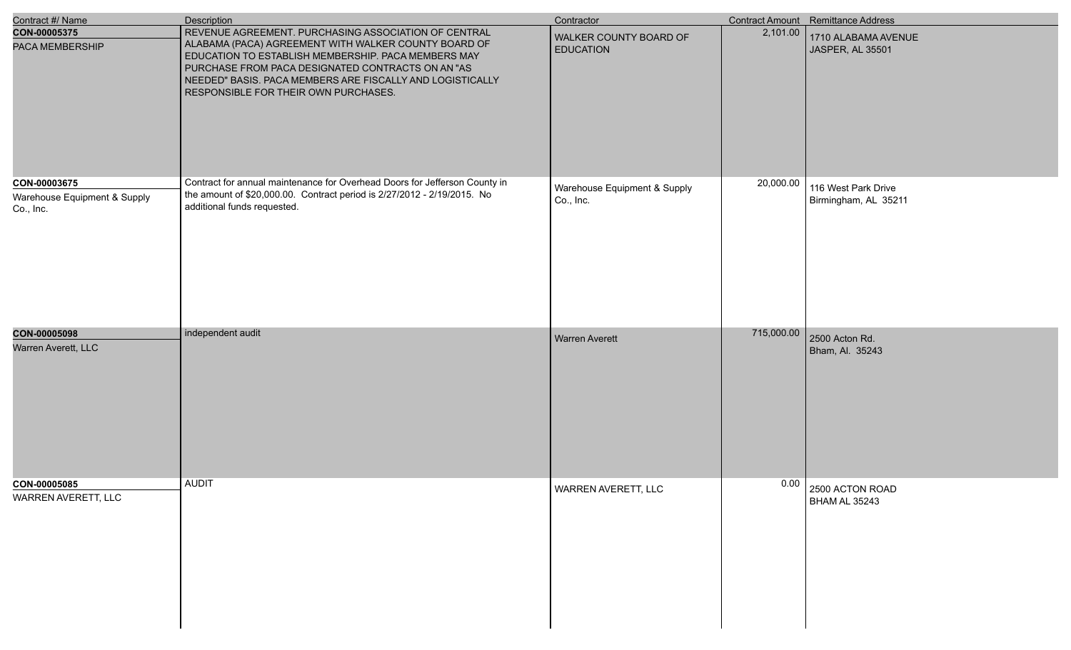| Contract #/ Name | Description | Contractor | Contract Amount | Remittance Address |
| --- | --- | --- | --- | --- |
| **CON-00005375**<br>PACA MEMBERSHIP | REVENUE AGREEMENT. PURCHASING ASSOCIATION OF CENTRAL ALABAMA (PACA) AGREEMENT WITH WALKER COUNTY BOARD OF EDUCATION TO ESTABLISH MEMBERSHIP. PACA MEMBERS MAY PURCHASE FROM PACA DESIGNATED CONTRACTS ON AN "AS NEEDED" BASIS. PACA MEMBERS ARE FISCALLY AND LOGISTICALLY RESPONSIBLE FOR THEIR OWN PURCHASES. | WALKER COUNTY BOARD OF EDUCATION | 2,101.00 | 1710 ALABAMA AVENUE<br>JASPER, AL 35501 |
| **CON-00003675**<br>Warehouse Equipment & Supply Co., Inc. | Contract for annual maintenance for Overhead Doors for Jefferson County in the amount of $20,000.00. Contract period is 2/27/2012 - 2/19/2015. No additional funds requested. | Warehouse Equipment & Supply Co., Inc. | 20,000.00 | 116 West Park Drive<br>Birmingham, AL 35211 |
| **CON-00005098**<br>Warren Averett, LLC | independent audit | Warren Averett | 715,000.00 | 2500 Acton Rd.<br>Bham, Al. 35243 |
| **CON-00005085**<br>WARREN AVERETT, LLC | AUDIT | WARREN AVERETT, LLC | 0.00 | 2500 ACTON ROAD<br>BHAM AL 35243 |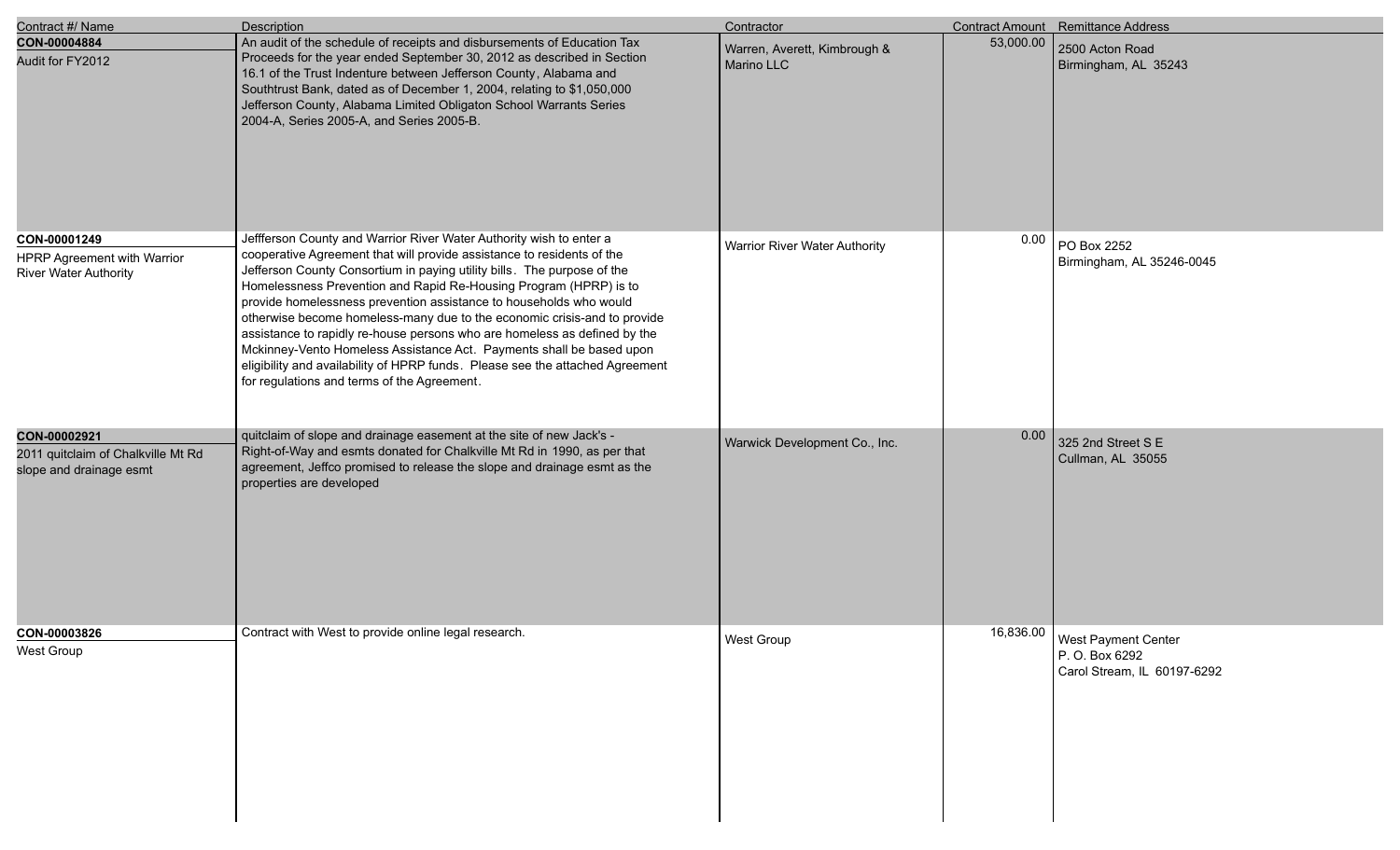| Contract #/ Name | Description | Contractor | Contract Amount | Remittance Address |
|---|---|---|---|---|
| **CON-00004884**<br>Audit for FY2012 | An audit of the schedule of receipts and disbursements of Education Tax Proceeds for the year ended September 30, 2012 as described in Section 16.1 of the Trust Indenture between Jefferson County, Alabama and Southtrust Bank, dated as of December 1, 2004, relating to $1,050,000 Jefferson County, Alabama Limited Obligaton School Warrants Series 2004-A, Series 2005-A, and Series 2005-B. | Warren, Averett, Kimbrough & Marino LLC | 53,000.00 | 2500 Acton Road<br>Birmingham, AL 35243 |
| **CON-00001249**<br>HPRP Agreement with Warrior River Water Authority | Jeffferson County and Warrior River Water Authority wish to enter a cooperative Agreement that will provide assistance to residents of the Jefferson County Consortium in paying utility bills. The purpose of the Homelessness Prevention and Rapid Re-Housing Program (HPRP) is to provide homelessness prevention assistance to households who would otherwise become homeless-many due to the economic crisis-and to provide assistance to rapidly re-house persons who are homeless as defined by the Mckinney-Vento Homeless Assistance Act. Payments shall be based upon eligibility and availability of HPRP funds. Please see the attached Agreement for regulations and terms of the Agreement. | Warrior River Water Authority | 0.00 | PO Box 2252<br>Birmingham, AL 35246-0045 |
| **CON-00002921**<br>2011 quitclaim of Chalkville Mt Rd slope and drainage esmt | quitclaim of slope and drainage easement at the site of new Jack's - Right-of-Way and esmts donated for Chalkville Mt Rd in 1990, as per that agreement, Jeffco promised to release the slope and drainage esmt as the properties are developed | Warwick Development Co., Inc. | 0.00 | 325 2nd Street S E<br>Cullman, AL 35055 |
| **CON-00003826**<br>West Group | Contract with West to provide online legal research. | West Group | 16,836.00 | West Payment Center<br>P. O. Box 6292<br>Carol Stream, IL 60197-6292 |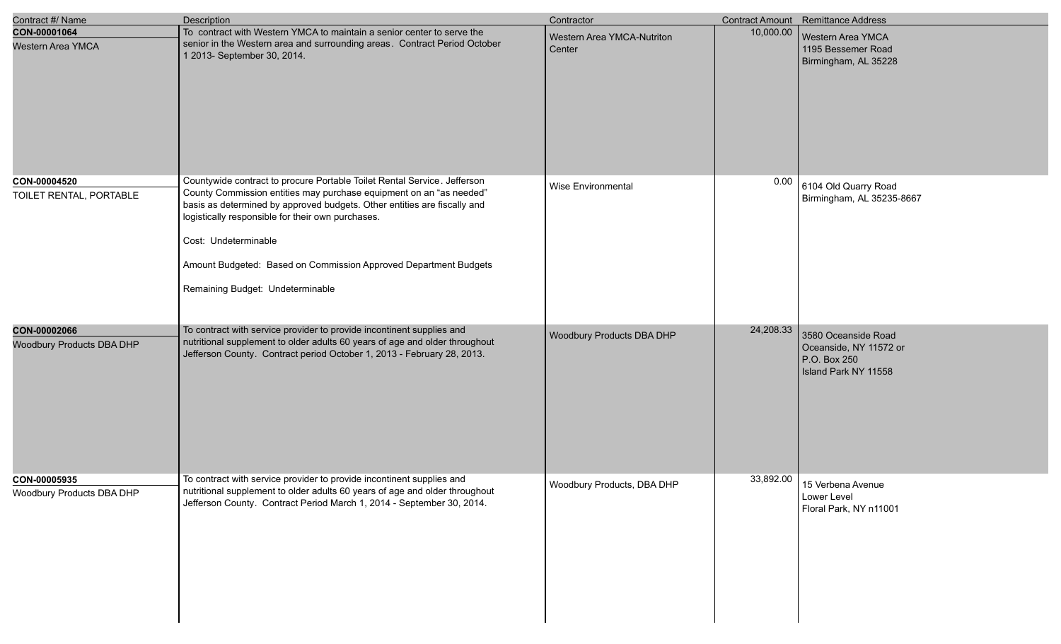| Contract #/ Name | Description | Contractor | Contract Amount | Remittance Address |
|---|---|---|---|---|
| **CON-00001064**<br>Western Area YMCA | To contract with Western YMCA to maintain a senior center to serve the senior in the Western area and surrounding areas. Contract Period October 1 2013- September 30, 2014. | Western Area YMCA-Nutriton Center | 10,000.00 | Western Area YMCA<br>1195 Bessemer Road<br>Birmingham, AL 35228 |
| **CON-00004520**<br>TOILET RENTAL, PORTABLE | Countywide contract to procure Portable Toilet Rental Service. Jefferson County Commission entities may purchase equipment on an "as needed" basis as determined by approved budgets. Other entities are fiscally and logistically responsible for their own purchases.<br><br>Cost: Undeterminable<br><br>Amount Budgeted: Based on Commission Approved Department Budgets<br><br>Remaining Budget: Undeterminable | Wise Environmental | 0.00 | 6104 Old Quarry Road<br>Birmingham, AL 35235-8667 |
| **CON-00002066**<br>Woodbury Products DBA DHP | To contract with service provider to provide incontinent supplies and nutritional supplement to older adults 60 years of age and older throughout Jefferson County. Contract period October 1, 2013 - February 28, 2013. | Woodbury Products DBA DHP | 24,208.33 | 3580 Oceanside Road<br>Oceanside, NY 11572 or<br>P.O. Box 250<br>Island Park NY 11558 |
| **CON-00005935**<br>Woodbury Products DBA DHP | To contract with service provider to provide incontinent supplies and nutritional supplement to older adults 60 years of age and older throughout Jefferson County. Contract Period March 1, 2014 - September 30, 2014. | Woodbury Products, DBA DHP | 33,892.00 | 15 Verbena Avenue<br>Lower Level<br>Floral Park, NY n11001 |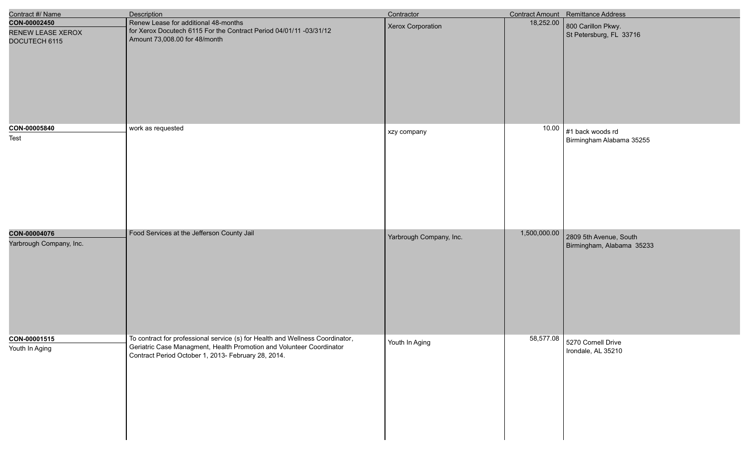| Contract #/ Name | Description | Contractor | Contract Amount | Remittance Address |
|---|---|---|---|---|
| **CON-00002450**<br>RENEW LEASE XEROX DOCUTECH 6115 | Renew Lease for additional 48-months<br>for Xerox Docutech 6115 For the Contract Period 04/01/11 -03/31/12<br>Amount 73,008.00 for 48/month | Xerox Corporation | 18,252.00 | 800 Carillon Pkwy.<br>St Petersburg, FL 33716 |
| **CON-00005840**<br>Test | work as requested | xzy company | 10.00 | #1 back woods rd<br>Birmingham Alabama 35255 |
| **CON-00004076**<br>Yarbrough Company, Inc. | Food Services at the Jefferson County Jail | Yarbrough Company, Inc. | 1,500,000.00 | 2809 5th Avenue, South<br>Birmingham, Alabama 35233 |
| **CON-00001515**<br>Youth In Aging | To contract for professional service (s) for Health and Wellness Coordinator, Geriatric Case Managment, Health Promotion and Volunteer Coordinator<br>Contract Period October 1, 2013- February 28, 2014. | Youth In Aging | 58,577.08 | 5270 Cornell Drive<br>Irondale, AL 35210 |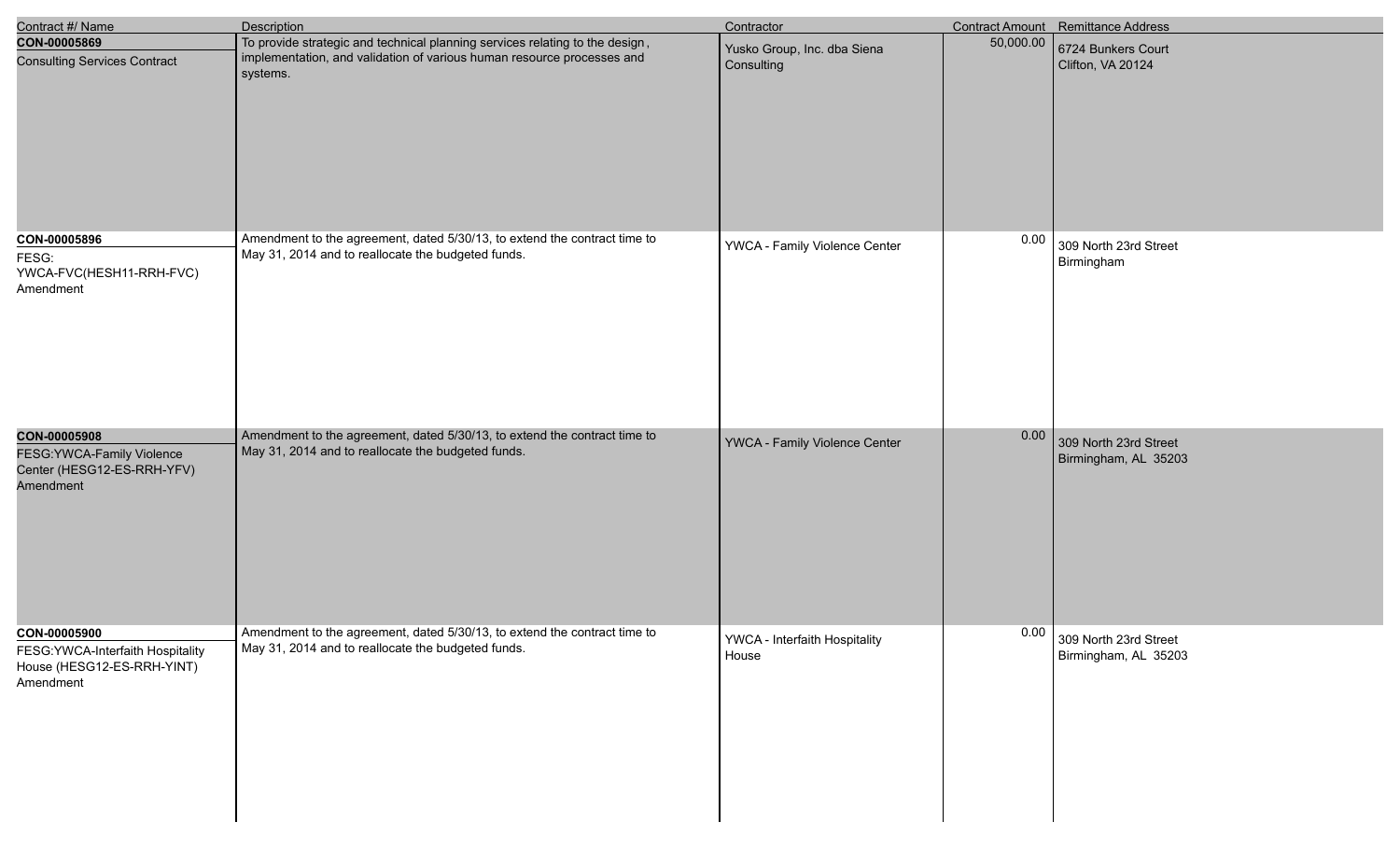| Contract #/ Name | Description | Contractor | Contract Amount | Remittance Address |
| --- | --- | --- | --- | --- |
| **CON-00005869**<br>Consulting Services Contract | To provide strategic and technical planning services relating to the design, implementation, and validation of various human resource processes and systems. | Yusko Group, Inc. dba Siena Consulting | 50,000.00 | 6724 Bunkers Court<br>Clifton, VA 20124 |
| **CON-00005896**<br>FESG: YWCA-FVC(HESH11-RRH-FVC) Amendment | Amendment to the agreement, dated 5/30/13, to extend the contract time to May 31, 2014 and to reallocate the budgeted funds. | YWCA - Family Violence Center | 0.00 | 309 North 23rd Street<br>Birmingham |
| **CON-00005908**<br>FESG:YWCA-Family Violence Center (HESG12-ES-RRH-YFV) Amendment | Amendment to the agreement, dated 5/30/13, to extend the contract time to May 31, 2014 and to reallocate the budgeted funds. | YWCA - Family Violence Center | 0.00 | 309 North 23rd Street<br>Birmingham, AL 35203 |
| **CON-00005900**<br>FESG:YWCA-Interfaith Hospitality House (HESG12-ES-RRH-YINT) Amendment | Amendment to the agreement, dated 5/30/13, to extend the contract time to May 31, 2014 and to reallocate the budgeted funds. | YWCA - Interfaith Hospitality House | 0.00 | 309 North 23rd Street<br>Birmingham, AL 35203 |